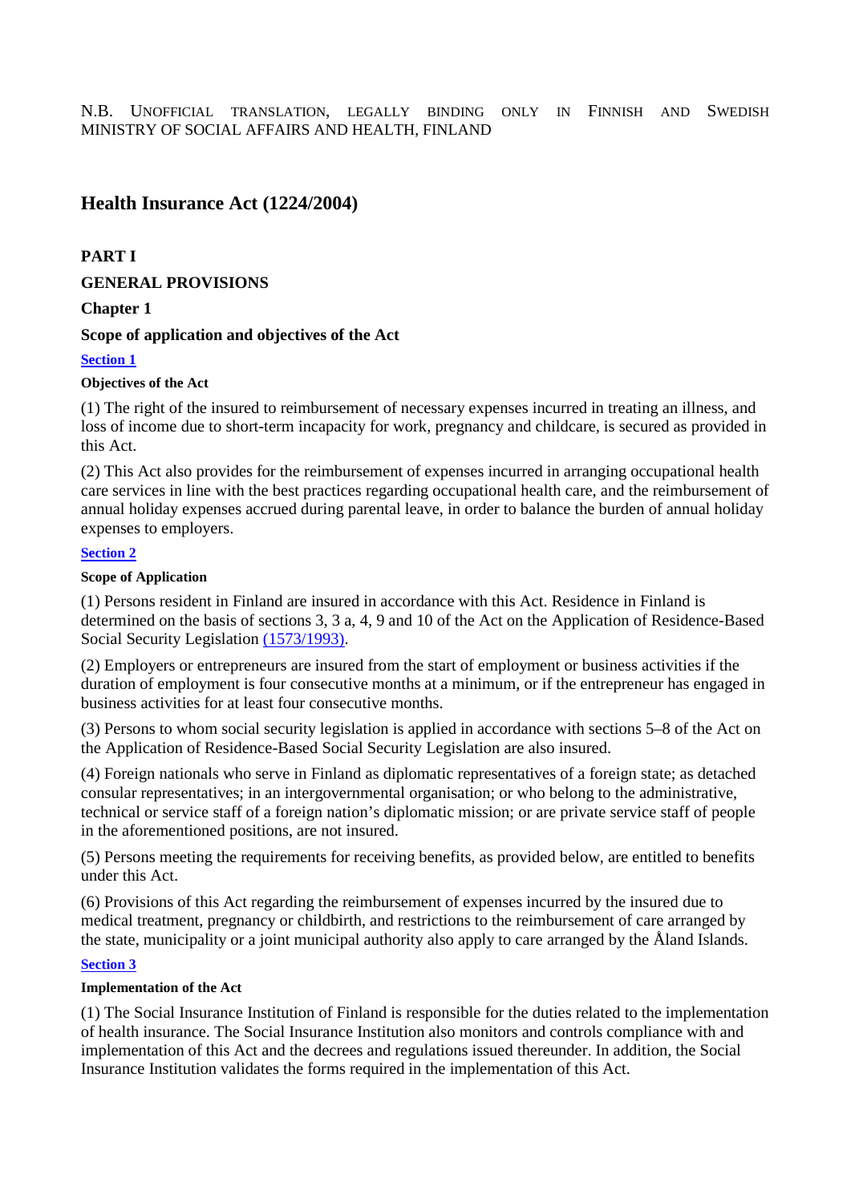N.B. UNOFFICIAL TRANSLATION, LEGALLY BINDING ONLY IN FINNISH AND SWEDISH
MINISTRY OF SOCIAL AFFAIRS AND HEALTH, FINLAND

# Health Insurance Act (1224/2004)

## PART I

## GENERAL PROVISIONS

## Chapter 1

## Scope of application and objectives of the Act

### Section 1

#### Objectives of the Act

(1) The right of the insured to reimbursement of necessary expenses incurred in treating an illness, and loss of income due to short-term incapacity for work, pregnancy and childcare, is secured as provided in this Act.

(2) This Act also provides for the reimbursement of expenses incurred in arranging occupational health care services in line with the best practices regarding occupational health care, and the reimbursement of annual holiday expenses accrued during parental leave, in order to balance the burden of annual holiday expenses to employers.

### Section 2

#### Scope of Application

(1) Persons resident in Finland are insured in accordance with this Act. Residence in Finland is determined on the basis of sections 3, 3 a, 4, 9 and 10 of the Act on the Application of Residence-Based Social Security Legislation (1573/1993).

(2) Employers or entrepreneurs are insured from the start of employment or business activities if the duration of employment is four consecutive months at a minimum, or if the entrepreneur has engaged in business activities for at least four consecutive months.

(3) Persons to whom social security legislation is applied in accordance with sections 5–8 of the Act on the Application of Residence-Based Social Security Legislation are also insured.

(4) Foreign nationals who serve in Finland as diplomatic representatives of a foreign state; as detached consular representatives; in an intergovernmental organisation; or who belong to the administrative, technical or service staff of a foreign nation's diplomatic mission; or are private service staff of people in the aforementioned positions, are not insured.

(5) Persons meeting the requirements for receiving benefits, as provided below, are entitled to benefits under this Act.

(6) Provisions of this Act regarding the reimbursement of expenses incurred by the insured due to medical treatment, pregnancy or childbirth, and restrictions to the reimbursement of care arranged by the state, municipality or a joint municipal authority also apply to care arranged by the Åland Islands.

### Section 3

#### Implementation of the Act

(1) The Social Insurance Institution of Finland is responsible for the duties related to the implementation of health insurance. The Social Insurance Institution also monitors and controls compliance with and implementation of this Act and the decrees and regulations issued thereunder. In addition, the Social Insurance Institution validates the forms required in the implementation of this Act.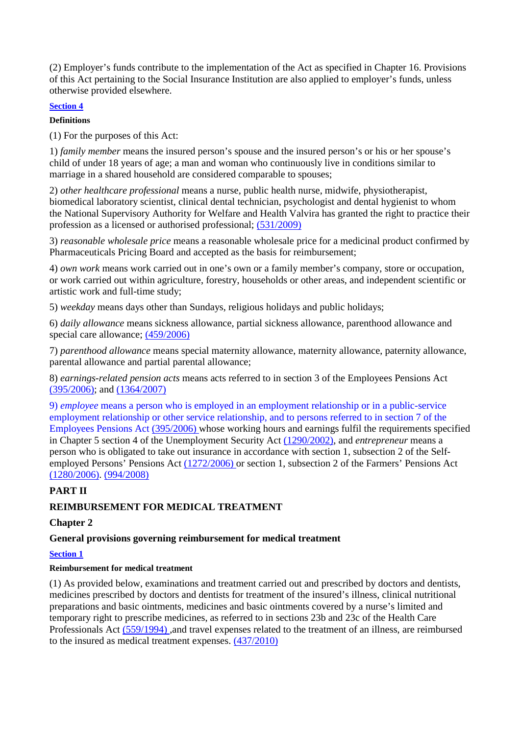(2) Employer's funds contribute to the implementation of the Act as specified in Chapter 16. Provisions of this Act pertaining to the Social Insurance Institution are also applied to employer's funds, unless otherwise provided elsewhere.

**Section 4**

**Definitions**

(1) For the purposes of this Act:

1) *family member* means the insured person's spouse and the insured person's or his or her spouse's child of under 18 years of age; a man and woman who continuously live in conditions similar to marriage in a shared household are considered comparable to spouses;

2) *other healthcare professional* means a nurse, public health nurse, midwife, physiotherapist, biomedical laboratory scientist, clinical dental technician, psychologist and dental hygienist to whom the National Supervisory Authority for Welfare and Health Valvira has granted the right to practice their profession as a licensed or authorised professional; (531/2009)

3) *reasonable wholesale price* means a reasonable wholesale price for a medicinal product confirmed by Pharmaceuticals Pricing Board and accepted as the basis for reimbursement;

4) *own work* means work carried out in one's own or a family member's company, store or occupation, or work carried out within agriculture, forestry, households or other areas, and independent scientific or artistic work and full-time study;

5) *weekday* means days other than Sundays, religious holidays and public holidays;

6) *daily allowance* means sickness allowance, partial sickness allowance, parenthood allowance and special care allowance; (459/2006)

7) *parenthood allowance* means special maternity allowance, maternity allowance, paternity allowance, parental allowance and partial parental allowance;

8) *earnings-related pension acts* means acts referred to in section 3 of the Employees Pensions Act (395/2006); and (1364/2007)

9) *employee* means a person who is employed in an employment relationship or in a public-service employment relationship or other service relationship, and to persons referred to in section 7 of the Employees Pensions Act (395/2006) whose working hours and earnings fulfil the requirements specified in Chapter 5 section 4 of the Unemployment Security Act (1290/2002), and *entrepreneur* means a person who is obligated to take out insurance in accordance with section 1, subsection 2 of the Self-employed Persons' Pensions Act (1272/2006) or section 1, subsection 2 of the Farmers' Pensions Act (1280/2006). (994/2008)

## PART II

## REIMBURSEMENT FOR MEDICAL TREATMENT

## Chapter 2

## General provisions governing reimbursement for medical treatment

**Section 1**

**Reimbursement for medical treatment**

(1) As provided below, examinations and treatment carried out and prescribed by doctors and dentists, medicines prescribed by doctors and dentists for treatment of the insured's illness, clinical nutritional preparations and basic ointments, medicines and basic ointments covered by a nurse's limited and temporary right to prescribe medicines, as referred to in sections 23b and 23c of the Health Care Professionals Act (559/1994) ,and travel expenses related to the treatment of an illness, are reimbursed to the insured as medical treatment expenses. (437/2010)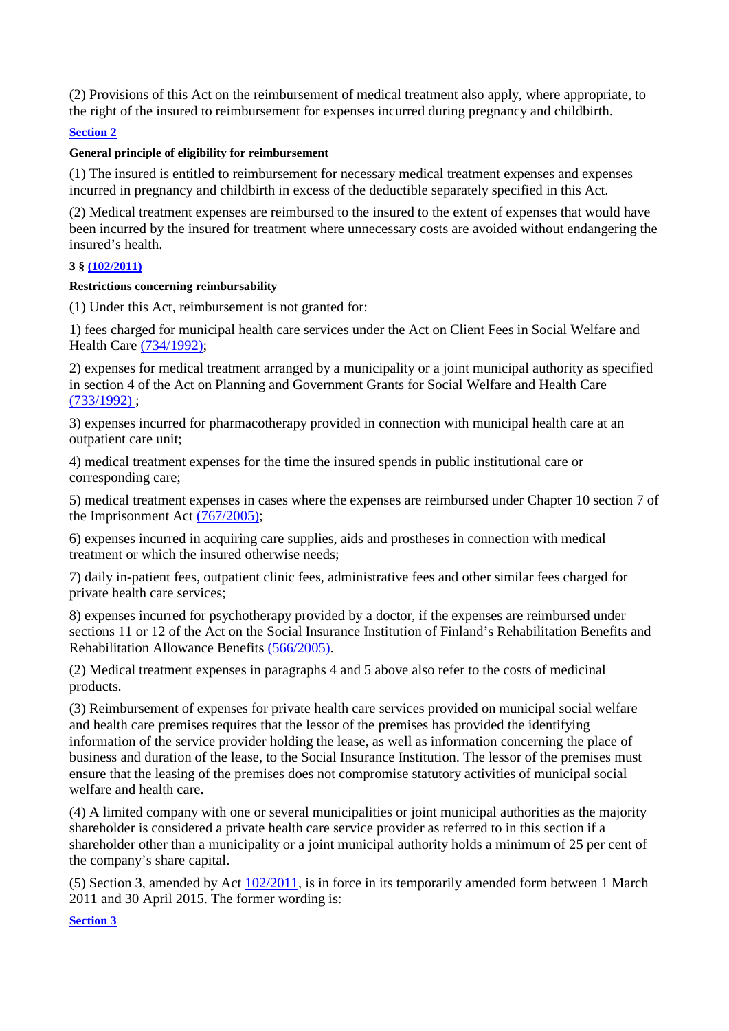(2) Provisions of this Act on the reimbursement of medical treatment also apply, where appropriate, to the right of the insured to reimbursement for expenses incurred during pregnancy and childbirth.

**Section 2**

**General principle of eligibility for reimbursement**

(1) The insured is entitled to reimbursement for necessary medical treatment expenses and expenses incurred in pregnancy and childbirth in excess of the deductible separately specified in this Act.

(2) Medical treatment expenses are reimbursed to the insured to the extent of expenses that would have been incurred by the insured for treatment where unnecessary costs are avoided without endangering the insured's health.

**3 § (102/2011)**

**Restrictions concerning reimbursability**

(1) Under this Act, reimbursement is not granted for:

1) fees charged for municipal health care services under the Act on Client Fees in Social Welfare and Health Care (734/1992);

2) expenses for medical treatment arranged by a municipality or a joint municipal authority as specified in section 4 of the Act on Planning and Government Grants for Social Welfare and Health Care (733/1992) ;

3) expenses incurred for pharmacotherapy provided in connection with municipal health care at an outpatient care unit;

4) medical treatment expenses for the time the insured spends in public institutional care or corresponding care;

5) medical treatment expenses in cases where the expenses are reimbursed under Chapter 10 section 7 of the Imprisonment Act (767/2005);

6) expenses incurred in acquiring care supplies, aids and prostheses in connection with medical treatment or which the insured otherwise needs;

7) daily in-patient fees, outpatient clinic fees, administrative fees and other similar fees charged for private health care services;

8) expenses incurred for psychotherapy provided by a doctor, if the expenses are reimbursed under sections 11 or 12 of the Act on the Social Insurance Institution of Finland's Rehabilitation Benefits and Rehabilitation Allowance Benefits (566/2005).

(2) Medical treatment expenses in paragraphs 4 and 5 above also refer to the costs of medicinal products.

(3) Reimbursement of expenses for private health care services provided on municipal social welfare and health care premises requires that the lessor of the premises has provided the identifying information of the service provider holding the lease, as well as information concerning the place of business and duration of the lease, to the Social Insurance Institution. The lessor of the premises must ensure that the leasing of the premises does not compromise statutory activities of municipal social welfare and health care.

(4) A limited company with one or several municipalities or joint municipal authorities as the majority shareholder is considered a private health care service provider as referred to in this section if a shareholder other than a municipality or a joint municipal authority holds a minimum of 25 per cent of the company's share capital.

(5) Section 3, amended by Act 102/2011, is in force in its temporarily amended form between 1 March 2011 and 30 April 2015. The former wording is:

**Section 3**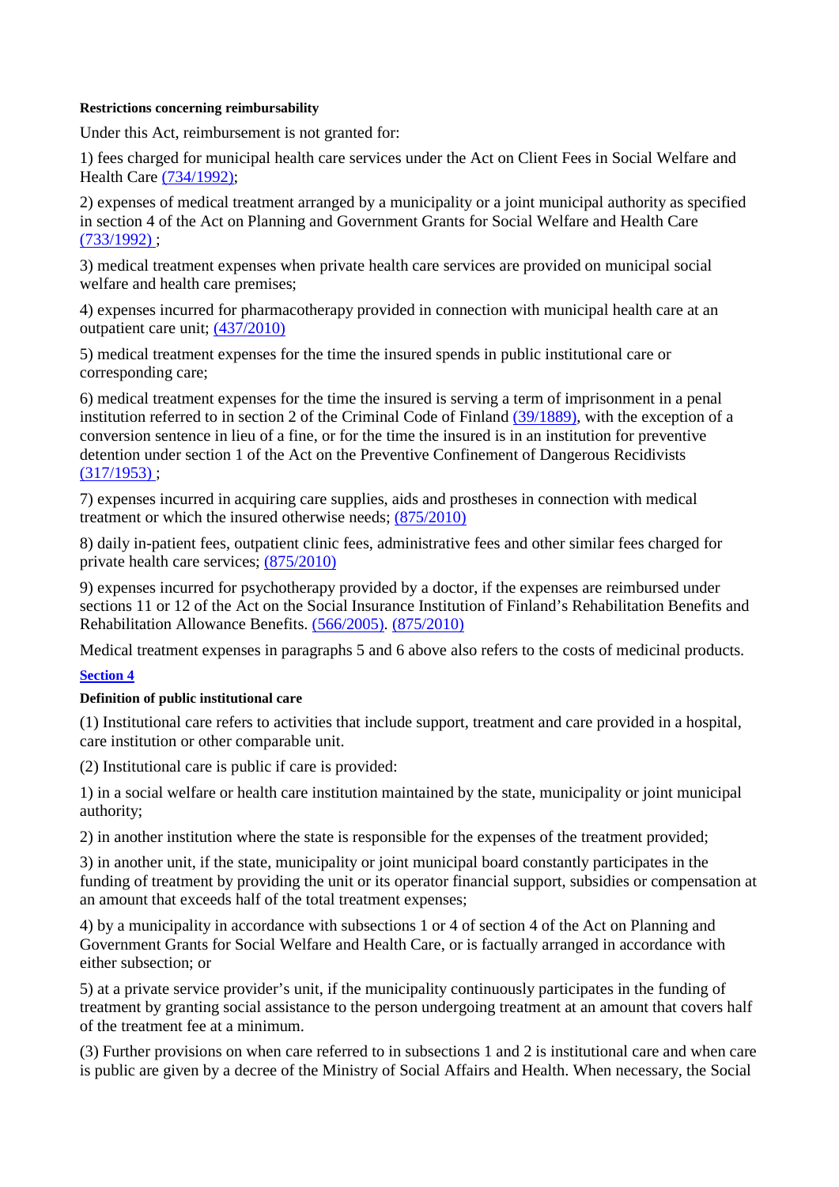**Restrictions concerning reimbursability**

Under this Act, reimbursement is not granted for:

1) fees charged for municipal health care services under the Act on Client Fees in Social Welfare and Health Care (734/1992);

2) expenses of medical treatment arranged by a municipality or a joint municipal authority as specified in section 4 of the Act on Planning and Government Grants for Social Welfare and Health Care (733/1992) ;

3) medical treatment expenses when private health care services are provided on municipal social welfare and health care premises;

4) expenses incurred for pharmacotherapy provided in connection with municipal health care at an outpatient care unit; (437/2010)

5) medical treatment expenses for the time the insured spends in public institutional care or corresponding care;

6) medical treatment expenses for the time the insured is serving a term of imprisonment in a penal institution referred to in section 2 of the Criminal Code of Finland (39/1889), with the exception of a conversion sentence in lieu of a fine, or for the time the insured is in an institution for preventive detention under section 1 of the Act on the Preventive Confinement of Dangerous Recidivists (317/1953) ;

7) expenses incurred in acquiring care supplies, aids and prostheses in connection with medical treatment or which the insured otherwise needs; (875/2010)

8) daily in-patient fees, outpatient clinic fees, administrative fees and other similar fees charged for private health care services; (875/2010)

9) expenses incurred for psychotherapy provided by a doctor, if the expenses are reimbursed under sections 11 or 12 of the Act on the Social Insurance Institution of Finland's Rehabilitation Benefits and Rehabilitation Allowance Benefits. (566/2005). (875/2010)

Medical treatment expenses in paragraphs 5 and 6 above also refers to the costs of medicinal products.

**Section 4**

**Definition of public institutional care**

(1) Institutional care refers to activities that include support, treatment and care provided in a hospital, care institution or other comparable unit.

(2) Institutional care is public if care is provided:

1) in a social welfare or health care institution maintained by the state, municipality or joint municipal authority;

2) in another institution where the state is responsible for the expenses of the treatment provided;

3) in another unit, if the state, municipality or joint municipal board constantly participates in the funding of treatment by providing the unit or its operator financial support, subsidies or compensation at an amount that exceeds half of the total treatment expenses;

4) by a municipality in accordance with subsections 1 or 4 of section 4 of the Act on Planning and Government Grants for Social Welfare and Health Care, or is factually arranged in accordance with either subsection; or

5) at a private service provider's unit, if the municipality continuously participates in the funding of treatment by granting social assistance to the person undergoing treatment at an amount that covers half of the treatment fee at a minimum.

(3) Further provisions on when care referred to in subsections 1 and 2 is institutional care and when care is public are given by a decree of the Ministry of Social Affairs and Health. When necessary, the Social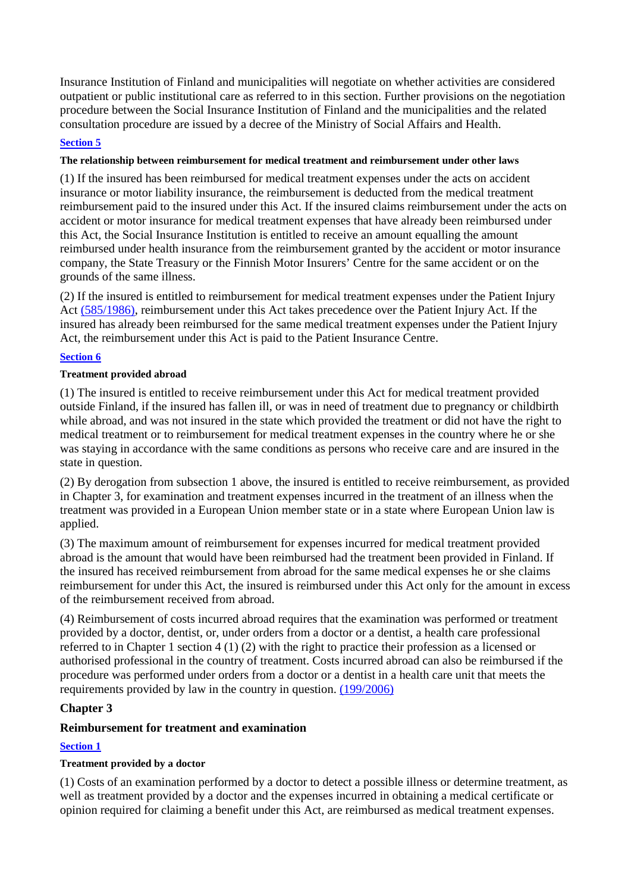Insurance Institution of Finland and municipalities will negotiate on whether activities are considered outpatient or public institutional care as referred to in this section. Further provisions on the negotiation procedure between the Social Insurance Institution of Finland and the municipalities and the related consultation procedure are issued by a decree of the Ministry of Social Affairs and Health.

**Section 5**

**The relationship between reimbursement for medical treatment and reimbursement under other laws**

(1) If the insured has been reimbursed for medical treatment expenses under the acts on accident insurance or motor liability insurance, the reimbursement is deducted from the medical treatment reimbursement paid to the insured under this Act. If the insured claims reimbursement under the acts on accident or motor insurance for medical treatment expenses that have already been reimbursed under this Act, the Social Insurance Institution is entitled to receive an amount equalling the amount reimbursed under health insurance from the reimbursement granted by the accident or motor insurance company, the State Treasury or the Finnish Motor Insurers' Centre for the same accident or on the grounds of the same illness.

(2) If the insured is entitled to reimbursement for medical treatment expenses under the Patient Injury Act (585/1986), reimbursement under this Act takes precedence over the Patient Injury Act. If the insured has already been reimbursed for the same medical treatment expenses under the Patient Injury Act, the reimbursement under this Act is paid to the Patient Insurance Centre.

**Section 6**

**Treatment provided abroad**

(1) The insured is entitled to receive reimbursement under this Act for medical treatment provided outside Finland, if the insured has fallen ill, or was in need of treatment due to pregnancy or childbirth while abroad, and was not insured in the state which provided the treatment or did not have the right to medical treatment or to reimbursement for medical treatment expenses in the country where he or she was staying in accordance with the same conditions as persons who receive care and are insured in the state in question.

(2) By derogation from subsection 1 above, the insured is entitled to receive reimbursement, as provided in Chapter 3, for examination and treatment expenses incurred in the treatment of an illness when the treatment was provided in a European Union member state or in a state where European Union law is applied.

(3) The maximum amount of reimbursement for expenses incurred for medical treatment provided abroad is the amount that would have been reimbursed had the treatment been provided in Finland. If the insured has received reimbursement from abroad for the same medical expenses he or she claims reimbursement for under this Act, the insured is reimbursed under this Act only for the amount in excess of the reimbursement received from abroad.

(4) Reimbursement of costs incurred abroad requires that the examination was performed or treatment provided by a doctor, dentist, or, under orders from a doctor or a dentist, a health care professional referred to in Chapter 1 section 4 (1) (2) with the right to practice their profession as a licensed or authorised professional in the country of treatment. Costs incurred abroad can also be reimbursed if the procedure was performed under orders from a doctor or a dentist in a health care unit that meets the requirements provided by law in the country in question. (199/2006)

## Chapter 3

## Reimbursement for treatment and examination

**Section 1**

**Treatment provided by a doctor**

(1) Costs of an examination performed by a doctor to detect a possible illness or determine treatment, as well as treatment provided by a doctor and the expenses incurred in obtaining a medical certificate or opinion required for claiming a benefit under this Act, are reimbursed as medical treatment expenses.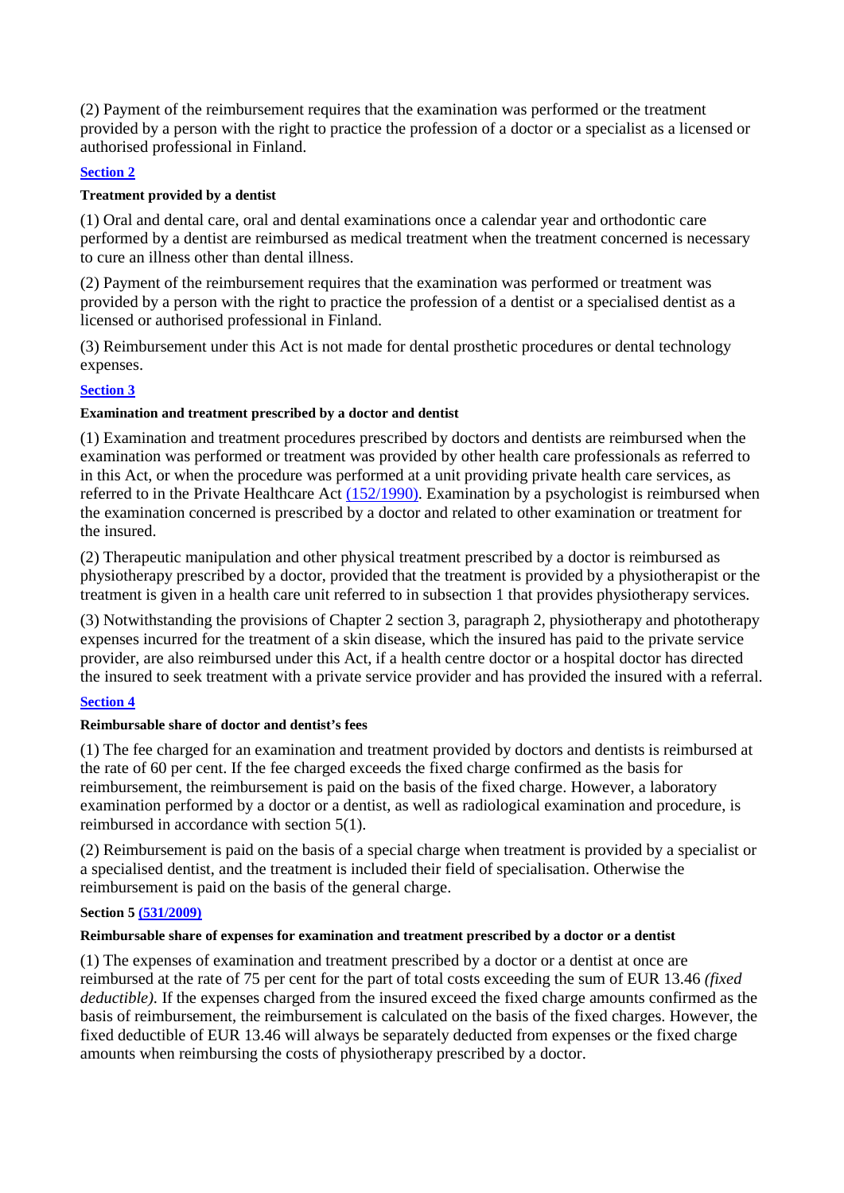(2) Payment of the reimbursement requires that the examination was performed or the treatment provided by a person with the right to practice the profession of a doctor or a specialist as a licensed or authorised professional in Finland.

**Section 2**

**Treatment provided by a dentist**

(1) Oral and dental care, oral and dental examinations once a calendar year and orthodontic care performed by a dentist are reimbursed as medical treatment when the treatment concerned is necessary to cure an illness other than dental illness.

(2) Payment of the reimbursement requires that the examination was performed or treatment was provided by a person with the right to practice the profession of a dentist or a specialised dentist as a licensed or authorised professional in Finland.

(3) Reimbursement under this Act is not made for dental prosthetic procedures or dental technology expenses.

**Section 3**

**Examination and treatment prescribed by a doctor and dentist**

(1) Examination and treatment procedures prescribed by doctors and dentists are reimbursed when the examination was performed or treatment was provided by other health care professionals as referred to in this Act, or when the procedure was performed at a unit providing private health care services, as referred to in the Private Healthcare Act (152/1990). Examination by a psychologist is reimbursed when the examination concerned is prescribed by a doctor and related to other examination or treatment for the insured.

(2) Therapeutic manipulation and other physical treatment prescribed by a doctor is reimbursed as physiotherapy prescribed by a doctor, provided that the treatment is provided by a physiotherapist or the treatment is given in a health care unit referred to in subsection 1 that provides physiotherapy services.

(3) Notwithstanding the provisions of Chapter 2 section 3, paragraph 2, physiotherapy and phototherapy expenses incurred for the treatment of a skin disease, which the insured has paid to the private service provider, are also reimbursed under this Act, if a health centre doctor or a hospital doctor has directed the insured to seek treatment with a private service provider and has provided the insured with a referral.

**Section 4**

**Reimbursable share of doctor and dentist's fees**

(1) The fee charged for an examination and treatment provided by doctors and dentists is reimbursed at the rate of 60 per cent. If the fee charged exceeds the fixed charge confirmed as the basis for reimbursement, the reimbursement is paid on the basis of the fixed charge. However, a laboratory examination performed by a doctor or a dentist, as well as radiological examination and procedure, is reimbursed in accordance with section 5(1).

(2) Reimbursement is paid on the basis of a special charge when treatment is provided by a specialist or a specialised dentist, and the treatment is included their field of specialisation. Otherwise the reimbursement is paid on the basis of the general charge.

**Section 5 (531/2009)**

**Reimbursable share of expenses for examination and treatment prescribed by a doctor or a dentist**

(1) The expenses of examination and treatment prescribed by a doctor or a dentist at once are reimbursed at the rate of 75 per cent for the part of total costs exceeding the sum of EUR 13.46 *(fixed deductible)*. If the expenses charged from the insured exceed the fixed charge amounts confirmed as the basis of reimbursement, the reimbursement is calculated on the basis of the fixed charges. However, the fixed deductible of EUR 13.46 will always be separately deducted from expenses or the fixed charge amounts when reimbursing the costs of physiotherapy prescribed by a doctor.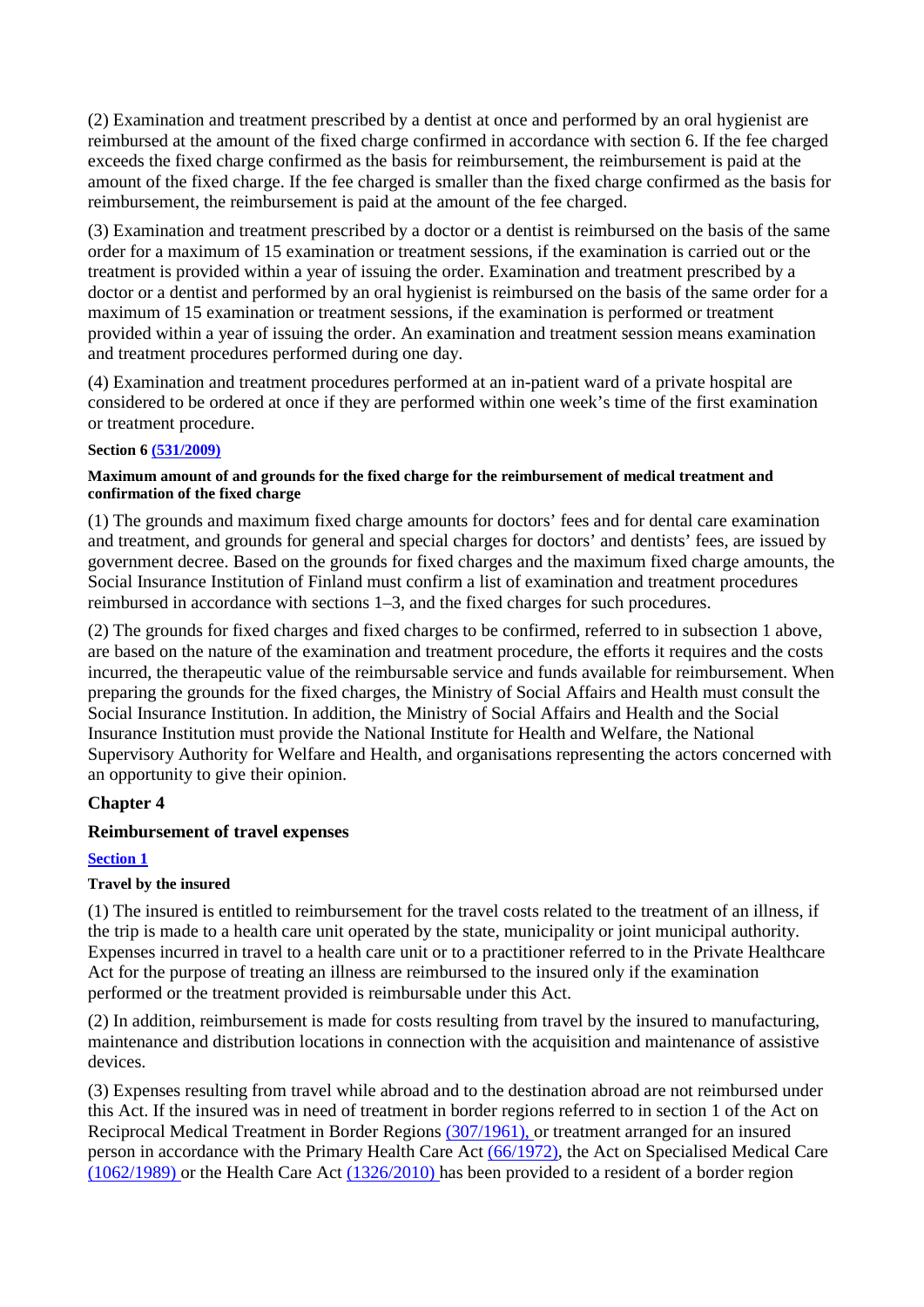(2) Examination and treatment prescribed by a dentist at once and performed by an oral hygienist are reimbursed at the amount of the fixed charge confirmed in accordance with section 6. If the fee charged exceeds the fixed charge confirmed as the basis for reimbursement, the reimbursement is paid at the amount of the fixed charge. If the fee charged is smaller than the fixed charge confirmed as the basis for reimbursement, the reimbursement is paid at the amount of the fee charged.

(3) Examination and treatment prescribed by a doctor or a dentist is reimbursed on the basis of the same order for a maximum of 15 examination or treatment sessions, if the examination is carried out or the treatment is provided within a year of issuing the order. Examination and treatment prescribed by a doctor or a dentist and performed by an oral hygienist is reimbursed on the basis of the same order for a maximum of 15 examination or treatment sessions, if the examination is performed or treatment provided within a year of issuing the order. An examination and treatment session means examination and treatment procedures performed during one day.

(4) Examination and treatment procedures performed at an in-patient ward of a private hospital are considered to be ordered at once if they are performed within one week's time of the first examination or treatment procedure.

**Section 6 (531/2009)**

**Maximum amount of and grounds for the fixed charge for the reimbursement of medical treatment and confirmation of the fixed charge**

(1) The grounds and maximum fixed charge amounts for doctors' fees and for dental care examination and treatment, and grounds for general and special charges for doctors' and dentists' fees, are issued by government decree. Based on the grounds for fixed charges and the maximum fixed charge amounts, the Social Insurance Institution of Finland must confirm a list of examination and treatment procedures reimbursed in accordance with sections 1–3, and the fixed charges for such procedures.

(2) The grounds for fixed charges and fixed charges to be confirmed, referred to in subsection 1 above, are based on the nature of the examination and treatment procedure, the efforts it requires and the costs incurred, the therapeutic value of the reimbursable service and funds available for reimbursement. When preparing the grounds for the fixed charges, the Ministry of Social Affairs and Health must consult the Social Insurance Institution. In addition, the Ministry of Social Affairs and Health and the Social Insurance Institution must provide the National Institute for Health and Welfare, the National Supervisory Authority for Welfare and Health, and organisations representing the actors concerned with an opportunity to give their opinion.

## Chapter 4

## Reimbursement of travel expenses

**Section 1**

**Travel by the insured**

(1) The insured is entitled to reimbursement for the travel costs related to the treatment of an illness, if the trip is made to a health care unit operated by the state, municipality or joint municipal authority. Expenses incurred in travel to a health care unit or to a practitioner referred to in the Private Healthcare Act for the purpose of treating an illness are reimbursed to the insured only if the examination performed or the treatment provided is reimbursable under this Act.

(2) In addition, reimbursement is made for costs resulting from travel by the insured to manufacturing, maintenance and distribution locations in connection with the acquisition and maintenance of assistive devices.

(3) Expenses resulting from travel while abroad and to the destination abroad are not reimbursed under this Act. If the insured was in need of treatment in border regions referred to in section 1 of the Act on Reciprocal Medical Treatment in Border Regions (307/1961), or treatment arranged for an insured person in accordance with the Primary Health Care Act (66/1972), the Act on Specialised Medical Care (1062/1989) or the Health Care Act (1326/2010) has been provided to a resident of a border region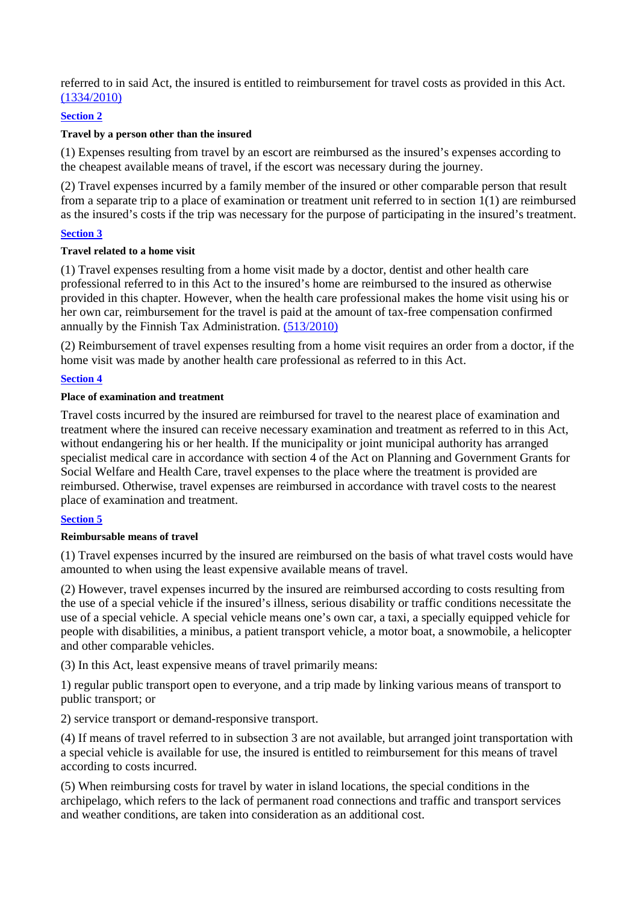referred to in said Act, the insured is entitled to reimbursement for travel costs as provided in this Act. [(1334/2010)](#)

[**Section 2**](#)

**Travel by a person other than the insured**

(1) Expenses resulting from travel by an escort are reimbursed as the insured's expenses according to the cheapest available means of travel, if the escort was necessary during the journey.

(2) Travel expenses incurred by a family member of the insured or other comparable person that result from a separate trip to a place of examination or treatment unit referred to in section 1(1) are reimbursed as the insured's costs if the trip was necessary for the purpose of participating in the insured's treatment.

[**Section 3**](#)

**Travel related to a home visit**

(1) Travel expenses resulting from a home visit made by a doctor, dentist and other health care professional referred to in this Act to the insured's home are reimbursed to the insured as otherwise provided in this chapter. However, when the health care professional makes the home visit using his or her own car, reimbursement for the travel is paid at the amount of tax-free compensation confirmed annually by the Finnish Tax Administration. [(513/2010)](#)

(2) Reimbursement of travel expenses resulting from a home visit requires an order from a doctor, if the home visit was made by another health care professional as referred to in this Act.

[**Section 4**](#)

**Place of examination and treatment**

Travel costs incurred by the insured are reimbursed for travel to the nearest place of examination and treatment where the insured can receive necessary examination and treatment as referred to in this Act, without endangering his or her health. If the municipality or joint municipal authority has arranged specialist medical care in accordance with section 4 of the Act on Planning and Government Grants for Social Welfare and Health Care, travel expenses to the place where the treatment is provided are reimbursed. Otherwise, travel expenses are reimbursed in accordance with travel costs to the nearest place of examination and treatment.

[**Section 5**](#)

**Reimbursable means of travel**

(1) Travel expenses incurred by the insured are reimbursed on the basis of what travel costs would have amounted to when using the least expensive available means of travel.

(2) However, travel expenses incurred by the insured are reimbursed according to costs resulting from the use of a special vehicle if the insured's illness, serious disability or traffic conditions necessitate the use of a special vehicle. A special vehicle means one's own car, a taxi, a specially equipped vehicle for people with disabilities, a minibus, a patient transport vehicle, a motor boat, a snowmobile, a helicopter and other comparable vehicles.

(3) In this Act, least expensive means of travel primarily means:

1) regular public transport open to everyone, and a trip made by linking various means of transport to public transport; or

2) service transport or demand-responsive transport.

(4) If means of travel referred to in subsection 3 are not available, but arranged joint transportation with a special vehicle is available for use, the insured is entitled to reimbursement for this means of travel according to costs incurred.

(5) When reimbursing costs for travel by water in island locations, the special conditions in the archipelago, which refers to the lack of permanent road connections and traffic and transport services and weather conditions, are taken into consideration as an additional cost.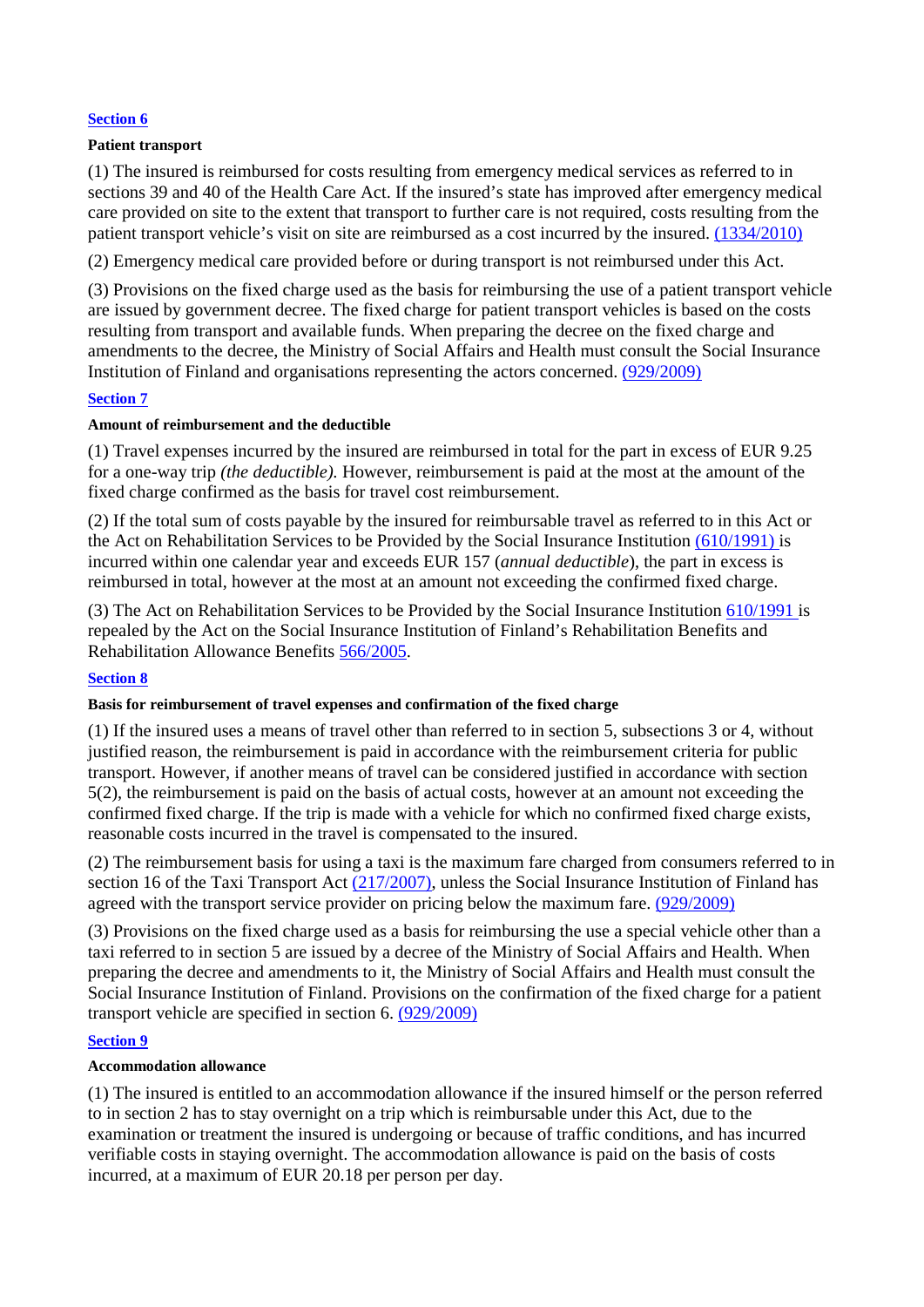**Section 6**

**Patient transport**

(1) The insured is reimbursed for costs resulting from emergency medical services as referred to in sections 39 and 40 of the Health Care Act. If the insured's state has improved after emergency medical care provided on site to the extent that transport to further care is not required, costs resulting from the patient transport vehicle's visit on site are reimbursed as a cost incurred by the insured. (1334/2010)

(2) Emergency medical care provided before or during transport is not reimbursed under this Act.

(3) Provisions on the fixed charge used as the basis for reimbursing the use of a patient transport vehicle are issued by government decree. The fixed charge for patient transport vehicles is based on the costs resulting from transport and available funds. When preparing the decree on the fixed charge and amendments to the decree, the Ministry of Social Affairs and Health must consult the Social Insurance Institution of Finland and organisations representing the actors concerned. (929/2009)

**Section 7**

**Amount of reimbursement and the deductible**

(1) Travel expenses incurred by the insured are reimbursed in total for the part in excess of EUR 9.25 for a one-way trip *(the deductible).* However, reimbursement is paid at the most at the amount of the fixed charge confirmed as the basis for travel cost reimbursement.

(2) If the total sum of costs payable by the insured for reimbursable travel as referred to in this Act or the Act on Rehabilitation Services to be Provided by the Social Insurance Institution (610/1991) is incurred within one calendar year and exceeds EUR 157 (*annual deductible*), the part in excess is reimbursed in total, however at the most at an amount not exceeding the confirmed fixed charge.

(3) The Act on Rehabilitation Services to be Provided by the Social Insurance Institution 610/1991 is repealed by the Act on the Social Insurance Institution of Finland's Rehabilitation Benefits and Rehabilitation Allowance Benefits 566/2005.

**Section 8**

**Basis for reimbursement of travel expenses and confirmation of the fixed charge**

(1) If the insured uses a means of travel other than referred to in section 5, subsections 3 or 4, without justified reason, the reimbursement is paid in accordance with the reimbursement criteria for public transport. However, if another means of travel can be considered justified in accordance with section 5(2), the reimbursement is paid on the basis of actual costs, however at an amount not exceeding the confirmed fixed charge. If the trip is made with a vehicle for which no confirmed fixed charge exists, reasonable costs incurred in the travel is compensated to the insured.

(2) The reimbursement basis for using a taxi is the maximum fare charged from consumers referred to in section 16 of the Taxi Transport Act (217/2007), unless the Social Insurance Institution of Finland has agreed with the transport service provider on pricing below the maximum fare. (929/2009)

(3) Provisions on the fixed charge used as a basis for reimbursing the use a special vehicle other than a taxi referred to in section 5 are issued by a decree of the Ministry of Social Affairs and Health. When preparing the decree and amendments to it, the Ministry of Social Affairs and Health must consult the Social Insurance Institution of Finland. Provisions on the confirmation of the fixed charge for a patient transport vehicle are specified in section 6. (929/2009)

**Section 9**

**Accommodation allowance**

(1) The insured is entitled to an accommodation allowance if the insured himself or the person referred to in section 2 has to stay overnight on a trip which is reimbursable under this Act, due to the examination or treatment the insured is undergoing or because of traffic conditions, and has incurred verifiable costs in staying overnight. The accommodation allowance is paid on the basis of costs incurred, at a maximum of EUR 20.18 per person per day.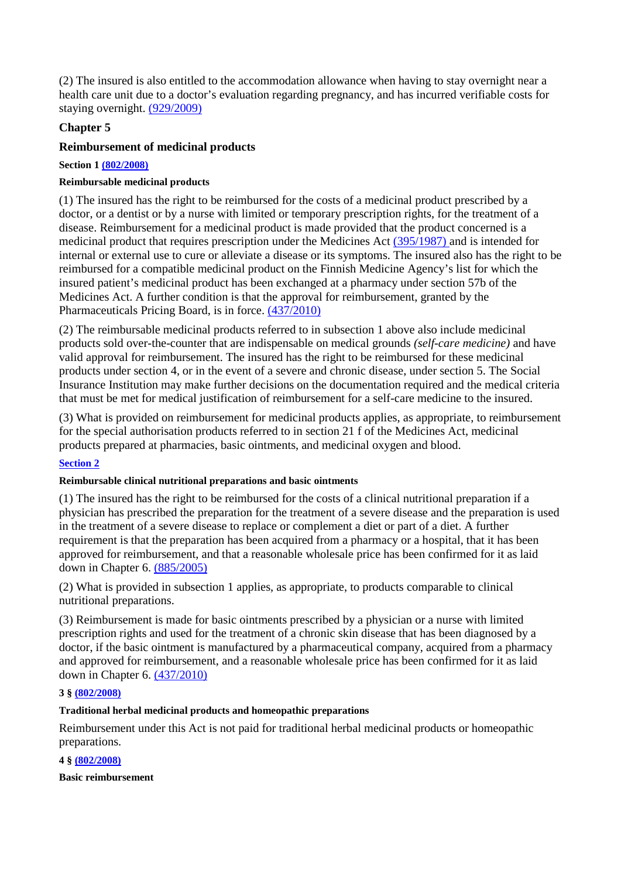(2) The insured is also entitled to the accommodation allowance when having to stay overnight near a health care unit due to a doctor's evaluation regarding pregnancy, and has incurred verifiable costs for staying overnight. (929/2009)

## Chapter 5

## Reimbursement of medicinal products

**Section 1 (802/2008)**

**Reimbursable medicinal products**

(1) The insured has the right to be reimbursed for the costs of a medicinal product prescribed by a doctor, or a dentist or by a nurse with limited or temporary prescription rights, for the treatment of a disease. Reimbursement for a medicinal product is made provided that the product concerned is a medicinal product that requires prescription under the Medicines Act (395/1987) and is intended for internal or external use to cure or alleviate a disease or its symptoms. The insured also has the right to be reimbursed for a compatible medicinal product on the Finnish Medicine Agency's list for which the insured patient's medicinal product has been exchanged at a pharmacy under section 57b of the Medicines Act. A further condition is that the approval for reimbursement, granted by the Pharmaceuticals Pricing Board, is in force. (437/2010)

(2) The reimbursable medicinal products referred to in subsection 1 above also include medicinal products sold over-the-counter that are indispensable on medical grounds *(self-care medicine)* and have valid approval for reimbursement. The insured has the right to be reimbursed for these medicinal products under section 4, or in the event of a severe and chronic disease, under section 5. The Social Insurance Institution may make further decisions on the documentation required and the medical criteria that must be met for medical justification of reimbursement for a self-care medicine to the insured.

(3) What is provided on reimbursement for medicinal products applies, as appropriate, to reimbursement for the special authorisation products referred to in section 21 f of the Medicines Act, medicinal products prepared at pharmacies, basic ointments, and medicinal oxygen and blood.

**Section 2**

**Reimbursable clinical nutritional preparations and basic ointments**

(1) The insured has the right to be reimbursed for the costs of a clinical nutritional preparation if a physician has prescribed the preparation for the treatment of a severe disease and the preparation is used in the treatment of a severe disease to replace or complement a diet or part of a diet. A further requirement is that the preparation has been acquired from a pharmacy or a hospital, that it has been approved for reimbursement, and that a reasonable wholesale price has been confirmed for it as laid down in Chapter 6. (885/2005)

(2) What is provided in subsection 1 applies, as appropriate, to products comparable to clinical nutritional preparations.

(3) Reimbursement is made for basic ointments prescribed by a physician or a nurse with limited prescription rights and used for the treatment of a chronic skin disease that has been diagnosed by a doctor, if the basic ointment is manufactured by a pharmaceutical company, acquired from a pharmacy and approved for reimbursement, and a reasonable wholesale price has been confirmed for it as laid down in Chapter 6. (437/2010)

**3 § (802/2008)**

**Traditional herbal medicinal products and homeopathic preparations**

Reimbursement under this Act is not paid for traditional herbal medicinal products or homeopathic preparations.

**4 § (802/2008)**

**Basic reimbursement**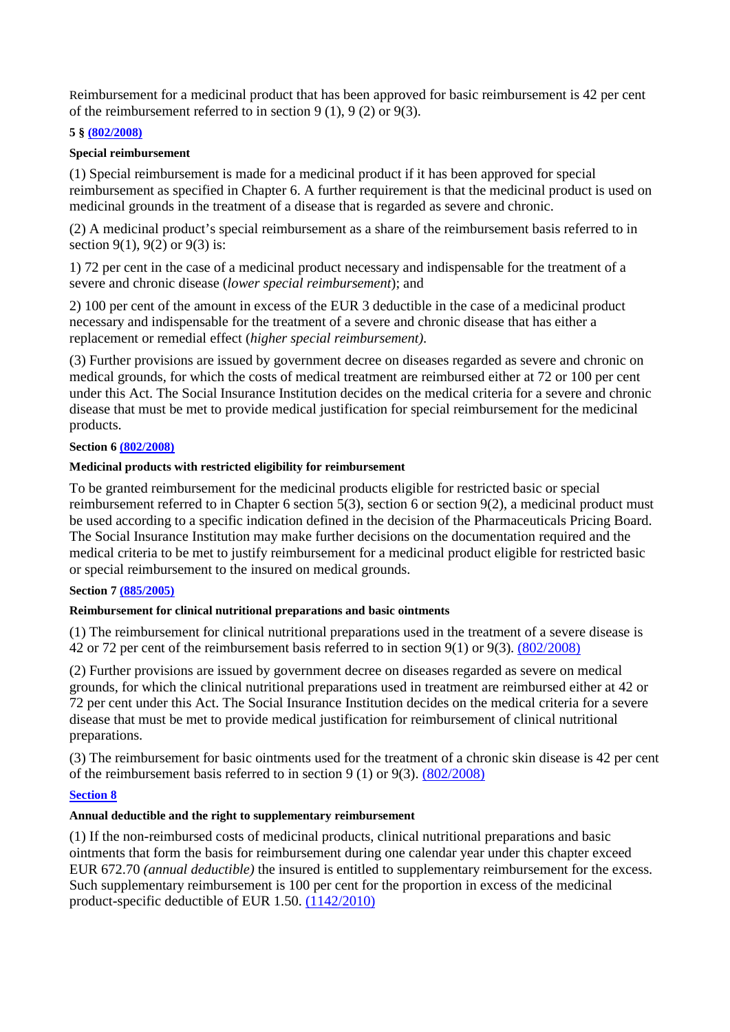Reimbursement for a medicinal product that has been approved for basic reimbursement is 42 per cent of the reimbursement referred to in section 9 (1), 9 (2) or 9(3).

**5 § (802/2008)**

**Special reimbursement**

(1) Special reimbursement is made for a medicinal product if it has been approved for special reimbursement as specified in Chapter 6. A further requirement is that the medicinal product is used on medicinal grounds in the treatment of a disease that is regarded as severe and chronic.

(2) A medicinal product's special reimbursement as a share of the reimbursement basis referred to in section 9(1), 9(2) or 9(3) is:

1) 72 per cent in the case of a medicinal product necessary and indispensable for the treatment of a severe and chronic disease (*lower special reimbursement*); and

2) 100 per cent of the amount in excess of the EUR 3 deductible in the case of a medicinal product necessary and indispensable for the treatment of a severe and chronic disease that has either a replacement or remedial effect (*higher special reimbursement)*.

(3) Further provisions are issued by government decree on diseases regarded as severe and chronic on medical grounds, for which the costs of medical treatment are reimbursed either at 72 or 100 per cent under this Act. The Social Insurance Institution decides on the medical criteria for a severe and chronic disease that must be met to provide medical justification for special reimbursement for the medicinal products.

**Section 6 (802/2008)**

**Medicinal products with restricted eligibility for reimbursement**

To be granted reimbursement for the medicinal products eligible for restricted basic or special reimbursement referred to in Chapter 6 section 5(3), section 6 or section 9(2), a medicinal product must be used according to a specific indication defined in the decision of the Pharmaceuticals Pricing Board. The Social Insurance Institution may make further decisions on the documentation required and the medical criteria to be met to justify reimbursement for a medicinal product eligible for restricted basic or special reimbursement to the insured on medical grounds.

**Section 7 (885/2005)**

**Reimbursement for clinical nutritional preparations and basic ointments**

(1) The reimbursement for clinical nutritional preparations used in the treatment of a severe disease is 42 or 72 per cent of the reimbursement basis referred to in section 9(1) or 9(3). (802/2008)

(2) Further provisions are issued by government decree on diseases regarded as severe on medical grounds, for which the clinical nutritional preparations used in treatment are reimbursed either at 42 or 72 per cent under this Act. The Social Insurance Institution decides on the medical criteria for a severe disease that must be met to provide medical justification for reimbursement of clinical nutritional preparations.

(3) The reimbursement for basic ointments used for the treatment of a chronic skin disease is 42 per cent of the reimbursement basis referred to in section 9 (1) or 9(3). (802/2008)

**Section 8**

**Annual deductible and the right to supplementary reimbursement**

(1) If the non-reimbursed costs of medicinal products, clinical nutritional preparations and basic ointments that form the basis for reimbursement during one calendar year under this chapter exceed EUR 672.70 *(annual deductible)* the insured is entitled to supplementary reimbursement for the excess. Such supplementary reimbursement is 100 per cent for the proportion in excess of the medicinal product-specific deductible of EUR 1.50. (1142/2010)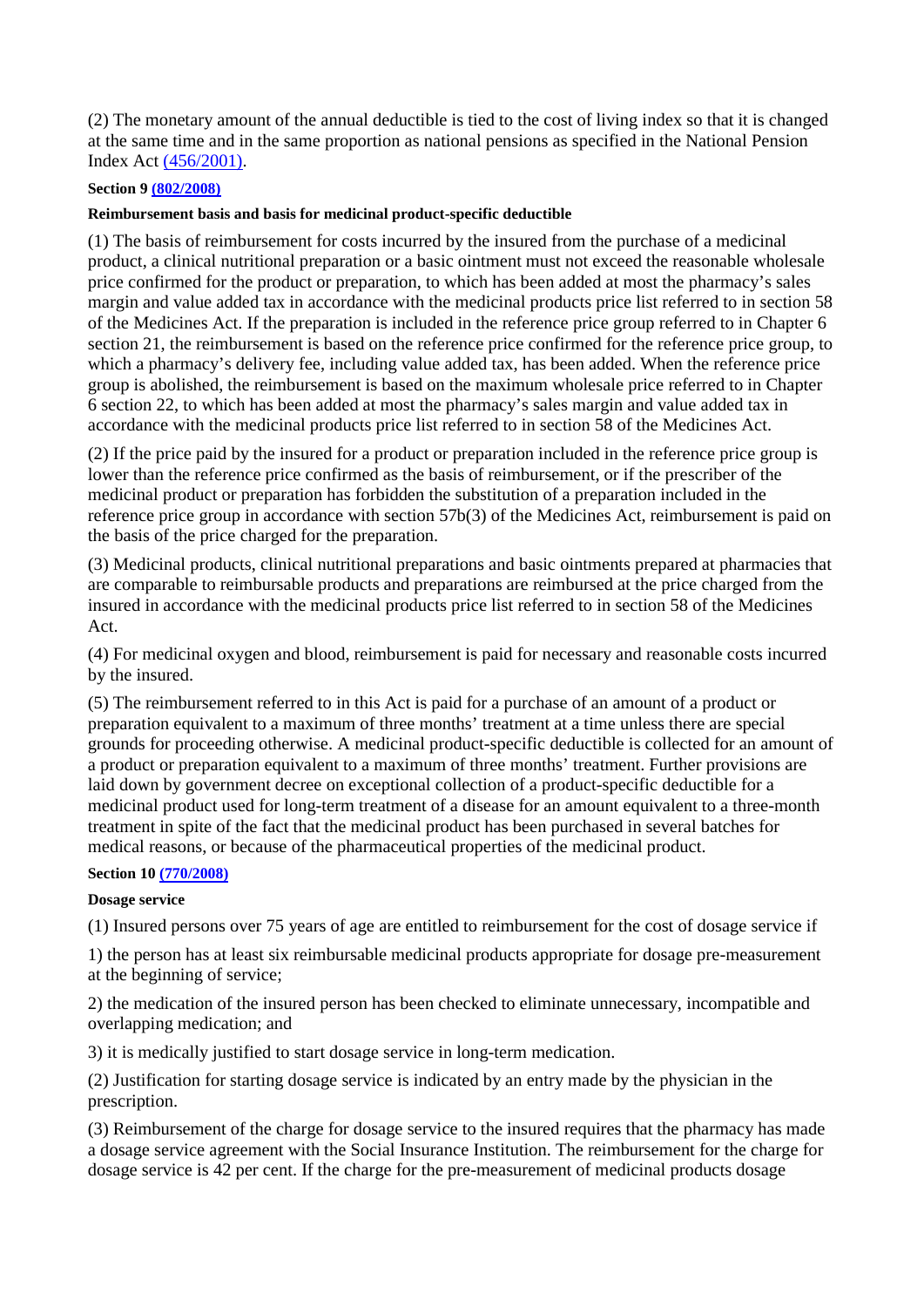(2) The monetary amount of the annual deductible is tied to the cost of living index so that it is changed at the same time and in the same proportion as national pensions as specified in the National Pension Index Act (456/2001).

**Section 9 (802/2008)**

**Reimbursement basis and basis for medicinal product-specific deductible**

(1) The basis of reimbursement for costs incurred by the insured from the purchase of a medicinal product, a clinical nutritional preparation or a basic ointment must not exceed the reasonable wholesale price confirmed for the product or preparation, to which has been added at most the pharmacy's sales margin and value added tax in accordance with the medicinal products price list referred to in section 58 of the Medicines Act. If the preparation is included in the reference price group referred to in Chapter 6 section 21, the reimbursement is based on the reference price confirmed for the reference price group, to which a pharmacy's delivery fee, including value added tax, has been added. When the reference price group is abolished, the reimbursement is based on the maximum wholesale price referred to in Chapter 6 section 22, to which has been added at most the pharmacy's sales margin and value added tax in accordance with the medicinal products price list referred to in section 58 of the Medicines Act.

(2) If the price paid by the insured for a product or preparation included in the reference price group is lower than the reference price confirmed as the basis of reimbursement, or if the prescriber of the medicinal product or preparation has forbidden the substitution of a preparation included in the reference price group in accordance with section 57b(3) of the Medicines Act, reimbursement is paid on the basis of the price charged for the preparation.

(3) Medicinal products, clinical nutritional preparations and basic ointments prepared at pharmacies that are comparable to reimbursable products and preparations are reimbursed at the price charged from the insured in accordance with the medicinal products price list referred to in section 58 of the Medicines Act.

(4) For medicinal oxygen and blood, reimbursement is paid for necessary and reasonable costs incurred by the insured.

(5) The reimbursement referred to in this Act is paid for a purchase of an amount of a product or preparation equivalent to a maximum of three months' treatment at a time unless there are special grounds for proceeding otherwise. A medicinal product-specific deductible is collected for an amount of a product or preparation equivalent to a maximum of three months' treatment. Further provisions are laid down by government decree on exceptional collection of a product-specific deductible for a medicinal product used for long-term treatment of a disease for an amount equivalent to a three-month treatment in spite of the fact that the medicinal product has been purchased in several batches for medical reasons, or because of the pharmaceutical properties of the medicinal product.

**Section 10 (770/2008)**

**Dosage service**

(1) Insured persons over 75 years of age are entitled to reimbursement for the cost of dosage service if

1) the person has at least six reimbursable medicinal products appropriate for dosage pre-measurement at the beginning of service;

2) the medication of the insured person has been checked to eliminate unnecessary, incompatible and overlapping medication; and

3) it is medically justified to start dosage service in long-term medication.

(2) Justification for starting dosage service is indicated by an entry made by the physician in the prescription.

(3) Reimbursement of the charge for dosage service to the insured requires that the pharmacy has made a dosage service agreement with the Social Insurance Institution. The reimbursement for the charge for dosage service is 42 per cent. If the charge for the pre-measurement of medicinal products dosage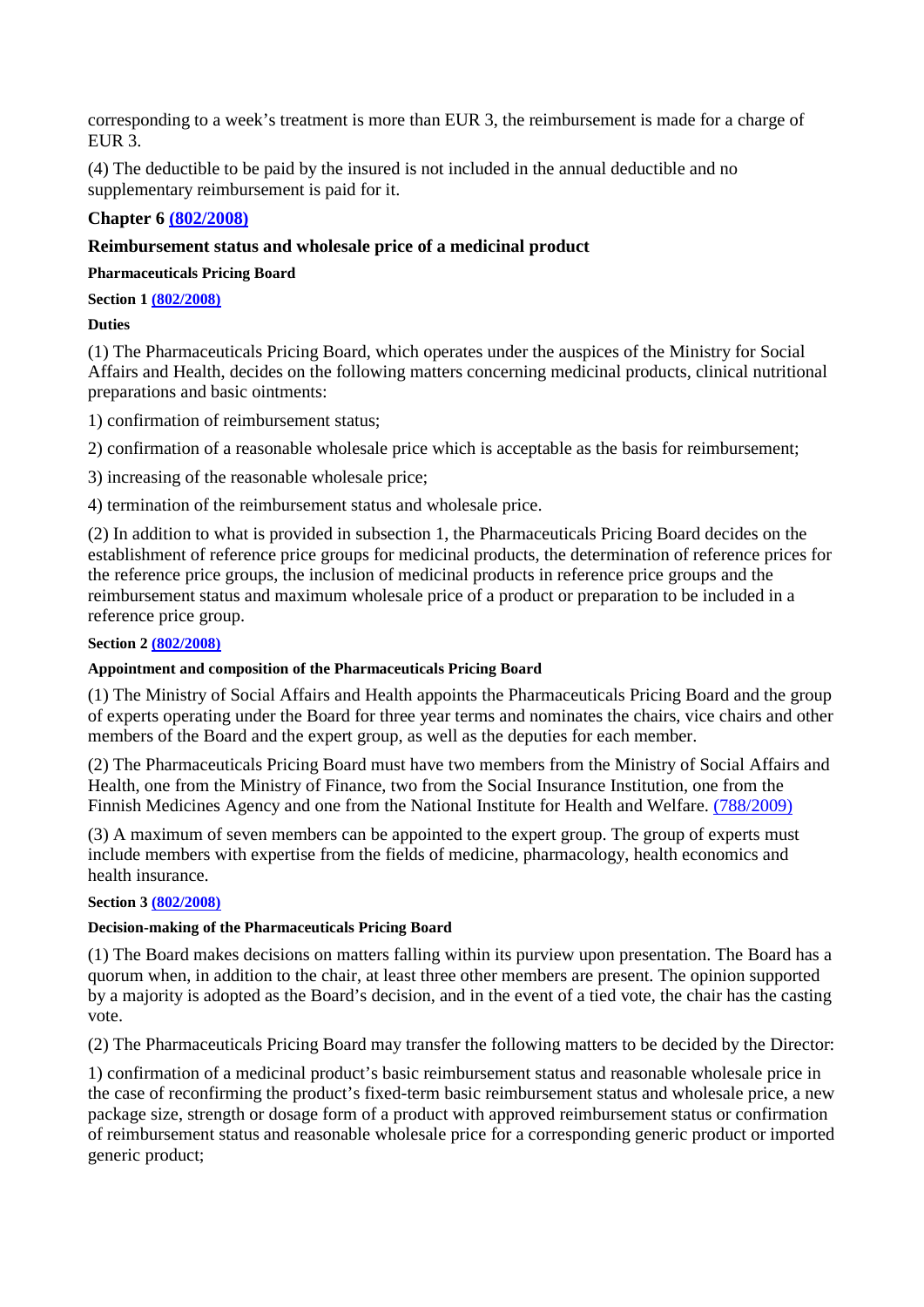corresponding to a week's treatment is more than EUR 3, the reimbursement is made for a charge of EUR 3.

(4) The deductible to be paid by the insured is not included in the annual deductible and no supplementary reimbursement is paid for it.

## Chapter 6 (802/2008)

### Reimbursement status and wholesale price of a medicinal product

#### Pharmaceuticals Pricing Board

**Section 1 (802/2008)**

**Duties**

(1) The Pharmaceuticals Pricing Board, which operates under the auspices of the Ministry for Social Affairs and Health, decides on the following matters concerning medicinal products, clinical nutritional preparations and basic ointments:

1) confirmation of reimbursement status;

2) confirmation of a reasonable wholesale price which is acceptable as the basis for reimbursement;

3) increasing of the reasonable wholesale price;

4) termination of the reimbursement status and wholesale price.

(2) In addition to what is provided in subsection 1, the Pharmaceuticals Pricing Board decides on the establishment of reference price groups for medicinal products, the determination of reference prices for the reference price groups, the inclusion of medicinal products in reference price groups and the reimbursement status and maximum wholesale price of a product or preparation to be included in a reference price group.

**Section 2 (802/2008)**

**Appointment and composition of the Pharmaceuticals Pricing Board**

(1) The Ministry of Social Affairs and Health appoints the Pharmaceuticals Pricing Board and the group of experts operating under the Board for three year terms and nominates the chairs, vice chairs and other members of the Board and the expert group, as well as the deputies for each member.

(2) The Pharmaceuticals Pricing Board must have two members from the Ministry of Social Affairs and Health, one from the Ministry of Finance, two from the Social Insurance Institution, one from the Finnish Medicines Agency and one from the National Institute for Health and Welfare. (788/2009)

(3) A maximum of seven members can be appointed to the expert group. The group of experts must include members with expertise from the fields of medicine, pharmacology, health economics and health insurance.

**Section 3 (802/2008)**

**Decision-making of the Pharmaceuticals Pricing Board**

(1) The Board makes decisions on matters falling within its purview upon presentation. The Board has a quorum when, in addition to the chair, at least three other members are present. The opinion supported by a majority is adopted as the Board's decision, and in the event of a tied vote, the chair has the casting vote.

(2) The Pharmaceuticals Pricing Board may transfer the following matters to be decided by the Director:

1) confirmation of a medicinal product's basic reimbursement status and reasonable wholesale price in the case of reconfirming the product's fixed-term basic reimbursement status and wholesale price, a new package size, strength or dosage form of a product with approved reimbursement status or confirmation of reimbursement status and reasonable wholesale price for a corresponding generic product or imported generic product;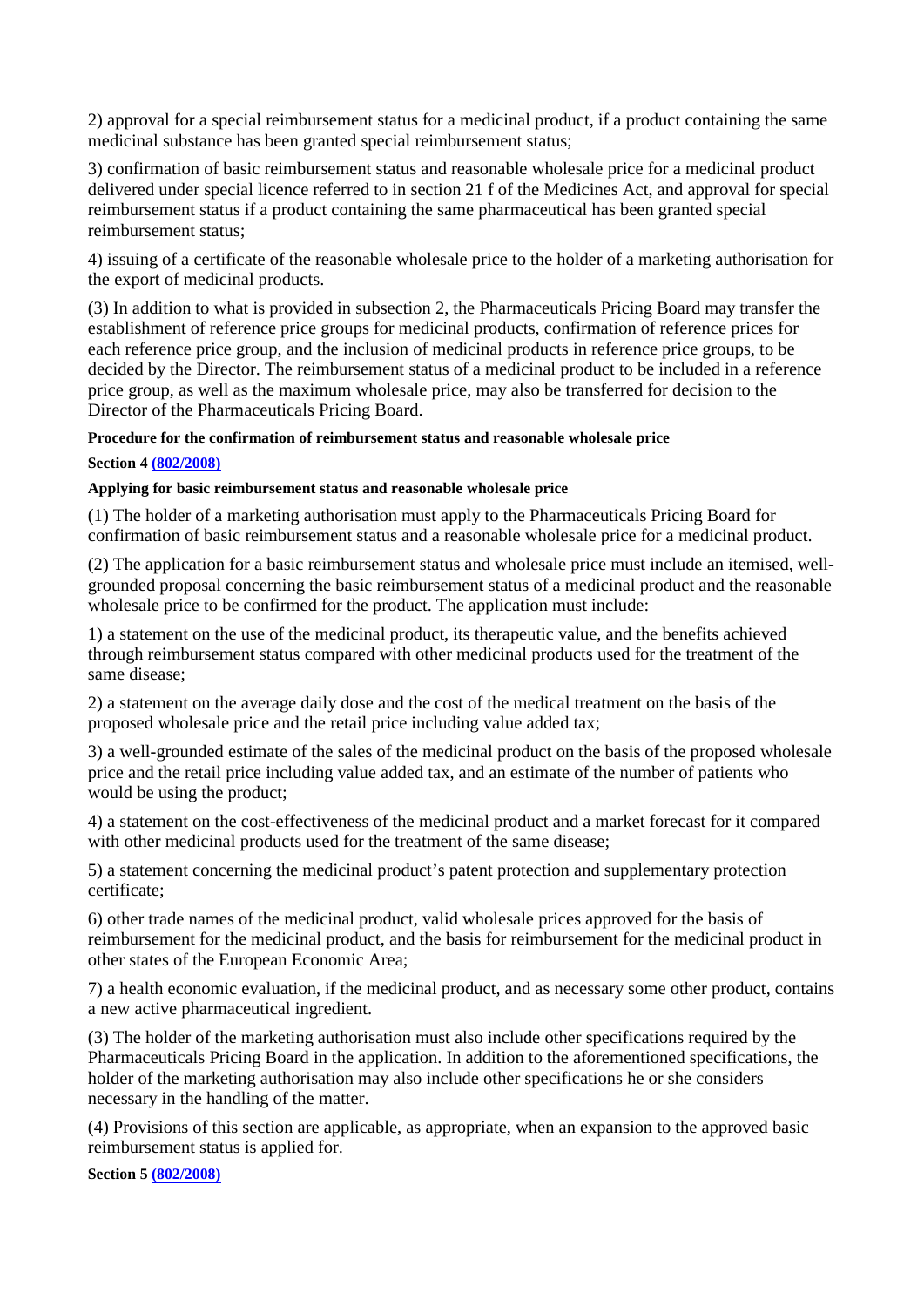2) approval for a special reimbursement status for a medicinal product, if a product containing the same medicinal substance has been granted special reimbursement status;

3) confirmation of basic reimbursement status and reasonable wholesale price for a medicinal product delivered under special licence referred to in section 21 f of the Medicines Act, and approval for special reimbursement status if a product containing the same pharmaceutical has been granted special reimbursement status;

4) issuing of a certificate of the reasonable wholesale price to the holder of a marketing authorisation for the export of medicinal products.

(3) In addition to what is provided in subsection 2, the Pharmaceuticals Pricing Board may transfer the establishment of reference price groups for medicinal products, confirmation of reference prices for each reference price group, and the inclusion of medicinal products in reference price groups, to be decided by the Director. The reimbursement status of a medicinal product to be included in a reference price group, as well as the maximum wholesale price, may also be transferred for decision to the Director of the Pharmaceuticals Pricing Board.

**Procedure for the confirmation of reimbursement status and reasonable wholesale price**

**Section 4 [(802/2008)](#)**

**Applying for basic reimbursement status and reasonable wholesale price**

(1) The holder of a marketing authorisation must apply to the Pharmaceuticals Pricing Board for confirmation of basic reimbursement status and a reasonable wholesale price for a medicinal product.

(2) The application for a basic reimbursement status and wholesale price must include an itemised, well-grounded proposal concerning the basic reimbursement status of a medicinal product and the reasonable wholesale price to be confirmed for the product. The application must include:

1) a statement on the use of the medicinal product, its therapeutic value, and the benefits achieved through reimbursement status compared with other medicinal products used for the treatment of the same disease;

2) a statement on the average daily dose and the cost of the medical treatment on the basis of the proposed wholesale price and the retail price including value added tax;

3) a well-grounded estimate of the sales of the medicinal product on the basis of the proposed wholesale price and the retail price including value added tax, and an estimate of the number of patients who would be using the product;

4) a statement on the cost-effectiveness of the medicinal product and a market forecast for it compared with other medicinal products used for the treatment of the same disease;

5) a statement concerning the medicinal product's patent protection and supplementary protection certificate;

6) other trade names of the medicinal product, valid wholesale prices approved for the basis of reimbursement for the medicinal product, and the basis for reimbursement for the medicinal product in other states of the European Economic Area;

7) a health economic evaluation, if the medicinal product, and as necessary some other product, contains a new active pharmaceutical ingredient.

(3) The holder of the marketing authorisation must also include other specifications required by the Pharmaceuticals Pricing Board in the application. In addition to the aforementioned specifications, the holder of the marketing authorisation may also include other specifications he or she considers necessary in the handling of the matter.

(4) Provisions of this section are applicable, as appropriate, when an expansion to the approved basic reimbursement status is applied for.

**Section 5 [(802/2008)](#)**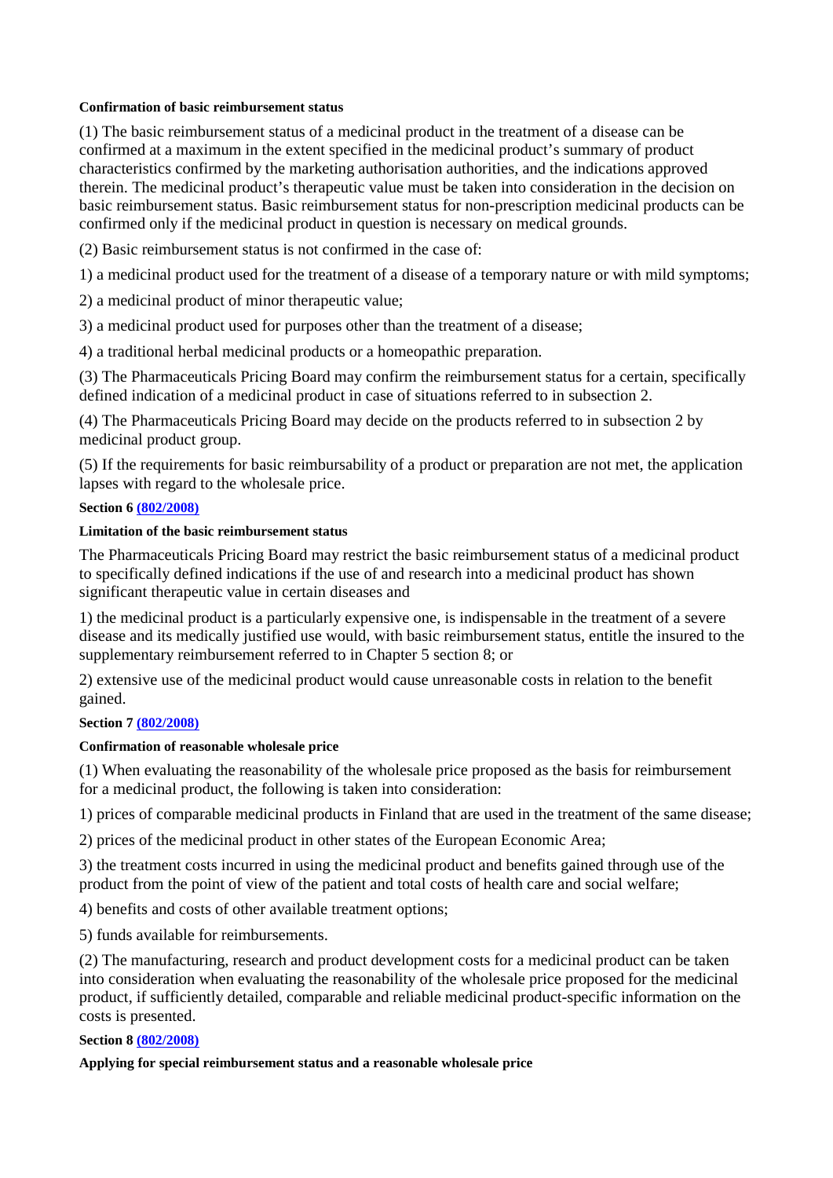**Confirmation of basic reimbursement status**

(1) The basic reimbursement status of a medicinal product in the treatment of a disease can be confirmed at a maximum in the extent specified in the medicinal product's summary of product characteristics confirmed by the marketing authorisation authorities, and the indications approved therein. The medicinal product's therapeutic value must be taken into consideration in the decision on basic reimbursement status. Basic reimbursement status for non-prescription medicinal products can be confirmed only if the medicinal product in question is necessary on medical grounds.

(2) Basic reimbursement status is not confirmed in the case of:

1) a medicinal product used for the treatment of a disease of a temporary nature or with mild symptoms;

2) a medicinal product of minor therapeutic value;

3) a medicinal product used for purposes other than the treatment of a disease;

4) a traditional herbal medicinal products or a homeopathic preparation.

(3) The Pharmaceuticals Pricing Board may confirm the reimbursement status for a certain, specifically defined indication of a medicinal product in case of situations referred to in subsection 2.

(4) The Pharmaceuticals Pricing Board may decide on the products referred to in subsection 2 by medicinal product group.

(5) If the requirements for basic reimbursability of a product or preparation are not met, the application lapses with regard to the wholesale price.

**Section 6 (802/2008)**

**Limitation of the basic reimbursement status**

The Pharmaceuticals Pricing Board may restrict the basic reimbursement status of a medicinal product to specifically defined indications if the use of and research into a medicinal product has shown significant therapeutic value in certain diseases and

1) the medicinal product is a particularly expensive one, is indispensable in the treatment of a severe disease and its medically justified use would, with basic reimbursement status, entitle the insured to the supplementary reimbursement referred to in Chapter 5 section 8; or

2) extensive use of the medicinal product would cause unreasonable costs in relation to the benefit gained.

**Section 7 (802/2008)**

**Confirmation of reasonable wholesale price**

(1) When evaluating the reasonability of the wholesale price proposed as the basis for reimbursement for a medicinal product, the following is taken into consideration:

1) prices of comparable medicinal products in Finland that are used in the treatment of the same disease;

2) prices of the medicinal product in other states of the European Economic Area;

3) the treatment costs incurred in using the medicinal product and benefits gained through use of the product from the point of view of the patient and total costs of health care and social welfare;

4) benefits and costs of other available treatment options;

5) funds available for reimbursements.

(2) The manufacturing, research and product development costs for a medicinal product can be taken into consideration when evaluating the reasonability of the wholesale price proposed for the medicinal product, if sufficiently detailed, comparable and reliable medicinal product-specific information on the costs is presented.

**Section 8 (802/2008)**

**Applying for special reimbursement status and a reasonable wholesale price**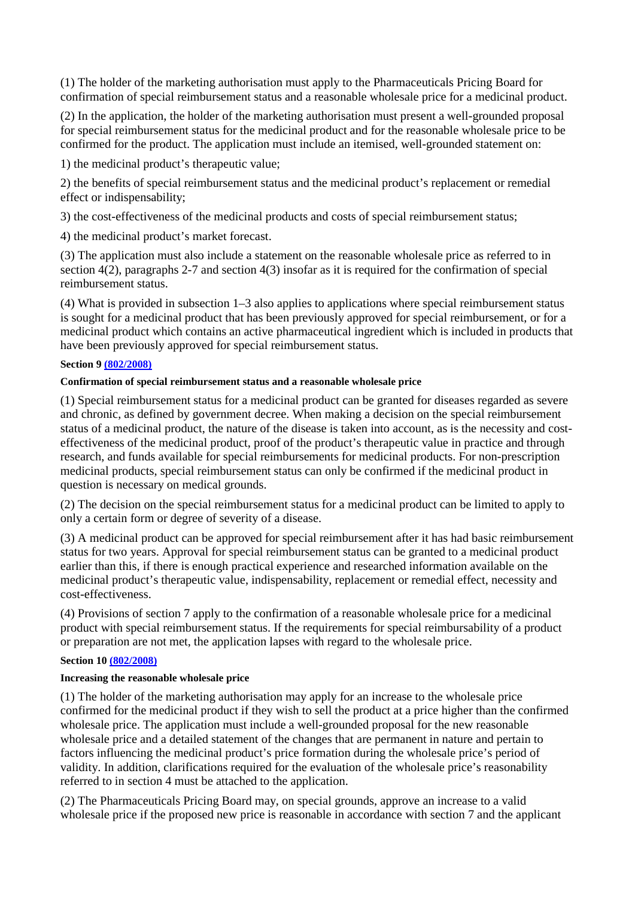(1) The holder of the marketing authorisation must apply to the Pharmaceuticals Pricing Board for confirmation of special reimbursement status and a reasonable wholesale price for a medicinal product.

(2) In the application, the holder of the marketing authorisation must present a well-grounded proposal for special reimbursement status for the medicinal product and for the reasonable wholesale price to be confirmed for the product. The application must include an itemised, well-grounded statement on:

1) the medicinal product's therapeutic value;

2) the benefits of special reimbursement status and the medicinal product's replacement or remedial effect or indispensability;

3) the cost-effectiveness of the medicinal products and costs of special reimbursement status;

4) the medicinal product's market forecast.

(3) The application must also include a statement on the reasonable wholesale price as referred to in section 4(2), paragraphs 2-7 and section 4(3) insofar as it is required for the confirmation of special reimbursement status.

(4) What is provided in subsection 1–3 also applies to applications where special reimbursement status is sought for a medicinal product that has been previously approved for special reimbursement, or for a medicinal product which contains an active pharmaceutical ingredient which is included in products that have been previously approved for special reimbursement status.

**Section 9 (802/2008)**

**Confirmation of special reimbursement status and a reasonable wholesale price**

(1) Special reimbursement status for a medicinal product can be granted for diseases regarded as severe and chronic, as defined by government decree. When making a decision on the special reimbursement status of a medicinal product, the nature of the disease is taken into account, as is the necessity and cost-effectiveness of the medicinal product, proof of the product's therapeutic value in practice and through research, and funds available for special reimbursements for medicinal products. For non-prescription medicinal products, special reimbursement status can only be confirmed if the medicinal product in question is necessary on medical grounds.

(2) The decision on the special reimbursement status for a medicinal product can be limited to apply to only a certain form or degree of severity of a disease.

(3) A medicinal product can be approved for special reimbursement after it has had basic reimbursement status for two years. Approval for special reimbursement status can be granted to a medicinal product earlier than this, if there is enough practical experience and researched information available on the medicinal product's therapeutic value, indispensability, replacement or remedial effect, necessity and cost-effectiveness.

(4) Provisions of section 7 apply to the confirmation of a reasonable wholesale price for a medicinal product with special reimbursement status. If the requirements for special reimbursability of a product or preparation are not met, the application lapses with regard to the wholesale price.

**Section 10 (802/2008)**

**Increasing the reasonable wholesale price**

(1) The holder of the marketing authorisation may apply for an increase to the wholesale price confirmed for the medicinal product if they wish to sell the product at a price higher than the confirmed wholesale price. The application must include a well-grounded proposal for the new reasonable wholesale price and a detailed statement of the changes that are permanent in nature and pertain to factors influencing the medicinal product's price formation during the wholesale price's period of validity. In addition, clarifications required for the evaluation of the wholesale price's reasonability referred to in section 4 must be attached to the application.

(2) The Pharmaceuticals Pricing Board may, on special grounds, approve an increase to a valid wholesale price if the proposed new price is reasonable in accordance with section 7 and the applicant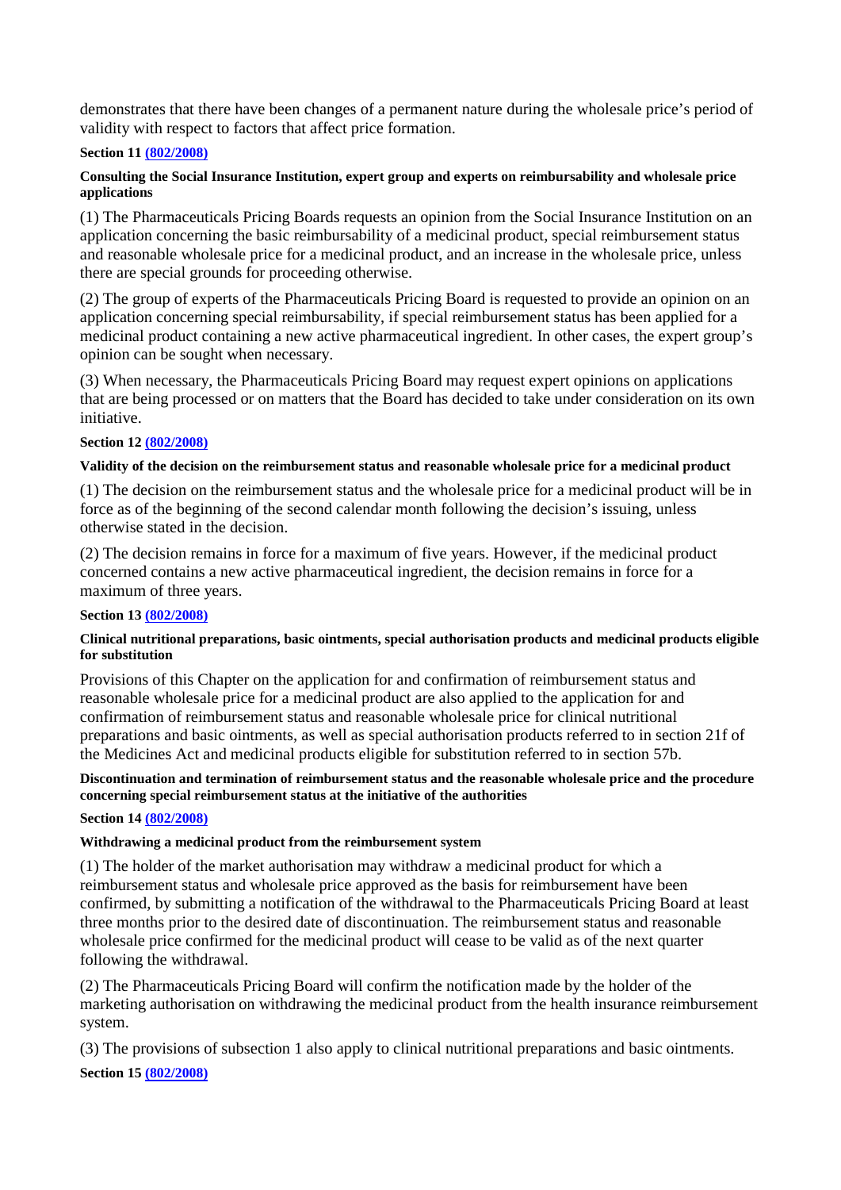demonstrates that there have been changes of a permanent nature during the wholesale price's period of validity with respect to factors that affect price formation.

**Section 11 [(802/2008)]**

**Consulting the Social Insurance Institution, expert group and experts on reimbursability and wholesale price applications**

(1) The Pharmaceuticals Pricing Boards requests an opinion from the Social Insurance Institution on an application concerning the basic reimbursability of a medicinal product, special reimbursement status and reasonable wholesale price for a medicinal product, and an increase in the wholesale price, unless there are special grounds for proceeding otherwise.

(2) The group of experts of the Pharmaceuticals Pricing Board is requested to provide an opinion on an application concerning special reimbursability, if special reimbursement status has been applied for a medicinal product containing a new active pharmaceutical ingredient. In other cases, the expert group's opinion can be sought when necessary.

(3) When necessary, the Pharmaceuticals Pricing Board may request expert opinions on applications that are being processed or on matters that the Board has decided to take under consideration on its own initiative.

**Section 12 [(802/2008)]**

**Validity of the decision on the reimbursement status and reasonable wholesale price for a medicinal product**

(1) The decision on the reimbursement status and the wholesale price for a medicinal product will be in force as of the beginning of the second calendar month following the decision's issuing, unless otherwise stated in the decision.

(2) The decision remains in force for a maximum of five years. However, if the medicinal product concerned contains a new active pharmaceutical ingredient, the decision remains in force for a maximum of three years.

**Section 13 [(802/2008)]**

**Clinical nutritional preparations, basic ointments, special authorisation products and medicinal products eligible for substitution**

Provisions of this Chapter on the application for and confirmation of reimbursement status and reasonable wholesale price for a medicinal product are also applied to the application for and confirmation of reimbursement status and reasonable wholesale price for clinical nutritional preparations and basic ointments, as well as special authorisation products referred to in section 21f of the Medicines Act and medicinal products eligible for substitution referred to in section 57b.

**Discontinuation and termination of reimbursement status and the reasonable wholesale price and the procedure concerning special reimbursement status at the initiative of the authorities**

**Section 14 [(802/2008)]**

**Withdrawing a medicinal product from the reimbursement system**

(1) The holder of the market authorisation may withdraw a medicinal product for which a reimbursement status and wholesale price approved as the basis for reimbursement have been confirmed, by submitting a notification of the withdrawal to the Pharmaceuticals Pricing Board at least three months prior to the desired date of discontinuation. The reimbursement status and reasonable wholesale price confirmed for the medicinal product will cease to be valid as of the next quarter following the withdrawal.

(2) The Pharmaceuticals Pricing Board will confirm the notification made by the holder of the marketing authorisation on withdrawing the medicinal product from the health insurance reimbursement system.

(3) The provisions of subsection 1 also apply to clinical nutritional preparations and basic ointments.

**Section 15 [(802/2008)]**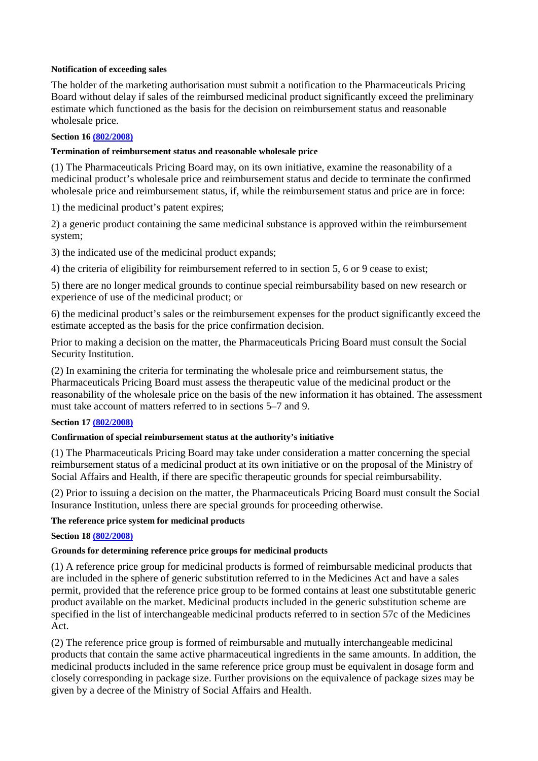**Notification of exceeding sales**

The holder of the marketing authorisation must submit a notification to the Pharmaceuticals Pricing Board without delay if sales of the reimbursed medicinal product significantly exceed the preliminary estimate which functioned as the basis for the decision on reimbursement status and reasonable wholesale price.

**Section 16 [(802/2008)]**

**Termination of reimbursement status and reasonable wholesale price**

(1) The Pharmaceuticals Pricing Board may, on its own initiative, examine the reasonability of a medicinal product's wholesale price and reimbursement status and decide to terminate the confirmed wholesale price and reimbursement status, if, while the reimbursement status and price are in force:

1) the medicinal product's patent expires;

2) a generic product containing the same medicinal substance is approved within the reimbursement system;

3) the indicated use of the medicinal product expands;

4) the criteria of eligibility for reimbursement referred to in section 5, 6 or 9 cease to exist;

5) there are no longer medical grounds to continue special reimbursability based on new research or experience of use of the medicinal product; or

6) the medicinal product's sales or the reimbursement expenses for the product significantly exceed the estimate accepted as the basis for the price confirmation decision.

Prior to making a decision on the matter, the Pharmaceuticals Pricing Board must consult the Social Security Institution.

(2) In examining the criteria for terminating the wholesale price and reimbursement status, the Pharmaceuticals Pricing Board must assess the therapeutic value of the medicinal product or the reasonability of the wholesale price on the basis of the new information it has obtained. The assessment must take account of matters referred to in sections 5–7 and 9.

**Section 17 [(802/2008)]**

**Confirmation of special reimbursement status at the authority's initiative**

(1) The Pharmaceuticals Pricing Board may take under consideration a matter concerning the special reimbursement status of a medicinal product at its own initiative or on the proposal of the Ministry of Social Affairs and Health, if there are specific therapeutic grounds for special reimbursability.

(2) Prior to issuing a decision on the matter, the Pharmaceuticals Pricing Board must consult the Social Insurance Institution, unless there are special grounds for proceeding otherwise.

**The reference price system for medicinal products**

**Section 18 [(802/2008)]**

**Grounds for determining reference price groups for medicinal products**

(1) A reference price group for medicinal products is formed of reimbursable medicinal products that are included in the sphere of generic substitution referred to in the Medicines Act and have a sales permit, provided that the reference price group to be formed contains at least one substitutable generic product available on the market. Medicinal products included in the generic substitution scheme are specified in the list of interchangeable medicinal products referred to in section 57c of the Medicines Act.

(2) The reference price group is formed of reimbursable and mutually interchangeable medicinal products that contain the same active pharmaceutical ingredients in the same amounts. In addition, the medicinal products included in the same reference price group must be equivalent in dosage form and closely corresponding in package size. Further provisions on the equivalence of package sizes may be given by a decree of the Ministry of Social Affairs and Health.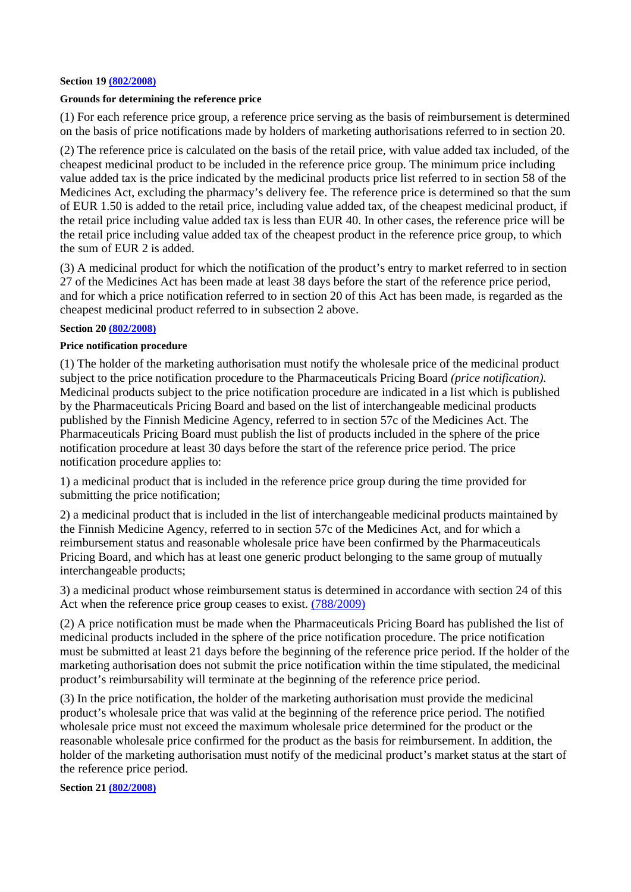**Section 19 (802/2008)**

**Grounds for determining the reference price**

(1) For each reference price group, a reference price serving as the basis of reimbursement is determined on the basis of price notifications made by holders of marketing authorisations referred to in section 20.

(2) The reference price is calculated on the basis of the retail price, with value added tax included, of the cheapest medicinal product to be included in the reference price group. The minimum price including value added tax is the price indicated by the medicinal products price list referred to in section 58 of the Medicines Act, excluding the pharmacy's delivery fee. The reference price is determined so that the sum of EUR 1.50 is added to the retail price, including value added tax, of the cheapest medicinal product, if the retail price including value added tax is less than EUR 40. In other cases, the reference price will be the retail price including value added tax of the cheapest product in the reference price group, to which the sum of EUR 2 is added.

(3) A medicinal product for which the notification of the product's entry to market referred to in section 27 of the Medicines Act has been made at least 38 days before the start of the reference price period, and for which a price notification referred to in section 20 of this Act has been made, is regarded as the cheapest medicinal product referred to in subsection 2 above.

**Section 20 (802/2008)**

**Price notification procedure**

(1) The holder of the marketing authorisation must notify the wholesale price of the medicinal product subject to the price notification procedure to the Pharmaceuticals Pricing Board *(price notification).* Medicinal products subject to the price notification procedure are indicated in a list which is published by the Pharmaceuticals Pricing Board and based on the list of interchangeable medicinal products published by the Finnish Medicine Agency, referred to in section 57c of the Medicines Act. The Pharmaceuticals Pricing Board must publish the list of products included in the sphere of the price notification procedure at least 30 days before the start of the reference price period. The price notification procedure applies to:

1) a medicinal product that is included in the reference price group during the time provided for submitting the price notification;

2) a medicinal product that is included in the list of interchangeable medicinal products maintained by the Finnish Medicine Agency, referred to in section 57c of the Medicines Act, and for which a reimbursement status and reasonable wholesale price have been confirmed by the Pharmaceuticals Pricing Board, and which has at least one generic product belonging to the same group of mutually interchangeable products;

3) a medicinal product whose reimbursement status is determined in accordance with section 24 of this Act when the reference price group ceases to exist. (788/2009)

(2) A price notification must be made when the Pharmaceuticals Pricing Board has published the list of medicinal products included in the sphere of the price notification procedure. The price notification must be submitted at least 21 days before the beginning of the reference price period. If the holder of the marketing authorisation does not submit the price notification within the time stipulated, the medicinal product's reimbursability will terminate at the beginning of the reference price period.

(3) In the price notification, the holder of the marketing authorisation must provide the medicinal product's wholesale price that was valid at the beginning of the reference price period. The notified wholesale price must not exceed the maximum wholesale price determined for the product or the reasonable wholesale price confirmed for the product as the basis for reimbursement. In addition, the holder of the marketing authorisation must notify of the medicinal product's market status at the start of the reference price period.

**Section 21 (802/2008)**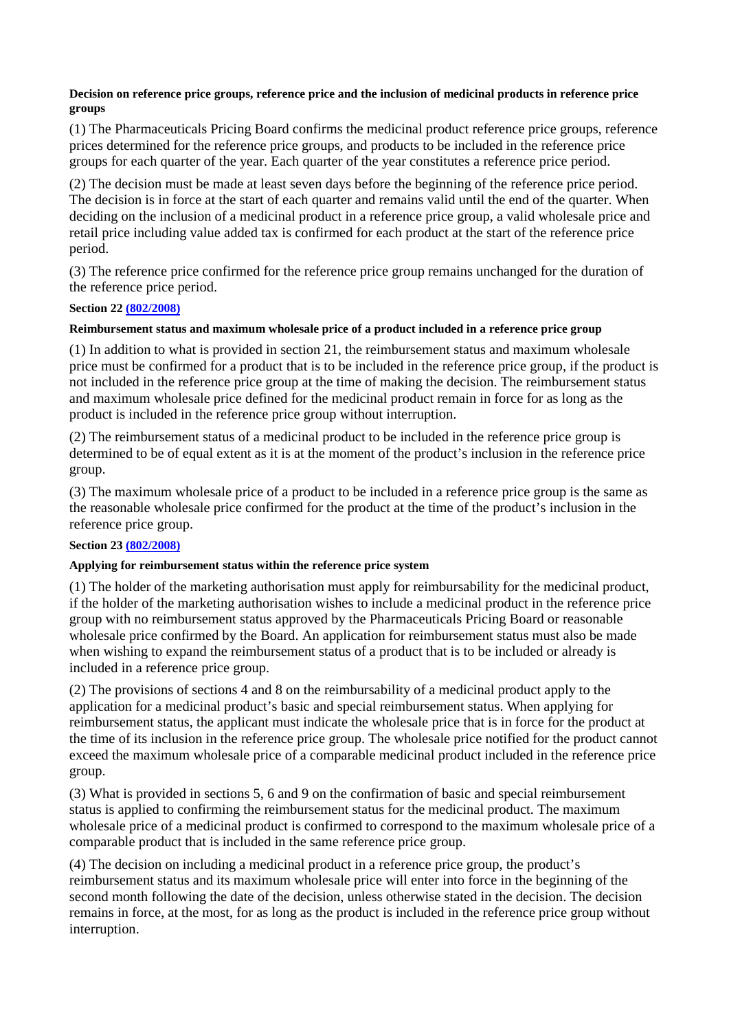**Decision on reference price groups, reference price and the inclusion of medicinal products in reference price groups**

(1) The Pharmaceuticals Pricing Board confirms the medicinal product reference price groups, reference prices determined for the reference price groups, and products to be included in the reference price groups for each quarter of the year. Each quarter of the year constitutes a reference price period.

(2) The decision must be made at least seven days before the beginning of the reference price period. The decision is in force at the start of each quarter and remains valid until the end of the quarter. When deciding on the inclusion of a medicinal product in a reference price group, a valid wholesale price and retail price including value added tax is confirmed for each product at the start of the reference price period.

(3) The reference price confirmed for the reference price group remains unchanged for the duration of the reference price period.

**Section 22 (802/2008)**

**Reimbursement status and maximum wholesale price of a product included in a reference price group**

(1) In addition to what is provided in section 21, the reimbursement status and maximum wholesale price must be confirmed for a product that is to be included in the reference price group, if the product is not included in the reference price group at the time of making the decision. The reimbursement status and maximum wholesale price defined for the medicinal product remain in force for as long as the product is included in the reference price group without interruption.

(2) The reimbursement status of a medicinal product to be included in the reference price group is determined to be of equal extent as it is at the moment of the product's inclusion in the reference price group.

(3) The maximum wholesale price of a product to be included in a reference price group is the same as the reasonable wholesale price confirmed for the product at the time of the product's inclusion in the reference price group.

**Section 23 (802/2008)**

**Applying for reimbursement status within the reference price system**

(1) The holder of the marketing authorisation must apply for reimbursability for the medicinal product, if the holder of the marketing authorisation wishes to include a medicinal product in the reference price group with no reimbursement status approved by the Pharmaceuticals Pricing Board or reasonable wholesale price confirmed by the Board. An application for reimbursement status must also be made when wishing to expand the reimbursement status of a product that is to be included or already is included in a reference price group.

(2) The provisions of sections 4 and 8 on the reimbursability of a medicinal product apply to the application for a medicinal product's basic and special reimbursement status. When applying for reimbursement status, the applicant must indicate the wholesale price that is in force for the product at the time of its inclusion in the reference price group. The wholesale price notified for the product cannot exceed the maximum wholesale price of a comparable medicinal product included in the reference price group.

(3) What is provided in sections 5, 6 and 9 on the confirmation of basic and special reimbursement status is applied to confirming the reimbursement status for the medicinal product. The maximum wholesale price of a medicinal product is confirmed to correspond to the maximum wholesale price of a comparable product that is included in the same reference price group.

(4) The decision on including a medicinal product in a reference price group, the product's reimbursement status and its maximum wholesale price will enter into force in the beginning of the second month following the date of the decision, unless otherwise stated in the decision. The decision remains in force, at the most, for as long as the product is included in the reference price group without interruption.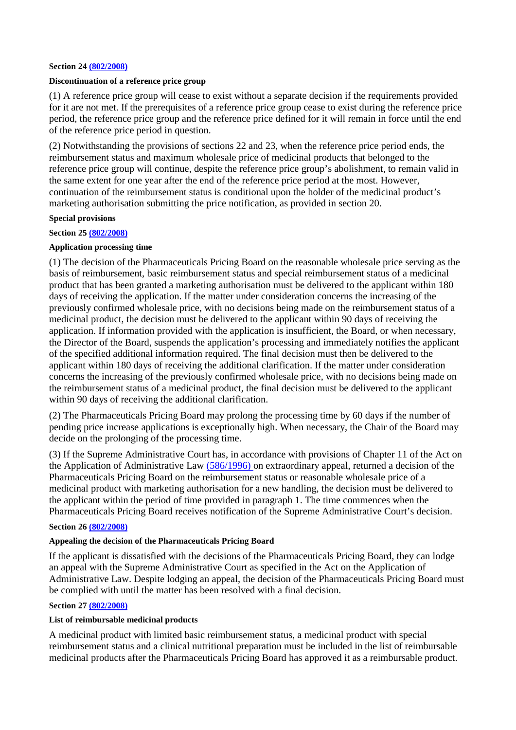**Section 24 [(802/2008)]**

**Discontinuation of a reference price group**

(1) A reference price group will cease to exist without a separate decision if the requirements provided for it are not met. If the prerequisites of a reference price group cease to exist during the reference price period, the reference price group and the reference price defined for it will remain in force until the end of the reference price period in question.

(2) Notwithstanding the provisions of sections 22 and 23, when the reference price period ends, the reimbursement status and maximum wholesale price of medicinal products that belonged to the reference price group will continue, despite the reference price group's abolishment, to remain valid in the same extent for one year after the end of the reference price period at the most. However, continuation of the reimbursement status is conditional upon the holder of the medicinal product's marketing authorisation submitting the price notification, as provided in section 20.

**Special provisions**

**Section 25 [(802/2008)]**

**Application processing time**

(1) The decision of the Pharmaceuticals Pricing Board on the reasonable wholesale price serving as the basis of reimbursement, basic reimbursement status and special reimbursement status of a medicinal product that has been granted a marketing authorisation must be delivered to the applicant within 180 days of receiving the application. If the matter under consideration concerns the increasing of the previously confirmed wholesale price, with no decisions being made on the reimbursement status of a medicinal product, the decision must be delivered to the applicant within 90 days of receiving the application. If information provided with the application is insufficient, the Board, or when necessary, the Director of the Board, suspends the application's processing and immediately notifies the applicant of the specified additional information required. The final decision must then be delivered to the applicant within 180 days of receiving the additional clarification. If the matter under consideration concerns the increasing of the previously confirmed wholesale price, with no decisions being made on the reimbursement status of a medicinal product, the final decision must be delivered to the applicant within 90 days of receiving the additional clarification.

(2) The Pharmaceuticals Pricing Board may prolong the processing time by 60 days if the number of pending price increase applications is exceptionally high. When necessary, the Chair of the Board may decide on the prolonging of the processing time.

(3) If the Supreme Administrative Court has, in accordance with provisions of Chapter 11 of the Act on the Application of Administrative Law [(586/1996)] on extraordinary appeal, returned a decision of the Pharmaceuticals Pricing Board on the reimbursement status or reasonable wholesale price of a medicinal product with marketing authorisation for a new handling, the decision must be delivered to the applicant within the period of time provided in paragraph 1. The time commences when the Pharmaceuticals Pricing Board receives notification of the Supreme Administrative Court's decision.

**Section 26 [(802/2008)]**

**Appealing the decision of the Pharmaceuticals Pricing Board**

If the applicant is dissatisfied with the decisions of the Pharmaceuticals Pricing Board, they can lodge an appeal with the Supreme Administrative Court as specified in the Act on the Application of Administrative Law. Despite lodging an appeal, the decision of the Pharmaceuticals Pricing Board must be complied with until the matter has been resolved with a final decision.

**Section 27 [(802/2008)]**

**List of reimbursable medicinal products**

A medicinal product with limited basic reimbursement status, a medicinal product with special reimbursement status and a clinical nutritional preparation must be included in the list of reimbursable medicinal products after the Pharmaceuticals Pricing Board has approved it as a reimbursable product.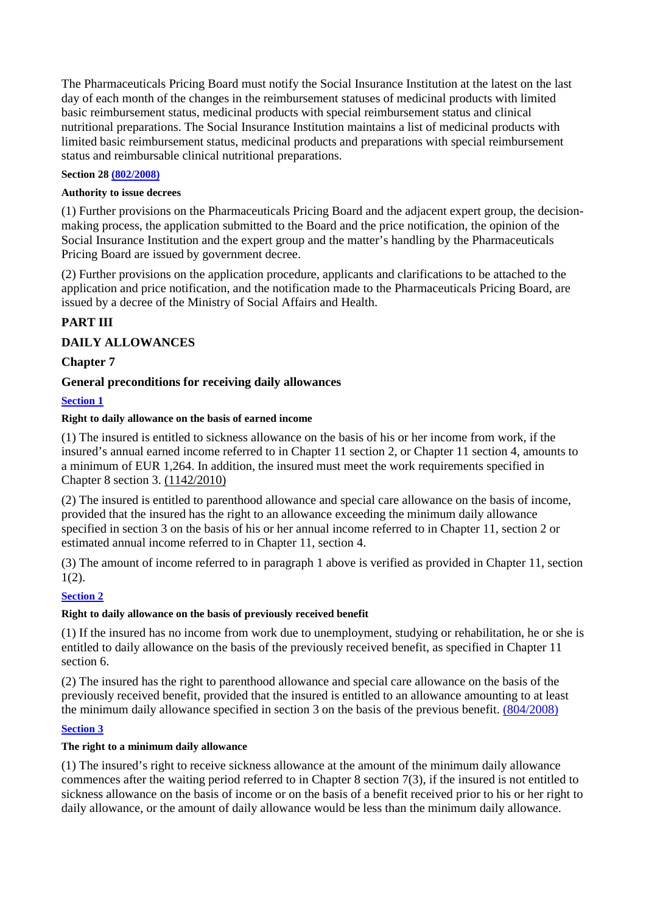The Pharmaceuticals Pricing Board must notify the Social Insurance Institution at the latest on the last day of each month of the changes in the reimbursement statuses of medicinal products with limited basic reimbursement status, medicinal products with special reimbursement status and clinical nutritional preparations. The Social Insurance Institution maintains a list of medicinal products with limited basic reimbursement status, medicinal products and preparations with special reimbursement status and reimbursable clinical nutritional preparations.

**Section 28 (802/2008)**

**Authority to issue decrees**

(1) Further provisions on the Pharmaceuticals Pricing Board and the adjacent expert group, the decision-making process, the application submitted to the Board and the price notification, the opinion of the Social Insurance Institution and the expert group and the matter's handling by the Pharmaceuticals Pricing Board are issued by government decree.

(2) Further provisions on the application procedure, applicants and clarifications to be attached to the application and price notification, and the notification made to the Pharmaceuticals Pricing Board, are issued by a decree of the Ministry of Social Affairs and Health.

## PART III

## DAILY ALLOWANCES

### Chapter 7

### General preconditions for receiving daily allowances

**Section 1**

**Right to daily allowance on the basis of earned income**

(1) The insured is entitled to sickness allowance on the basis of his or her income from work, if the insured's annual earned income referred to in Chapter 11 section 2, or Chapter 11 section 4, amounts to a minimum of EUR 1,264. In addition, the insured must meet the work requirements specified in Chapter 8 section 3. (1142/2010)

(2) The insured is entitled to parenthood allowance and special care allowance on the basis of income, provided that the insured has the right to an allowance exceeding the minimum daily allowance specified in section 3 on the basis of his or her annual income referred to in Chapter 11, section 2 or estimated annual income referred to in Chapter 11, section 4.

(3) The amount of income referred to in paragraph 1 above is verified as provided in Chapter 11, section 1(2).

**Section 2**

**Right to daily allowance on the basis of previously received benefit**

(1) If the insured has no income from work due to unemployment, studying or rehabilitation, he or she is entitled to daily allowance on the basis of the previously received benefit, as specified in Chapter 11 section 6.

(2) The insured has the right to parenthood allowance and special care allowance on the basis of the previously received benefit, provided that the insured is entitled to an allowance amounting to at least the minimum daily allowance specified in section 3 on the basis of the previous benefit. (804/2008)

**Section 3**

**The right to a minimum daily allowance**

(1) The insured's right to receive sickness allowance at the amount of the minimum daily allowance commences after the waiting period referred to in Chapter 8 section 7(3), if the insured is not entitled to sickness allowance on the basis of income or on the basis of a benefit received prior to his or her right to daily allowance, or the amount of daily allowance would be less than the minimum daily allowance.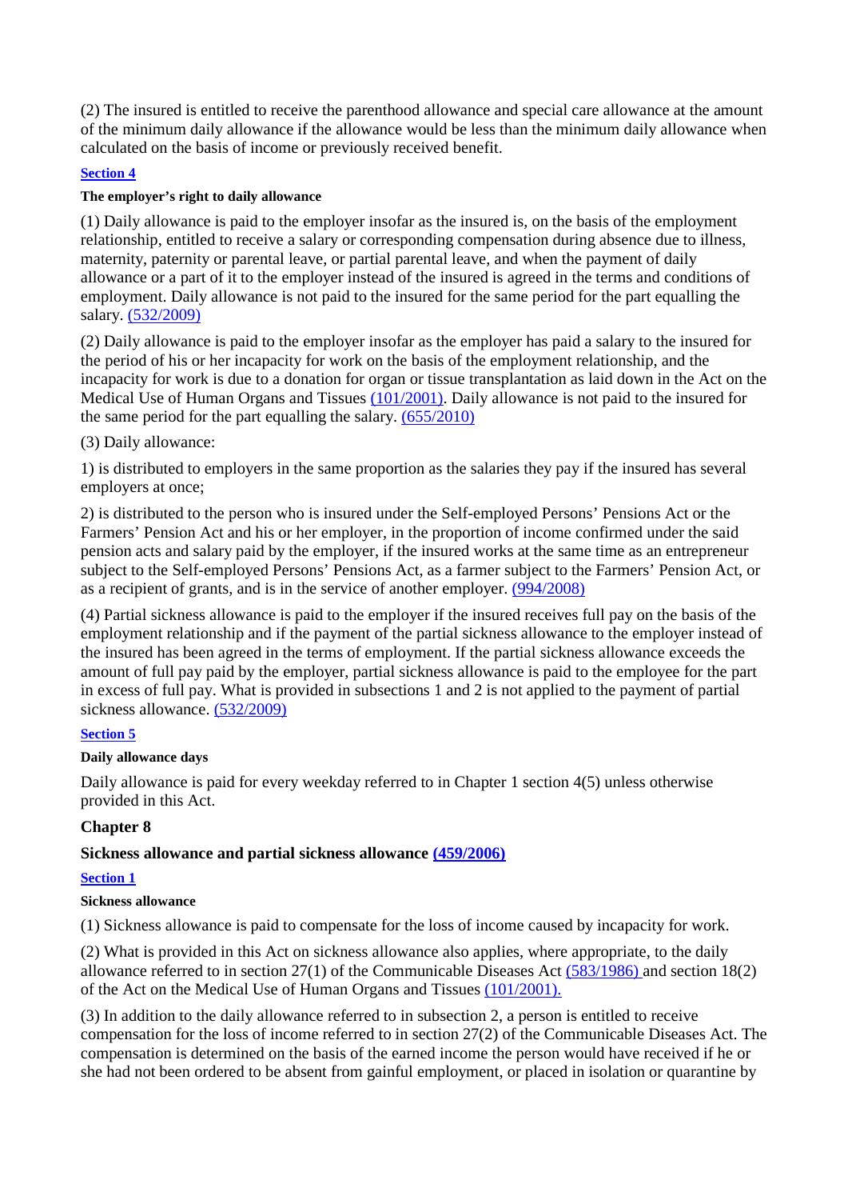(2) The insured is entitled to receive the parenthood allowance and special care allowance at the amount of the minimum daily allowance if the allowance would be less than the minimum daily allowance when calculated on the basis of income or previously received benefit.

#### Section 4

##### The employer's right to daily allowance

(1) Daily allowance is paid to the employer insofar as the insured is, on the basis of the employment relationship, entitled to receive a salary or corresponding compensation during absence due to illness, maternity, paternity or parental leave, or partial parental leave, and when the payment of daily allowance or a part of it to the employer instead of the insured is agreed in the terms and conditions of employment. Daily allowance is not paid to the insured for the same period for the part equalling the salary. (532/2009)

(2) Daily allowance is paid to the employer insofar as the employer has paid a salary to the insured for the period of his or her incapacity for work on the basis of the employment relationship, and the incapacity for work is due to a donation for organ or tissue transplantation as laid down in the Act on the Medical Use of Human Organs and Tissues (101/2001). Daily allowance is not paid to the insured for the same period for the part equalling the salary. (655/2010)

(3) Daily allowance:

1) is distributed to employers in the same proportion as the salaries they pay if the insured has several employers at once;

2) is distributed to the person who is insured under the Self-employed Persons' Pensions Act or the Farmers' Pension Act and his or her employer, in the proportion of income confirmed under the said pension acts and salary paid by the employer, if the insured works at the same time as an entrepreneur subject to the Self-employed Persons' Pensions Act, as a farmer subject to the Farmers' Pension Act, or as a recipient of grants, and is in the service of another employer. (994/2008)

(4) Partial sickness allowance is paid to the employer if the insured receives full pay on the basis of the employment relationship and if the payment of the partial sickness allowance to the employer instead of the insured has been agreed in the terms of employment. If the partial sickness allowance exceeds the amount of full pay paid by the employer, partial sickness allowance is paid to the employee for the part in excess of full pay. What is provided in subsections 1 and 2 is not applied to the payment of partial sickness allowance. (532/2009)

#### Section 5

##### Daily allowance days

Daily allowance is paid for every weekday referred to in Chapter 1 section 4(5) unless otherwise provided in this Act.

### Chapter 8

### Sickness allowance and partial sickness allowance (459/2006)

#### Section 1

##### Sickness allowance

(1) Sickness allowance is paid to compensate for the loss of income caused by incapacity for work.

(2) What is provided in this Act on sickness allowance also applies, where appropriate, to the daily allowance referred to in section 27(1) of the Communicable Diseases Act (583/1986) and section 18(2) of the Act on the Medical Use of Human Organs and Tissues (101/2001).

(3) In addition to the daily allowance referred to in subsection 2, a person is entitled to receive compensation for the loss of income referred to in section 27(2) of the Communicable Diseases Act. The compensation is determined on the basis of the earned income the person would have received if he or she had not been ordered to be absent from gainful employment, or placed in isolation or quarantine by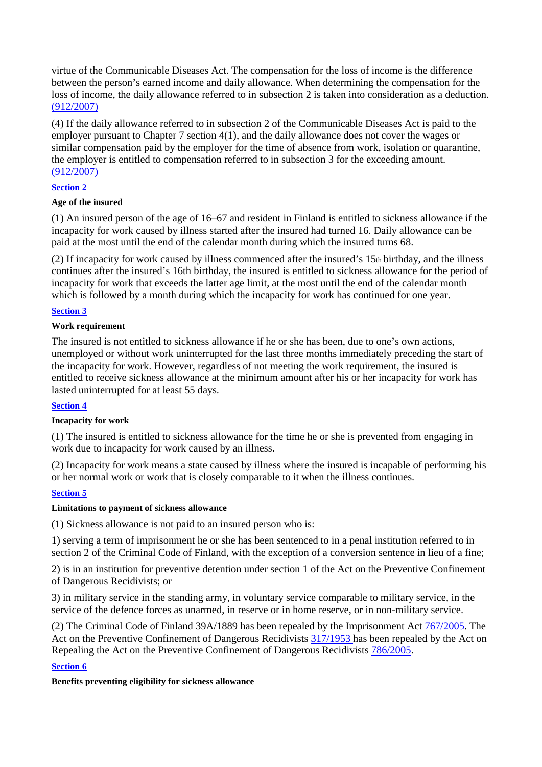virtue of the Communicable Diseases Act. The compensation for the loss of income is the difference between the person's earned income and daily allowance. When determining the compensation for the loss of income, the daily allowance referred to in subsection 2 is taken into consideration as a deduction. (912/2007)

(4) If the daily allowance referred to in subsection 2 of the Communicable Diseases Act is paid to the employer pursuant to Chapter 7 section 4(1), and the daily allowance does not cover the wages or similar compensation paid by the employer for the time of absence from work, isolation or quarantine, the employer is entitled to compensation referred to in subsection 3 for the exceeding amount. (912/2007)

**Section 2**

**Age of the insured**

(1) An insured person of the age of 16–67 and resident in Finland is entitled to sickness allowance if the incapacity for work caused by illness started after the insured had turned 16. Daily allowance can be paid at the most until the end of the calendar month during which the insured turns 68.

(2) If incapacity for work caused by illness commenced after the insured's 15th birthday, and the illness continues after the insured's 16th birthday, the insured is entitled to sickness allowance for the period of incapacity for work that exceeds the latter age limit, at the most until the end of the calendar month which is followed by a month during which the incapacity for work has continued for one year.

**Section 3**

**Work requirement**

The insured is not entitled to sickness allowance if he or she has been, due to one's own actions, unemployed or without work uninterrupted for the last three months immediately preceding the start of the incapacity for work. However, regardless of not meeting the work requirement, the insured is entitled to receive sickness allowance at the minimum amount after his or her incapacity for work has lasted uninterrupted for at least 55 days.

**Section 4**

**Incapacity for work**

(1) The insured is entitled to sickness allowance for the time he or she is prevented from engaging in work due to incapacity for work caused by an illness.

(2) Incapacity for work means a state caused by illness where the insured is incapable of performing his or her normal work or work that is closely comparable to it when the illness continues.

**Section 5**

**Limitations to payment of sickness allowance**

(1) Sickness allowance is not paid to an insured person who is:

1) serving a term of imprisonment he or she has been sentenced to in a penal institution referred to in section 2 of the Criminal Code of Finland, with the exception of a conversion sentence in lieu of a fine;

2) is in an institution for preventive detention under section 1 of the Act on the Preventive Confinement of Dangerous Recidivists; or

3) in military service in the standing army, in voluntary service comparable to military service, in the service of the defence forces as unarmed, in reserve or in home reserve, or in non-military service.

(2) The Criminal Code of Finland 39A/1889 has been repealed by the Imprisonment Act 767/2005. The Act on the Preventive Confinement of Dangerous Recidivists 317/1953 has been repealed by the Act on Repealing the Act on the Preventive Confinement of Dangerous Recidivists 786/2005.

**Section 6**

**Benefits preventing eligibility for sickness allowance**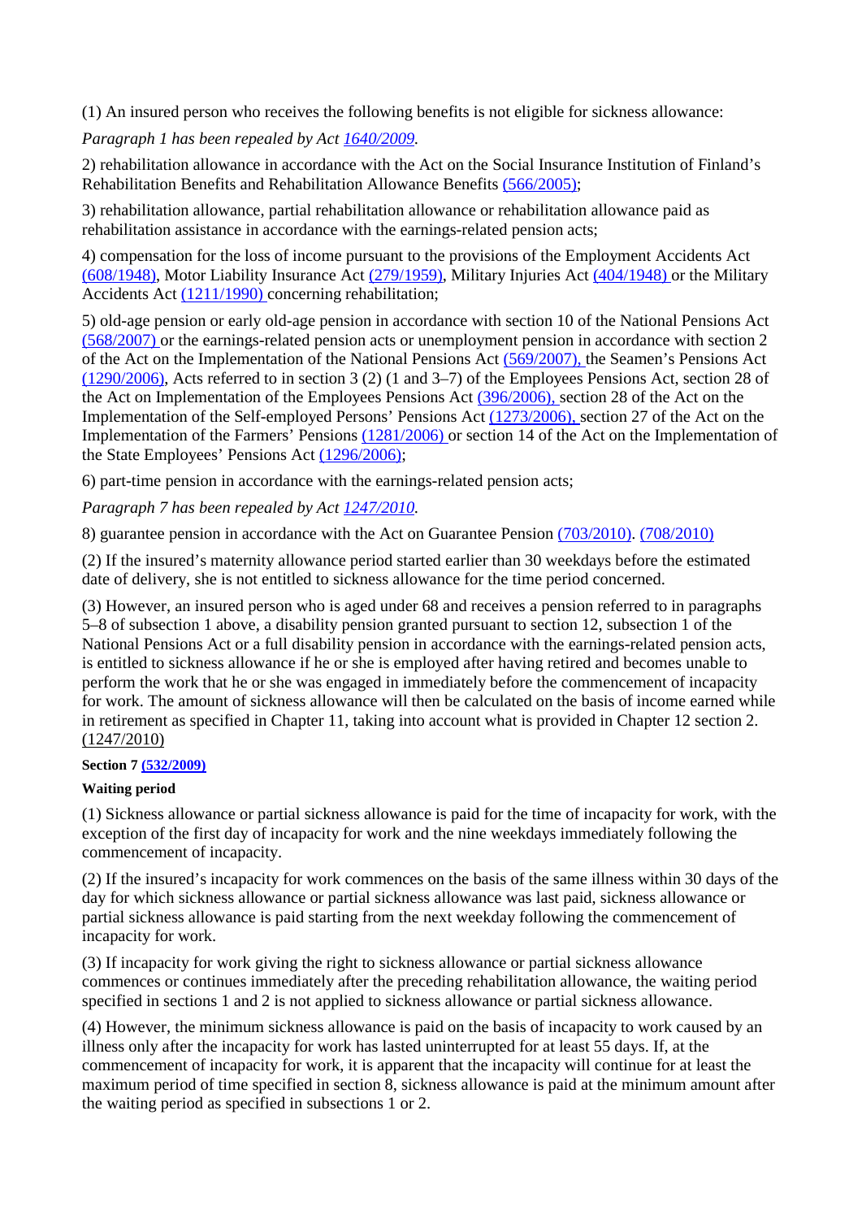(1) An insured person who receives the following benefits is not eligible for sickness allowance:

*Paragraph 1 has been repealed by Act 1640/2009.*

2) rehabilitation allowance in accordance with the Act on the Social Insurance Institution of Finland's Rehabilitation Benefits and Rehabilitation Allowance Benefits (566/2005);

3) rehabilitation allowance, partial rehabilitation allowance or rehabilitation allowance paid as rehabilitation assistance in accordance with the earnings-related pension acts;

4) compensation for the loss of income pursuant to the provisions of the Employment Accidents Act (608/1948), Motor Liability Insurance Act (279/1959), Military Injuries Act (404/1948) or the Military Accidents Act (1211/1990) concerning rehabilitation;

5) old-age pension or early old-age pension in accordance with section 10 of the National Pensions Act (568/2007) or the earnings-related pension acts or unemployment pension in accordance with section 2 of the Act on the Implementation of the National Pensions Act (569/2007), the Seamen's Pensions Act (1290/2006), Acts referred to in section 3 (2) (1 and 3–7) of the Employees Pensions Act, section 28 of the Act on Implementation of the Employees Pensions Act (396/2006), section 28 of the Act on the Implementation of the Self-employed Persons' Pensions Act (1273/2006), section 27 of the Act on the Implementation of the Farmers' Pensions (1281/2006) or section 14 of the Act on the Implementation of the State Employees' Pensions Act (1296/2006);

6) part-time pension in accordance with the earnings-related pension acts;

*Paragraph 7 has been repealed by Act 1247/2010.*

8) guarantee pension in accordance with the Act on Guarantee Pension (703/2010). (708/2010)

(2) If the insured's maternity allowance period started earlier than 30 weekdays before the estimated date of delivery, she is not entitled to sickness allowance for the time period concerned.

(3) However, an insured person who is aged under 68 and receives a pension referred to in paragraphs 5–8 of subsection 1 above, a disability pension granted pursuant to section 12, subsection 1 of the National Pensions Act or a full disability pension in accordance with the earnings-related pension acts, is entitled to sickness allowance if he or she is employed after having retired and becomes unable to perform the work that he or she was engaged in immediately before the commencement of incapacity for work. The amount of sickness allowance will then be calculated on the basis of income earned while in retirement as specified in Chapter 11, taking into account what is provided in Chapter 12 section 2. (1247/2010)

**Section 7 (532/2009)**

**Waiting period**

(1) Sickness allowance or partial sickness allowance is paid for the time of incapacity for work, with the exception of the first day of incapacity for work and the nine weekdays immediately following the commencement of incapacity.

(2) If the insured's incapacity for work commences on the basis of the same illness within 30 days of the day for which sickness allowance or partial sickness allowance was last paid, sickness allowance or partial sickness allowance is paid starting from the next weekday following the commencement of incapacity for work.

(3) If incapacity for work giving the right to sickness allowance or partial sickness allowance commences or continues immediately after the preceding rehabilitation allowance, the waiting period specified in sections 1 and 2 is not applied to sickness allowance or partial sickness allowance.

(4) However, the minimum sickness allowance is paid on the basis of incapacity to work caused by an illness only after the incapacity for work has lasted uninterrupted for at least 55 days. If, at the commencement of incapacity for work, it is apparent that the incapacity will continue for at least the maximum period of time specified in section 8, sickness allowance is paid at the minimum amount after the waiting period as specified in subsections 1 or 2.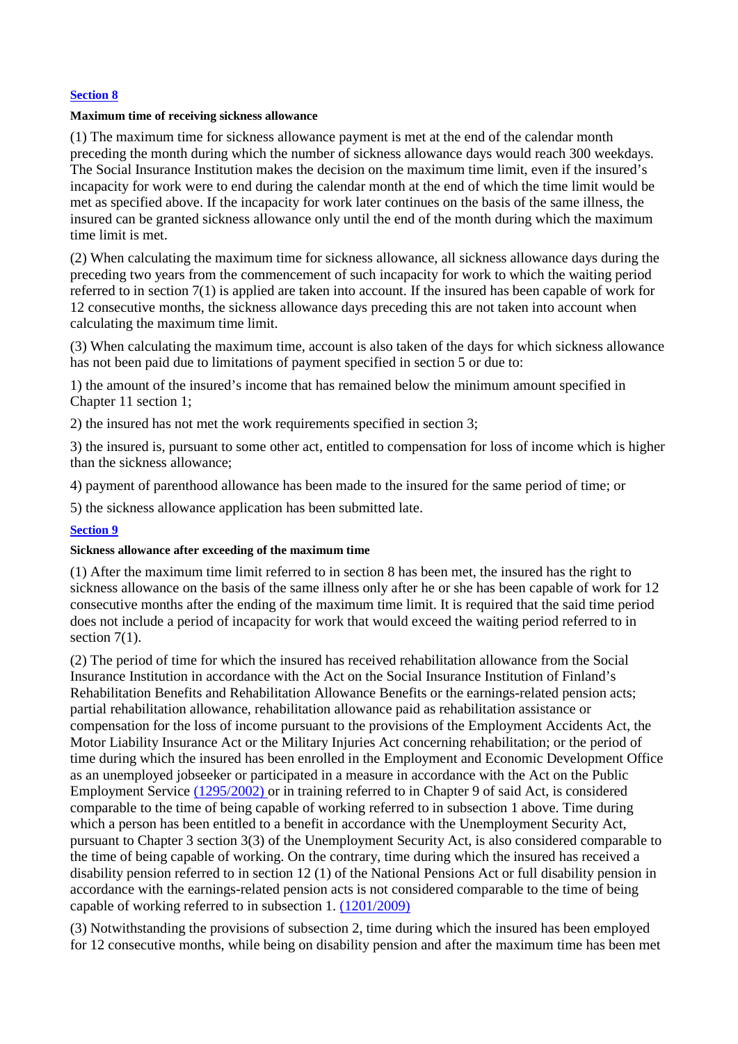**[Section 8](#)**

**Maximum time of receiving sickness allowance**

(1) The maximum time for sickness allowance payment is met at the end of the calendar month preceding the month during which the number of sickness allowance days would reach 300 weekdays. The Social Insurance Institution makes the decision on the maximum time limit, even if the insured's incapacity for work were to end during the calendar month at the end of which the time limit would be met as specified above. If the incapacity for work later continues on the basis of the same illness, the insured can be granted sickness allowance only until the end of the month during which the maximum time limit is met.

(2) When calculating the maximum time for sickness allowance, all sickness allowance days during the preceding two years from the commencement of such incapacity for work to which the waiting period referred to in section 7(1) is applied are taken into account. If the insured has been capable of work for 12 consecutive months, the sickness allowance days preceding this are not taken into account when calculating the maximum time limit.

(3) When calculating the maximum time, account is also taken of the days for which sickness allowance has not been paid due to limitations of payment specified in section 5 or due to:

1) the amount of the insured's income that has remained below the minimum amount specified in Chapter 11 section 1;

2) the insured has not met the work requirements specified in section 3;

3) the insured is, pursuant to some other act, entitled to compensation for loss of income which is higher than the sickness allowance;

4) payment of parenthood allowance has been made to the insured for the same period of time; or

5) the sickness allowance application has been submitted late.

**[Section 9](#)**

**Sickness allowance after exceeding of the maximum time**

(1) After the maximum time limit referred to in section 8 has been met, the insured has the right to sickness allowance on the basis of the same illness only after he or she has been capable of work for 12 consecutive months after the ending of the maximum time limit. It is required that the said time period does not include a period of incapacity for work that would exceed the waiting period referred to in section 7(1).

(2) The period of time for which the insured has received rehabilitation allowance from the Social Insurance Institution in accordance with the Act on the Social Insurance Institution of Finland's Rehabilitation Benefits and Rehabilitation Allowance Benefits or the earnings-related pension acts; partial rehabilitation allowance, rehabilitation allowance paid as rehabilitation assistance or compensation for the loss of income pursuant to the provisions of the Employment Accidents Act, the Motor Liability Insurance Act or the Military Injuries Act concerning rehabilitation; or the period of time during which the insured has been enrolled in the Employment and Economic Development Office as an unemployed jobseeker or participated in a measure in accordance with the Act on the Public Employment Service [(1295/2002)](#) or in training referred to in Chapter 9 of said Act, is considered comparable to the time of being capable of working referred to in subsection 1 above. Time during which a person has been entitled to a benefit in accordance with the Unemployment Security Act, pursuant to Chapter 3 section 3(3) of the Unemployment Security Act, is also considered comparable to the time of being capable of working. On the contrary, time during which the insured has received a disability pension referred to in section 12 (1) of the National Pensions Act or full disability pension in accordance with the earnings-related pension acts is not considered comparable to the time of being capable of working referred to in subsection 1. [(1201/2009)](#)

(3) Notwithstanding the provisions of subsection 2, time during which the insured has been employed for 12 consecutive months, while being on disability pension and after the maximum time has been met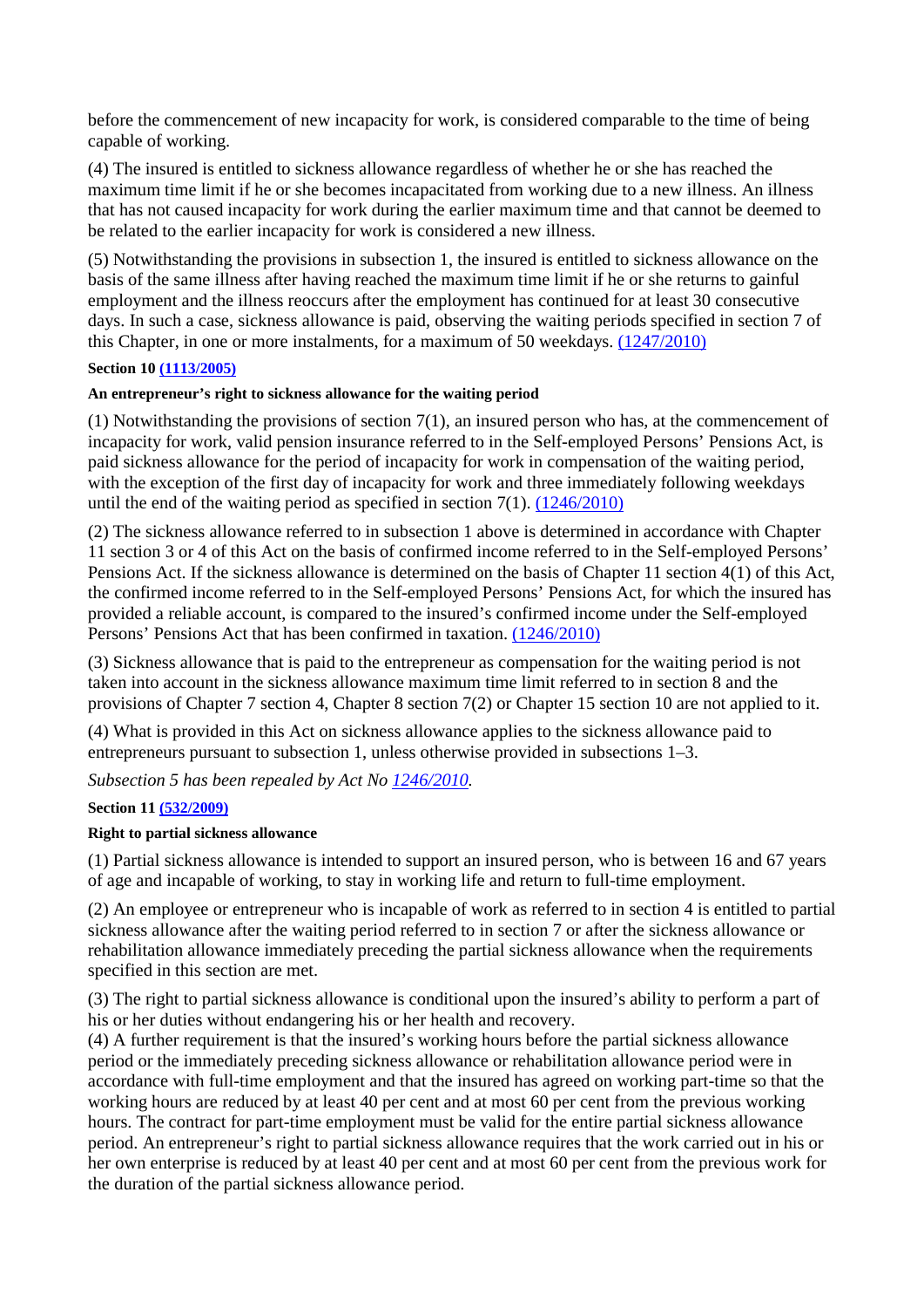before the commencement of new incapacity for work, is considered comparable to the time of being capable of working.

(4) The insured is entitled to sickness allowance regardless of whether he or she has reached the maximum time limit if he or she becomes incapacitated from working due to a new illness. An illness that has not caused incapacity for work during the earlier maximum time and that cannot be deemed to be related to the earlier incapacity for work is considered a new illness.

(5) Notwithstanding the provisions in subsection 1, the insured is entitled to sickness allowance on the basis of the same illness after having reached the maximum time limit if he or she returns to gainful employment and the illness reoccurs after the employment has continued for at least 30 consecutive days. In such a case, sickness allowance is paid, observing the waiting periods specified in section 7 of this Chapter, in one or more instalments, for a maximum of 50 weekdays. (1247/2010)

**Section 10 (1113/2005)**

**An entrepreneur's right to sickness allowance for the waiting period**

(1) Notwithstanding the provisions of section 7(1), an insured person who has, at the commencement of incapacity for work, valid pension insurance referred to in the Self-employed Persons' Pensions Act, is paid sickness allowance for the period of incapacity for work in compensation of the waiting period, with the exception of the first day of incapacity for work and three immediately following weekdays until the end of the waiting period as specified in section 7(1). (1246/2010)

(2) The sickness allowance referred to in subsection 1 above is determined in accordance with Chapter 11 section 3 or 4 of this Act on the basis of confirmed income referred to in the Self-employed Persons' Pensions Act. If the sickness allowance is determined on the basis of Chapter 11 section 4(1) of this Act, the confirmed income referred to in the Self-employed Persons' Pensions Act, for which the insured has provided a reliable account, is compared to the insured's confirmed income under the Self-employed Persons' Pensions Act that has been confirmed in taxation. (1246/2010)

(3) Sickness allowance that is paid to the entrepreneur as compensation for the waiting period is not taken into account in the sickness allowance maximum time limit referred to in section 8 and the provisions of Chapter 7 section 4, Chapter 8 section 7(2) or Chapter 15 section 10 are not applied to it.

(4) What is provided in this Act on sickness allowance applies to the sickness allowance paid to entrepreneurs pursuant to subsection 1, unless otherwise provided in subsections 1–3.

*Subsection 5 has been repealed by Act No 1246/2010.*

**Section 11 (532/2009)**

**Right to partial sickness allowance**

(1) Partial sickness allowance is intended to support an insured person, who is between 16 and 67 years of age and incapable of working, to stay in working life and return to full-time employment.

(2) An employee or entrepreneur who is incapable of work as referred to in section 4 is entitled to partial sickness allowance after the waiting period referred to in section 7 or after the sickness allowance or rehabilitation allowance immediately preceding the partial sickness allowance when the requirements specified in this section are met.

(3) The right to partial sickness allowance is conditional upon the insured's ability to perform a part of his or her duties without endangering his or her health and recovery.

(4) A further requirement is that the insured's working hours before the partial sickness allowance period or the immediately preceding sickness allowance or rehabilitation allowance period were in accordance with full-time employment and that the insured has agreed on working part-time so that the working hours are reduced by at least 40 per cent and at most 60 per cent from the previous working hours. The contract for part-time employment must be valid for the entire partial sickness allowance period. An entrepreneur's right to partial sickness allowance requires that the work carried out in his or her own enterprise is reduced by at least 40 per cent and at most 60 per cent from the previous work for the duration of the partial sickness allowance period.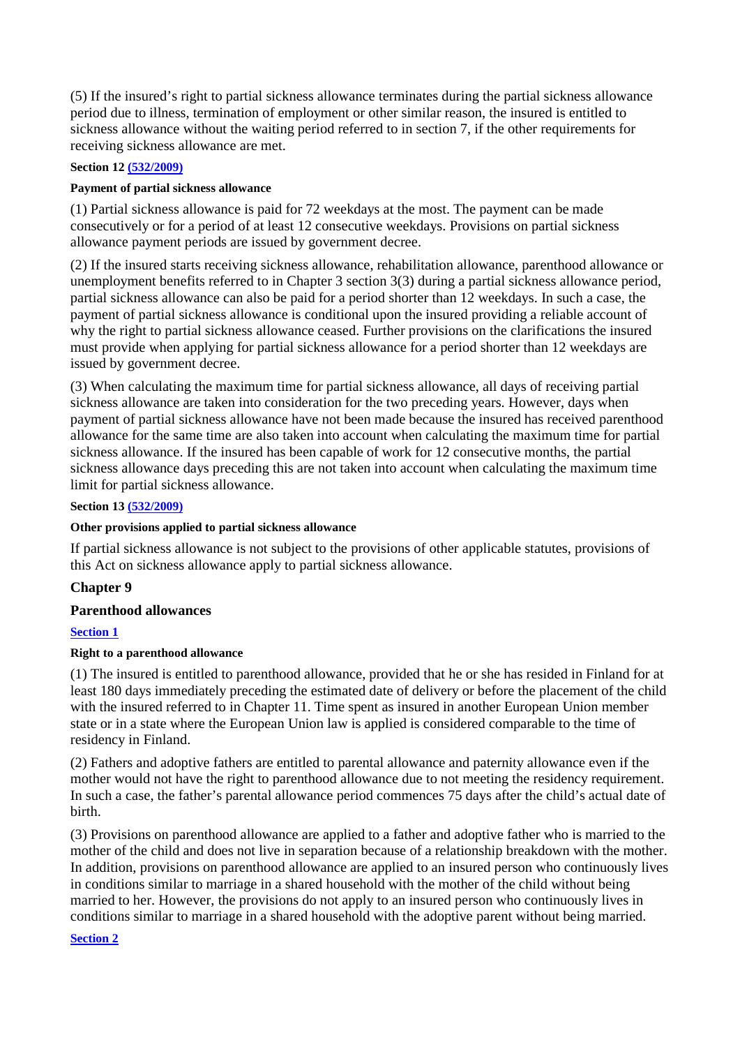(5) If the insured's right to partial sickness allowance terminates during the partial sickness allowance period due to illness, termination of employment or other similar reason, the insured is entitled to sickness allowance without the waiting period referred to in section 7, if the other requirements for receiving sickness allowance are met.

**Section 12 (532/2009)**

**Payment of partial sickness allowance**

(1) Partial sickness allowance is paid for 72 weekdays at the most. The payment can be made consecutively or for a period of at least 12 consecutive weekdays. Provisions on partial sickness allowance payment periods are issued by government decree.

(2) If the insured starts receiving sickness allowance, rehabilitation allowance, parenthood allowance or unemployment benefits referred to in Chapter 3 section 3(3) during a partial sickness allowance period, partial sickness allowance can also be paid for a period shorter than 12 weekdays. In such a case, the payment of partial sickness allowance is conditional upon the insured providing a reliable account of why the right to partial sickness allowance ceased. Further provisions on the clarifications the insured must provide when applying for partial sickness allowance for a period shorter than 12 weekdays are issued by government decree.

(3) When calculating the maximum time for partial sickness allowance, all days of receiving partial sickness allowance are taken into consideration for the two preceding years. However, days when payment of partial sickness allowance have not been made because the insured has received parenthood allowance for the same time are also taken into account when calculating the maximum time for partial sickness allowance. If the insured has been capable of work for 12 consecutive months, the partial sickness allowance days preceding this are not taken into account when calculating the maximum time limit for partial sickness allowance.

**Section 13 (532/2009)**

**Other provisions applied to partial sickness allowance**

If partial sickness allowance is not subject to the provisions of other applicable statutes, provisions of this Act on sickness allowance apply to partial sickness allowance.

## Chapter 9

## Parenthood allowances

**Section 1**

**Right to a parenthood allowance**

(1) The insured is entitled to parenthood allowance, provided that he or she has resided in Finland for at least 180 days immediately preceding the estimated date of delivery or before the placement of the child with the insured referred to in Chapter 11. Time spent as insured in another European Union member state or in a state where the European Union law is applied is considered comparable to the time of residency in Finland.

(2) Fathers and adoptive fathers are entitled to parental allowance and paternity allowance even if the mother would not have the right to parenthood allowance due to not meeting the residency requirement. In such a case, the father's parental allowance period commences 75 days after the child's actual date of birth.

(3) Provisions on parenthood allowance are applied to a father and adoptive father who is married to the mother of the child and does not live in separation because of a relationship breakdown with the mother. In addition, provisions on parenthood allowance are applied to an insured person who continuously lives in conditions similar to marriage in a shared household with the mother of the child without being married to her. However, the provisions do not apply to an insured person who continuously lives in conditions similar to marriage in a shared household with the adoptive parent without being married.

**Section 2**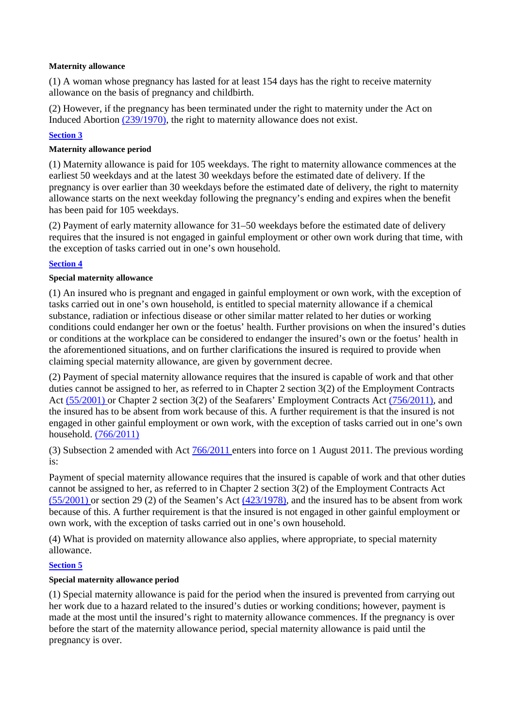**Maternity allowance**

(1) A woman whose pregnancy has lasted for at least 154 days has the right to receive maternity allowance on the basis of pregnancy and childbirth.

(2) However, if the pregnancy has been terminated under the right to maternity under the Act on Induced Abortion (239/1970), the right to maternity allowance does not exist.

**Section 3**

**Maternity allowance period**

(1) Maternity allowance is paid for 105 weekdays. The right to maternity allowance commences at the earliest 50 weekdays and at the latest 30 weekdays before the estimated date of delivery. If the pregnancy is over earlier than 30 weekdays before the estimated date of delivery, the right to maternity allowance starts on the next weekday following the pregnancy's ending and expires when the benefit has been paid for 105 weekdays.

(2) Payment of early maternity allowance for 31–50 weekdays before the estimated date of delivery requires that the insured is not engaged in gainful employment or other own work during that time, with the exception of tasks carried out in one's own household.

**Section 4**

**Special maternity allowance**

(1) An insured who is pregnant and engaged in gainful employment or own work, with the exception of tasks carried out in one's own household, is entitled to special maternity allowance if a chemical substance, radiation or infectious disease or other similar matter related to her duties or working conditions could endanger her own or the foetus' health. Further provisions on when the insured's duties or conditions at the workplace can be considered to endanger the insured's own or the foetus' health in the aforementioned situations, and on further clarifications the insured is required to provide when claiming special maternity allowance, are given by government decree.

(2) Payment of special maternity allowance requires that the insured is capable of work and that other duties cannot be assigned to her, as referred to in Chapter 2 section 3(2) of the Employment Contracts Act (55/2001) or Chapter 2 section 3(2) of the Seafarers' Employment Contracts Act (756/2011), and the insured has to be absent from work because of this. A further requirement is that the insured is not engaged in other gainful employment or own work, with the exception of tasks carried out in one's own household. (766/2011)

(3) Subsection 2 amended with Act 766/2011 enters into force on 1 August 2011. The previous wording is:

Payment of special maternity allowance requires that the insured is capable of work and that other duties cannot be assigned to her, as referred to in Chapter 2 section 3(2) of the Employment Contracts Act (55/2001) or section 29 (2) of the Seamen's Act (423/1978), and the insured has to be absent from work because of this. A further requirement is that the insured is not engaged in other gainful employment or own work, with the exception of tasks carried out in one's own household.

(4) What is provided on maternity allowance also applies, where appropriate, to special maternity allowance.

**Section 5**

**Special maternity allowance period**

(1) Special maternity allowance is paid for the period when the insured is prevented from carrying out her work due to a hazard related to the insured's duties or working conditions; however, payment is made at the most until the insured's right to maternity allowance commences. If the pregnancy is over before the start of the maternity allowance period, special maternity allowance is paid until the pregnancy is over.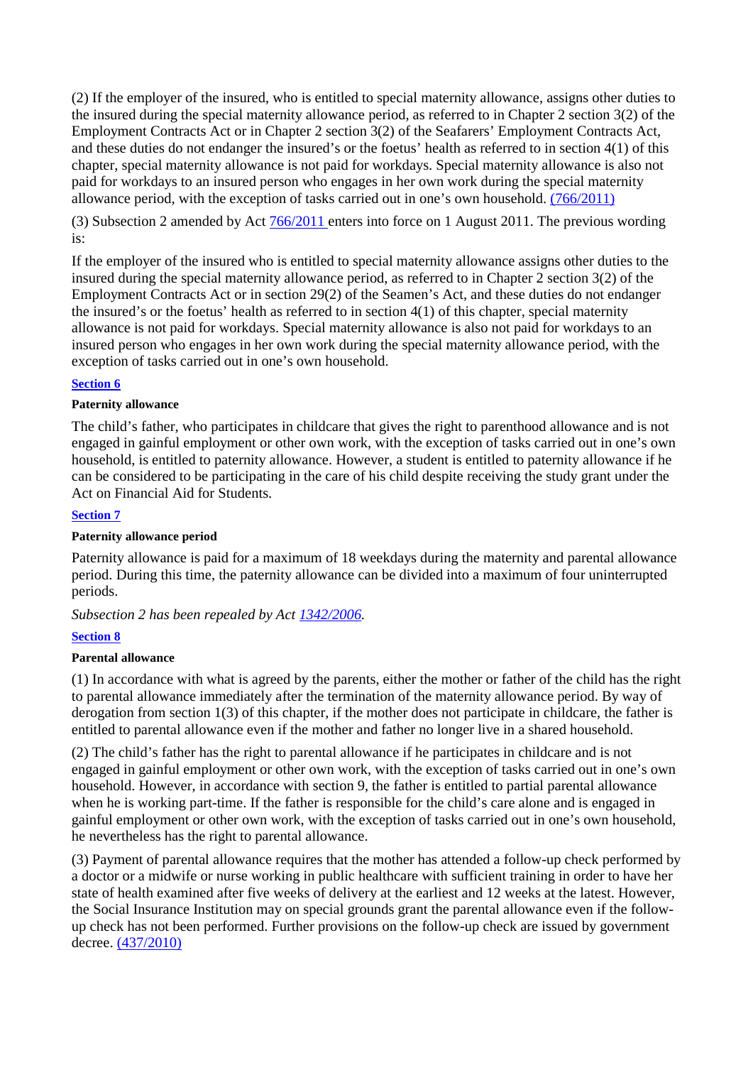(2) If the employer of the insured, who is entitled to special maternity allowance, assigns other duties to the insured during the special maternity allowance period, as referred to in Chapter 2 section 3(2) of the Employment Contracts Act or in Chapter 2 section 3(2) of the Seafarers' Employment Contracts Act, and these duties do not endanger the insured's or the foetus' health as referred to in section 4(1) of this chapter, special maternity allowance is not paid for workdays. Special maternity allowance is also not paid for workdays to an insured person who engages in her own work during the special maternity allowance period, with the exception of tasks carried out in one's own household. (766/2011)

(3) Subsection 2 amended by Act 766/2011 enters into force on 1 August 2011. The previous wording is:

If the employer of the insured who is entitled to special maternity allowance assigns other duties to the insured during the special maternity allowance period, as referred to in Chapter 2 section 3(2) of the Employment Contracts Act or in section 29(2) of the Seamen's Act, and these duties do not endanger the insured's or the foetus' health as referred to in section 4(1) of this chapter, special maternity allowance is not paid for workdays. Special maternity allowance is also not paid for workdays to an insured person who engages in her own work during the special maternity allowance period, with the exception of tasks carried out in one's own household.

**Section 6**

**Paternity allowance**

The child's father, who participates in childcare that gives the right to parenthood allowance and is not engaged in gainful employment or other own work, with the exception of tasks carried out in one's own household, is entitled to paternity allowance. However, a student is entitled to paternity allowance if he can be considered to be participating in the care of his child despite receiving the study grant under the Act on Financial Aid for Students.

**Section 7**

**Paternity allowance period**

Paternity allowance is paid for a maximum of 18 weekdays during the maternity and parental allowance period. During this time, the paternity allowance can be divided into a maximum of four uninterrupted periods.

*Subsection 2 has been repealed by Act 1342/2006.*

**Section 8**

**Parental allowance**

(1) In accordance with what is agreed by the parents, either the mother or father of the child has the right to parental allowance immediately after the termination of the maternity allowance period. By way of derogation from section 1(3) of this chapter, if the mother does not participate in childcare, the father is entitled to parental allowance even if the mother and father no longer live in a shared household.

(2) The child's father has the right to parental allowance if he participates in childcare and is not engaged in gainful employment or other own work, with the exception of tasks carried out in one's own household. However, in accordance with section 9, the father is entitled to partial parental allowance when he is working part-time. If the father is responsible for the child's care alone and is engaged in gainful employment or other own work, with the exception of tasks carried out in one's own household, he nevertheless has the right to parental allowance.

(3) Payment of parental allowance requires that the mother has attended a follow-up check performed by a doctor or a midwife or nurse working in public healthcare with sufficient training in order to have her state of health examined after five weeks of delivery at the earliest and 12 weeks at the latest. However, the Social Insurance Institution may on special grounds grant the parental allowance even if the follow-up check has not been performed. Further provisions on the follow-up check are issued by government decree. (437/2010)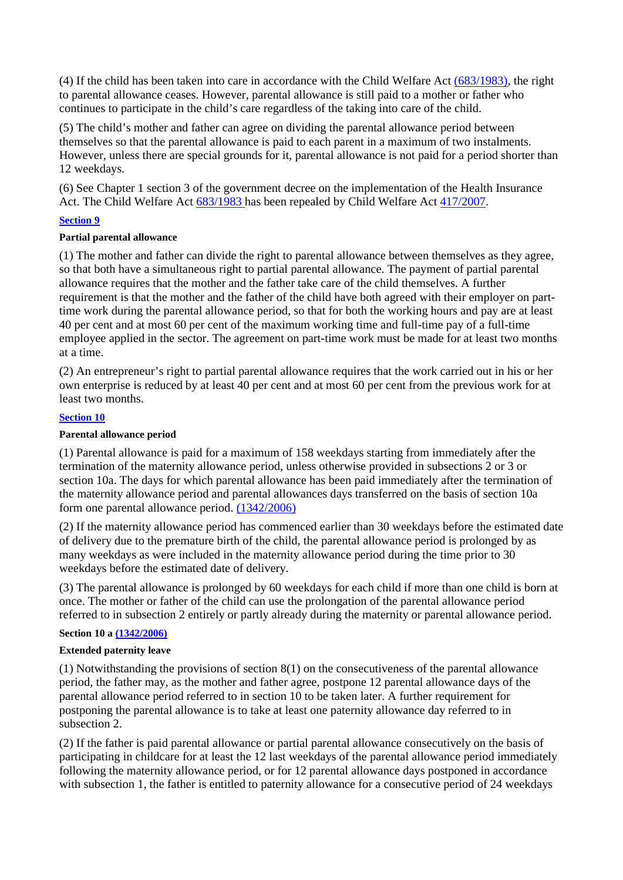(4) If the child has been taken into care in accordance with the Child Welfare Act (683/1983), the right to parental allowance ceases. However, parental allowance is still paid to a mother or father who continues to participate in the child's care regardless of the taking into care of the child.

(5) The child's mother and father can agree on dividing the parental allowance period between themselves so that the parental allowance is paid to each parent in a maximum of two instalments. However, unless there are special grounds for it, parental allowance is not paid for a period shorter than 12 weekdays.

(6) See Chapter 1 section 3 of the government decree on the implementation of the Health Insurance Act. The Child Welfare Act 683/1983 has been repealed by Child Welfare Act 417/2007.

**Section 9**

**Partial parental allowance**

(1) The mother and father can divide the right to parental allowance between themselves as they agree, so that both have a simultaneous right to partial parental allowance. The payment of partial parental allowance requires that the mother and the father take care of the child themselves. A further requirement is that the mother and the father of the child have both agreed with their employer on part-time work during the parental allowance period, so that for both the working hours and pay are at least 40 per cent and at most 60 per cent of the maximum working time and full-time pay of a full-time employee applied in the sector. The agreement on part-time work must be made for at least two months at a time.

(2) An entrepreneur's right to partial parental allowance requires that the work carried out in his or her own enterprise is reduced by at least 40 per cent and at most 60 per cent from the previous work for at least two months.

**Section 10**

**Parental allowance period**

(1) Parental allowance is paid for a maximum of 158 weekdays starting from immediately after the termination of the maternity allowance period, unless otherwise provided in subsections 2 or 3 or section 10a. The days for which parental allowance has been paid immediately after the termination of the maternity allowance period and parental allowances days transferred on the basis of section 10a form one parental allowance period. (1342/2006)

(2) If the maternity allowance period has commenced earlier than 30 weekdays before the estimated date of delivery due to the premature birth of the child, the parental allowance period is prolonged by as many weekdays as were included in the maternity allowance period during the time prior to 30 weekdays before the estimated date of delivery.

(3) The parental allowance is prolonged by 60 weekdays for each child if more than one child is born at once. The mother or father of the child can use the prolongation of the parental allowance period referred to in subsection 2 entirely or partly already during the maternity or parental allowance period.

**Section 10 a (1342/2006)**

**Extended paternity leave**

(1) Notwithstanding the provisions of section 8(1) on the consecutiveness of the parental allowance period, the father may, as the mother and father agree, postpone 12 parental allowance days of the parental allowance period referred to in section 10 to be taken later. A further requirement for postponing the parental allowance is to take at least one paternity allowance day referred to in subsection 2.

(2) If the father is paid parental allowance or partial parental allowance consecutively on the basis of participating in childcare for at least the 12 last weekdays of the parental allowance period immediately following the maternity allowance period, or for 12 parental allowance days postponed in accordance with subsection 1, the father is entitled to paternity allowance for a consecutive period of 24 weekdays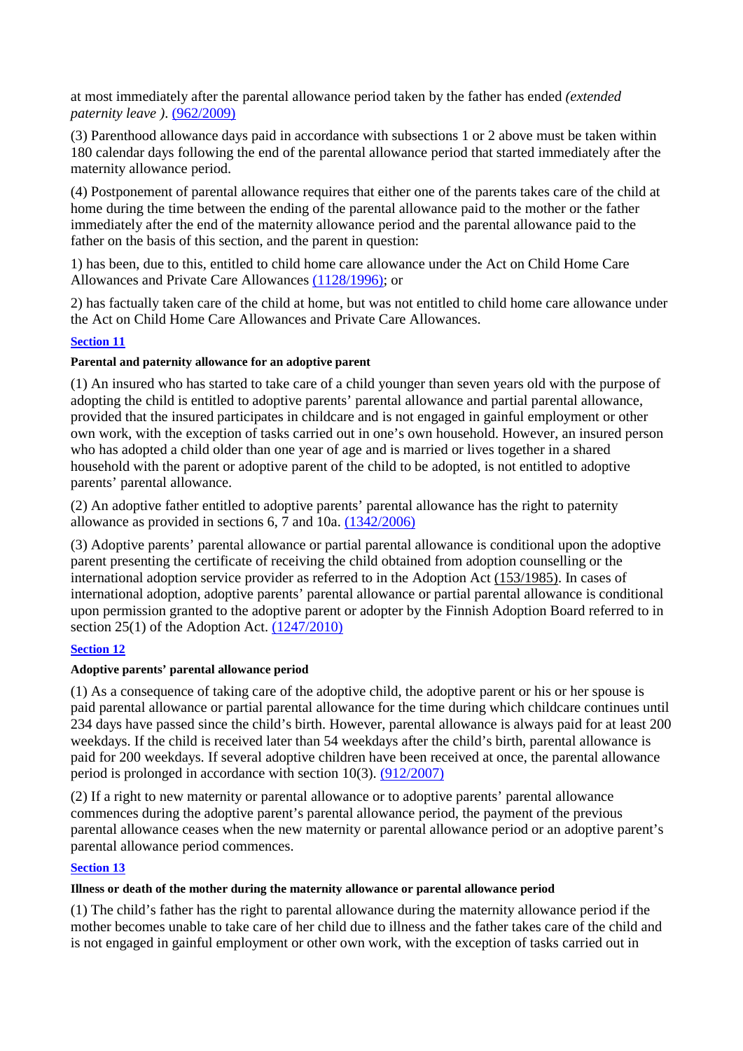at most immediately after the parental allowance period taken by the father has ended *(extended paternity leave )*. (962/2009)

(3) Parenthood allowance days paid in accordance with subsections 1 or 2 above must be taken within 180 calendar days following the end of the parental allowance period that started immediately after the maternity allowance period.

(4) Postponement of parental allowance requires that either one of the parents takes care of the child at home during the time between the ending of the parental allowance paid to the mother or the father immediately after the end of the maternity allowance period and the parental allowance paid to the father on the basis of this section, and the parent in question:

1) has been, due to this, entitled to child home care allowance under the Act on Child Home Care Allowances and Private Care Allowances (1128/1996); or

2) has factually taken care of the child at home, but was not entitled to child home care allowance under the Act on Child Home Care Allowances and Private Care Allowances.

**Section 11**

**Parental and paternity allowance for an adoptive parent**

(1) An insured who has started to take care of a child younger than seven years old with the purpose of adopting the child is entitled to adoptive parents' parental allowance and partial parental allowance, provided that the insured participates in childcare and is not engaged in gainful employment or other own work, with the exception of tasks carried out in one's own household. However, an insured person who has adopted a child older than one year of age and is married or lives together in a shared household with the parent or adoptive parent of the child to be adopted, is not entitled to adoptive parents' parental allowance.

(2) An adoptive father entitled to adoptive parents' parental allowance has the right to paternity allowance as provided in sections 6, 7 and 10a. (1342/2006)

(3) Adoptive parents' parental allowance or partial parental allowance is conditional upon the adoptive parent presenting the certificate of receiving the child obtained from adoption counselling or the international adoption service provider as referred to in the Adoption Act (153/1985). In cases of international adoption, adoptive parents' parental allowance or partial parental allowance is conditional upon permission granted to the adoptive parent or adopter by the Finnish Adoption Board referred to in section 25(1) of the Adoption Act. (1247/2010)

**Section 12**

**Adoptive parents' parental allowance period**

(1) As a consequence of taking care of the adoptive child, the adoptive parent or his or her spouse is paid parental allowance or partial parental allowance for the time during which childcare continues until 234 days have passed since the child's birth. However, parental allowance is always paid for at least 200 weekdays. If the child is received later than 54 weekdays after the child's birth, parental allowance is paid for 200 weekdays. If several adoptive children have been received at once, the parental allowance period is prolonged in accordance with section 10(3). (912/2007)

(2) If a right to new maternity or parental allowance or to adoptive parents' parental allowance commences during the adoptive parent's parental allowance period, the payment of the previous parental allowance ceases when the new maternity or parental allowance period or an adoptive parent's parental allowance period commences.

**Section 13**

**Illness or death of the mother during the maternity allowance or parental allowance period**

(1) The child's father has the right to parental allowance during the maternity allowance period if the mother becomes unable to take care of her child due to illness and the father takes care of the child and is not engaged in gainful employment or other own work, with the exception of tasks carried out in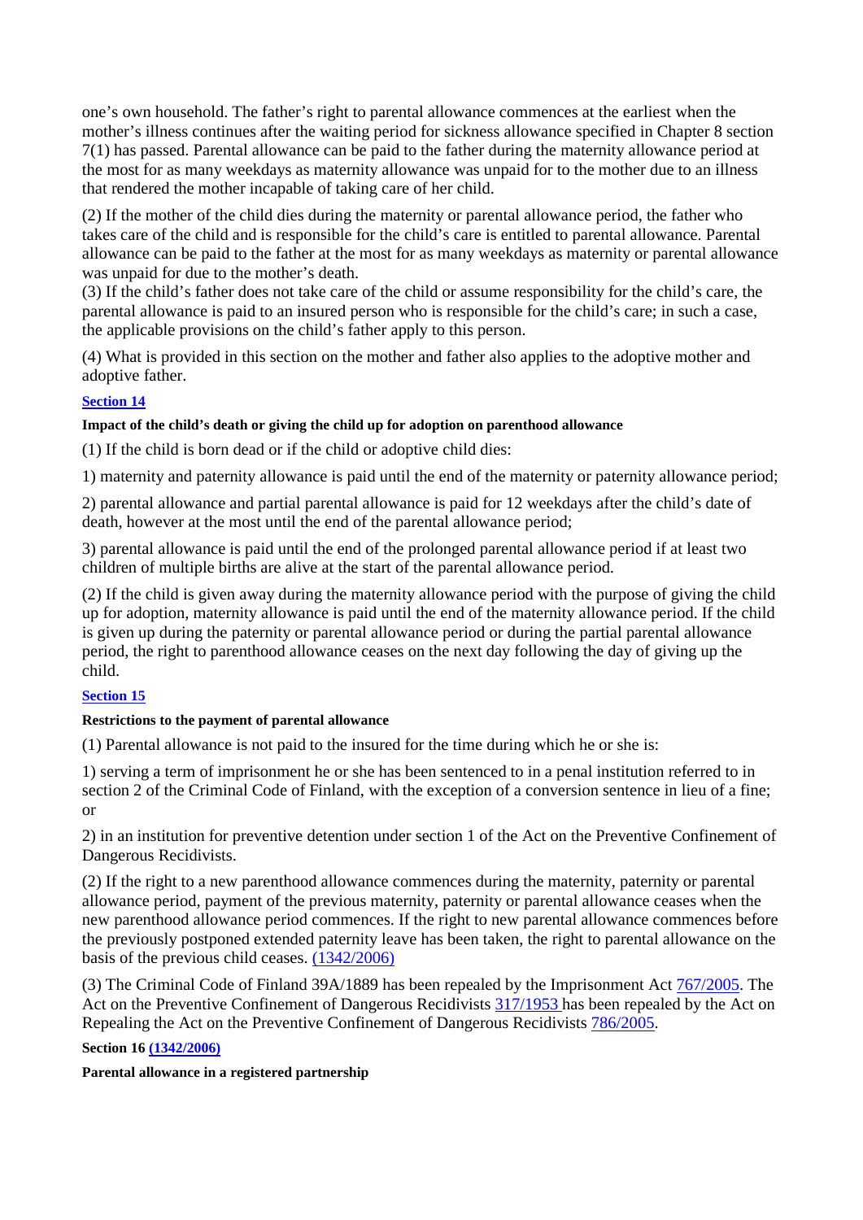one's own household. The father's right to parental allowance commences at the earliest when the mother's illness continues after the waiting period for sickness allowance specified in Chapter 8 section 7(1) has passed. Parental allowance can be paid to the father during the maternity allowance period at the most for as many weekdays as maternity allowance was unpaid for to the mother due to an illness that rendered the mother incapable of taking care of her child.

(2) If the mother of the child dies during the maternity or parental allowance period, the father who takes care of the child and is responsible for the child's care is entitled to parental allowance. Parental allowance can be paid to the father at the most for as many weekdays as maternity or parental allowance was unpaid for due to the mother's death.

(3) If the child's father does not take care of the child or assume responsibility for the child's care, the parental allowance is paid to an insured person who is responsible for the child's care; in such a case, the applicable provisions on the child's father apply to this person.

(4) What is provided in this section on the mother and father also applies to the adoptive mother and adoptive father.

**Section 14**

**Impact of the child's death or giving the child up for adoption on parenthood allowance**

(1) If the child is born dead or if the child or adoptive child dies:

1) maternity and paternity allowance is paid until the end of the maternity or paternity allowance period;

2) parental allowance and partial parental allowance is paid for 12 weekdays after the child's date of death, however at the most until the end of the parental allowance period;

3) parental allowance is paid until the end of the prolonged parental allowance period if at least two children of multiple births are alive at the start of the parental allowance period.

(2) If the child is given away during the maternity allowance period with the purpose of giving the child up for adoption, maternity allowance is paid until the end of the maternity allowance period. If the child is given up during the paternity or parental allowance period or during the partial parental allowance period, the right to parenthood allowance ceases on the next day following the day of giving up the child.

**Section 15**

**Restrictions to the payment of parental allowance**

(1) Parental allowance is not paid to the insured for the time during which he or she is:

1) serving a term of imprisonment he or she has been sentenced to in a penal institution referred to in section 2 of the Criminal Code of Finland, with the exception of a conversion sentence in lieu of a fine; or

2) in an institution for preventive detention under section 1 of the Act on the Preventive Confinement of Dangerous Recidivists.

(2) If the right to a new parenthood allowance commences during the maternity, paternity or parental allowance period, payment of the previous maternity, paternity or parental allowance ceases when the new parenthood allowance period commences. If the right to new parental allowance commences before the previously postponed extended paternity leave has been taken, the right to parental allowance on the basis of the previous child ceases. (1342/2006)

(3) The Criminal Code of Finland 39A/1889 has been repealed by the Imprisonment Act 767/2005. The Act on the Preventive Confinement of Dangerous Recidivists 317/1953 has been repealed by the Act on Repealing the Act on the Preventive Confinement of Dangerous Recidivists 786/2005.

**Section 16 (1342/2006)**

**Parental allowance in a registered partnership**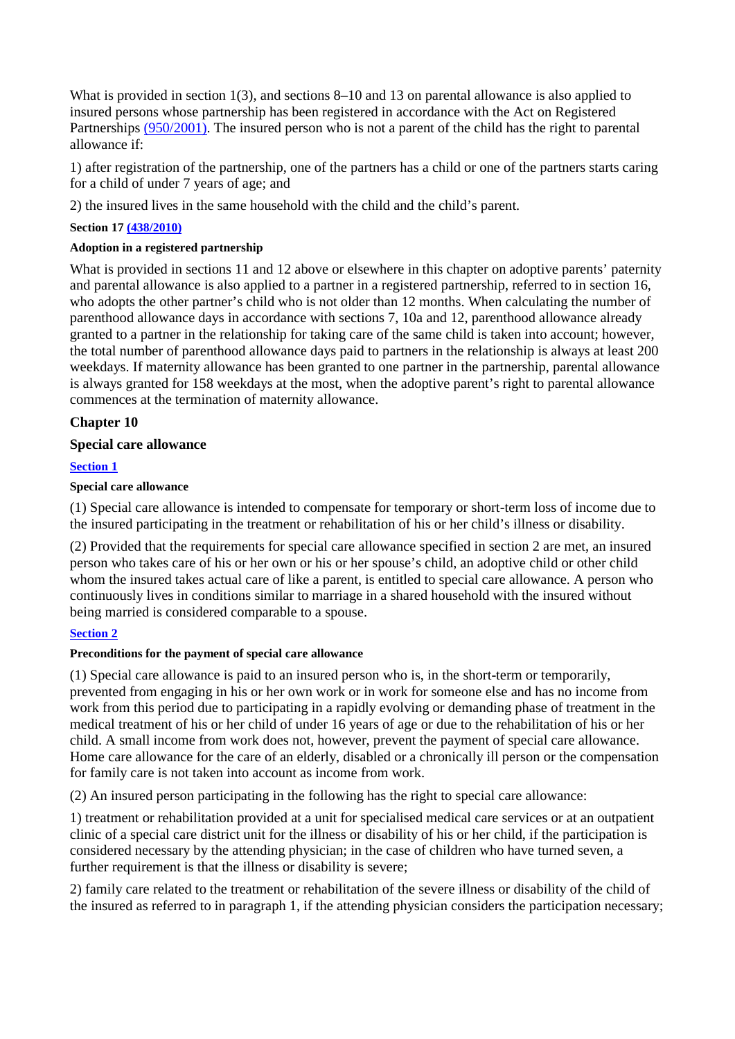What is provided in section 1(3), and sections 8–10 and 13 on parental allowance is also applied to insured persons whose partnership has been registered in accordance with the Act on Registered Partnerships (950/2001). The insured person who is not a parent of the child has the right to parental allowance if:

1) after registration of the partnership, one of the partners has a child or one of the partners starts caring for a child of under 7 years of age; and

2) the insured lives in the same household with the child and the child's parent.

**Section 17 (438/2010)**

**Adoption in a registered partnership**

What is provided in sections 11 and 12 above or elsewhere in this chapter on adoptive parents' paternity and parental allowance is also applied to a partner in a registered partnership, referred to in section 16, who adopts the other partner's child who is not older than 12 months. When calculating the number of parenthood allowance days in accordance with sections 7, 10a and 12, parenthood allowance already granted to a partner in the relationship for taking care of the same child is taken into account; however, the total number of parenthood allowance days paid to partners in the relationship is always at least 200 weekdays. If maternity allowance has been granted to one partner in the partnership, parental allowance is always granted for 158 weekdays at the most, when the adoptive parent's right to parental allowance commences at the termination of maternity allowance.

## Chapter 10

## Special care allowance

**Section 1**

**Special care allowance**

(1) Special care allowance is intended to compensate for temporary or short-term loss of income due to the insured participating in the treatment or rehabilitation of his or her child's illness or disability.

(2) Provided that the requirements for special care allowance specified in section 2 are met, an insured person who takes care of his or her own or his or her spouse's child, an adoptive child or other child whom the insured takes actual care of like a parent, is entitled to special care allowance. A person who continuously lives in conditions similar to marriage in a shared household with the insured without being married is considered comparable to a spouse.

**Section 2**

**Preconditions for the payment of special care allowance**

(1) Special care allowance is paid to an insured person who is, in the short-term or temporarily, prevented from engaging in his or her own work or in work for someone else and has no income from work from this period due to participating in a rapidly evolving or demanding phase of treatment in the medical treatment of his or her child of under 16 years of age or due to the rehabilitation of his or her child. A small income from work does not, however, prevent the payment of special care allowance. Home care allowance for the care of an elderly, disabled or a chronically ill person or the compensation for family care is not taken into account as income from work.

(2) An insured person participating in the following has the right to special care allowance:

1) treatment or rehabilitation provided at a unit for specialised medical care services or at an outpatient clinic of a special care district unit for the illness or disability of his or her child, if the participation is considered necessary by the attending physician; in the case of children who have turned seven, a further requirement is that the illness or disability is severe;

2) family care related to the treatment or rehabilitation of the severe illness or disability of the child of the insured as referred to in paragraph 1, if the attending physician considers the participation necessary;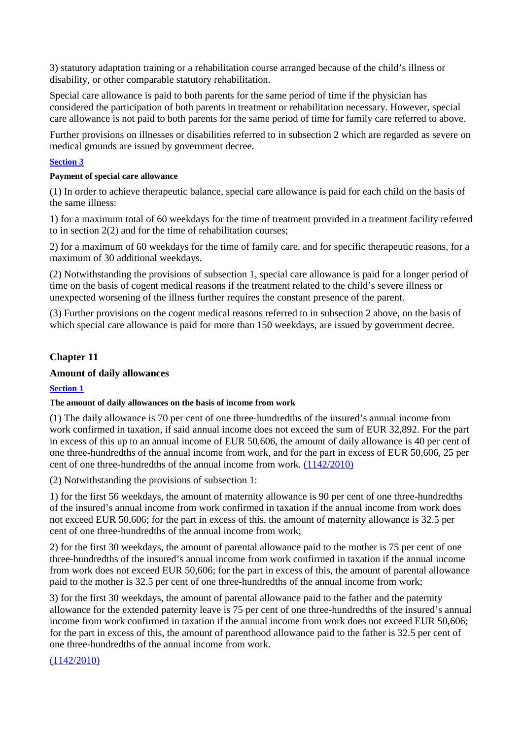3) statutory adaptation training or a rehabilitation course arranged because of the child's illness or disability, or other comparable statutory rehabilitation.

Special care allowance is paid to both parents for the same period of time if the physician has considered the participation of both parents in treatment or rehabilitation necessary. However, special care allowance is not paid to both parents for the same period of time for family care referred to above.

Further provisions on illnesses or disabilities referred to in subsection 2 which are regarded as severe on medical grounds are issued by government decree.

**Section 3**

**Payment of special care allowance**

(1) In order to achieve therapeutic balance, special care allowance is paid for each child on the basis of the same illness:

1) for a maximum total of 60 weekdays for the time of treatment provided in a treatment facility referred to in section 2(2) and for the time of rehabilitation courses;

2) for a maximum of 60 weekdays for the time of family care, and for specific therapeutic reasons, for a maximum of 30 additional weekdays.

(2) Notwithstanding the provisions of subsection 1, special care allowance is paid for a longer period of time on the basis of cogent medical reasons if the treatment related to the child's severe illness or unexpected worsening of the illness further requires the constant presence of the parent.

(3) Further provisions on the cogent medical reasons referred to in subsection 2 above, on the basis of which special care allowance is paid for more than 150 weekdays, are issued by government decree.

## Chapter 11

## Amount of daily allowances

**Section 1**

**The amount of daily allowances on the basis of income from work**

(1) The daily allowance is 70 per cent of one three-hundredths of the insured's annual income from work confirmed in taxation, if said annual income does not exceed the sum of EUR 32,892. For the part in excess of this up to an annual income of EUR 50,606, the amount of daily allowance is 40 per cent of one three-hundredths of the annual income from work, and for the part in excess of EUR 50,606, 25 per cent of one three-hundredths of the annual income from work. (1142/2010)

(2) Notwithstanding the provisions of subsection 1:

1) for the first 56 weekdays, the amount of maternity allowance is 90 per cent of one three-hundredths of the insured's annual income from work confirmed in taxation if the annual income from work does not exceed EUR 50,606; for the part in excess of this, the amount of maternity allowance is 32.5 per cent of one three-hundredths of the annual income from work;

2) for the first 30 weekdays, the amount of parental allowance paid to the mother is 75 per cent of one three-hundredths of the insured's annual income from work confirmed in taxation if the annual income from work does not exceed EUR 50,606; for the part in excess of this, the amount of parental allowance paid to the mother is 32.5 per cent of one three-hundredths of the annual income from work;

3) for the first 30 weekdays, the amount of parental allowance paid to the father and the paternity allowance for the extended paternity leave is 75 per cent of one three-hundredths of the insured's annual income from work confirmed in taxation if the annual income from work does not exceed EUR 50,606; for the part in excess of this, the amount of parenthood allowance paid to the father is 32.5 per cent of one three-hundredths of the annual income from work.

(1142/2010)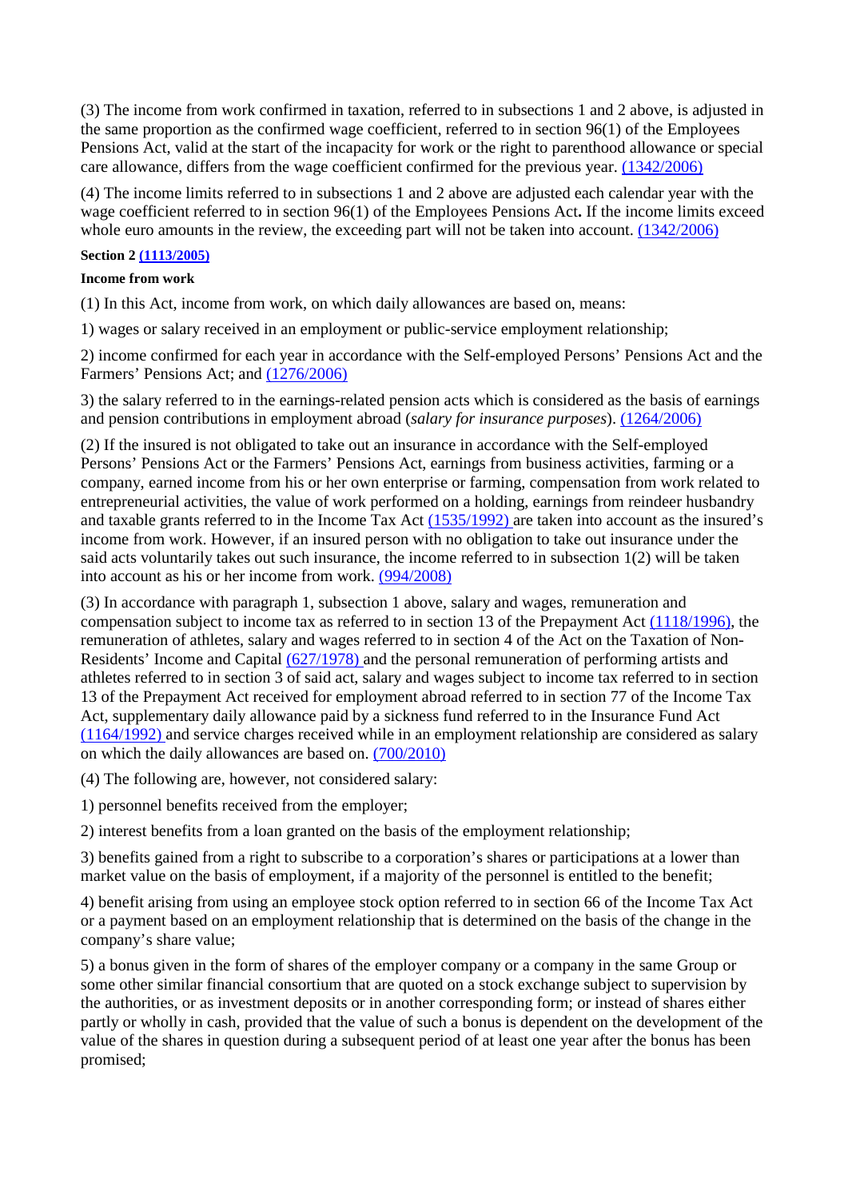(3) The income from work confirmed in taxation, referred to in subsections 1 and 2 above, is adjusted in the same proportion as the confirmed wage coefficient, referred to in section 96(1) of the Employees Pensions Act, valid at the start of the incapacity for work or the right to parenthood allowance or special care allowance, differs from the wage coefficient confirmed for the previous year. (1342/2006)

(4) The income limits referred to in subsections 1 and 2 above are adjusted each calendar year with the wage coefficient referred to in section 96(1) of the Employees Pensions Act**.** If the income limits exceed whole euro amounts in the review, the exceeding part will not be taken into account. (1342/2006)

**Section 2 (1113/2005)**

**Income from work**

(1) In this Act, income from work, on which daily allowances are based on, means:

1) wages or salary received in an employment or public-service employment relationship;

2) income confirmed for each year in accordance with the Self-employed Persons' Pensions Act and the Farmers' Pensions Act; and (1276/2006)

3) the salary referred to in the earnings-related pension acts which is considered as the basis of earnings and pension contributions in employment abroad (*salary for insurance purposes*). (1264/2006)

(2) If the insured is not obligated to take out an insurance in accordance with the Self-employed Persons' Pensions Act or the Farmers' Pensions Act, earnings from business activities, farming or a company, earned income from his or her own enterprise or farming, compensation from work related to entrepreneurial activities, the value of work performed on a holding, earnings from reindeer husbandry and taxable grants referred to in the Income Tax Act (1535/1992) are taken into account as the insured's income from work. However, if an insured person with no obligation to take out insurance under the said acts voluntarily takes out such insurance, the income referred to in subsection 1(2) will be taken into account as his or her income from work. (994/2008)

(3) In accordance with paragraph 1, subsection 1 above, salary and wages, remuneration and compensation subject to income tax as referred to in section 13 of the Prepayment Act (1118/1996), the remuneration of athletes, salary and wages referred to in section 4 of the Act on the Taxation of Non-Residents' Income and Capital (627/1978) and the personal remuneration of performing artists and athletes referred to in section 3 of said act, salary and wages subject to income tax referred to in section 13 of the Prepayment Act received for employment abroad referred to in section 77 of the Income Tax Act, supplementary daily allowance paid by a sickness fund referred to in the Insurance Fund Act (1164/1992) and service charges received while in an employment relationship are considered as salary on which the daily allowances are based on. (700/2010)

(4) The following are, however, not considered salary:

1) personnel benefits received from the employer;

2) interest benefits from a loan granted on the basis of the employment relationship;

3) benefits gained from a right to subscribe to a corporation's shares or participations at a lower than market value on the basis of employment, if a majority of the personnel is entitled to the benefit;

4) benefit arising from using an employee stock option referred to in section 66 of the Income Tax Act or a payment based on an employment relationship that is determined on the basis of the change in the company's share value;

5) a bonus given in the form of shares of the employer company or a company in the same Group or some other similar financial consortium that are quoted on a stock exchange subject to supervision by the authorities, or as investment deposits or in another corresponding form; or instead of shares either partly or wholly in cash, provided that the value of such a bonus is dependent on the development of the value of the shares in question during a subsequent period of at least one year after the bonus has been promised;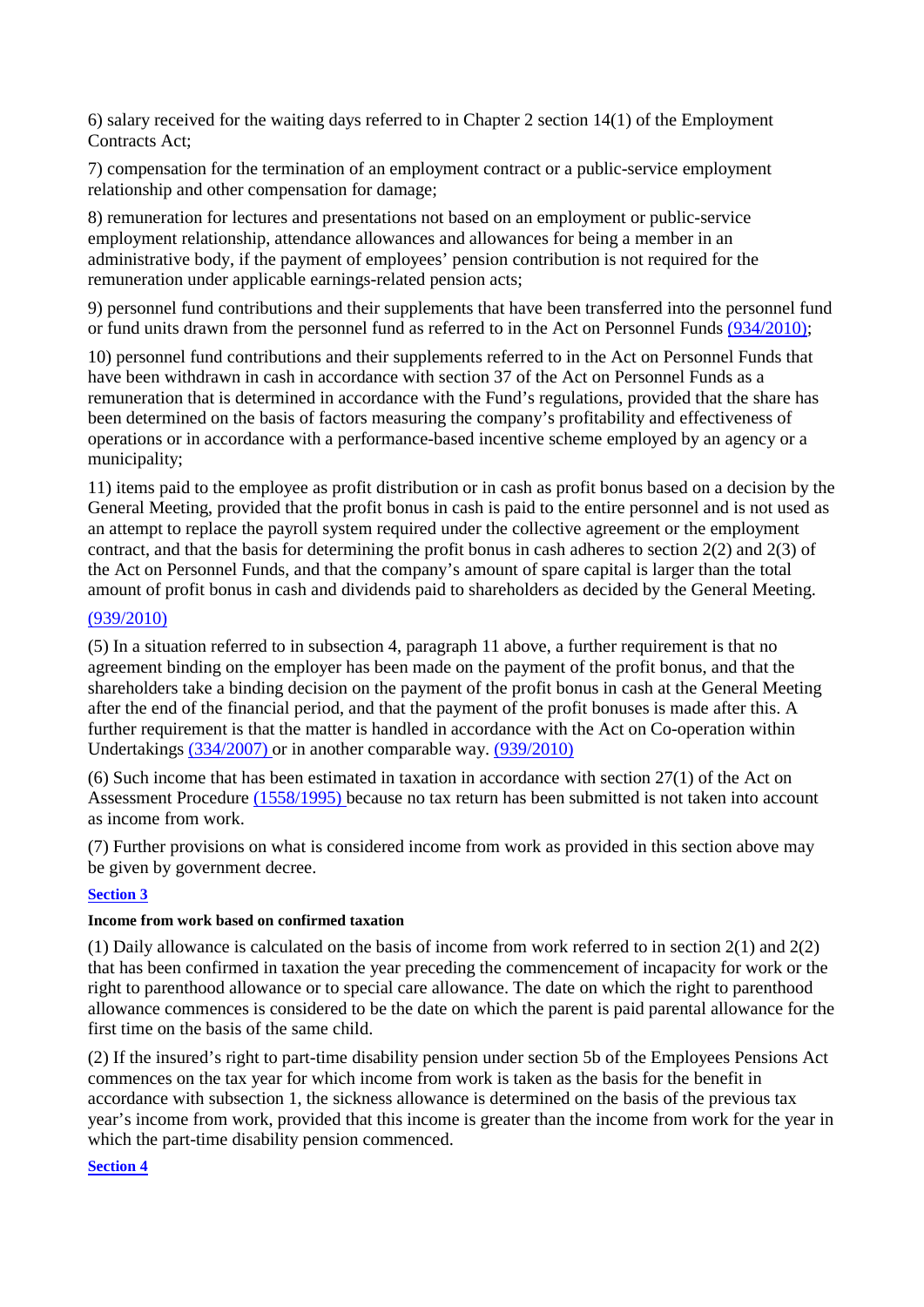6) salary received for the waiting days referred to in Chapter 2 section 14(1) of the Employment Contracts Act;

7) compensation for the termination of an employment contract or a public-service employment relationship and other compensation for damage;

8) remuneration for lectures and presentations not based on an employment or public-service employment relationship, attendance allowances and allowances for being a member in an administrative body, if the payment of employees' pension contribution is not required for the remuneration under applicable earnings-related pension acts;

9) personnel fund contributions and their supplements that have been transferred into the personnel fund or fund units drawn from the personnel fund as referred to in the Act on Personnel Funds (934/2010);

10) personnel fund contributions and their supplements referred to in the Act on Personnel Funds that have been withdrawn in cash in accordance with section 37 of the Act on Personnel Funds as a remuneration that is determined in accordance with the Fund's regulations, provided that the share has been determined on the basis of factors measuring the company's profitability and effectiveness of operations or in accordance with a performance-based incentive scheme employed by an agency or a municipality;

11) items paid to the employee as profit distribution or in cash as profit bonus based on a decision by the General Meeting, provided that the profit bonus in cash is paid to the entire personnel and is not used as an attempt to replace the payroll system required under the collective agreement or the employment contract, and that the basis for determining the profit bonus in cash adheres to section 2(2) and 2(3) of the Act on Personnel Funds, and that the company's amount of spare capital is larger than the total amount of profit bonus in cash and dividends paid to shareholders as decided by the General Meeting.

(939/2010)

(5) In a situation referred to in subsection 4, paragraph 11 above, a further requirement is that no agreement binding on the employer has been made on the payment of the profit bonus, and that the shareholders take a binding decision on the payment of the profit bonus in cash at the General Meeting after the end of the financial period, and that the payment of the profit bonuses is made after this. A further requirement is that the matter is handled in accordance with the Act on Co-operation within Undertakings (334/2007) or in another comparable way. (939/2010)

(6) Such income that has been estimated in taxation in accordance with section 27(1) of the Act on Assessment Procedure (1558/1995) because no tax return has been submitted is not taken into account as income from work.

(7) Further provisions on what is considered income from work as provided in this section above may be given by government decree.

**Section 3**

**Income from work based on confirmed taxation**

(1) Daily allowance is calculated on the basis of income from work referred to in section 2(1) and 2(2) that has been confirmed in taxation the year preceding the commencement of incapacity for work or the right to parenthood allowance or to special care allowance. The date on which the right to parenthood allowance commences is considered to be the date on which the parent is paid parental allowance for the first time on the basis of the same child.

(2) If the insured's right to part-time disability pension under section 5b of the Employees Pensions Act commences on the tax year for which income from work is taken as the basis for the benefit in accordance with subsection 1, the sickness allowance is determined on the basis of the previous tax year's income from work, provided that this income is greater than the income from work for the year in which the part-time disability pension commenced.

**Section 4**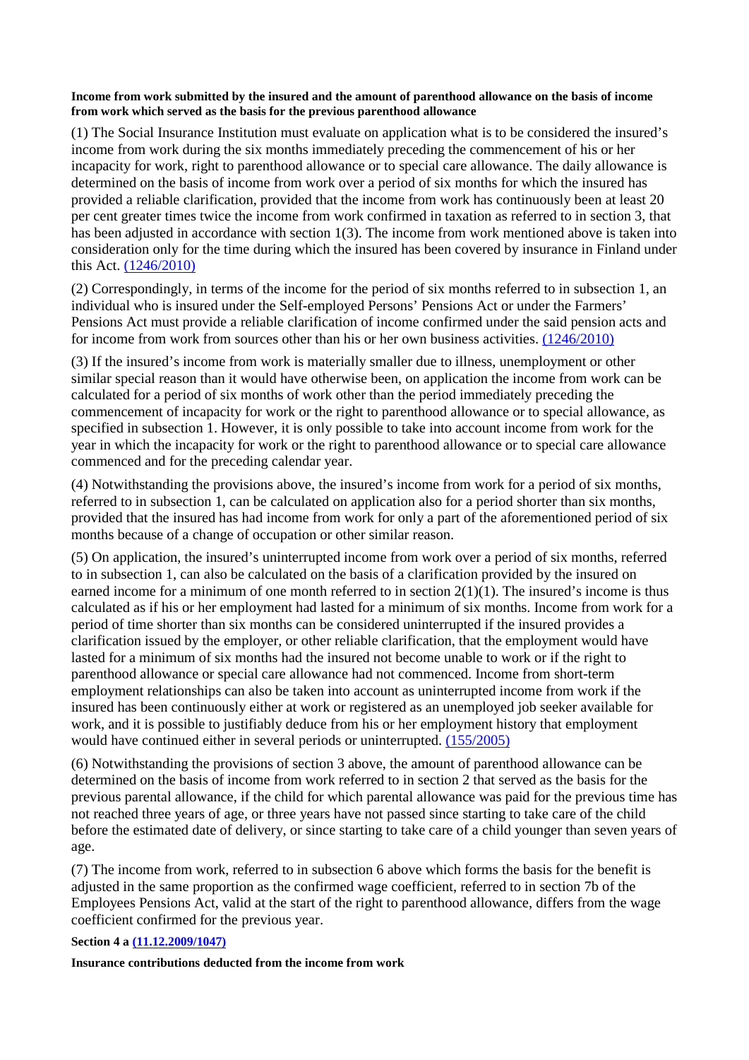**Income from work submitted by the insured and the amount of parenthood allowance on the basis of income from work which served as the basis for the previous parenthood allowance**

(1) The Social Insurance Institution must evaluate on application what is to be considered the insured's income from work during the six months immediately preceding the commencement of his or her incapacity for work, right to parenthood allowance or to special care allowance. The daily allowance is determined on the basis of income from work over a period of six months for which the insured has provided a reliable clarification, provided that the income from work has continuously been at least 20 per cent greater times twice the income from work confirmed in taxation as referred to in section 3, that has been adjusted in accordance with section 1(3). The income from work mentioned above is taken into consideration only for the time during which the insured has been covered by insurance in Finland under this Act. (1246/2010)

(2) Correspondingly, in terms of the income for the period of six months referred to in subsection 1, an individual who is insured under the Self-employed Persons' Pensions Act or under the Farmers' Pensions Act must provide a reliable clarification of income confirmed under the said pension acts and for income from work from sources other than his or her own business activities. (1246/2010)

(3) If the insured's income from work is materially smaller due to illness, unemployment or other similar special reason than it would have otherwise been, on application the income from work can be calculated for a period of six months of work other than the period immediately preceding the commencement of incapacity for work or the right to parenthood allowance or to special allowance, as specified in subsection 1. However, it is only possible to take into account income from work for the year in which the incapacity for work or the right to parenthood allowance or to special care allowance commenced and for the preceding calendar year.

(4) Notwithstanding the provisions above, the insured's income from work for a period of six months, referred to in subsection 1, can be calculated on application also for a period shorter than six months, provided that the insured has had income from work for only a part of the aforementioned period of six months because of a change of occupation or other similar reason.

(5) On application, the insured's uninterrupted income from work over a period of six months, referred to in subsection 1, can also be calculated on the basis of a clarification provided by the insured on earned income for a minimum of one month referred to in section 2(1)(1). The insured's income is thus calculated as if his or her employment had lasted for a minimum of six months. Income from work for a period of time shorter than six months can be considered uninterrupted if the insured provides a clarification issued by the employer, or other reliable clarification, that the employment would have lasted for a minimum of six months had the insured not become unable to work or if the right to parenthood allowance or special care allowance had not commenced. Income from short-term employment relationships can also be taken into account as uninterrupted income from work if the insured has been continuously either at work or registered as an unemployed job seeker available for work, and it is possible to justifiably deduce from his or her employment history that employment would have continued either in several periods or uninterrupted. (155/2005)

(6) Notwithstanding the provisions of section 3 above, the amount of parenthood allowance can be determined on the basis of income from work referred to in section 2 that served as the basis for the previous parental allowance, if the child for which parental allowance was paid for the previous time has not reached three years of age, or three years have not passed since starting to take care of the child before the estimated date of delivery, or since starting to take care of a child younger than seven years of age.

(7) The income from work, referred to in subsection 6 above which forms the basis for the benefit is adjusted in the same proportion as the confirmed wage coefficient, referred to in section 7b of the Employees Pensions Act, valid at the start of the right to parenthood allowance, differs from the wage coefficient confirmed for the previous year.

**Section 4 a (11.12.2009/1047)**

**Insurance contributions deducted from the income from work**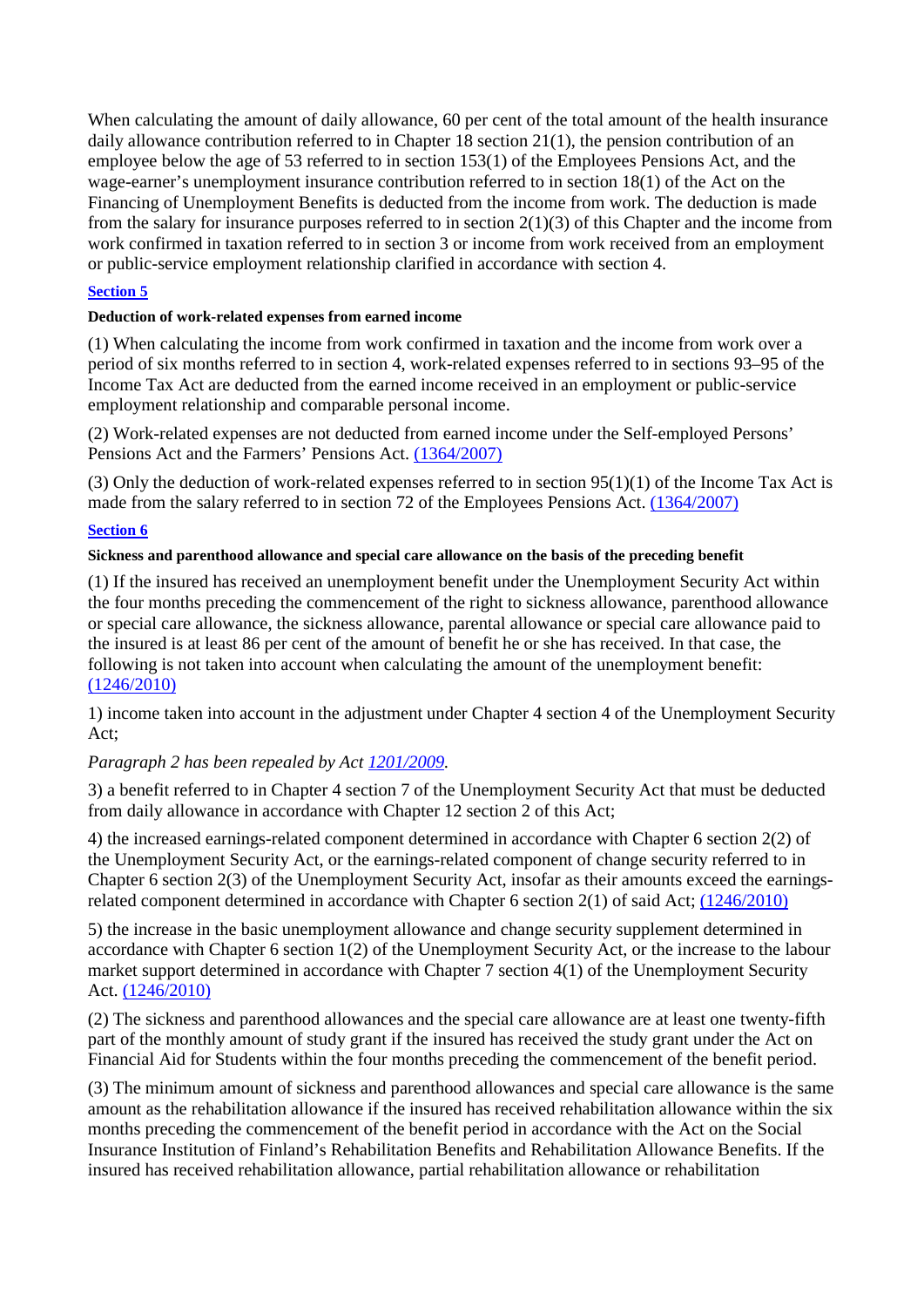When calculating the amount of daily allowance, 60 per cent of the total amount of the health insurance daily allowance contribution referred to in Chapter 18 section 21(1), the pension contribution of an employee below the age of 53 referred to in section 153(1) of the Employees Pensions Act, and the wage-earner's unemployment insurance contribution referred to in section 18(1) of the Act on the Financing of Unemployment Benefits is deducted from the income from work. The deduction is made from the salary for insurance purposes referred to in section 2(1)(3) of this Chapter and the income from work confirmed in taxation referred to in section 3 or income from work received from an employment or public-service employment relationship clarified in accordance with section 4.

### Section 5

#### Deduction of work-related expenses from earned income

(1) When calculating the income from work confirmed in taxation and the income from work over a period of six months referred to in section 4, work-related expenses referred to in sections 93–95 of the Income Tax Act are deducted from the earned income received in an employment or public-service employment relationship and comparable personal income.

(2) Work-related expenses are not deducted from earned income under the Self-employed Persons' Pensions Act and the Farmers' Pensions Act. (1364/2007)

(3) Only the deduction of work-related expenses referred to in section 95(1)(1) of the Income Tax Act is made from the salary referred to in section 72 of the Employees Pensions Act. (1364/2007)

### Section 6

#### Sickness and parenthood allowance and special care allowance on the basis of the preceding benefit

(1) If the insured has received an unemployment benefit under the Unemployment Security Act within the four months preceding the commencement of the right to sickness allowance, parenthood allowance or special care allowance, the sickness allowance, parental allowance or special care allowance paid to the insured is at least 86 per cent of the amount of benefit he or she has received. In that case, the following is not taken into account when calculating the amount of the unemployment benefit: (1246/2010)

1) income taken into account in the adjustment under Chapter 4 section 4 of the Unemployment Security Act;

*Paragraph 2 has been repealed by Act 1201/2009.*

3) a benefit referred to in Chapter 4 section 7 of the Unemployment Security Act that must be deducted from daily allowance in accordance with Chapter 12 section 2 of this Act;

4) the increased earnings-related component determined in accordance with Chapter 6 section 2(2) of the Unemployment Security Act, or the earnings-related component of change security referred to in Chapter 6 section 2(3) of the Unemployment Security Act, insofar as their amounts exceed the earnings-related component determined in accordance with Chapter 6 section 2(1) of said Act; (1246/2010)

5) the increase in the basic unemployment allowance and change security supplement determined in accordance with Chapter 6 section 1(2) of the Unemployment Security Act, or the increase to the labour market support determined in accordance with Chapter 7 section 4(1) of the Unemployment Security Act. (1246/2010)

(2) The sickness and parenthood allowances and the special care allowance are at least one twenty-fifth part of the monthly amount of study grant if the insured has received the study grant under the Act on Financial Aid for Students within the four months preceding the commencement of the benefit period.

(3) The minimum amount of sickness and parenthood allowances and special care allowance is the same amount as the rehabilitation allowance if the insured has received rehabilitation allowance within the six months preceding the commencement of the benefit period in accordance with the Act on the Social Insurance Institution of Finland's Rehabilitation Benefits and Rehabilitation Allowance Benefits. If the insured has received rehabilitation allowance, partial rehabilitation allowance or rehabilitation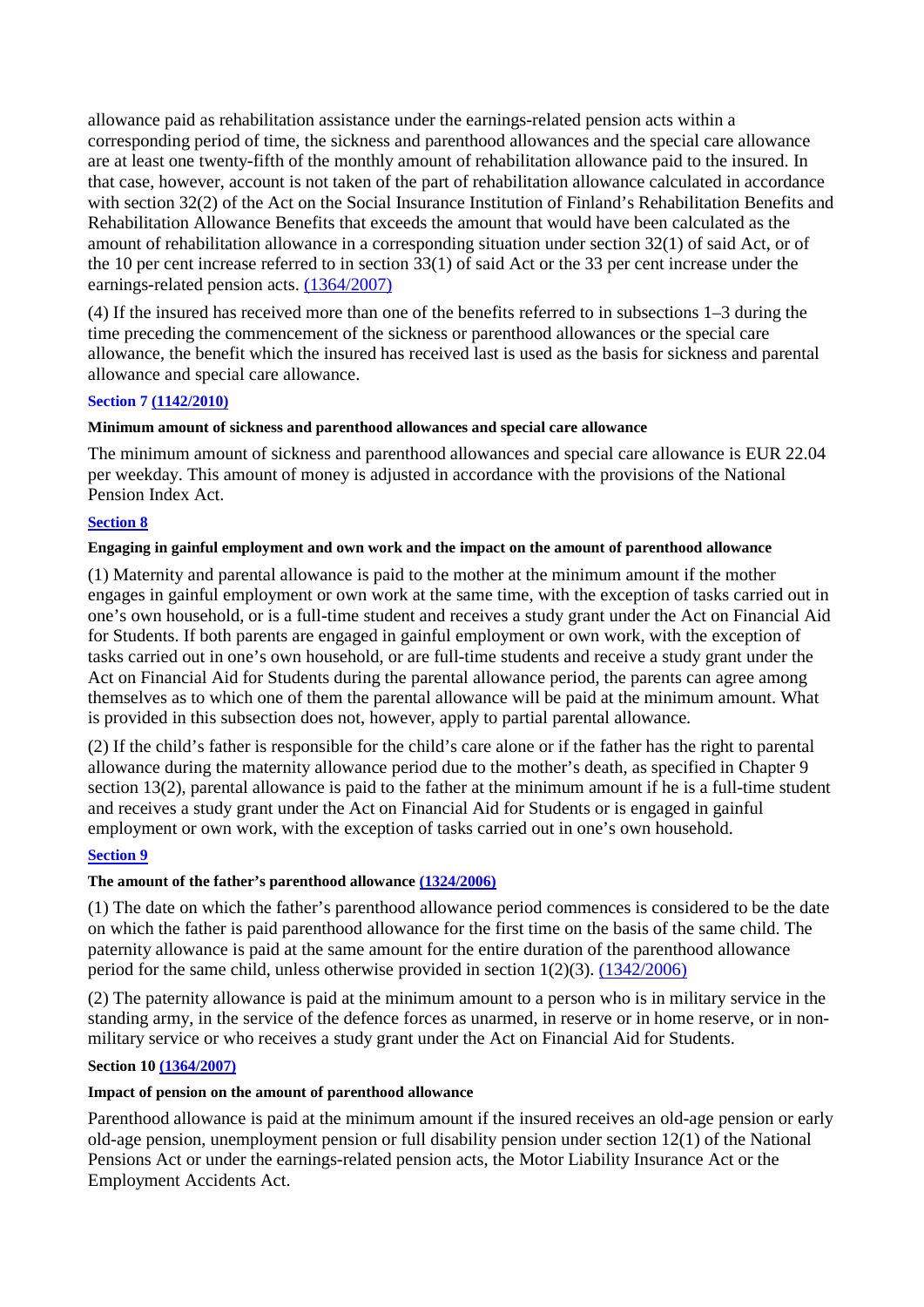allowance paid as rehabilitation assistance under the earnings-related pension acts within a corresponding period of time, the sickness and parenthood allowances and the special care allowance are at least one twenty-fifth of the monthly amount of rehabilitation allowance paid to the insured. In that case, however, account is not taken of the part of rehabilitation allowance calculated in accordance with section 32(2) of the Act on the Social Insurance Institution of Finland's Rehabilitation Benefits and Rehabilitation Allowance Benefits that exceeds the amount that would have been calculated as the amount of rehabilitation allowance in a corresponding situation under section 32(1) of said Act, or of the 10 per cent increase referred to in section 33(1) of said Act or the 33 per cent increase under the earnings-related pension acts. (1364/2007)

(4) If the insured has received more than one of the benefits referred to in subsections 1–3 during the time preceding the commencement of the sickness or parenthood allowances or the special care allowance, the benefit which the insured has received last is used as the basis for sickness and parental allowance and special care allowance.

**Section 7 (1142/2010)**

**Minimum amount of sickness and parenthood allowances and special care allowance**

The minimum amount of sickness and parenthood allowances and special care allowance is EUR 22.04 per weekday. This amount of money is adjusted in accordance with the provisions of the National Pension Index Act.

**Section 8**

**Engaging in gainful employment and own work and the impact on the amount of parenthood allowance**

(1) Maternity and parental allowance is paid to the mother at the minimum amount if the mother engages in gainful employment or own work at the same time, with the exception of tasks carried out in one's own household, or is a full-time student and receives a study grant under the Act on Financial Aid for Students. If both parents are engaged in gainful employment or own work, with the exception of tasks carried out in one's own household, or are full-time students and receive a study grant under the Act on Financial Aid for Students during the parental allowance period, the parents can agree among themselves as to which one of them the parental allowance will be paid at the minimum amount. What is provided in this subsection does not, however, apply to partial parental allowance.

(2) If the child's father is responsible for the child's care alone or if the father has the right to parental allowance during the maternity allowance period due to the mother's death, as specified in Chapter 9 section 13(2), parental allowance is paid to the father at the minimum amount if he is a full-time student and receives a study grant under the Act on Financial Aid for Students or is engaged in gainful employment or own work, with the exception of tasks carried out in one's own household.

**Section 9**

**The amount of the father's parenthood allowance (1324/2006)**

(1) The date on which the father's parenthood allowance period commences is considered to be the date on which the father is paid parenthood allowance for the first time on the basis of the same child. The paternity allowance is paid at the same amount for the entire duration of the parenthood allowance period for the same child, unless otherwise provided in section 1(2)(3). (1342/2006)

(2) The paternity allowance is paid at the minimum amount to a person who is in military service in the standing army, in the service of the defence forces as unarmed, in reserve or in home reserve, or in non-military service or who receives a study grant under the Act on Financial Aid for Students.

**Section 10 (1364/2007)**

**Impact of pension on the amount of parenthood allowance**

Parenthood allowance is paid at the minimum amount if the insured receives an old-age pension or early old-age pension, unemployment pension or full disability pension under section 12(1) of the National Pensions Act or under the earnings-related pension acts, the Motor Liability Insurance Act or the Employment Accidents Act.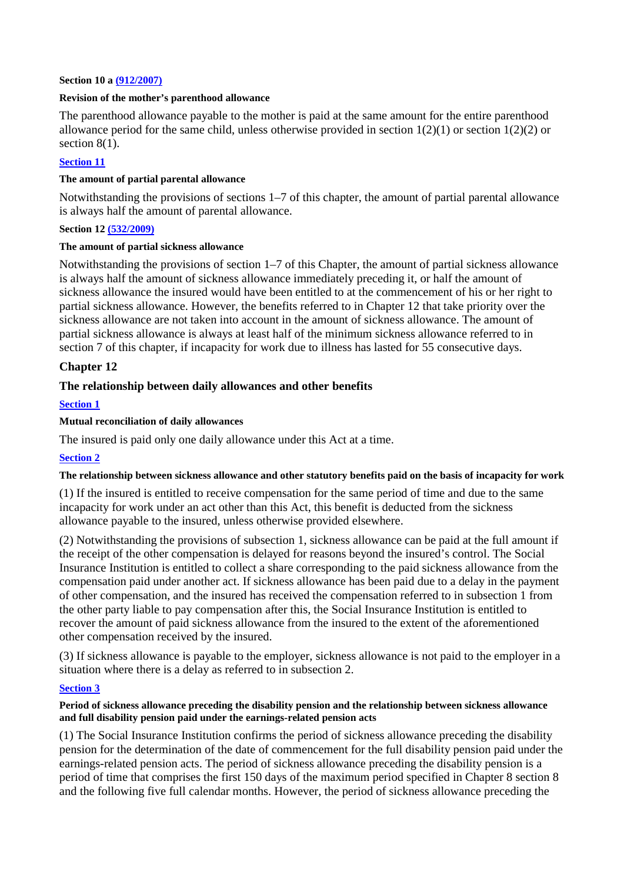**Section 10 a (912/2007)**

**Revision of the mother's parenthood allowance**

The parenthood allowance payable to the mother is paid at the same amount for the entire parenthood allowance period for the same child, unless otherwise provided in section 1(2)(1) or section 1(2)(2) or section 8(1).

**Section 11**

**The amount of partial parental allowance**

Notwithstanding the provisions of sections 1–7 of this chapter, the amount of partial parental allowance is always half the amount of parental allowance.

**Section 12 (532/2009)**

**The amount of partial sickness allowance**

Notwithstanding the provisions of section 1–7 of this Chapter, the amount of partial sickness allowance is always half the amount of sickness allowance immediately preceding it, or half the amount of sickness allowance the insured would have been entitled to at the commencement of his or her right to partial sickness allowance. However, the benefits referred to in Chapter 12 that take priority over the sickness allowance are not taken into account in the amount of sickness allowance. The amount of partial sickness allowance is always at least half of the minimum sickness allowance referred to in section 7 of this chapter, if incapacity for work due to illness has lasted for 55 consecutive days.

## Chapter 12

## The relationship between daily allowances and other benefits

**Section 1**

**Mutual reconciliation of daily allowances**

The insured is paid only one daily allowance under this Act at a time.

**Section 2**

**The relationship between sickness allowance and other statutory benefits paid on the basis of incapacity for work**

(1) If the insured is entitled to receive compensation for the same period of time and due to the same incapacity for work under an act other than this Act, this benefit is deducted from the sickness allowance payable to the insured, unless otherwise provided elsewhere.

(2) Notwithstanding the provisions of subsection 1, sickness allowance can be paid at the full amount if the receipt of the other compensation is delayed for reasons beyond the insured's control. The Social Insurance Institution is entitled to collect a share corresponding to the paid sickness allowance from the compensation paid under another act. If sickness allowance has been paid due to a delay in the payment of other compensation, and the insured has received the compensation referred to in subsection 1 from the other party liable to pay compensation after this, the Social Insurance Institution is entitled to recover the amount of paid sickness allowance from the insured to the extent of the aforementioned other compensation received by the insured.

(3) If sickness allowance is payable to the employer, sickness allowance is not paid to the employer in a situation where there is a delay as referred to in subsection 2.

**Section 3**

**Period of sickness allowance preceding the disability pension and the relationship between sickness allowance and full disability pension paid under the earnings-related pension acts**

(1) The Social Insurance Institution confirms the period of sickness allowance preceding the disability pension for the determination of the date of commencement for the full disability pension paid under the earnings-related pension acts. The period of sickness allowance preceding the disability pension is a period of time that comprises the first 150 days of the maximum period specified in Chapter 8 section 8 and the following five full calendar months. However, the period of sickness allowance preceding the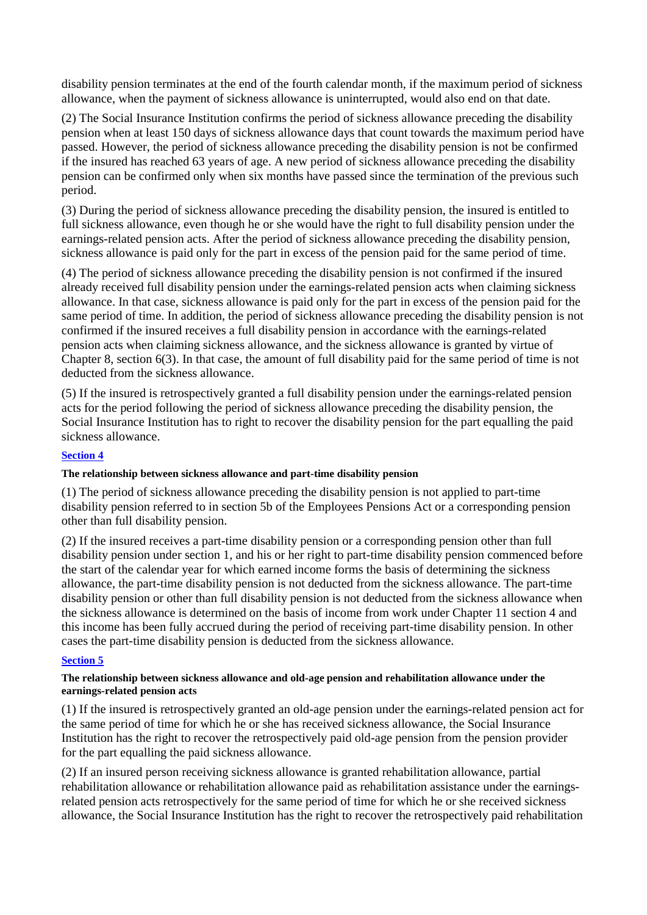disability pension terminates at the end of the fourth calendar month, if the maximum period of sickness allowance, when the payment of sickness allowance is uninterrupted, would also end on that date.

(2) The Social Insurance Institution confirms the period of sickness allowance preceding the disability pension when at least 150 days of sickness allowance days that count towards the maximum period have passed. However, the period of sickness allowance preceding the disability pension is not be confirmed if the insured has reached 63 years of age. A new period of sickness allowance preceding the disability pension can be confirmed only when six months have passed since the termination of the previous such period.

(3) During the period of sickness allowance preceding the disability pension, the insured is entitled to full sickness allowance, even though he or she would have the right to full disability pension under the earnings-related pension acts. After the period of sickness allowance preceding the disability pension, sickness allowance is paid only for the part in excess of the pension paid for the same period of time.

(4) The period of sickness allowance preceding the disability pension is not confirmed if the insured already received full disability pension under the earnings-related pension acts when claiming sickness allowance. In that case, sickness allowance is paid only for the part in excess of the pension paid for the same period of time. In addition, the period of sickness allowance preceding the disability pension is not confirmed if the insured receives a full disability pension in accordance with the earnings-related pension acts when claiming sickness allowance, and the sickness allowance is granted by virtue of Chapter 8, section 6(3). In that case, the amount of full disability paid for the same period of time is not deducted from the sickness allowance.

(5) If the insured is retrospectively granted a full disability pension under the earnings-related pension acts for the period following the period of sickness allowance preceding the disability pension, the Social Insurance Institution has to right to recover the disability pension for the part equalling the paid sickness allowance.

**Section 4**

**The relationship between sickness allowance and part-time disability pension**

(1) The period of sickness allowance preceding the disability pension is not applied to part-time disability pension referred to in section 5b of the Employees Pensions Act or a corresponding pension other than full disability pension.

(2) If the insured receives a part-time disability pension or a corresponding pension other than full disability pension under section 1, and his or her right to part-time disability pension commenced before the start of the calendar year for which earned income forms the basis of determining the sickness allowance, the part-time disability pension is not deducted from the sickness allowance. The part-time disability pension or other than full disability pension is not deducted from the sickness allowance when the sickness allowance is determined on the basis of income from work under Chapter 11 section 4 and this income has been fully accrued during the period of receiving part-time disability pension. In other cases the part-time disability pension is deducted from the sickness allowance.

**Section 5**

**The relationship between sickness allowance and old-age pension and rehabilitation allowance under the earnings-related pension acts**

(1) If the insured is retrospectively granted an old-age pension under the earnings-related pension act for the same period of time for which he or she has received sickness allowance, the Social Insurance Institution has the right to recover the retrospectively paid old-age pension from the pension provider for the part equalling the paid sickness allowance.

(2) If an insured person receiving sickness allowance is granted rehabilitation allowance, partial rehabilitation allowance or rehabilitation allowance paid as rehabilitation assistance under the earnings-related pension acts retrospectively for the same period of time for which he or she received sickness allowance, the Social Insurance Institution has the right to recover the retrospectively paid rehabilitation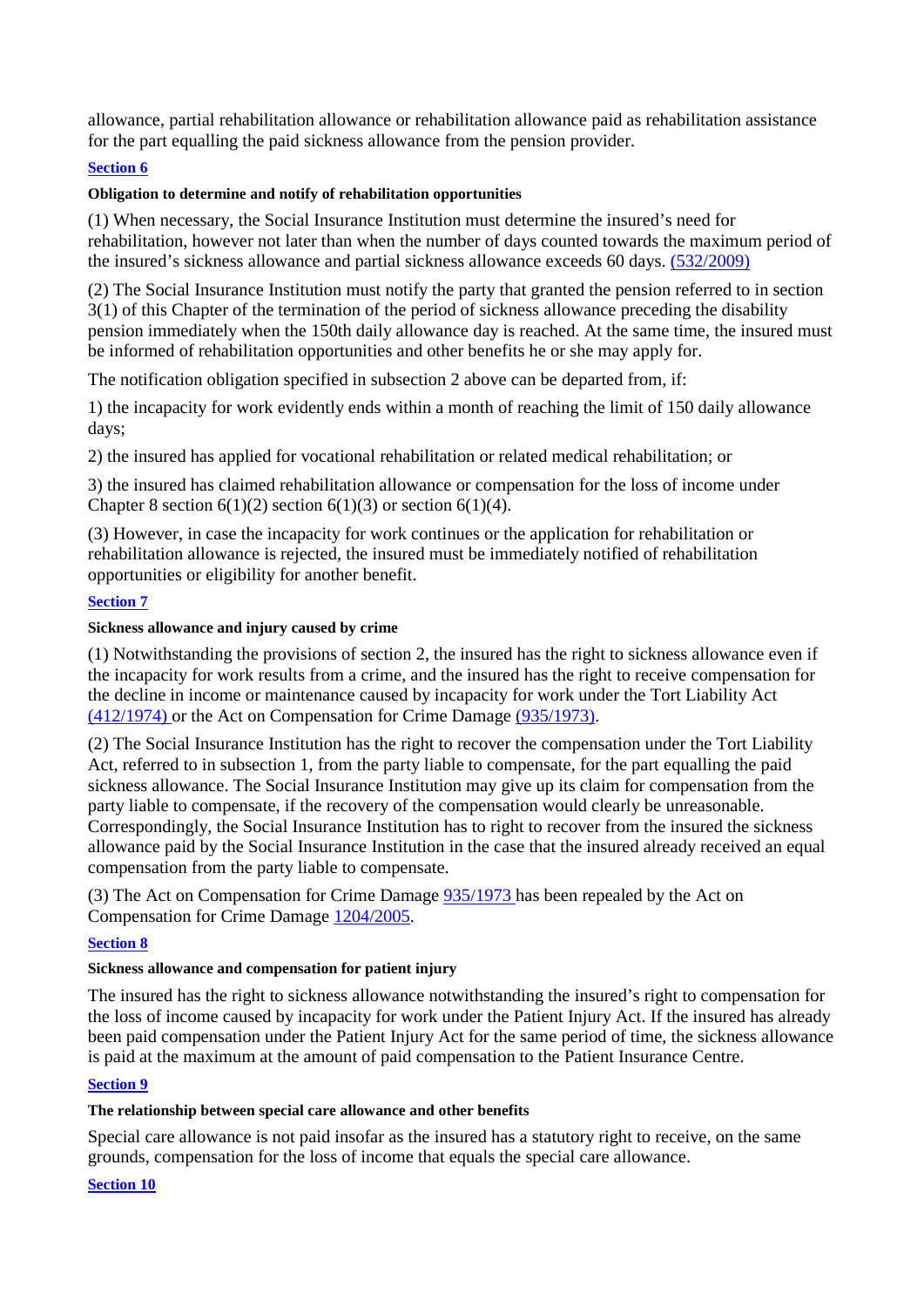allowance, partial rehabilitation allowance or rehabilitation allowance paid as rehabilitation assistance for the part equalling the paid sickness allowance from the pension provider.

**Section 6**

**Obligation to determine and notify of rehabilitation opportunities**

(1) When necessary, the Social Insurance Institution must determine the insured's need for rehabilitation, however not later than when the number of days counted towards the maximum period of the insured's sickness allowance and partial sickness allowance exceeds 60 days. (532/2009)

(2) The Social Insurance Institution must notify the party that granted the pension referred to in section 3(1) of this Chapter of the termination of the period of sickness allowance preceding the disability pension immediately when the 150th daily allowance day is reached. At the same time, the insured must be informed of rehabilitation opportunities and other benefits he or she may apply for.

The notification obligation specified in subsection 2 above can be departed from, if:

1) the incapacity for work evidently ends within a month of reaching the limit of 150 daily allowance days;

2) the insured has applied for vocational rehabilitation or related medical rehabilitation; or

3) the insured has claimed rehabilitation allowance or compensation for the loss of income under Chapter 8 section 6(1)(2) section 6(1)(3) or section 6(1)(4).

(3) However, in case the incapacity for work continues or the application for rehabilitation or rehabilitation allowance is rejected, the insured must be immediately notified of rehabilitation opportunities or eligibility for another benefit.

**Section 7**

**Sickness allowance and injury caused by crime**

(1) Notwithstanding the provisions of section 2, the insured has the right to sickness allowance even if the incapacity for work results from a crime, and the insured has the right to receive compensation for the decline in income or maintenance caused by incapacity for work under the Tort Liability Act (412/1974) or the Act on Compensation for Crime Damage (935/1973).

(2) The Social Insurance Institution has the right to recover the compensation under the Tort Liability Act, referred to in subsection 1, from the party liable to compensate, for the part equalling the paid sickness allowance. The Social Insurance Institution may give up its claim for compensation from the party liable to compensate, if the recovery of the compensation would clearly be unreasonable. Correspondingly, the Social Insurance Institution has to right to recover from the insured the sickness allowance paid by the Social Insurance Institution in the case that the insured already received an equal compensation from the party liable to compensate.

(3) The Act on Compensation for Crime Damage 935/1973 has been repealed by the Act on Compensation for Crime Damage 1204/2005.

**Section 8**

**Sickness allowance and compensation for patient injury**

The insured has the right to sickness allowance notwithstanding the insured's right to compensation for the loss of income caused by incapacity for work under the Patient Injury Act. If the insured has already been paid compensation under the Patient Injury Act for the same period of time, the sickness allowance is paid at the maximum at the amount of paid compensation to the Patient Insurance Centre.

**Section 9**

**The relationship between special care allowance and other benefits**

Special care allowance is not paid insofar as the insured has a statutory right to receive, on the same grounds, compensation for the loss of income that equals the special care allowance.

**Section 10**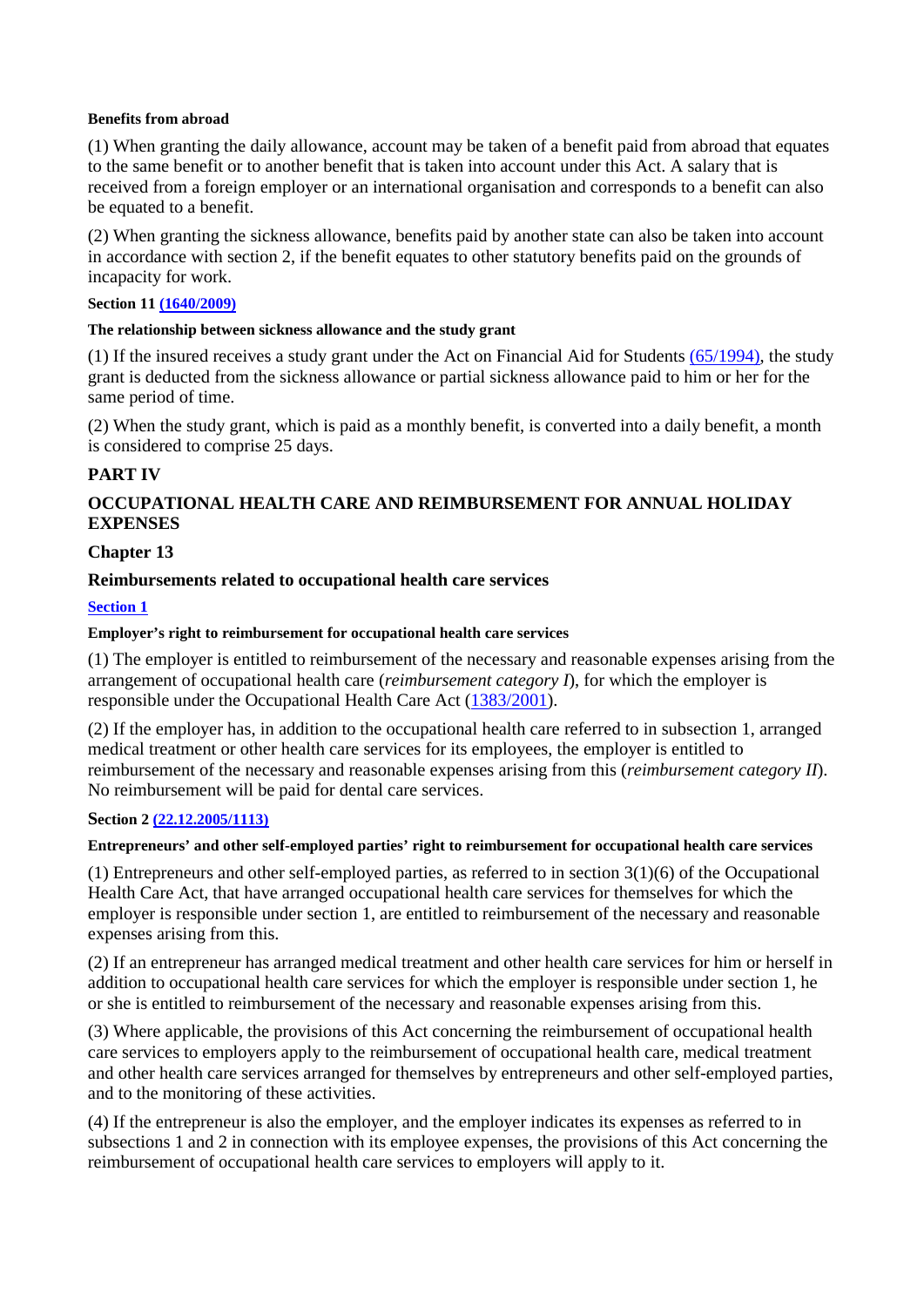#### Benefits from abroad

(1) When granting the daily allowance, account may be taken of a benefit paid from abroad that equates to the same benefit or to another benefit that is taken into account under this Act. A salary that is received from a foreign employer or an international organisation and corresponds to a benefit can also be equated to a benefit.

(2) When granting the sickness allowance, benefits paid by another state can also be taken into account in accordance with section 2, if the benefit equates to other statutory benefits paid on the grounds of incapacity for work.

#### Section 11 (1640/2009)

#### The relationship between sickness allowance and the study grant

(1) If the insured receives a study grant under the Act on Financial Aid for Students (65/1994), the study grant is deducted from the sickness allowance or partial sickness allowance paid to him or her for the same period of time.

(2) When the study grant, which is paid as a monthly benefit, is converted into a daily benefit, a month is considered to comprise 25 days.

## PART IV

## OCCUPATIONAL HEALTH CARE AND REIMBURSEMENT FOR ANNUAL HOLIDAY EXPENSES

### Chapter 13

### Reimbursements related to occupational health care services

#### Section 1

#### Employer's right to reimbursement for occupational health care services

(1) The employer is entitled to reimbursement of the necessary and reasonable expenses arising from the arrangement of occupational health care (*reimbursement category I*), for which the employer is responsible under the Occupational Health Care Act (1383/2001).

(2) If the employer has, in addition to the occupational health care referred to in subsection 1, arranged medical treatment or other health care services for its employees, the employer is entitled to reimbursement of the necessary and reasonable expenses arising from this (*reimbursement category II*). No reimbursement will be paid for dental care services.

#### Section 2 (22.12.2005/1113)

#### Entrepreneurs' and other self-employed parties' right to reimbursement for occupational health care services

(1) Entrepreneurs and other self-employed parties, as referred to in section 3(1)(6) of the Occupational Health Care Act, that have arranged occupational health care services for themselves for which the employer is responsible under section 1, are entitled to reimbursement of the necessary and reasonable expenses arising from this.

(2) If an entrepreneur has arranged medical treatment and other health care services for him or herself in addition to occupational health care services for which the employer is responsible under section 1, he or she is entitled to reimbursement of the necessary and reasonable expenses arising from this.

(3) Where applicable, the provisions of this Act concerning the reimbursement of occupational health care services to employers apply to the reimbursement of occupational health care, medical treatment and other health care services arranged for themselves by entrepreneurs and other self-employed parties, and to the monitoring of these activities.

(4) If the entrepreneur is also the employer, and the employer indicates its expenses as referred to in subsections 1 and 2 in connection with its employee expenses, the provisions of this Act concerning the reimbursement of occupational health care services to employers will apply to it.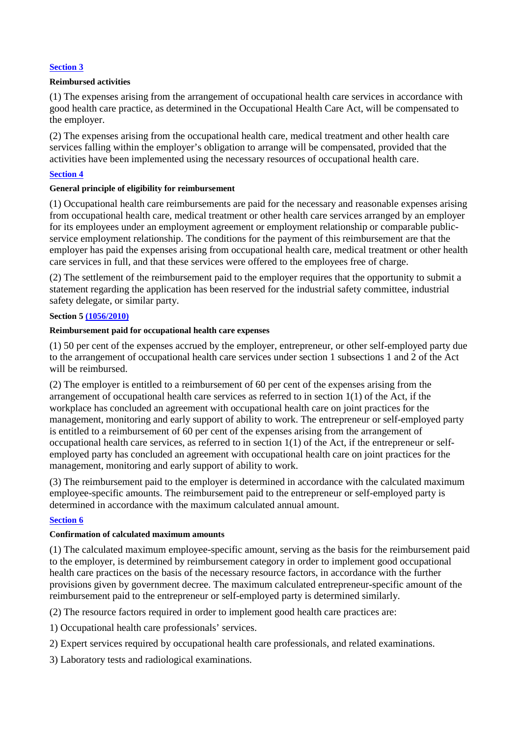**Section 3**

**Reimbursed activities**

(1) The expenses arising from the arrangement of occupational health care services in accordance with good health care practice, as determined in the Occupational Health Care Act, will be compensated to the employer.

(2) The expenses arising from the occupational health care, medical treatment and other health care services falling within the employer's obligation to arrange will be compensated, provided that the activities have been implemented using the necessary resources of occupational health care.

**Section 4**

**General principle of eligibility for reimbursement**

(1) Occupational health care reimbursements are paid for the necessary and reasonable expenses arising from occupational health care, medical treatment or other health care services arranged by an employer for its employees under an employment agreement or employment relationship or comparable public-service employment relationship. The conditions for the payment of this reimbursement are that the employer has paid the expenses arising from occupational health care, medical treatment or other health care services in full, and that these services were offered to the employees free of charge.

(2) The settlement of the reimbursement paid to the employer requires that the opportunity to submit a statement regarding the application has been reserved for the industrial safety committee, industrial safety delegate, or similar party.

**Section 5 (1056/2010)**

**Reimbursement paid for occupational health care expenses**

(1) 50 per cent of the expenses accrued by the employer, entrepreneur, or other self-employed party due to the arrangement of occupational health care services under section 1 subsections 1 and 2 of the Act will be reimbursed.

(2) The employer is entitled to a reimbursement of 60 per cent of the expenses arising from the arrangement of occupational health care services as referred to in section 1(1) of the Act, if the workplace has concluded an agreement with occupational health care on joint practices for the management, monitoring and early support of ability to work. The entrepreneur or self-employed party is entitled to a reimbursement of 60 per cent of the expenses arising from the arrangement of occupational health care services, as referred to in section 1(1) of the Act, if the entrepreneur or self-employed party has concluded an agreement with occupational health care on joint practices for the management, monitoring and early support of ability to work.

(3) The reimbursement paid to the employer is determined in accordance with the calculated maximum employee-specific amounts. The reimbursement paid to the entrepreneur or self-employed party is determined in accordance with the maximum calculated annual amount.

**Section 6**

**Confirmation of calculated maximum amounts**

(1) The calculated maximum employee-specific amount, serving as the basis for the reimbursement paid to the employer, is determined by reimbursement category in order to implement good occupational health care practices on the basis of the necessary resource factors, in accordance with the further provisions given by government decree. The maximum calculated entrepreneur-specific amount of the reimbursement paid to the entrepreneur or self-employed party is determined similarly.

(2) The resource factors required in order to implement good health care practices are:

1) Occupational health care professionals' services.

2) Expert services required by occupational health care professionals, and related examinations.

3) Laboratory tests and radiological examinations.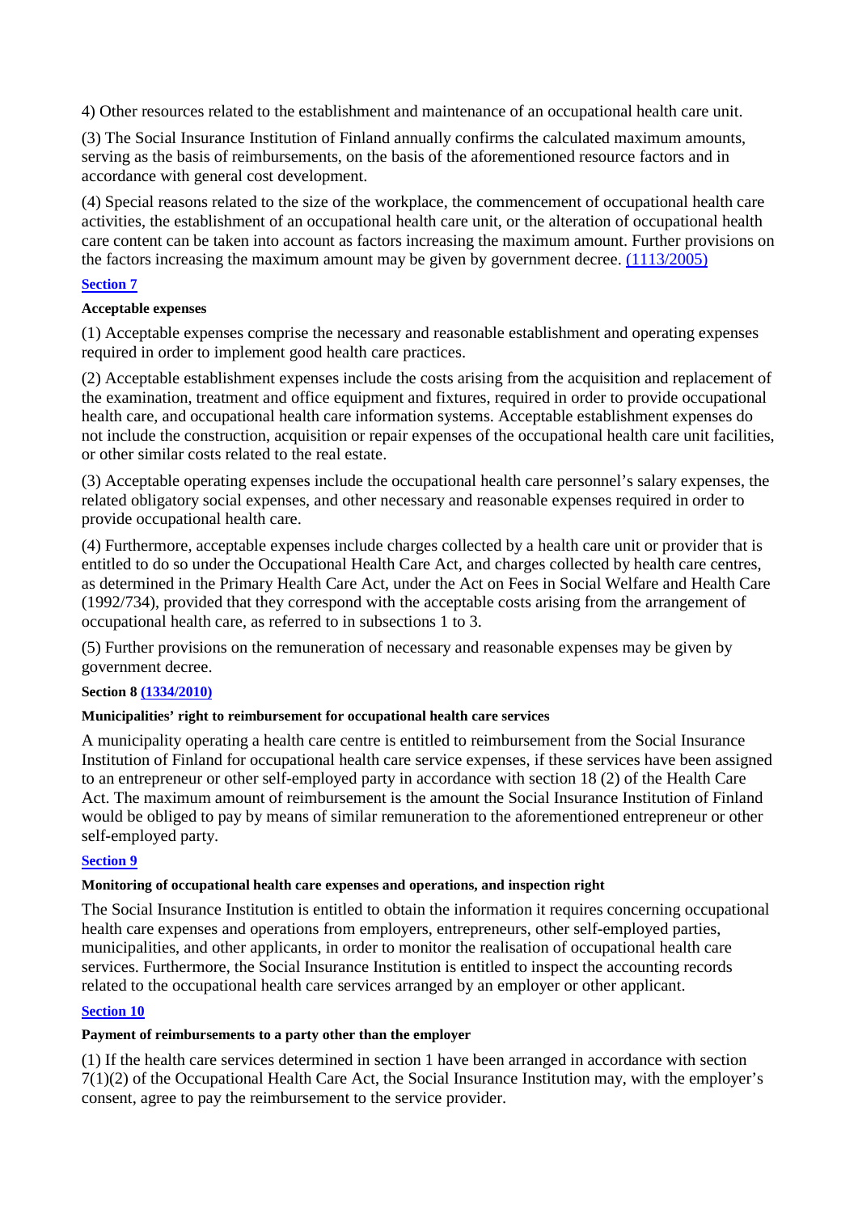4) Other resources related to the establishment and maintenance of an occupational health care unit.

(3) The Social Insurance Institution of Finland annually confirms the calculated maximum amounts, serving as the basis of reimbursements, on the basis of the aforementioned resource factors and in accordance with general cost development.

(4) Special reasons related to the size of the workplace, the commencement of occupational health care activities, the establishment of an occupational health care unit, or the alteration of occupational health care content can be taken into account as factors increasing the maximum amount. Further provisions on the factors increasing the maximum amount may be given by government decree. (1113/2005)

**Section 7**

**Acceptable expenses**

(1) Acceptable expenses comprise the necessary and reasonable establishment and operating expenses required in order to implement good health care practices.

(2) Acceptable establishment expenses include the costs arising from the acquisition and replacement of the examination, treatment and office equipment and fixtures, required in order to provide occupational health care, and occupational health care information systems. Acceptable establishment expenses do not include the construction, acquisition or repair expenses of the occupational health care unit facilities, or other similar costs related to the real estate.

(3) Acceptable operating expenses include the occupational health care personnel's salary expenses, the related obligatory social expenses, and other necessary and reasonable expenses required in order to provide occupational health care.

(4) Furthermore, acceptable expenses include charges collected by a health care unit or provider that is entitled to do so under the Occupational Health Care Act, and charges collected by health care centres, as determined in the Primary Health Care Act, under the Act on Fees in Social Welfare and Health Care (1992/734), provided that they correspond with the acceptable costs arising from the arrangement of occupational health care, as referred to in subsections 1 to 3.

(5) Further provisions on the remuneration of necessary and reasonable expenses may be given by government decree.

**Section 8 (1334/2010)**

**Municipalities' right to reimbursement for occupational health care services**

A municipality operating a health care centre is entitled to reimbursement from the Social Insurance Institution of Finland for occupational health care service expenses, if these services have been assigned to an entrepreneur or other self-employed party in accordance with section 18 (2) of the Health Care Act. The maximum amount of reimbursement is the amount the Social Insurance Institution of Finland would be obliged to pay by means of similar remuneration to the aforementioned entrepreneur or other self-employed party.

**Section 9**

**Monitoring of occupational health care expenses and operations, and inspection right**

The Social Insurance Institution is entitled to obtain the information it requires concerning occupational health care expenses and operations from employers, entrepreneurs, other self-employed parties, municipalities, and other applicants, in order to monitor the realisation of occupational health care services. Furthermore, the Social Insurance Institution is entitled to inspect the accounting records related to the occupational health care services arranged by an employer or other applicant.

**Section 10**

**Payment of reimbursements to a party other than the employer**

(1) If the health care services determined in section 1 have been arranged in accordance with section 7(1)(2) of the Occupational Health Care Act, the Social Insurance Institution may, with the employer's consent, agree to pay the reimbursement to the service provider.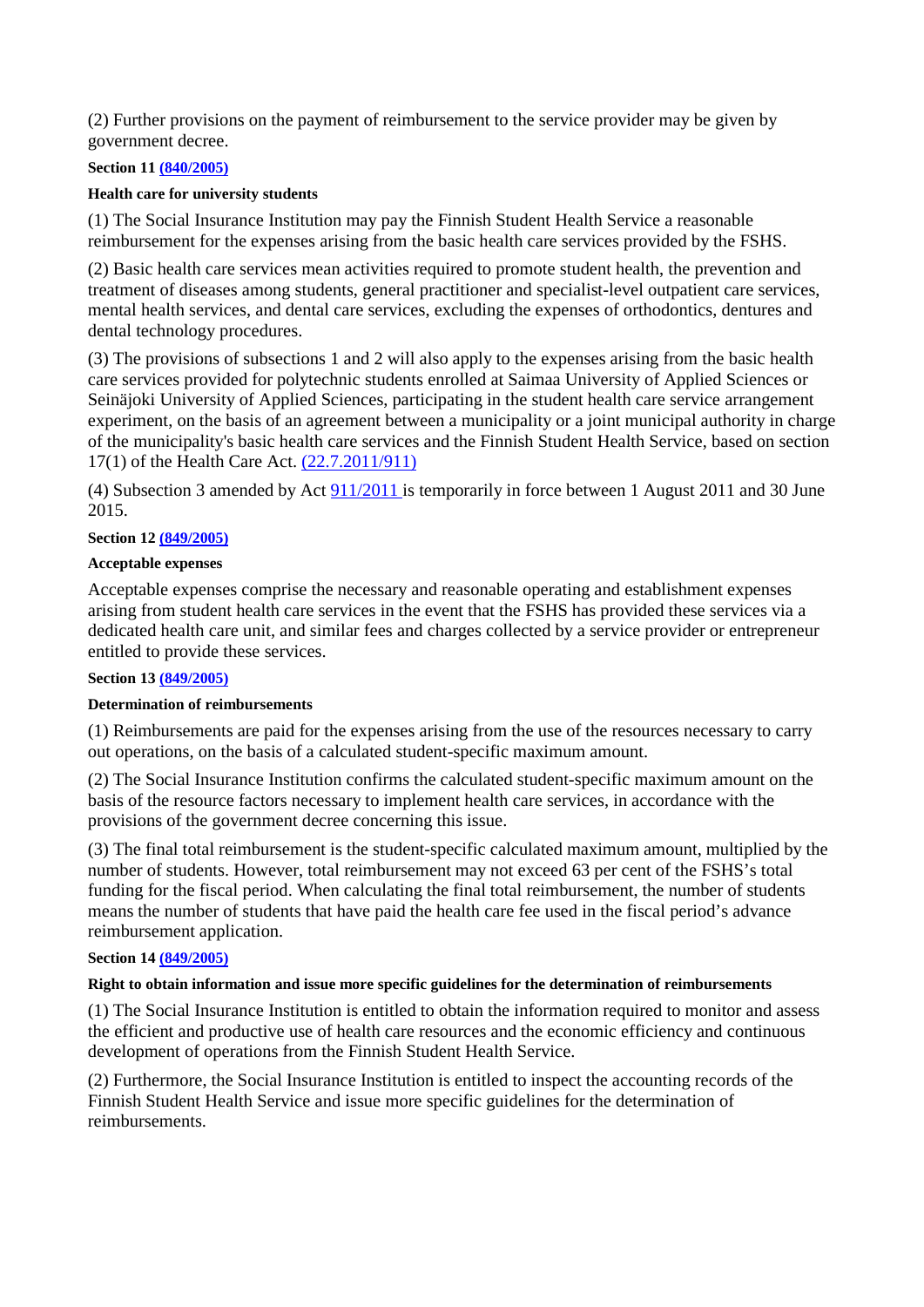(2) Further provisions on the payment of reimbursement to the service provider may be given by government decree.

**Section 11 (840/2005)**

**Health care for university students**

(1) The Social Insurance Institution may pay the Finnish Student Health Service a reasonable reimbursement for the expenses arising from the basic health care services provided by the FSHS.

(2) Basic health care services mean activities required to promote student health, the prevention and treatment of diseases among students, general practitioner and specialist-level outpatient care services, mental health services, and dental care services, excluding the expenses of orthodontics, dentures and dental technology procedures.

(3) The provisions of subsections 1 and 2 will also apply to the expenses arising from the basic health care services provided for polytechnic students enrolled at Saimaa University of Applied Sciences or Seinäjoki University of Applied Sciences, participating in the student health care service arrangement experiment, on the basis of an agreement between a municipality or a joint municipal authority in charge of the municipality's basic health care services and the Finnish Student Health Service, based on section 17(1) of the Health Care Act. (22.7.2011/911)

(4) Subsection 3 amended by Act 911/2011 is temporarily in force between 1 August 2011 and 30 June 2015.

**Section 12 (849/2005)**

**Acceptable expenses**

Acceptable expenses comprise the necessary and reasonable operating and establishment expenses arising from student health care services in the event that the FSHS has provided these services via a dedicated health care unit, and similar fees and charges collected by a service provider or entrepreneur entitled to provide these services.

**Section 13 (849/2005)**

**Determination of reimbursements**

(1) Reimbursements are paid for the expenses arising from the use of the resources necessary to carry out operations, on the basis of a calculated student-specific maximum amount.

(2) The Social Insurance Institution confirms the calculated student-specific maximum amount on the basis of the resource factors necessary to implement health care services, in accordance with the provisions of the government decree concerning this issue.

(3) The final total reimbursement is the student-specific calculated maximum amount, multiplied by the number of students. However, total reimbursement may not exceed 63 per cent of the FSHS's total funding for the fiscal period. When calculating the final total reimbursement, the number of students means the number of students that have paid the health care fee used in the fiscal period's advance reimbursement application.

**Section 14 (849/2005)**

**Right to obtain information and issue more specific guidelines for the determination of reimbursements**

(1) The Social Insurance Institution is entitled to obtain the information required to monitor and assess the efficient and productive use of health care resources and the economic efficiency and continuous development of operations from the Finnish Student Health Service.

(2) Furthermore, the Social Insurance Institution is entitled to inspect the accounting records of the Finnish Student Health Service and issue more specific guidelines for the determination of reimbursements.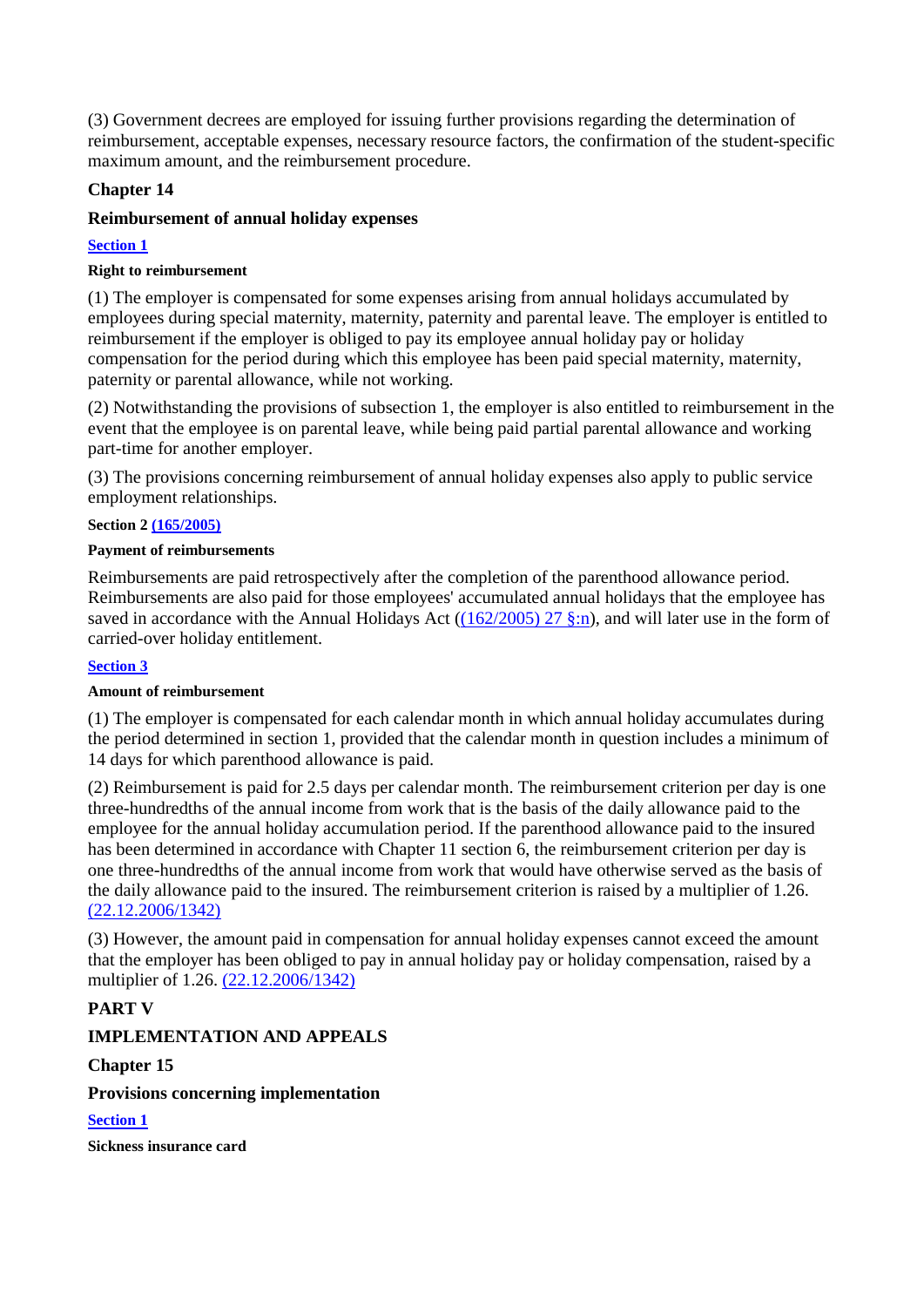(3) Government decrees are employed for issuing further provisions regarding the determination of reimbursement, acceptable expenses, necessary resource factors, the confirmation of the student-specific maximum amount, and the reimbursement procedure.

## Chapter 14

## Reimbursement of annual holiday expenses

**Section 1**

**Right to reimbursement**

(1) The employer is compensated for some expenses arising from annual holidays accumulated by employees during special maternity, maternity, paternity and parental leave. The employer is entitled to reimbursement if the employer is obliged to pay its employee annual holiday pay or holiday compensation for the period during which this employee has been paid special maternity, maternity, paternity or parental allowance, while not working.

(2) Notwithstanding the provisions of subsection 1, the employer is also entitled to reimbursement in the event that the employee is on parental leave, while being paid partial parental allowance and working part-time for another employer.

(3) The provisions concerning reimbursement of annual holiday expenses also apply to public service employment relationships.

**Section 2 (165/2005)**

**Payment of reimbursements**

Reimbursements are paid retrospectively after the completion of the parenthood allowance period. Reimbursements are also paid for those employees' accumulated annual holidays that the employee has saved in accordance with the Annual Holidays Act ((162/2005) 27 §:n), and will later use in the form of carried-over holiday entitlement.

**Section 3**

**Amount of reimbursement**

(1) The employer is compensated for each calendar month in which annual holiday accumulates during the period determined in section 1, provided that the calendar month in question includes a minimum of 14 days for which parenthood allowance is paid.

(2) Reimbursement is paid for 2.5 days per calendar month. The reimbursement criterion per day is one three-hundredths of the annual income from work that is the basis of the daily allowance paid to the employee for the annual holiday accumulation period. If the parenthood allowance paid to the insured has been determined in accordance with Chapter 11 section 6, the reimbursement criterion per day is one three-hundredths of the annual income from work that would have otherwise served as the basis of the daily allowance paid to the insured. The reimbursement criterion is raised by a multiplier of 1.26. (22.12.2006/1342)

(3) However, the amount paid in compensation for annual holiday expenses cannot exceed the amount that the employer has been obliged to pay in annual holiday pay or holiday compensation, raised by a multiplier of 1.26. (22.12.2006/1342)

# PART V

# IMPLEMENTATION AND APPEALS

## Chapter 15

## Provisions concerning implementation

**Section 1**

**Sickness insurance card**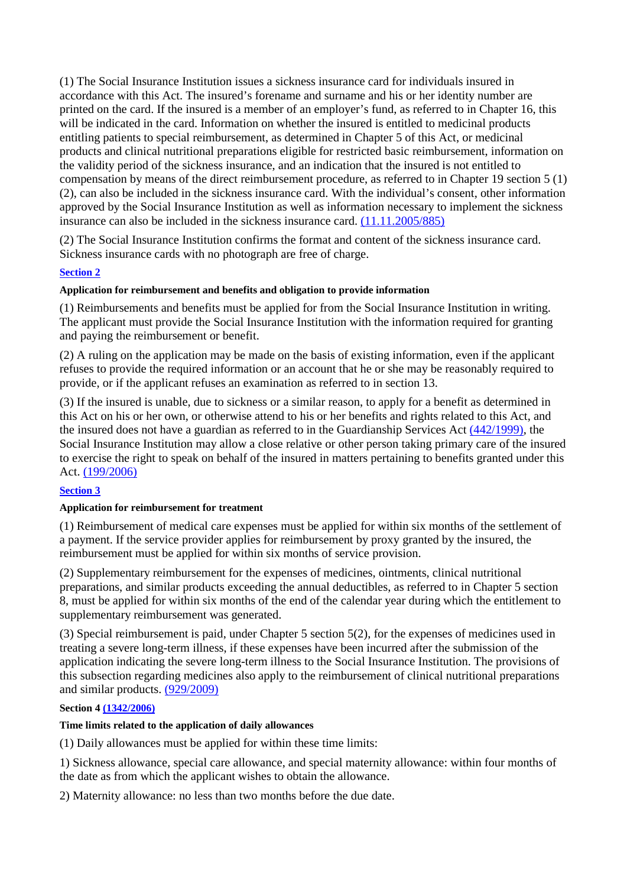(1) The Social Insurance Institution issues a sickness insurance card for individuals insured in accordance with this Act. The insured's forename and surname and his or her identity number are printed on the card. If the insured is a member of an employer's fund, as referred to in Chapter 16, this will be indicated in the card. Information on whether the insured is entitled to medicinal products entitling patients to special reimbursement, as determined in Chapter 5 of this Act, or medicinal products and clinical nutritional preparations eligible for restricted basic reimbursement, information on the validity period of the sickness insurance, and an indication that the insured is not entitled to compensation by means of the direct reimbursement procedure, as referred to in Chapter 19 section 5 (1) (2), can also be included in the sickness insurance card. With the individual's consent, other information approved by the Social Insurance Institution as well as information necessary to implement the sickness insurance can also be included in the sickness insurance card. (11.11.2005/885)

(2) The Social Insurance Institution confirms the format and content of the sickness insurance card. Sickness insurance cards with no photograph are free of charge.

**Section 2**

**Application for reimbursement and benefits and obligation to provide information**

(1) Reimbursements and benefits must be applied for from the Social Insurance Institution in writing. The applicant must provide the Social Insurance Institution with the information required for granting and paying the reimbursement or benefit.

(2) A ruling on the application may be made on the basis of existing information, even if the applicant refuses to provide the required information or an account that he or she may be reasonably required to provide, or if the applicant refuses an examination as referred to in section 13.

(3) If the insured is unable, due to sickness or a similar reason, to apply for a benefit as determined in this Act on his or her own, or otherwise attend to his or her benefits and rights related to this Act, and the insured does not have a guardian as referred to in the Guardianship Services Act (442/1999), the Social Insurance Institution may allow a close relative or other person taking primary care of the insured to exercise the right to speak on behalf of the insured in matters pertaining to benefits granted under this Act. (199/2006)

**Section 3**

**Application for reimbursement for treatment**

(1) Reimbursement of medical care expenses must be applied for within six months of the settlement of a payment. If the service provider applies for reimbursement by proxy granted by the insured, the reimbursement must be applied for within six months of service provision.

(2) Supplementary reimbursement for the expenses of medicines, ointments, clinical nutritional preparations, and similar products exceeding the annual deductibles, as referred to in Chapter 5 section 8, must be applied for within six months of the end of the calendar year during which the entitlement to supplementary reimbursement was generated.

(3) Special reimbursement is paid, under Chapter 5 section 5(2), for the expenses of medicines used in treating a severe long-term illness, if these expenses have been incurred after the submission of the application indicating the severe long-term illness to the Social Insurance Institution. The provisions of this subsection regarding medicines also apply to the reimbursement of clinical nutritional preparations and similar products. (929/2009)

**Section 4 (1342/2006)**

**Time limits related to the application of daily allowances**

(1) Daily allowances must be applied for within these time limits:

1) Sickness allowance, special care allowance, and special maternity allowance: within four months of the date as from which the applicant wishes to obtain the allowance.

2) Maternity allowance: no less than two months before the due date.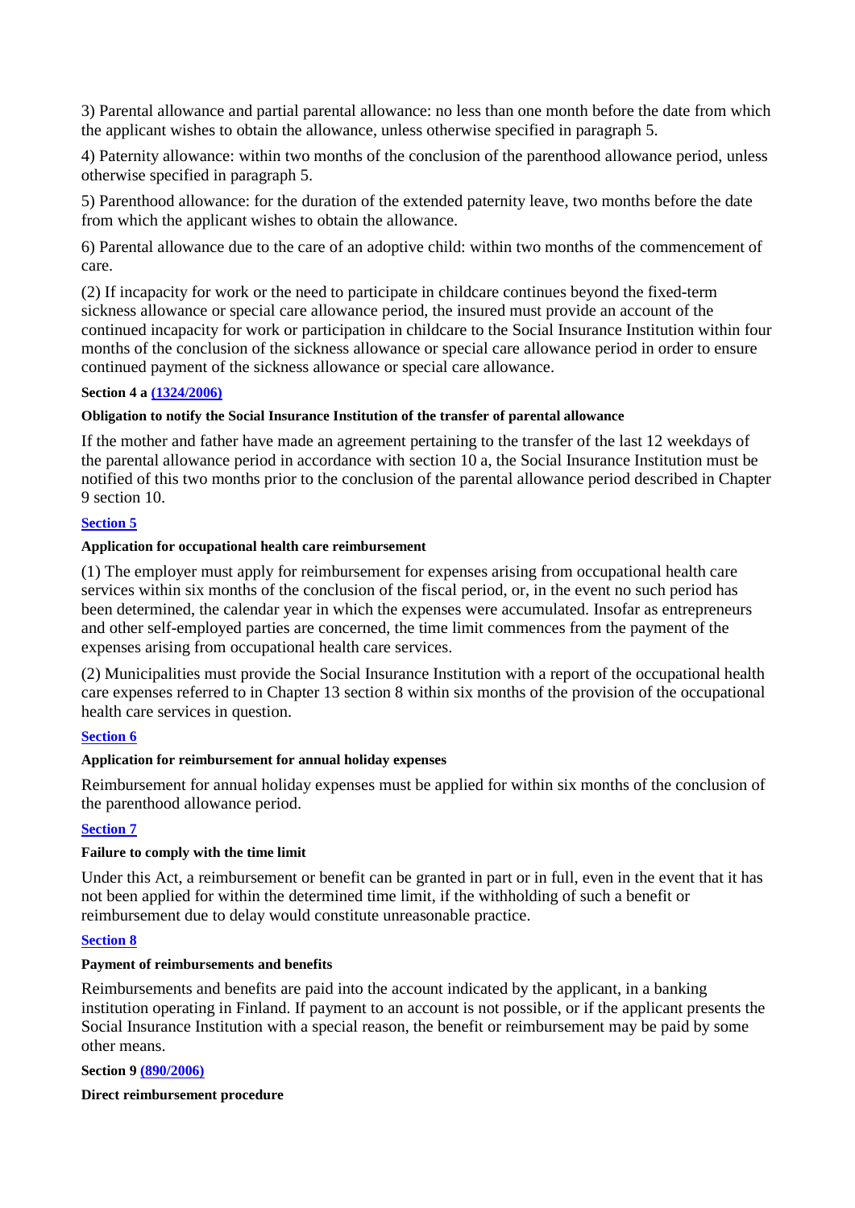3) Parental allowance and partial parental allowance: no less than one month before the date from which the applicant wishes to obtain the allowance, unless otherwise specified in paragraph 5.

4) Paternity allowance: within two months of the conclusion of the parenthood allowance period, unless otherwise specified in paragraph 5.

5) Parenthood allowance: for the duration of the extended paternity leave, two months before the date from which the applicant wishes to obtain the allowance.

6) Parental allowance due to the care of an adoptive child: within two months of the commencement of care.

(2) If incapacity for work or the need to participate in childcare continues beyond the fixed-term sickness allowance or special care allowance period, the insured must provide an account of the continued incapacity for work or participation in childcare to the Social Insurance Institution within four months of the conclusion of the sickness allowance or special care allowance period in order to ensure continued payment of the sickness allowance or special care allowance.

**Section 4 a (1324/2006)**

**Obligation to notify the Social Insurance Institution of the transfer of parental allowance**

If the mother and father have made an agreement pertaining to the transfer of the last 12 weekdays of the parental allowance period in accordance with section 10 a, the Social Insurance Institution must be notified of this two months prior to the conclusion of the parental allowance period described in Chapter 9 section 10.

**Section 5**

**Application for occupational health care reimbursement**

(1) The employer must apply for reimbursement for expenses arising from occupational health care services within six months of the conclusion of the fiscal period, or, in the event no such period has been determined, the calendar year in which the expenses were accumulated. Insofar as entrepreneurs and other self-employed parties are concerned, the time limit commences from the payment of the expenses arising from occupational health care services.

(2) Municipalities must provide the Social Insurance Institution with a report of the occupational health care expenses referred to in Chapter 13 section 8 within six months of the provision of the occupational health care services in question.

**Section 6**

**Application for reimbursement for annual holiday expenses**

Reimbursement for annual holiday expenses must be applied for within six months of the conclusion of the parenthood allowance period.

**Section 7**

**Failure to comply with the time limit**

Under this Act, a reimbursement or benefit can be granted in part or in full, even in the event that it has not been applied for within the determined time limit, if the withholding of such a benefit or reimbursement due to delay would constitute unreasonable practice.

**Section 8**

**Payment of reimbursements and benefits**

Reimbursements and benefits are paid into the account indicated by the applicant, in a banking institution operating in Finland. If payment to an account is not possible, or if the applicant presents the Social Insurance Institution with a special reason, the benefit or reimbursement may be paid by some other means.

**Section 9 (890/2006)**

**Direct reimbursement procedure**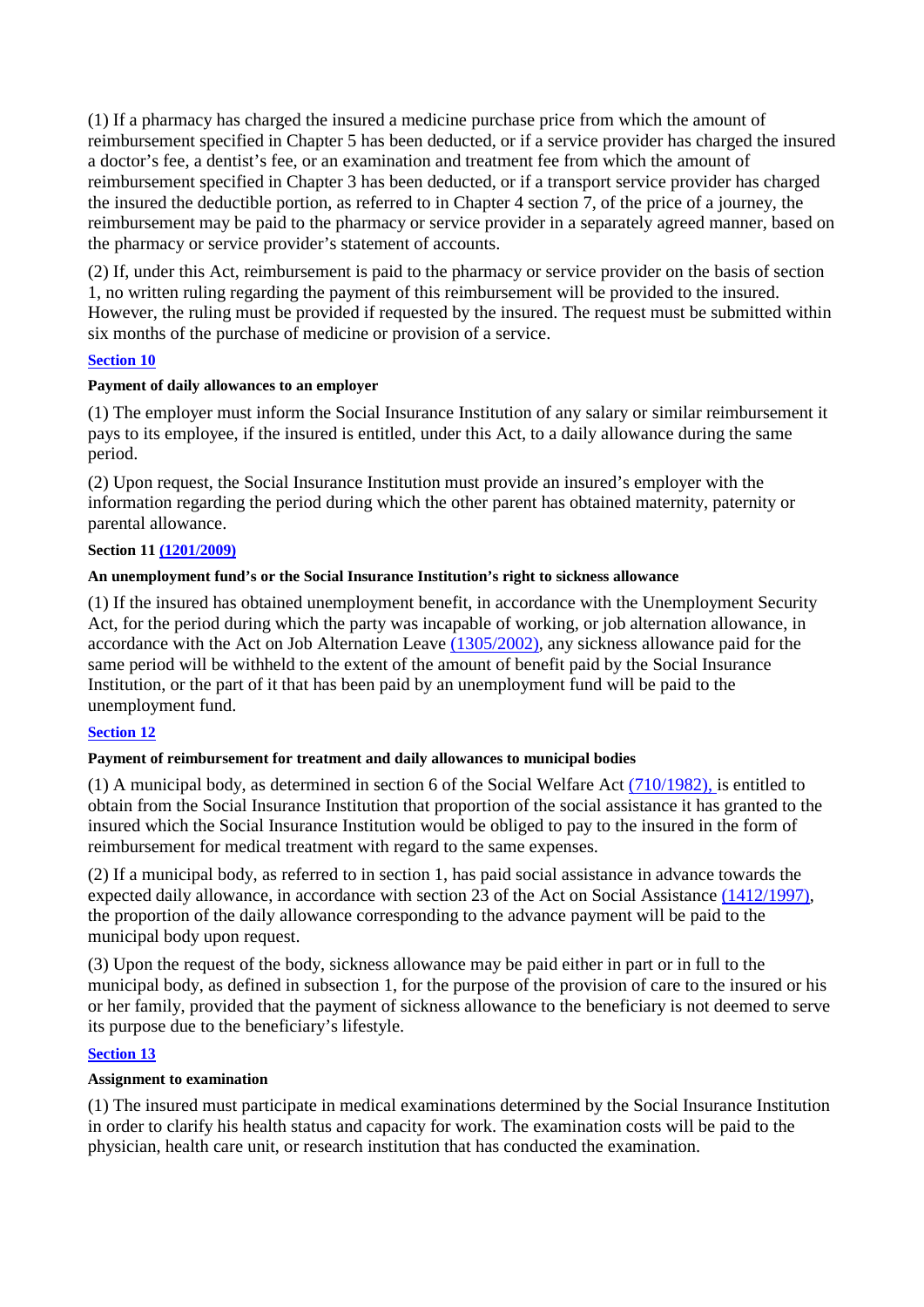(1) If a pharmacy has charged the insured a medicine purchase price from which the amount of reimbursement specified in Chapter 5 has been deducted, or if a service provider has charged the insured a doctor's fee, a dentist's fee, or an examination and treatment fee from which the amount of reimbursement specified in Chapter 3 has been deducted, or if a transport service provider has charged the insured the deductible portion, as referred to in Chapter 4 section 7, of the price of a journey, the reimbursement may be paid to the pharmacy or service provider in a separately agreed manner, based on the pharmacy or service provider's statement of accounts.

(2) If, under this Act, reimbursement is paid to the pharmacy or service provider on the basis of section 1, no written ruling regarding the payment of this reimbursement will be provided to the insured. However, the ruling must be provided if requested by the insured. The request must be submitted within six months of the purchase of medicine or provision of a service.

**Section 10**

**Payment of daily allowances to an employer**

(1) The employer must inform the Social Insurance Institution of any salary or similar reimbursement it pays to its employee, if the insured is entitled, under this Act, to a daily allowance during the same period.

(2) Upon request, the Social Insurance Institution must provide an insured's employer with the information regarding the period during which the other parent has obtained maternity, paternity or parental allowance.

**Section 11 (1201/2009)**

**An unemployment fund's or the Social Insurance Institution's right to sickness allowance**

(1) If the insured has obtained unemployment benefit, in accordance with the Unemployment Security Act, for the period during which the party was incapable of working, or job alternation allowance, in accordance with the Act on Job Alternation Leave (1305/2002), any sickness allowance paid for the same period will be withheld to the extent of the amount of benefit paid by the Social Insurance Institution, or the part of it that has been paid by an unemployment fund will be paid to the unemployment fund.

**Section 12**

**Payment of reimbursement for treatment and daily allowances to municipal bodies**

(1) A municipal body, as determined in section 6 of the Social Welfare Act (710/1982), is entitled to obtain from the Social Insurance Institution that proportion of the social assistance it has granted to the insured which the Social Insurance Institution would be obliged to pay to the insured in the form of reimbursement for medical treatment with regard to the same expenses.

(2) If a municipal body, as referred to in section 1, has paid social assistance in advance towards the expected daily allowance, in accordance with section 23 of the Act on Social Assistance (1412/1997), the proportion of the daily allowance corresponding to the advance payment will be paid to the municipal body upon request.

(3) Upon the request of the body, sickness allowance may be paid either in part or in full to the municipal body, as defined in subsection 1, for the purpose of the provision of care to the insured or his or her family, provided that the payment of sickness allowance to the beneficiary is not deemed to serve its purpose due to the beneficiary's lifestyle.

**Section 13**

**Assignment to examination**

(1) The insured must participate in medical examinations determined by the Social Insurance Institution in order to clarify his health status and capacity for work. The examination costs will be paid to the physician, health care unit, or research institution that has conducted the examination.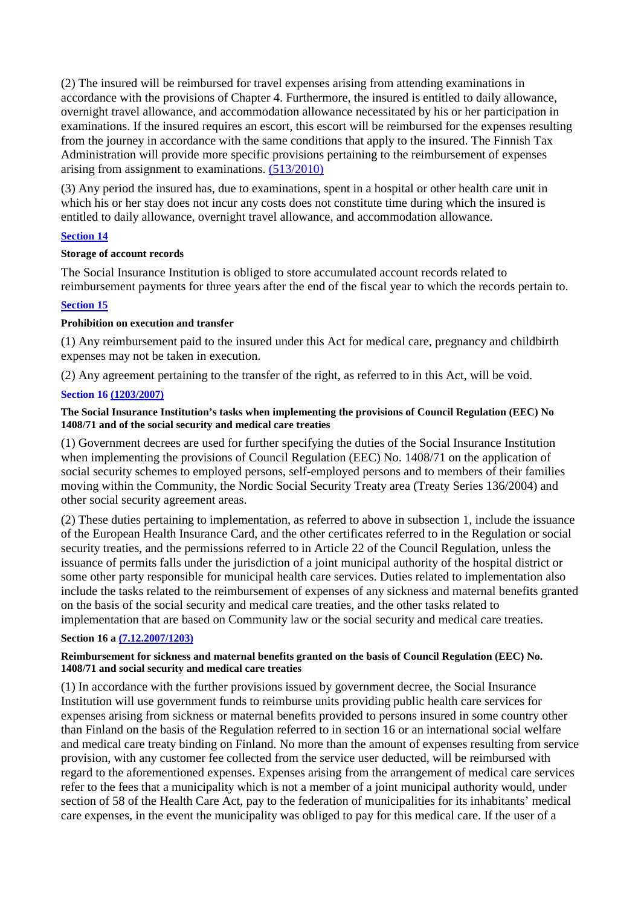(2) The insured will be reimbursed for travel expenses arising from attending examinations in accordance with the provisions of Chapter 4. Furthermore, the insured is entitled to daily allowance, overnight travel allowance, and accommodation allowance necessitated by his or her participation in examinations. If the insured requires an escort, this escort will be reimbursed for the expenses resulting from the journey in accordance with the same conditions that apply to the insured. The Finnish Tax Administration will provide more specific provisions pertaining to the reimbursement of expenses arising from assignment to examinations. (513/2010)

(3) Any period the insured has, due to examinations, spent in a hospital or other health care unit in which his or her stay does not incur any costs does not constitute time during which the insured is entitled to daily allowance, overnight travel allowance, and accommodation allowance.

**Section 14**

**Storage of account records**

The Social Insurance Institution is obliged to store accumulated account records related to reimbursement payments for three years after the end of the fiscal year to which the records pertain to.

**Section 15**

**Prohibition on execution and transfer**

(1) Any reimbursement paid to the insured under this Act for medical care, pregnancy and childbirth expenses may not be taken in execution.

(2) Any agreement pertaining to the transfer of the right, as referred to in this Act, will be void.

**Section 16 (1203/2007)**

**The Social Insurance Institution's tasks when implementing the provisions of Council Regulation (EEC) No 1408/71 and of the social security and medical care treaties**

(1) Government decrees are used for further specifying the duties of the Social Insurance Institution when implementing the provisions of Council Regulation (EEC) No. 1408/71 on the application of social security schemes to employed persons, self-employed persons and to members of their families moving within the Community, the Nordic Social Security Treaty area (Treaty Series 136/2004) and other social security agreement areas.

(2) These duties pertaining to implementation, as referred to above in subsection 1, include the issuance of the European Health Insurance Card, and the other certificates referred to in the Regulation or social security treaties, and the permissions referred to in Article 22 of the Council Regulation, unless the issuance of permits falls under the jurisdiction of a joint municipal authority of the hospital district or some other party responsible for municipal health care services. Duties related to implementation also include the tasks related to the reimbursement of expenses of any sickness and maternal benefits granted on the basis of the social security and medical care treaties, and the other tasks related to implementation that are based on Community law or the social security and medical care treaties.

**Section 16 a (7.12.2007/1203)**

**Reimbursement for sickness and maternal benefits granted on the basis of Council Regulation (EEC) No. 1408/71 and social security and medical care treaties**

(1) In accordance with the further provisions issued by government decree, the Social Insurance Institution will use government funds to reimburse units providing public health care services for expenses arising from sickness or maternal benefits provided to persons insured in some country other than Finland on the basis of the Regulation referred to in section 16 or an international social welfare and medical care treaty binding on Finland. No more than the amount of expenses resulting from service provision, with any customer fee collected from the service user deducted, will be reimbursed with regard to the aforementioned expenses. Expenses arising from the arrangement of medical care services refer to the fees that a municipality which is not a member of a joint municipal authority would, under section of 58 of the Health Care Act, pay to the federation of municipalities for its inhabitants' medical care expenses, in the event the municipality was obliged to pay for this medical care. If the user of a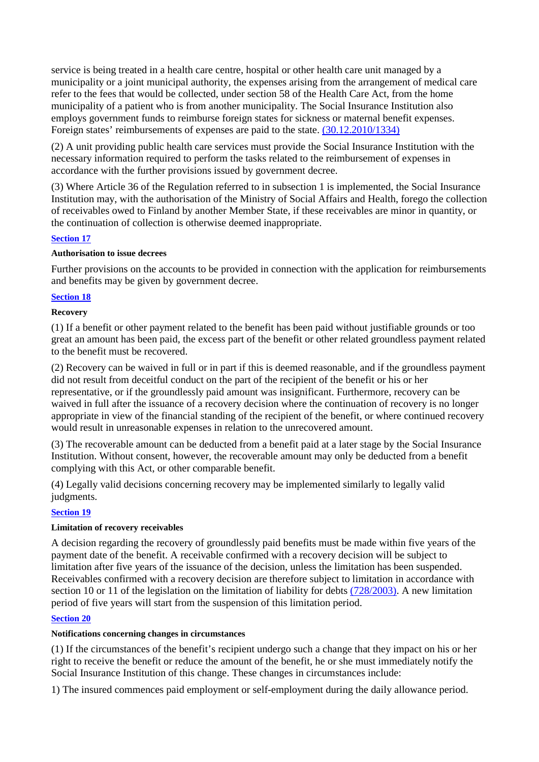service is being treated in a health care centre, hospital or other health care unit managed by a municipality or a joint municipal authority, the expenses arising from the arrangement of medical care refer to the fees that would be collected, under section 58 of the Health Care Act, from the home municipality of a patient who is from another municipality. The Social Insurance Institution also employs government funds to reimburse foreign states for sickness or maternal benefit expenses. Foreign states' reimbursements of expenses are paid to the state. (30.12.2010/1334)

(2) A unit providing public health care services must provide the Social Insurance Institution with the necessary information required to perform the tasks related to the reimbursement of expenses in accordance with the further provisions issued by government decree.

(3) Where Article 36 of the Regulation referred to in subsection 1 is implemented, the Social Insurance Institution may, with the authorisation of the Ministry of Social Affairs and Health, forego the collection of receivables owed to Finland by another Member State, if these receivables are minor in quantity, or the continuation of collection is otherwise deemed inappropriate.

**Section 17**

**Authorisation to issue decrees**

Further provisions on the accounts to be provided in connection with the application for reimbursements and benefits may be given by government decree.

**Section 18**

**Recovery**

(1) If a benefit or other payment related to the benefit has been paid without justifiable grounds or too great an amount has been paid, the excess part of the benefit or other related groundless payment related to the benefit must be recovered.

(2) Recovery can be waived in full or in part if this is deemed reasonable, and if the groundless payment did not result from deceitful conduct on the part of the recipient of the benefit or his or her representative, or if the groundlessly paid amount was insignificant. Furthermore, recovery can be waived in full after the issuance of a recovery decision where the continuation of recovery is no longer appropriate in view of the financial standing of the recipient of the benefit, or where continued recovery would result in unreasonable expenses in relation to the unrecovered amount.

(3) The recoverable amount can be deducted from a benefit paid at a later stage by the Social Insurance Institution. Without consent, however, the recoverable amount may only be deducted from a benefit complying with this Act, or other comparable benefit.

(4) Legally valid decisions concerning recovery may be implemented similarly to legally valid judgments.

**Section 19**

**Limitation of recovery receivables**

A decision regarding the recovery of groundlessly paid benefits must be made within five years of the payment date of the benefit. A receivable confirmed with a recovery decision will be subject to limitation after five years of the issuance of the decision, unless the limitation has been suspended. Receivables confirmed with a recovery decision are therefore subject to limitation in accordance with section 10 or 11 of the legislation on the limitation of liability for debts (728/2003). A new limitation period of five years will start from the suspension of this limitation period.

**Section 20**

**Notifications concerning changes in circumstances**

(1) If the circumstances of the benefit's recipient undergo such a change that they impact on his or her right to receive the benefit or reduce the amount of the benefit, he or she must immediately notify the Social Insurance Institution of this change. These changes in circumstances include:

1) The insured commences paid employment or self-employment during the daily allowance period.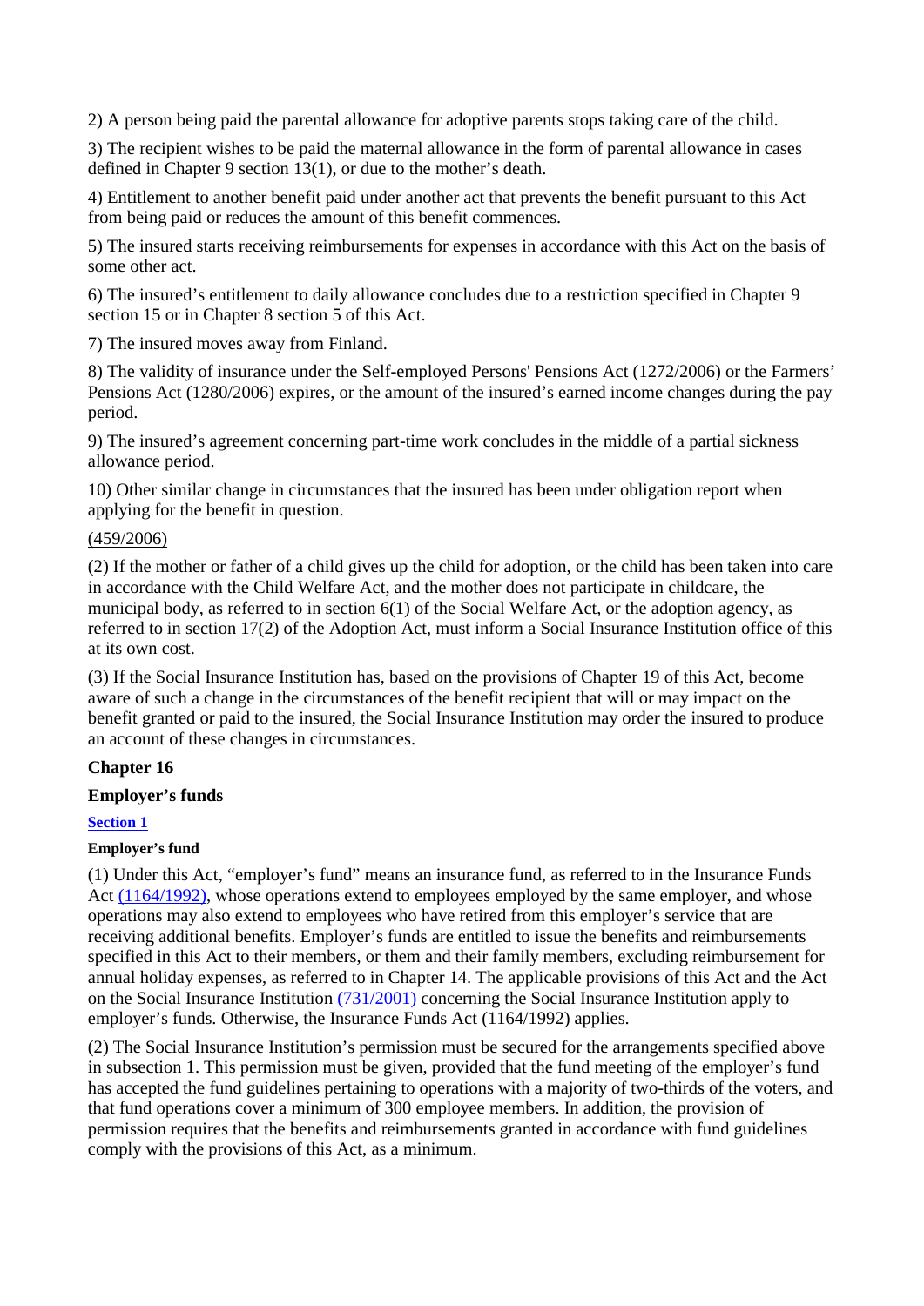2) A person being paid the parental allowance for adoptive parents stops taking care of the child.

3) The recipient wishes to be paid the maternal allowance in the form of parental allowance in cases defined in Chapter 9 section 13(1), or due to the mother's death.

4) Entitlement to another benefit paid under another act that prevents the benefit pursuant to this Act from being paid or reduces the amount of this benefit commences.

5) The insured starts receiving reimbursements for expenses in accordance with this Act on the basis of some other act.

6) The insured's entitlement to daily allowance concludes due to a restriction specified in Chapter 9 section 15 or in Chapter 8 section 5 of this Act.

7) The insured moves away from Finland.

8) The validity of insurance under the Self-employed Persons' Pensions Act (1272/2006) or the Farmers' Pensions Act (1280/2006) expires, or the amount of the insured's earned income changes during the pay period.

9) The insured's agreement concerning part-time work concludes in the middle of a partial sickness allowance period.

10) Other similar change in circumstances that the insured has been under obligation report when applying for the benefit in question.

(459/2006)

(2) If the mother or father of a child gives up the child for adoption, or the child has been taken into care in accordance with the Child Welfare Act, and the mother does not participate in childcare, the municipal body, as referred to in section 6(1) of the Social Welfare Act, or the adoption agency, as referred to in section 17(2) of the Adoption Act, must inform a Social Insurance Institution office of this at its own cost.

(3) If the Social Insurance Institution has, based on the provisions of Chapter 19 of this Act, become aware of such a change in the circumstances of the benefit recipient that will or may impact on the benefit granted or paid to the insured, the Social Insurance Institution may order the insured to produce an account of these changes in circumstances.

## Chapter 16

## Employer's funds

### Section 1

#### Employer's fund

(1) Under this Act, "employer's fund" means an insurance fund, as referred to in the Insurance Funds Act (1164/1992), whose operations extend to employees employed by the same employer, and whose operations may also extend to employees who have retired from this employer's service that are receiving additional benefits. Employer's funds are entitled to issue the benefits and reimbursements specified in this Act to their members, or them and their family members, excluding reimbursement for annual holiday expenses, as referred to in Chapter 14. The applicable provisions of this Act and the Act on the Social Insurance Institution (731/2001) concerning the Social Insurance Institution apply to employer's funds. Otherwise, the Insurance Funds Act (1164/1992) applies.

(2) The Social Insurance Institution's permission must be secured for the arrangements specified above in subsection 1. This permission must be given, provided that the fund meeting of the employer's fund has accepted the fund guidelines pertaining to operations with a majority of two-thirds of the voters, and that fund operations cover a minimum of 300 employee members. In addition, the provision of permission requires that the benefits and reimbursements granted in accordance with fund guidelines comply with the provisions of this Act, as a minimum.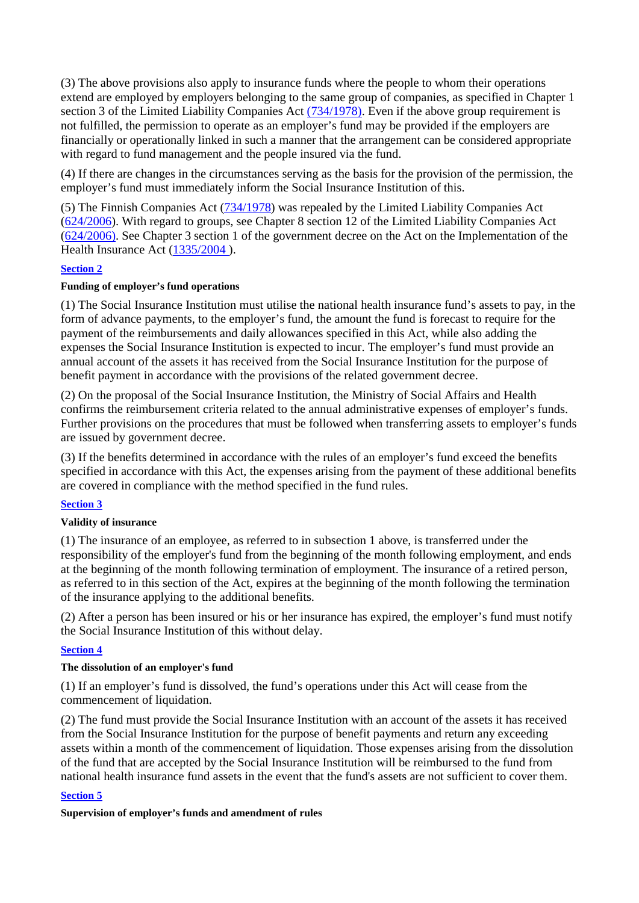(3) The above provisions also apply to insurance funds where the people to whom their operations extend are employed by employers belonging to the same group of companies, as specified in Chapter 1 section 3 of the Limited Liability Companies Act (734/1978). Even if the above group requirement is not fulfilled, the permission to operate as an employer's fund may be provided if the employers are financially or operationally linked in such a manner that the arrangement can be considered appropriate with regard to fund management and the people insured via the fund.

(4) If there are changes in the circumstances serving as the basis for the provision of the permission, the employer's fund must immediately inform the Social Insurance Institution of this.

(5) The Finnish Companies Act (734/1978) was repealed by the Limited Liability Companies Act (624/2006). With regard to groups, see Chapter 8 section 12 of the Limited Liability Companies Act (624/2006). See Chapter 3 section 1 of the government decree on the Act on the Implementation of the Health Insurance Act (1335/2004 ).

**Section 2**

**Funding of employer's fund operations**

(1) The Social Insurance Institution must utilise the national health insurance fund's assets to pay, in the form of advance payments, to the employer's fund, the amount the fund is forecast to require for the payment of the reimbursements and daily allowances specified in this Act, while also adding the expenses the Social Insurance Institution is expected to incur. The employer's fund must provide an annual account of the assets it has received from the Social Insurance Institution for the purpose of benefit payment in accordance with the provisions of the related government decree.

(2) On the proposal of the Social Insurance Institution, the Ministry of Social Affairs and Health confirms the reimbursement criteria related to the annual administrative expenses of employer's funds. Further provisions on the procedures that must be followed when transferring assets to employer's funds are issued by government decree.

(3) If the benefits determined in accordance with the rules of an employer's fund exceed the benefits specified in accordance with this Act, the expenses arising from the payment of these additional benefits are covered in compliance with the method specified in the fund rules.

**Section 3**

**Validity of insurance**

(1) The insurance of an employee, as referred to in subsection 1 above, is transferred under the responsibility of the employer's fund from the beginning of the month following employment, and ends at the beginning of the month following termination of employment. The insurance of a retired person, as referred to in this section of the Act, expires at the beginning of the month following the termination of the insurance applying to the additional benefits.

(2) After a person has been insured or his or her insurance has expired, the employer's fund must notify the Social Insurance Institution of this without delay.

**Section 4**

**The dissolution of an employer's fund**

(1) If an employer's fund is dissolved, the fund's operations under this Act will cease from the commencement of liquidation.

(2) The fund must provide the Social Insurance Institution with an account of the assets it has received from the Social Insurance Institution for the purpose of benefit payments and return any exceeding assets within a month of the commencement of liquidation. Those expenses arising from the dissolution of the fund that are accepted by the Social Insurance Institution will be reimbursed to the fund from national health insurance fund assets in the event that the fund's assets are not sufficient to cover them.

**Section 5**

**Supervision of employer's funds and amendment of rules**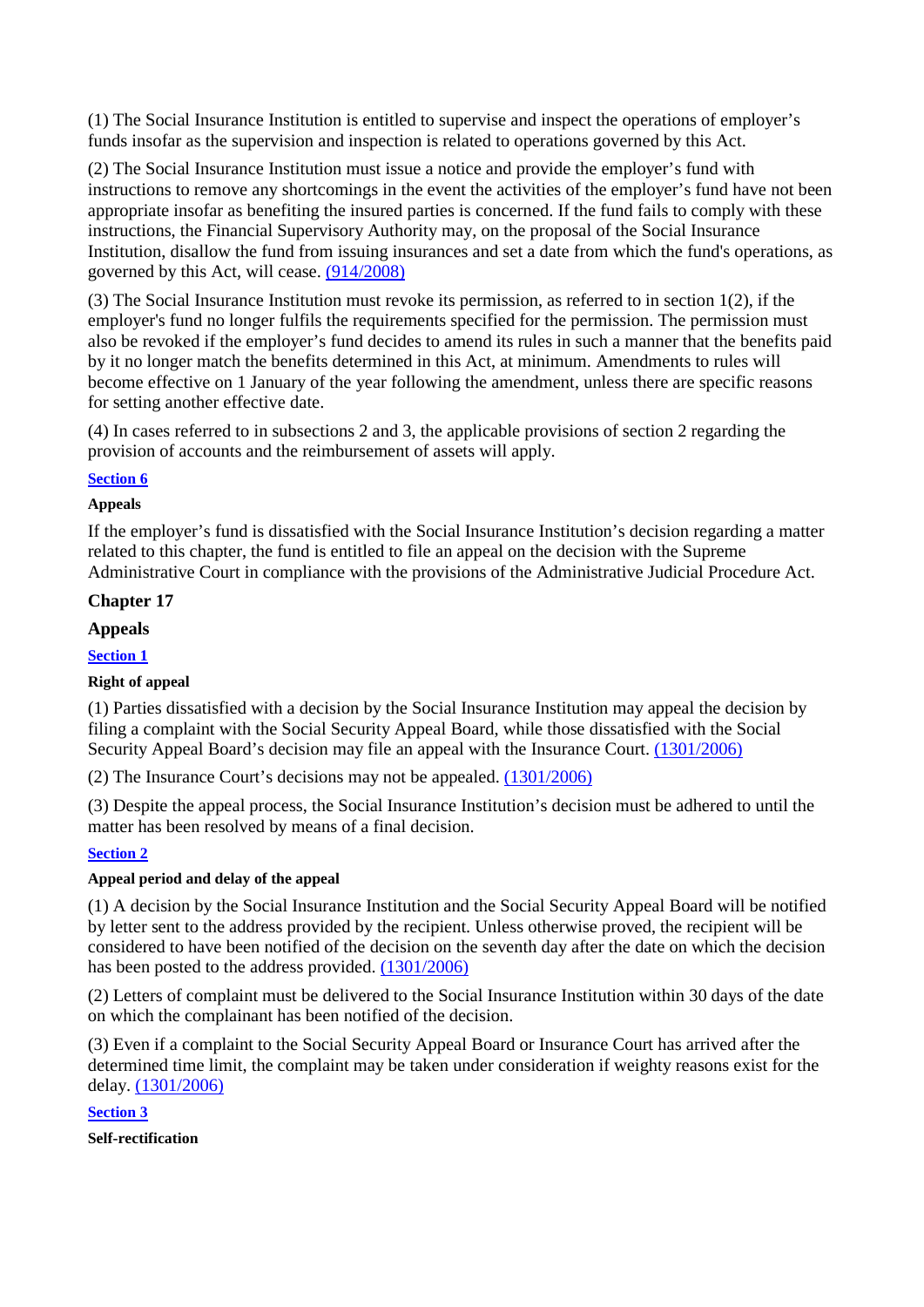(1) The Social Insurance Institution is entitled to supervise and inspect the operations of employer's funds insofar as the supervision and inspection is related to operations governed by this Act.

(2) The Social Insurance Institution must issue a notice and provide the employer's fund with instructions to remove any shortcomings in the event the activities of the employer's fund have not been appropriate insofar as benefiting the insured parties is concerned. If the fund fails to comply with these instructions, the Financial Supervisory Authority may, on the proposal of the Social Insurance Institution, disallow the fund from issuing insurances and set a date from which the fund's operations, as governed by this Act, will cease. (914/2008)

(3) The Social Insurance Institution must revoke its permission, as referred to in section 1(2), if the employer's fund no longer fulfils the requirements specified for the permission. The permission must also be revoked if the employer's fund decides to amend its rules in such a manner that the benefits paid by it no longer match the benefits determined in this Act, at minimum. Amendments to rules will become effective on 1 January of the year following the amendment, unless there are specific reasons for setting another effective date.

(4) In cases referred to in subsections 2 and 3, the applicable provisions of section 2 regarding the provision of accounts and the reimbursement of assets will apply.

**Section 6**

**Appeals**

If the employer's fund is dissatisfied with the Social Insurance Institution's decision regarding a matter related to this chapter, the fund is entitled to file an appeal on the decision with the Supreme Administrative Court in compliance with the provisions of the Administrative Judicial Procedure Act.

## Chapter 17

## Appeals

**Section 1**

**Right of appeal**

(1) Parties dissatisfied with a decision by the Social Insurance Institution may appeal the decision by filing a complaint with the Social Security Appeal Board, while those dissatisfied with the Social Security Appeal Board's decision may file an appeal with the Insurance Court. (1301/2006)

(2) The Insurance Court's decisions may not be appealed. (1301/2006)

(3) Despite the appeal process, the Social Insurance Institution's decision must be adhered to until the matter has been resolved by means of a final decision.

**Section 2**

**Appeal period and delay of the appeal**

(1) A decision by the Social Insurance Institution and the Social Security Appeal Board will be notified by letter sent to the address provided by the recipient. Unless otherwise proved, the recipient will be considered to have been notified of the decision on the seventh day after the date on which the decision has been posted to the address provided. (1301/2006)

(2) Letters of complaint must be delivered to the Social Insurance Institution within 30 days of the date on which the complainant has been notified of the decision.

(3) Even if a complaint to the Social Security Appeal Board or Insurance Court has arrived after the determined time limit, the complaint may be taken under consideration if weighty reasons exist for the delay. (1301/2006)

**Section 3**

**Self-rectification**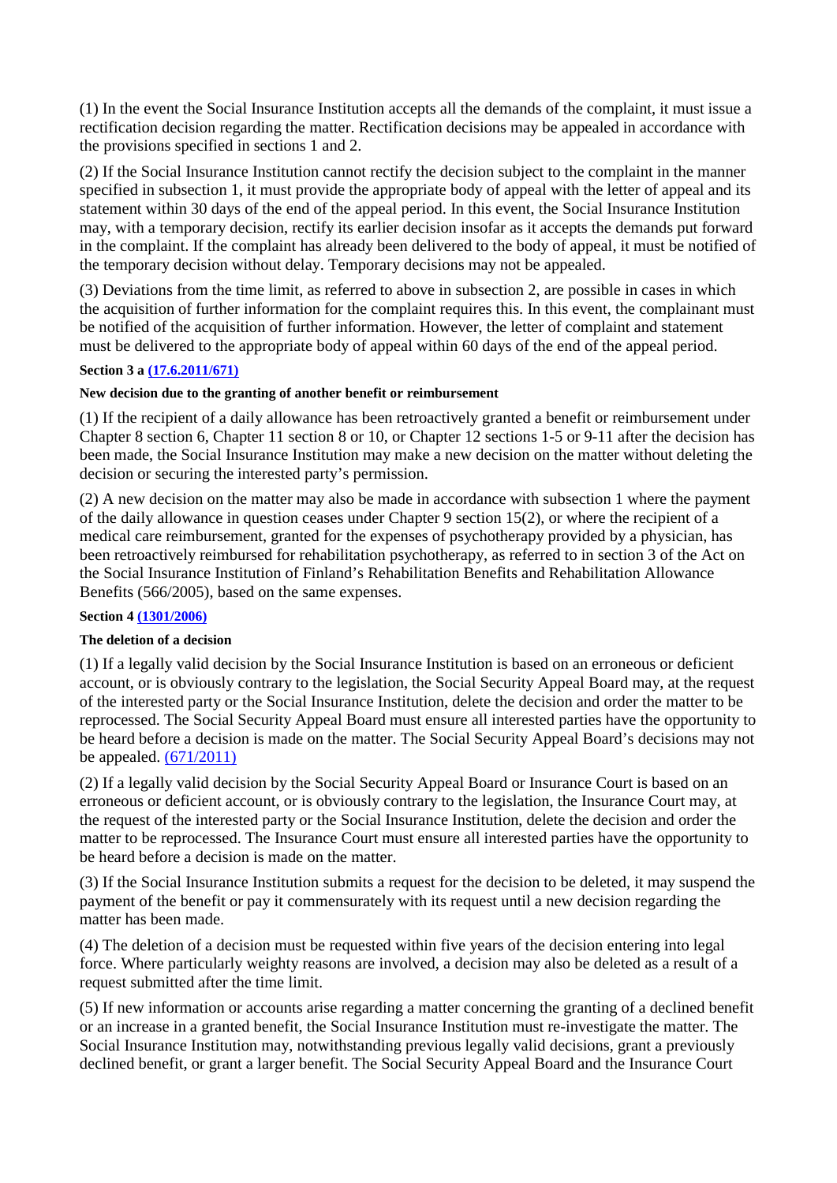(1) In the event the Social Insurance Institution accepts all the demands of the complaint, it must issue a rectification decision regarding the matter. Rectification decisions may be appealed in accordance with the provisions specified in sections 1 and 2.

(2) If the Social Insurance Institution cannot rectify the decision subject to the complaint in the manner specified in subsection 1, it must provide the appropriate body of appeal with the letter of appeal and its statement within 30 days of the end of the appeal period. In this event, the Social Insurance Institution may, with a temporary decision, rectify its earlier decision insofar as it accepts the demands put forward in the complaint. If the complaint has already been delivered to the body of appeal, it must be notified of the temporary decision without delay. Temporary decisions may not be appealed.

(3) Deviations from the time limit, as referred to above in subsection 2, are possible in cases in which the acquisition of further information for the complaint requires this. In this event, the complainant must be notified of the acquisition of further information. However, the letter of complaint and statement must be delivered to the appropriate body of appeal within 60 days of the end of the appeal period.

**Section 3 a (17.6.2011/671)**

**New decision due to the granting of another benefit or reimbursement**

(1) If the recipient of a daily allowance has been retroactively granted a benefit or reimbursement under Chapter 8 section 6, Chapter 11 section 8 or 10, or Chapter 12 sections 1-5 or 9-11 after the decision has been made, the Social Insurance Institution may make a new decision on the matter without deleting the decision or securing the interested party's permission.

(2) A new decision on the matter may also be made in accordance with subsection 1 where the payment of the daily allowance in question ceases under Chapter 9 section 15(2), or where the recipient of a medical care reimbursement, granted for the expenses of psychotherapy provided by a physician, has been retroactively reimbursed for rehabilitation psychotherapy, as referred to in section 3 of the Act on the Social Insurance Institution of Finland's Rehabilitation Benefits and Rehabilitation Allowance Benefits (566/2005), based on the same expenses.

**Section 4 (1301/2006)**

**The deletion of a decision**

(1) If a legally valid decision by the Social Insurance Institution is based on an erroneous or deficient account, or is obviously contrary to the legislation, the Social Security Appeal Board may, at the request of the interested party or the Social Insurance Institution, delete the decision and order the matter to be reprocessed. The Social Security Appeal Board must ensure all interested parties have the opportunity to be heard before a decision is made on the matter. The Social Security Appeal Board's decisions may not be appealed. (671/2011)

(2) If a legally valid decision by the Social Security Appeal Board or Insurance Court is based on an erroneous or deficient account, or is obviously contrary to the legislation, the Insurance Court may, at the request of the interested party or the Social Insurance Institution, delete the decision and order the matter to be reprocessed. The Insurance Court must ensure all interested parties have the opportunity to be heard before a decision is made on the matter.

(3) If the Social Insurance Institution submits a request for the decision to be deleted, it may suspend the payment of the benefit or pay it commensurately with its request until a new decision regarding the matter has been made.

(4) The deletion of a decision must be requested within five years of the decision entering into legal force. Where particularly weighty reasons are involved, a decision may also be deleted as a result of a request submitted after the time limit.

(5) If new information or accounts arise regarding a matter concerning the granting of a declined benefit or an increase in a granted benefit, the Social Insurance Institution must re-investigate the matter. The Social Insurance Institution may, notwithstanding previous legally valid decisions, grant a previously declined benefit, or grant a larger benefit. The Social Security Appeal Board and the Insurance Court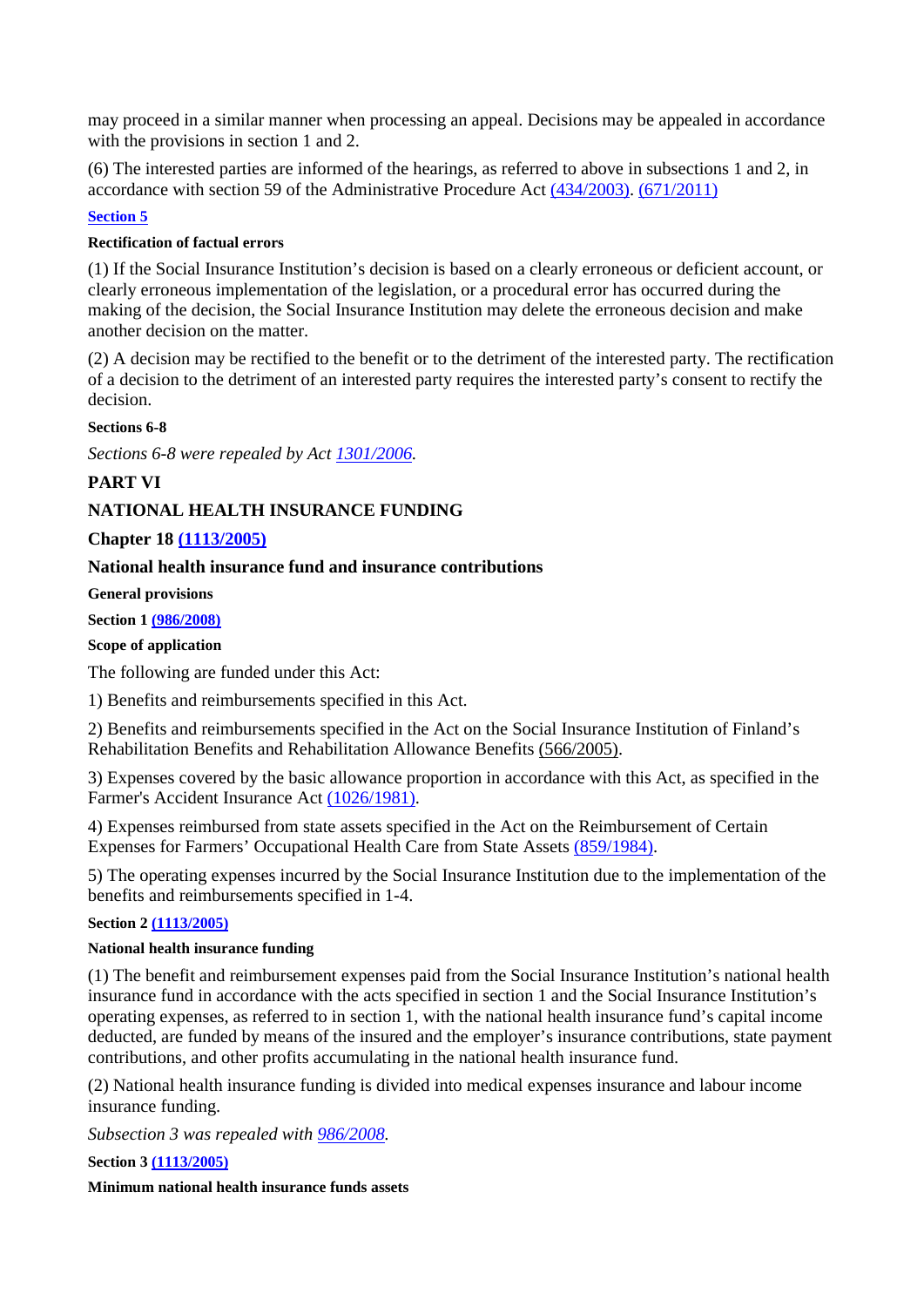may proceed in a similar manner when processing an appeal. Decisions may be appealed in accordance with the provisions in section 1 and 2.

(6) The interested parties are informed of the hearings, as referred to above in subsections 1 and 2, in accordance with section 59 of the Administrative Procedure Act (434/2003). (671/2011)

**Section 5**

**Rectification of factual errors**

(1) If the Social Insurance Institution's decision is based on a clearly erroneous or deficient account, or clearly erroneous implementation of the legislation, or a procedural error has occurred during the making of the decision, the Social Insurance Institution may delete the erroneous decision and make another decision on the matter.

(2) A decision may be rectified to the benefit or to the detriment of the interested party. The rectification of a decision to the detriment of an interested party requires the interested party's consent to rectify the decision.

**Sections 6-8**

*Sections 6-8 were repealed by Act 1301/2006.*

## PART VI

## NATIONAL HEALTH INSURANCE FUNDING

### Chapter 18 (1113/2005)

### National health insurance fund and insurance contributions

**General provisions**

**Section 1 (986/2008)**

**Scope of application**

The following are funded under this Act:

1) Benefits and reimbursements specified in this Act.

2) Benefits and reimbursements specified in the Act on the Social Insurance Institution of Finland's Rehabilitation Benefits and Rehabilitation Allowance Benefits (566/2005).

3) Expenses covered by the basic allowance proportion in accordance with this Act, as specified in the Farmer's Accident Insurance Act (1026/1981).

4) Expenses reimbursed from state assets specified in the Act on the Reimbursement of Certain Expenses for Farmers' Occupational Health Care from State Assets (859/1984).

5) The operating expenses incurred by the Social Insurance Institution due to the implementation of the benefits and reimbursements specified in 1-4.

**Section 2 (1113/2005)**

**National health insurance funding**

(1) The benefit and reimbursement expenses paid from the Social Insurance Institution's national health insurance fund in accordance with the acts specified in section 1 and the Social Insurance Institution's operating expenses, as referred to in section 1, with the national health insurance fund's capital income deducted, are funded by means of the insured and the employer's insurance contributions, state payment contributions, and other profits accumulating in the national health insurance fund.

(2) National health insurance funding is divided into medical expenses insurance and labour income insurance funding.

*Subsection 3 was repealed with 986/2008.*

**Section 3 (1113/2005)**

**Minimum national health insurance funds assets**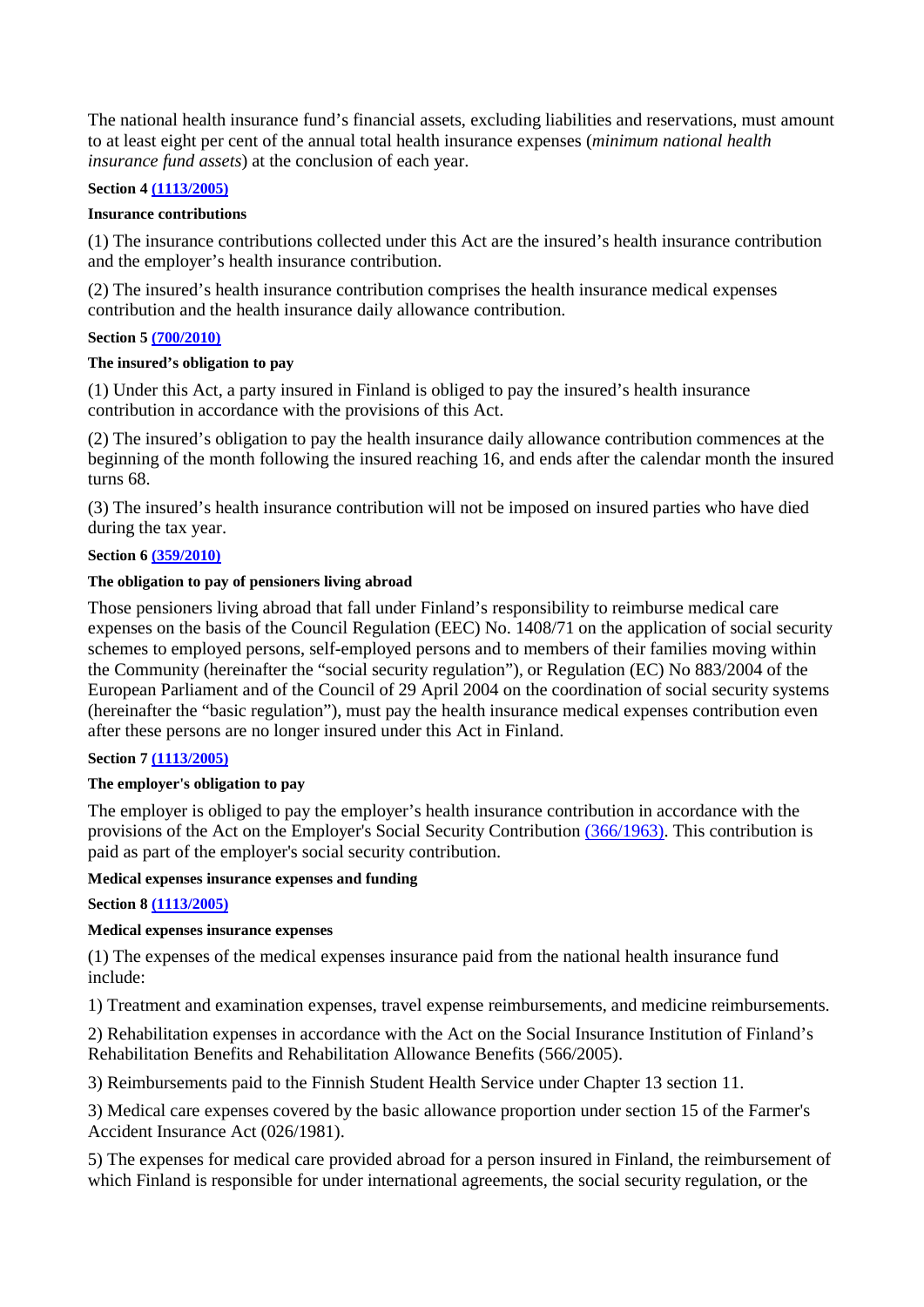The national health insurance fund's financial assets, excluding liabilities and reservations, must amount to at least eight per cent of the annual total health insurance expenses (*minimum national health insurance fund assets*) at the conclusion of each year.

**Section 4 (1113/2005)**

**Insurance contributions**

(1) The insurance contributions collected under this Act are the insured's health insurance contribution and the employer's health insurance contribution.

(2) The insured's health insurance contribution comprises the health insurance medical expenses contribution and the health insurance daily allowance contribution.

**Section 5 (700/2010)**

**The insured's obligation to pay**

(1) Under this Act, a party insured in Finland is obliged to pay the insured's health insurance contribution in accordance with the provisions of this Act.

(2) The insured's obligation to pay the health insurance daily allowance contribution commences at the beginning of the month following the insured reaching 16, and ends after the calendar month the insured turns 68.

(3) The insured's health insurance contribution will not be imposed on insured parties who have died during the tax year.

**Section 6 (359/2010)**

**The obligation to pay of pensioners living abroad**

Those pensioners living abroad that fall under Finland's responsibility to reimburse medical care expenses on the basis of the Council Regulation (EEC) No. 1408/71 on the application of social security schemes to employed persons, self-employed persons and to members of their families moving within the Community (hereinafter the "social security regulation"), or Regulation (EC) No 883/2004 of the European Parliament and of the Council of 29 April 2004 on the coordination of social security systems (hereinafter the "basic regulation"), must pay the health insurance medical expenses contribution even after these persons are no longer insured under this Act in Finland.

**Section 7 (1113/2005)**

**The employer's obligation to pay**

The employer is obliged to pay the employer's health insurance contribution in accordance with the provisions of the Act on the Employer's Social Security Contribution (366/1963). This contribution is paid as part of the employer's social security contribution.

**Medical expenses insurance expenses and funding**

**Section 8 (1113/2005)**

**Medical expenses insurance expenses**

(1) The expenses of the medical expenses insurance paid from the national health insurance fund include:

1) Treatment and examination expenses, travel expense reimbursements, and medicine reimbursements.

2) Rehabilitation expenses in accordance with the Act on the Social Insurance Institution of Finland's Rehabilitation Benefits and Rehabilitation Allowance Benefits (566/2005).

3) Reimbursements paid to the Finnish Student Health Service under Chapter 13 section 11.

3) Medical care expenses covered by the basic allowance proportion under section 15 of the Farmer's Accident Insurance Act (026/1981).

5) The expenses for medical care provided abroad for a person insured in Finland, the reimbursement of which Finland is responsible for under international agreements, the social security regulation, or the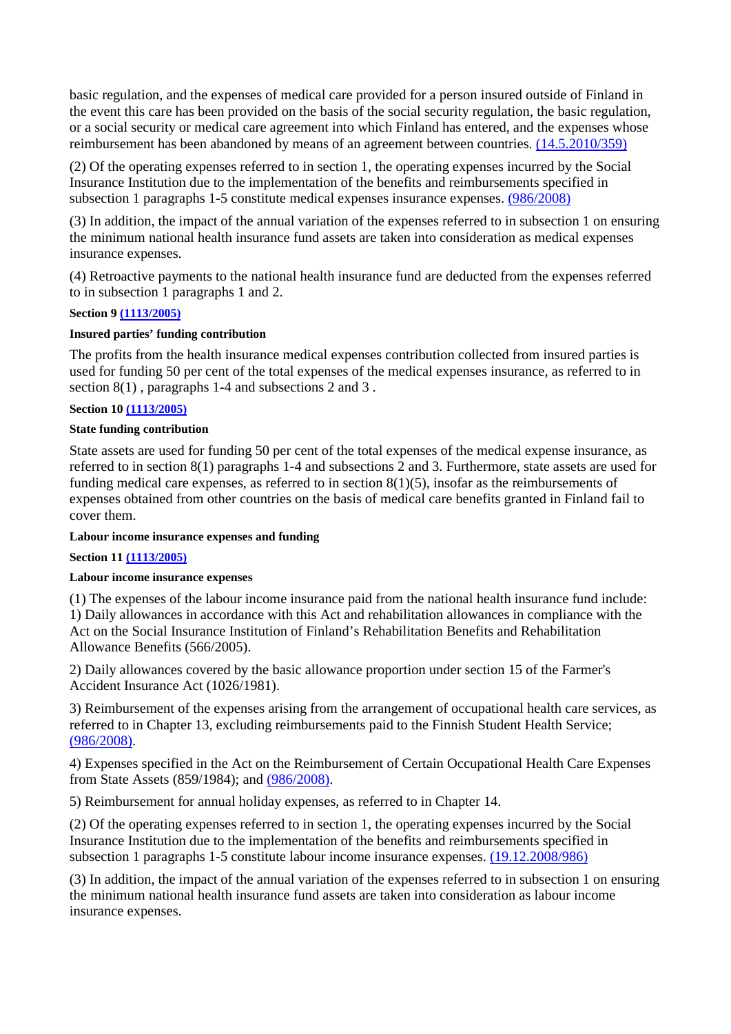basic regulation, and the expenses of medical care provided for a person insured outside of Finland in the event this care has been provided on the basis of the social security regulation, the basic regulation, or a social security or medical care agreement into which Finland has entered, and the expenses whose reimbursement has been abandoned by means of an agreement between countries. (14.5.2010/359)

(2) Of the operating expenses referred to in section 1, the operating expenses incurred by the Social Insurance Institution due to the implementation of the benefits and reimbursements specified in subsection 1 paragraphs 1-5 constitute medical expenses insurance expenses. (986/2008)

(3) In addition, the impact of the annual variation of the expenses referred to in subsection 1 on ensuring the minimum national health insurance fund assets are taken into consideration as medical expenses insurance expenses.

(4) Retroactive payments to the national health insurance fund are deducted from the expenses referred to in subsection 1 paragraphs 1 and 2.

**Section 9 (1113/2005)**

**Insured parties' funding contribution**

The profits from the health insurance medical expenses contribution collected from insured parties is used for funding 50 per cent of the total expenses of the medical expenses insurance, as referred to in section 8(1) , paragraphs 1-4 and subsections 2 and 3 .

**Section 10 (1113/2005)**

**State funding contribution**

State assets are used for funding 50 per cent of the total expenses of the medical expense insurance, as referred to in section 8(1) paragraphs 1-4 and subsections 2 and 3. Furthermore, state assets are used for funding medical care expenses, as referred to in section 8(1)(5), insofar as the reimbursements of expenses obtained from other countries on the basis of medical care benefits granted in Finland fail to cover them.

**Labour income insurance expenses and funding**

**Section 11 (1113/2005)**

**Labour income insurance expenses**

(1) The expenses of the labour income insurance paid from the national health insurance fund include:
1) Daily allowances in accordance with this Act and rehabilitation allowances in compliance with the Act on the Social Insurance Institution of Finland's Rehabilitation Benefits and Rehabilitation Allowance Benefits (566/2005).

2) Daily allowances covered by the basic allowance proportion under section 15 of the Farmer's Accident Insurance Act (1026/1981).

3) Reimbursement of the expenses arising from the arrangement of occupational health care services, as referred to in Chapter 13, excluding reimbursements paid to the Finnish Student Health Service; (986/2008).

4) Expenses specified in the Act on the Reimbursement of Certain Occupational Health Care Expenses from State Assets (859/1984); and (986/2008).

5) Reimbursement for annual holiday expenses, as referred to in Chapter 14.

(2) Of the operating expenses referred to in section 1, the operating expenses incurred by the Social Insurance Institution due to the implementation of the benefits and reimbursements specified in subsection 1 paragraphs 1-5 constitute labour income insurance expenses. (19.12.2008/986)

(3) In addition, the impact of the annual variation of the expenses referred to in subsection 1 on ensuring the minimum national health insurance fund assets are taken into consideration as labour income insurance expenses.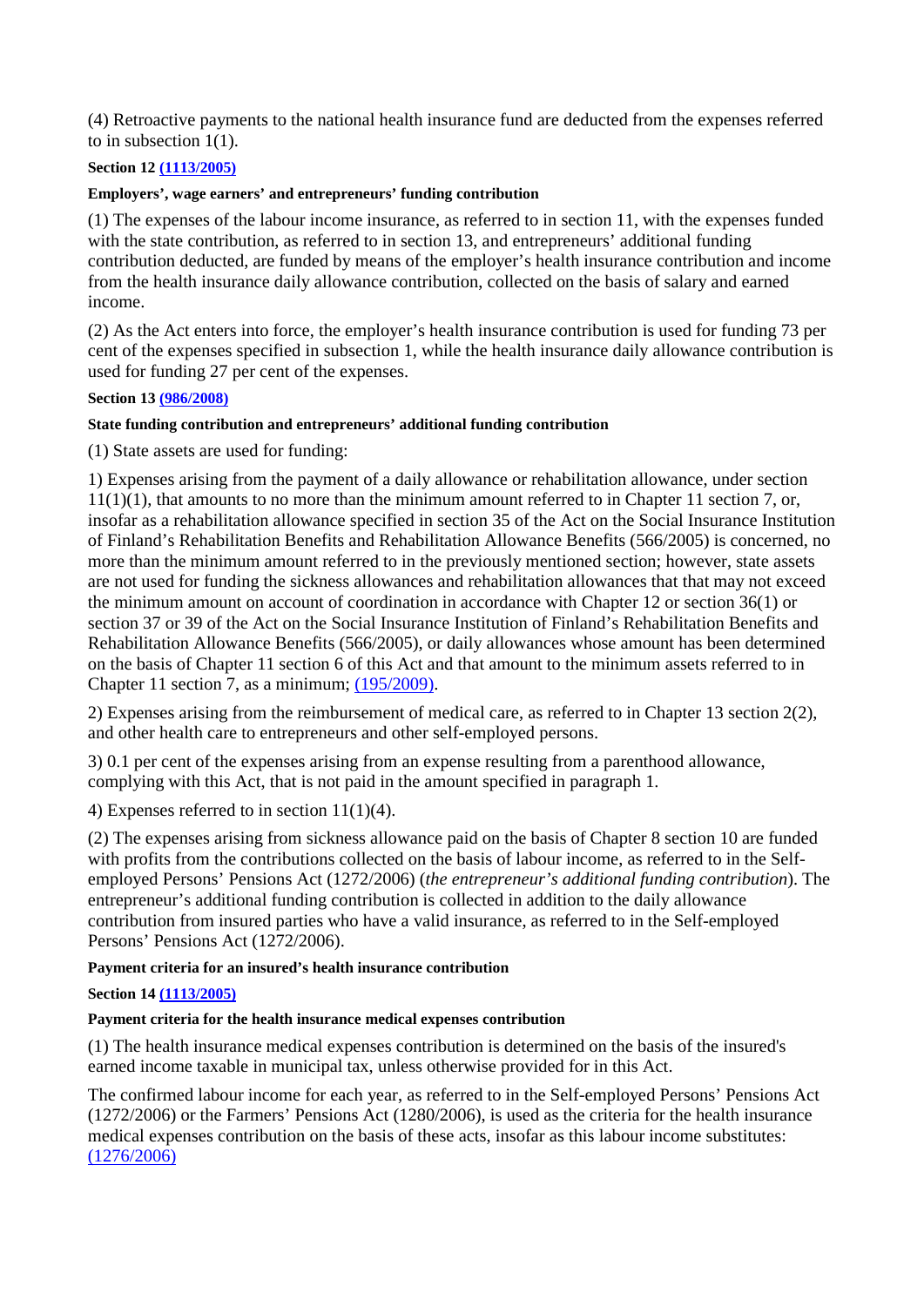(4) Retroactive payments to the national health insurance fund are deducted from the expenses referred to in subsection 1(1).

**Section 12 [(1113/2005)]()**

**Employers', wage earners' and entrepreneurs' funding contribution**

(1) The expenses of the labour income insurance, as referred to in section 11, with the expenses funded with the state contribution, as referred to in section 13, and entrepreneurs' additional funding contribution deducted, are funded by means of the employer's health insurance contribution and income from the health insurance daily allowance contribution, collected on the basis of salary and earned income.

(2) As the Act enters into force, the employer's health insurance contribution is used for funding 73 per cent of the expenses specified in subsection 1, while the health insurance daily allowance contribution is used for funding 27 per cent of the expenses.

**Section 13 [(986/2008)]()**

**State funding contribution and entrepreneurs' additional funding contribution**

(1) State assets are used for funding:

1) Expenses arising from the payment of a daily allowance or rehabilitation allowance, under section 11(1)(1), that amounts to no more than the minimum amount referred to in Chapter 11 section 7, or, insofar as a rehabilitation allowance specified in section 35 of the Act on the Social Insurance Institution of Finland's Rehabilitation Benefits and Rehabilitation Allowance Benefits (566/2005) is concerned, no more than the minimum amount referred to in the previously mentioned section; however, state assets are not used for funding the sickness allowances and rehabilitation allowances that that may not exceed the minimum amount on account of coordination in accordance with Chapter 12 or section 36(1) or section 37 or 39 of the Act on the Social Insurance Institution of Finland's Rehabilitation Benefits and Rehabilitation Allowance Benefits (566/2005), or daily allowances whose amount has been determined on the basis of Chapter 11 section 6 of this Act and that amount to the minimum assets referred to in Chapter 11 section 7, as a minimum; [(195/2009)]().

2) Expenses arising from the reimbursement of medical care, as referred to in Chapter 13 section 2(2), and other health care to entrepreneurs and other self-employed persons.

3) 0.1 per cent of the expenses arising from an expense resulting from a parenthood allowance, complying with this Act, that is not paid in the amount specified in paragraph 1.

4) Expenses referred to in section 11(1)(4).

(2) The expenses arising from sickness allowance paid on the basis of Chapter 8 section 10 are funded with profits from the contributions collected on the basis of labour income, as referred to in the Self-employed Persons' Pensions Act (1272/2006) (*the entrepreneur's additional funding contribution*). The entrepreneur's additional funding contribution is collected in addition to the daily allowance contribution from insured parties who have a valid insurance, as referred to in the Self-employed Persons' Pensions Act (1272/2006).

**Payment criteria for an insured's health insurance contribution**

**Section 14 [(1113/2005)]()**

**Payment criteria for the health insurance medical expenses contribution**

(1) The health insurance medical expenses contribution is determined on the basis of the insured's earned income taxable in municipal tax, unless otherwise provided for in this Act.

The confirmed labour income for each year, as referred to in the Self-employed Persons' Pensions Act (1272/2006) or the Farmers' Pensions Act (1280/2006), is used as the criteria for the health insurance medical expenses contribution on the basis of these acts, insofar as this labour income substitutes: [(1276/2006)]()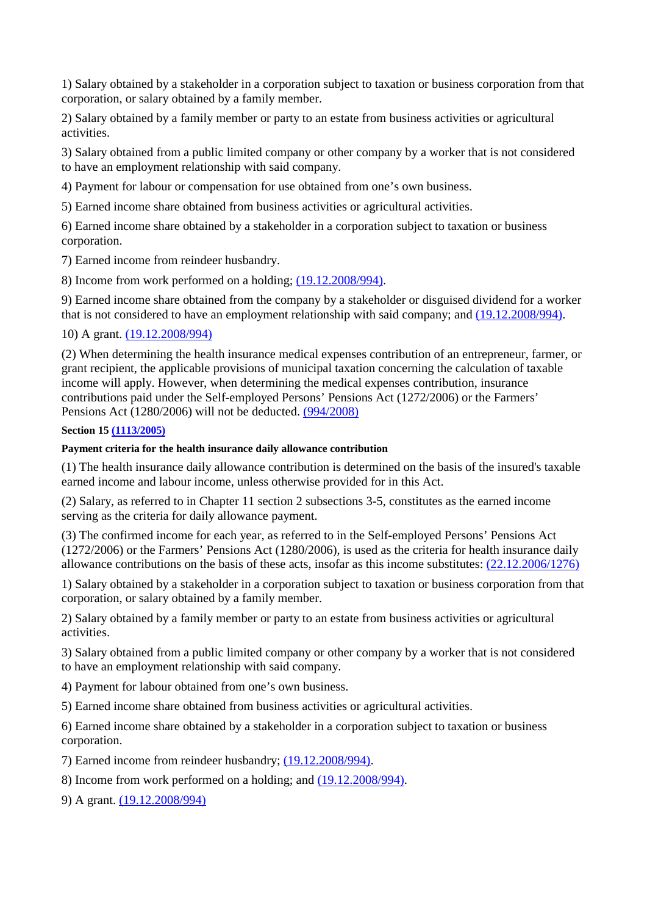1) Salary obtained by a stakeholder in a corporation subject to taxation or business corporation from that corporation, or salary obtained by a family member.

2) Salary obtained by a family member or party to an estate from business activities or agricultural activities.

3) Salary obtained from a public limited company or other company by a worker that is not considered to have an employment relationship with said company.

4) Payment for labour or compensation for use obtained from one's own business.

5) Earned income share obtained from business activities or agricultural activities.

6) Earned income share obtained by a stakeholder in a corporation subject to taxation or business corporation.

7) Earned income from reindeer husbandry.

8) Income from work performed on a holding; (19.12.2008/994).

9) Earned income share obtained from the company by a stakeholder or disguised dividend for a worker that is not considered to have an employment relationship with said company; and (19.12.2008/994).

10) A grant. (19.12.2008/994)

(2) When determining the health insurance medical expenses contribution of an entrepreneur, farmer, or grant recipient, the applicable provisions of municipal taxation concerning the calculation of taxable income will apply. However, when determining the medical expenses contribution, insurance contributions paid under the Self-employed Persons' Pensions Act (1272/2006) or the Farmers' Pensions Act (1280/2006) will not be deducted. (994/2008)

**Section 15 (1113/2005)**

**Payment criteria for the health insurance daily allowance contribution**

(1) The health insurance daily allowance contribution is determined on the basis of the insured's taxable earned income and labour income, unless otherwise provided for in this Act.

(2) Salary, as referred to in Chapter 11 section 2 subsections 3-5, constitutes as the earned income serving as the criteria for daily allowance payment.

(3) The confirmed income for each year, as referred to in the Self-employed Persons' Pensions Act (1272/2006) or the Farmers' Pensions Act (1280/2006), is used as the criteria for health insurance daily allowance contributions on the basis of these acts, insofar as this income substitutes: (22.12.2006/1276)

1) Salary obtained by a stakeholder in a corporation subject to taxation or business corporation from that corporation, or salary obtained by a family member.

2) Salary obtained by a family member or party to an estate from business activities or agricultural activities.

3) Salary obtained from a public limited company or other company by a worker that is not considered to have an employment relationship with said company.

4) Payment for labour obtained from one's own business.

5) Earned income share obtained from business activities or agricultural activities.

6) Earned income share obtained by a stakeholder in a corporation subject to taxation or business corporation.

7) Earned income from reindeer husbandry; (19.12.2008/994).

8) Income from work performed on a holding; and (19.12.2008/994).

9) A grant. (19.12.2008/994)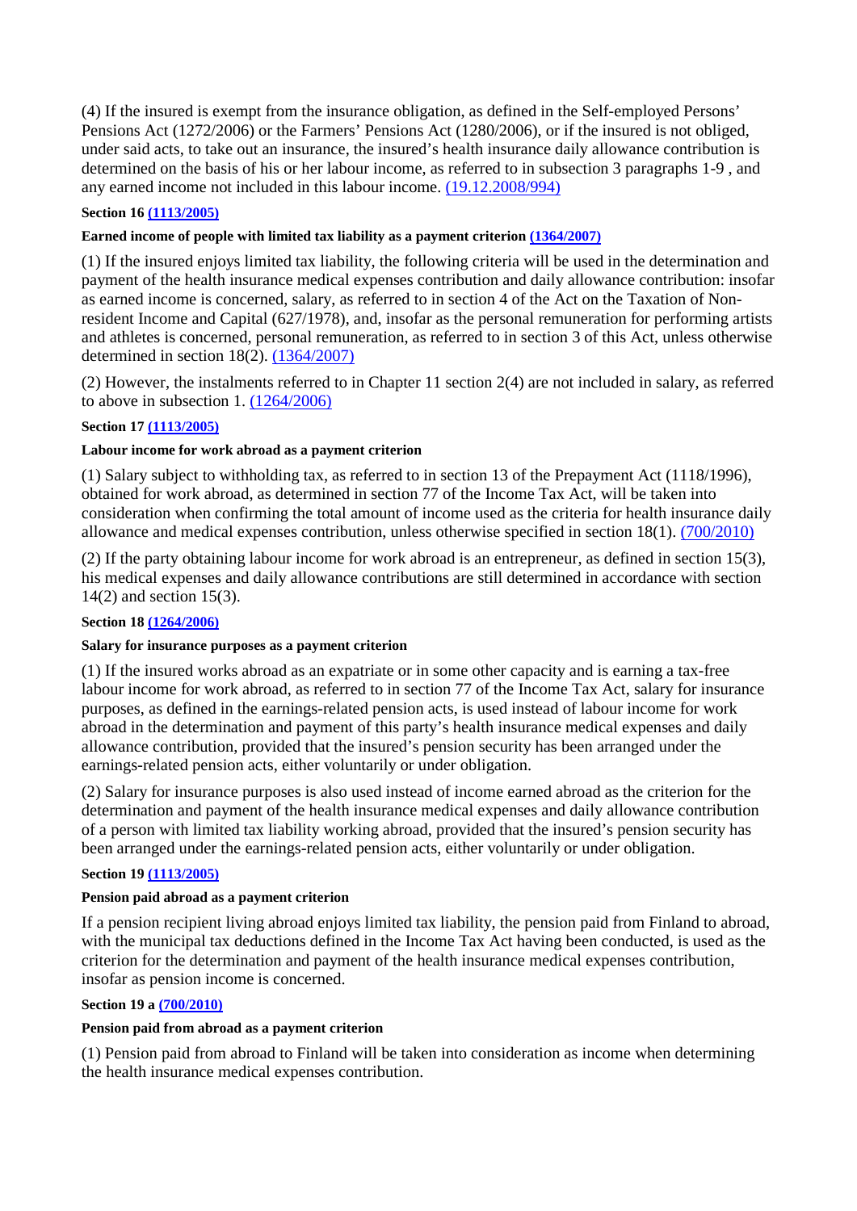(4) If the insured is exempt from the insurance obligation, as defined in the Self-employed Persons' Pensions Act (1272/2006) or the Farmers' Pensions Act (1280/2006), or if the insured is not obliged, under said acts, to take out an insurance, the insured's health insurance daily allowance contribution is determined on the basis of his or her labour income, as referred to in subsection 3 paragraphs 1-9 , and any earned income not included in this labour income. (19.12.2008/994)

**Section 16 (1113/2005)**

**Earned income of people with limited tax liability as a payment criterion (1364/2007)**

(1) If the insured enjoys limited tax liability, the following criteria will be used in the determination and payment of the health insurance medical expenses contribution and daily allowance contribution: insofar as earned income is concerned, salary, as referred to in section 4 of the Act on the Taxation of Non-resident Income and Capital (627/1978), and, insofar as the personal remuneration for performing artists and athletes is concerned, personal remuneration, as referred to in section 3 of this Act, unless otherwise determined in section 18(2). (1364/2007)

(2) However, the instalments referred to in Chapter 11 section 2(4) are not included in salary, as referred to above in subsection 1. (1264/2006)

**Section 17 (1113/2005)**

**Labour income for work abroad as a payment criterion**

(1) Salary subject to withholding tax, as referred to in section 13 of the Prepayment Act (1118/1996), obtained for work abroad, as determined in section 77 of the Income Tax Act, will be taken into consideration when confirming the total amount of income used as the criteria for health insurance daily allowance and medical expenses contribution, unless otherwise specified in section 18(1). (700/2010)

(2) If the party obtaining labour income for work abroad is an entrepreneur, as defined in section 15(3), his medical expenses and daily allowance contributions are still determined in accordance with section 14(2) and section 15(3).

**Section 18 (1264/2006)**

**Salary for insurance purposes as a payment criterion**

(1) If the insured works abroad as an expatriate or in some other capacity and is earning a tax-free labour income for work abroad, as referred to in section 77 of the Income Tax Act, salary for insurance purposes, as defined in the earnings-related pension acts, is used instead of labour income for work abroad in the determination and payment of this party's health insurance medical expenses and daily allowance contribution, provided that the insured's pension security has been arranged under the earnings-related pension acts, either voluntarily or under obligation.

(2) Salary for insurance purposes is also used instead of income earned abroad as the criterion for the determination and payment of the health insurance medical expenses and daily allowance contribution of a person with limited tax liability working abroad, provided that the insured's pension security has been arranged under the earnings-related pension acts, either voluntarily or under obligation.

**Section 19 (1113/2005)**

**Pension paid abroad as a payment criterion**

If a pension recipient living abroad enjoys limited tax liability, the pension paid from Finland to abroad, with the municipal tax deductions defined in the Income Tax Act having been conducted, is used as the criterion for the determination and payment of the health insurance medical expenses contribution, insofar as pension income is concerned.

**Section 19 a (700/2010)**

**Pension paid from abroad as a payment criterion**

(1) Pension paid from abroad to Finland will be taken into consideration as income when determining the health insurance medical expenses contribution.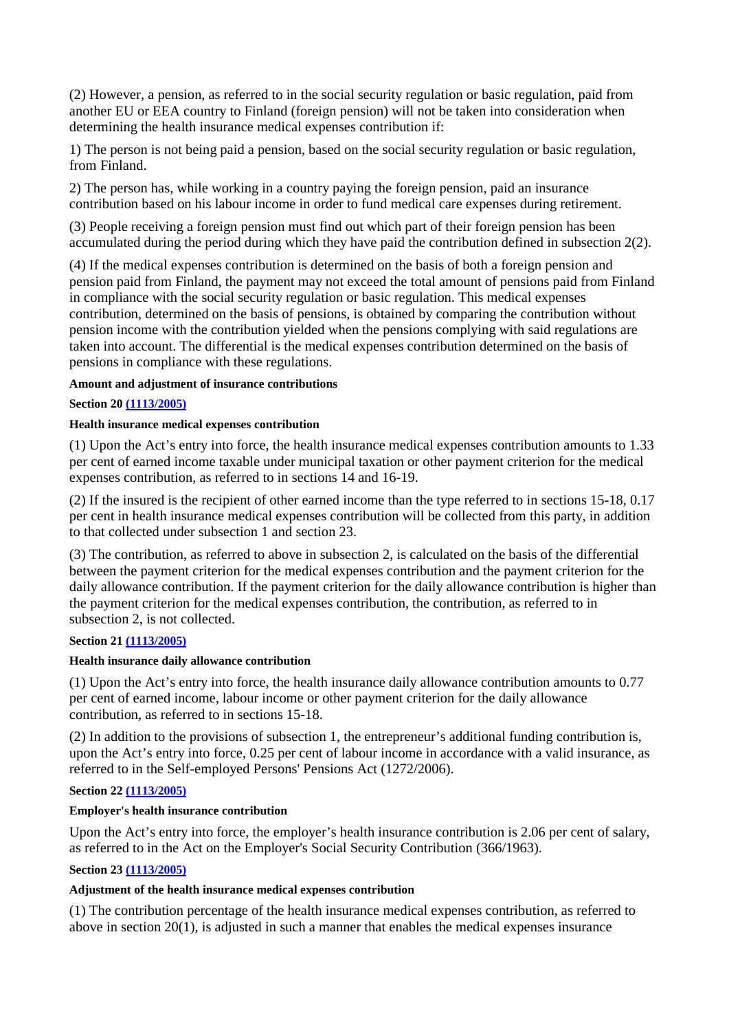(2) However, a pension, as referred to in the social security regulation or basic regulation, paid from another EU or EEA country to Finland (foreign pension) will not be taken into consideration when determining the health insurance medical expenses contribution if:

1) The person is not being paid a pension, based on the social security regulation or basic regulation, from Finland.

2) The person has, while working in a country paying the foreign pension, paid an insurance contribution based on his labour income in order to fund medical care expenses during retirement.

(3) People receiving a foreign pension must find out which part of their foreign pension has been accumulated during the period during which they have paid the contribution defined in subsection 2(2).

(4) If the medical expenses contribution is determined on the basis of both a foreign pension and pension paid from Finland, the payment may not exceed the total amount of pensions paid from Finland in compliance with the social security regulation or basic regulation. This medical expenses contribution, determined on the basis of pensions, is obtained by comparing the contribution without pension income with the contribution yielded when the pensions complying with said regulations are taken into account. The differential is the medical expenses contribution determined on the basis of pensions in compliance with these regulations.

**Amount and adjustment of insurance contributions**

**Section 20 (1113/2005)**

**Health insurance medical expenses contribution**

(1) Upon the Act's entry into force, the health insurance medical expenses contribution amounts to 1.33 per cent of earned income taxable under municipal taxation or other payment criterion for the medical expenses contribution, as referred to in sections 14 and 16-19.

(2) If the insured is the recipient of other earned income than the type referred to in sections 15-18, 0.17 per cent in health insurance medical expenses contribution will be collected from this party, in addition to that collected under subsection 1 and section 23.

(3) The contribution, as referred to above in subsection 2, is calculated on the basis of the differential between the payment criterion for the medical expenses contribution and the payment criterion for the daily allowance contribution. If the payment criterion for the daily allowance contribution is higher than the payment criterion for the medical expenses contribution, the contribution, as referred to in subsection 2, is not collected.

**Section 21 (1113/2005)**

**Health insurance daily allowance contribution**

(1) Upon the Act's entry into force, the health insurance daily allowance contribution amounts to 0.77 per cent of earned income, labour income or other payment criterion for the daily allowance contribution, as referred to in sections 15-18.

(2) In addition to the provisions of subsection 1, the entrepreneur's additional funding contribution is, upon the Act's entry into force, 0.25 per cent of labour income in accordance with a valid insurance, as referred to in the Self-employed Persons' Pensions Act (1272/2006).

**Section 22 (1113/2005)**

**Employer's health insurance contribution**

Upon the Act's entry into force, the employer's health insurance contribution is 2.06 per cent of salary, as referred to in the Act on the Employer's Social Security Contribution (366/1963).

**Section 23 (1113/2005)**

**Adjustment of the health insurance medical expenses contribution**

(1) The contribution percentage of the health insurance medical expenses contribution, as referred to above in section 20(1), is adjusted in such a manner that enables the medical expenses insurance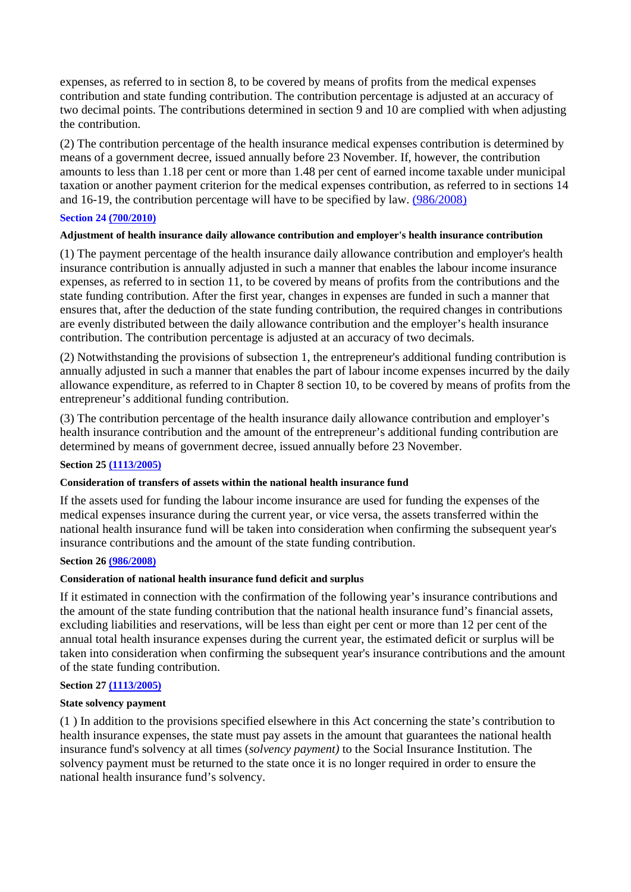expenses, as referred to in section 8, to be covered by means of profits from the medical expenses contribution and state funding contribution. The contribution percentage is adjusted at an accuracy of two decimal points. The contributions determined in section 9 and 10 are complied with when adjusting the contribution.

(2) The contribution percentage of the health insurance medical expenses contribution is determined by means of a government decree, issued annually before 23 November. If, however, the contribution amounts to less than 1.18 per cent or more than 1.48 per cent of earned income taxable under municipal taxation or another payment criterion for the medical expenses contribution, as referred to in sections 14 and 16-19, the contribution percentage will have to be specified by law. (986/2008)

**Section 24 (700/2010)**

**Adjustment of health insurance daily allowance contribution and employer's health insurance contribution**

(1) The payment percentage of the health insurance daily allowance contribution and employer's health insurance contribution is annually adjusted in such a manner that enables the labour income insurance expenses, as referred to in section 11, to be covered by means of profits from the contributions and the state funding contribution. After the first year, changes in expenses are funded in such a manner that ensures that, after the deduction of the state funding contribution, the required changes in contributions are evenly distributed between the daily allowance contribution and the employer's health insurance contribution. The contribution percentage is adjusted at an accuracy of two decimals.

(2) Notwithstanding the provisions of subsection 1, the entrepreneur's additional funding contribution is annually adjusted in such a manner that enables the part of labour income expenses incurred by the daily allowance expenditure, as referred to in Chapter 8 section 10, to be covered by means of profits from the entrepreneur's additional funding contribution.

(3) The contribution percentage of the health insurance daily allowance contribution and employer's health insurance contribution and the amount of the entrepreneur's additional funding contribution are determined by means of government decree, issued annually before 23 November.

**Section 25 (1113/2005)**

**Consideration of transfers of assets within the national health insurance fund**

If the assets used for funding the labour income insurance are used for funding the expenses of the medical expenses insurance during the current year, or vice versa, the assets transferred within the national health insurance fund will be taken into consideration when confirming the subsequent year's insurance contributions and the amount of the state funding contribution.

**Section 26 (986/2008)**

**Consideration of national health insurance fund deficit and surplus**

If it estimated in connection with the confirmation of the following year's insurance contributions and the amount of the state funding contribution that the national health insurance fund's financial assets, excluding liabilities and reservations, will be less than eight per cent or more than 12 per cent of the annual total health insurance expenses during the current year, the estimated deficit or surplus will be taken into consideration when confirming the subsequent year's insurance contributions and the amount of the state funding contribution.

**Section 27 (1113/2005)**

**State solvency payment**

(1 ) In addition to the provisions specified elsewhere in this Act concerning the state's contribution to health insurance expenses, the state must pay assets in the amount that guarantees the national health insurance fund's solvency at all times (*solvency payment)* to the Social Insurance Institution. The solvency payment must be returned to the state once it is no longer required in order to ensure the national health insurance fund's solvency.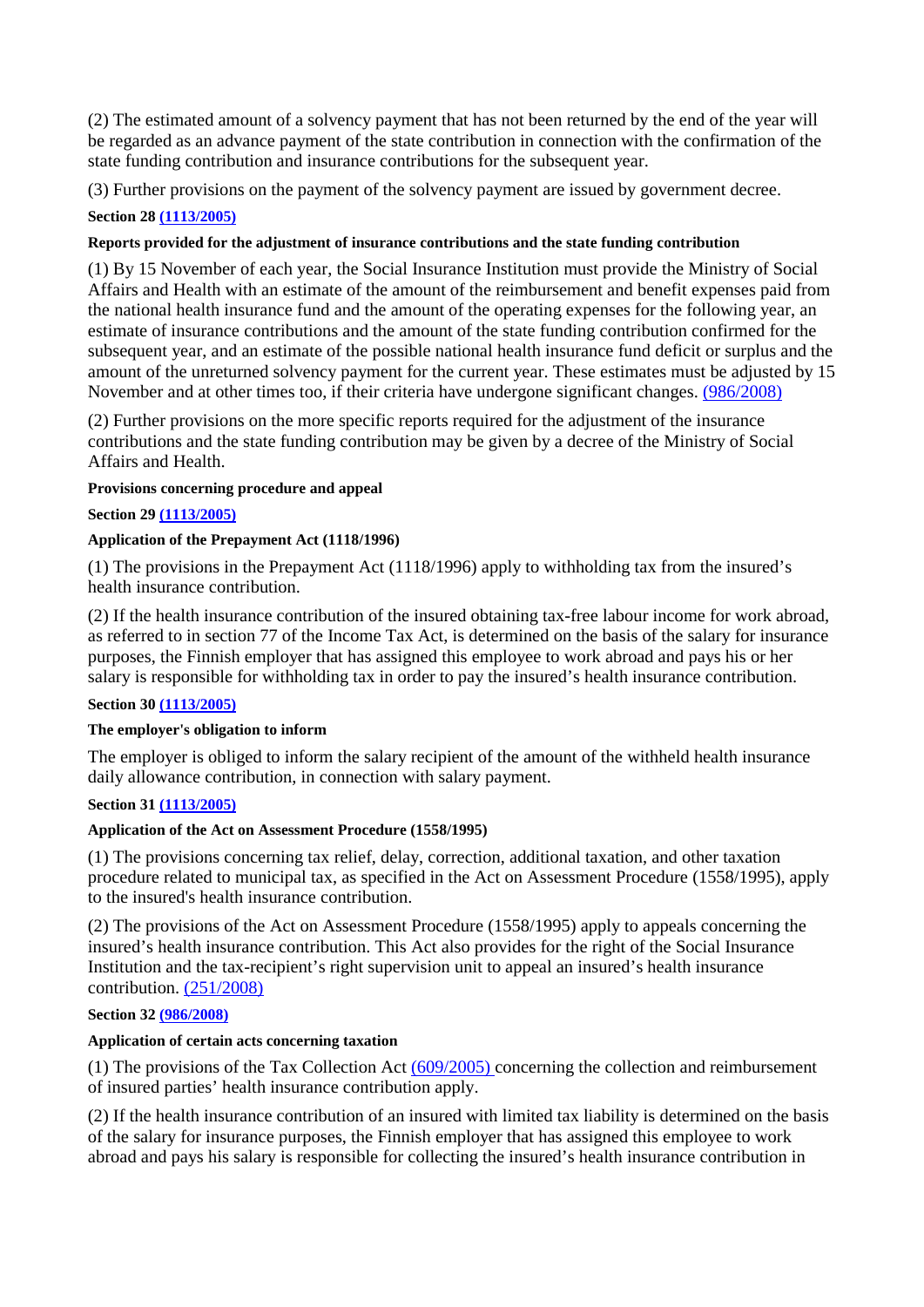(2) The estimated amount of a solvency payment that has not been returned by the end of the year will be regarded as an advance payment of the state contribution in connection with the confirmation of the state funding contribution and insurance contributions for the subsequent year.

(3) Further provisions on the payment of the solvency payment are issued by government decree.

**Section 28 (1113/2005)**

**Reports provided for the adjustment of insurance contributions and the state funding contribution**

(1) By 15 November of each year, the Social Insurance Institution must provide the Ministry of Social Affairs and Health with an estimate of the amount of the reimbursement and benefit expenses paid from the national health insurance fund and the amount of the operating expenses for the following year, an estimate of insurance contributions and the amount of the state funding contribution confirmed for the subsequent year, and an estimate of the possible national health insurance fund deficit or surplus and the amount of the unreturned solvency payment for the current year. These estimates must be adjusted by 15 November and at other times too, if their criteria have undergone significant changes. (986/2008)

(2) Further provisions on the more specific reports required for the adjustment of the insurance contributions and the state funding contribution may be given by a decree of the Ministry of Social Affairs and Health.

**Provisions concerning procedure and appeal**

**Section 29 (1113/2005)**

**Application of the Prepayment Act (1118/1996)**

(1) The provisions in the Prepayment Act (1118/1996) apply to withholding tax from the insured's health insurance contribution.

(2) If the health insurance contribution of the insured obtaining tax-free labour income for work abroad, as referred to in section 77 of the Income Tax Act, is determined on the basis of the salary for insurance purposes, the Finnish employer that has assigned this employee to work abroad and pays his or her salary is responsible for withholding tax in order to pay the insured's health insurance contribution.

**Section 30 (1113/2005)**

**The employer's obligation to inform**

The employer is obliged to inform the salary recipient of the amount of the withheld health insurance daily allowance contribution, in connection with salary payment.

**Section 31 (1113/2005)**

**Application of the Act on Assessment Procedure (1558/1995)**

(1) The provisions concerning tax relief, delay, correction, additional taxation, and other taxation procedure related to municipal tax, as specified in the Act on Assessment Procedure (1558/1995), apply to the insured's health insurance contribution.

(2) The provisions of the Act on Assessment Procedure (1558/1995) apply to appeals concerning the insured's health insurance contribution. This Act also provides for the right of the Social Insurance Institution and the tax-recipient's right supervision unit to appeal an insured's health insurance contribution. (251/2008)

**Section 32 (986/2008)**

**Application of certain acts concerning taxation**

(1) The provisions of the Tax Collection Act (609/2005) concerning the collection and reimbursement of insured parties' health insurance contribution apply.

(2) If the health insurance contribution of an insured with limited tax liability is determined on the basis of the salary for insurance purposes, the Finnish employer that has assigned this employee to work abroad and pays his salary is responsible for collecting the insured's health insurance contribution in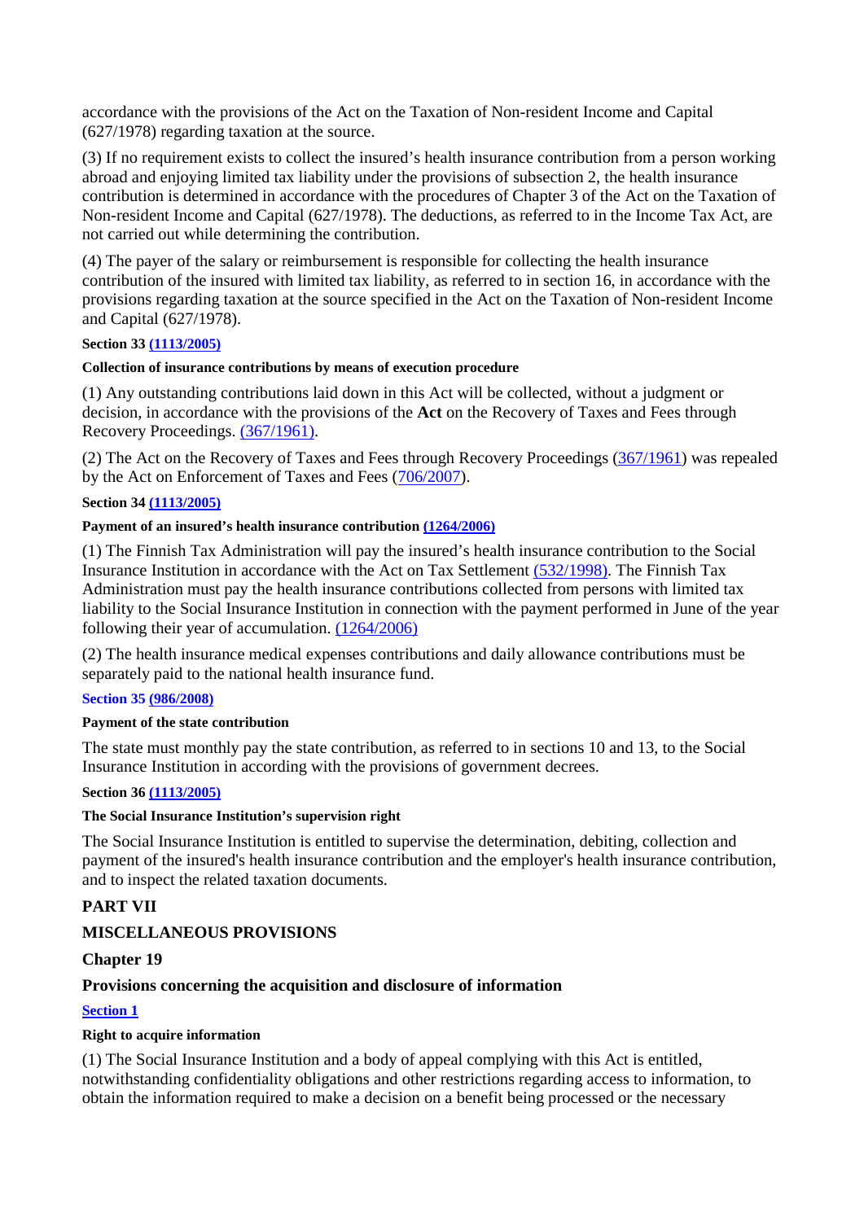accordance with the provisions of the Act on the Taxation of Non-resident Income and Capital (627/1978) regarding taxation at the source.

(3) If no requirement exists to collect the insured's health insurance contribution from a person working abroad and enjoying limited tax liability under the provisions of subsection 2, the health insurance contribution is determined in accordance with the procedures of Chapter 3 of the Act on the Taxation of Non-resident Income and Capital (627/1978). The deductions, as referred to in the Income Tax Act, are not carried out while determining the contribution.

(4) The payer of the salary or reimbursement is responsible for collecting the health insurance contribution of the insured with limited tax liability, as referred to in section 16, in accordance with the provisions regarding taxation at the source specified in the Act on the Taxation of Non-resident Income and Capital (627/1978).

**Section 33 (1113/2005)**

**Collection of insurance contributions by means of execution procedure**

(1) Any outstanding contributions laid down in this Act will be collected, without a judgment or decision, in accordance with the provisions of the **Act** on the Recovery of Taxes and Fees through Recovery Proceedings. (367/1961).

(2) The Act on the Recovery of Taxes and Fees through Recovery Proceedings (367/1961) was repealed by the Act on Enforcement of Taxes and Fees (706/2007).

**Section 34 (1113/2005)**

**Payment of an insured's health insurance contribution (1264/2006)**

(1) The Finnish Tax Administration will pay the insured's health insurance contribution to the Social Insurance Institution in accordance with the Act on Tax Settlement (532/1998). The Finnish Tax Administration must pay the health insurance contributions collected from persons with limited tax liability to the Social Insurance Institution in connection with the payment performed in June of the year following their year of accumulation. (1264/2006)

(2) The health insurance medical expenses contributions and daily allowance contributions must be separately paid to the national health insurance fund.

**Section 35 (986/2008)**

**Payment of the state contribution**

The state must monthly pay the state contribution, as referred to in sections 10 and 13, to the Social Insurance Institution in according with the provisions of government decrees.

**Section 36 (1113/2005)**

**The Social Insurance Institution's supervision right**

The Social Insurance Institution is entitled to supervise the determination, debiting, collection and payment of the insured's health insurance contribution and the employer's health insurance contribution, and to inspect the related taxation documents.

## PART VII

## MISCELLANEOUS PROVISIONS

### Chapter 19

### Provisions concerning the acquisition and disclosure of information

**Section 1**

**Right to acquire information**

(1) The Social Insurance Institution and a body of appeal complying with this Act is entitled, notwithstanding confidentiality obligations and other restrictions regarding access to information, to obtain the information required to make a decision on a benefit being processed or the necessary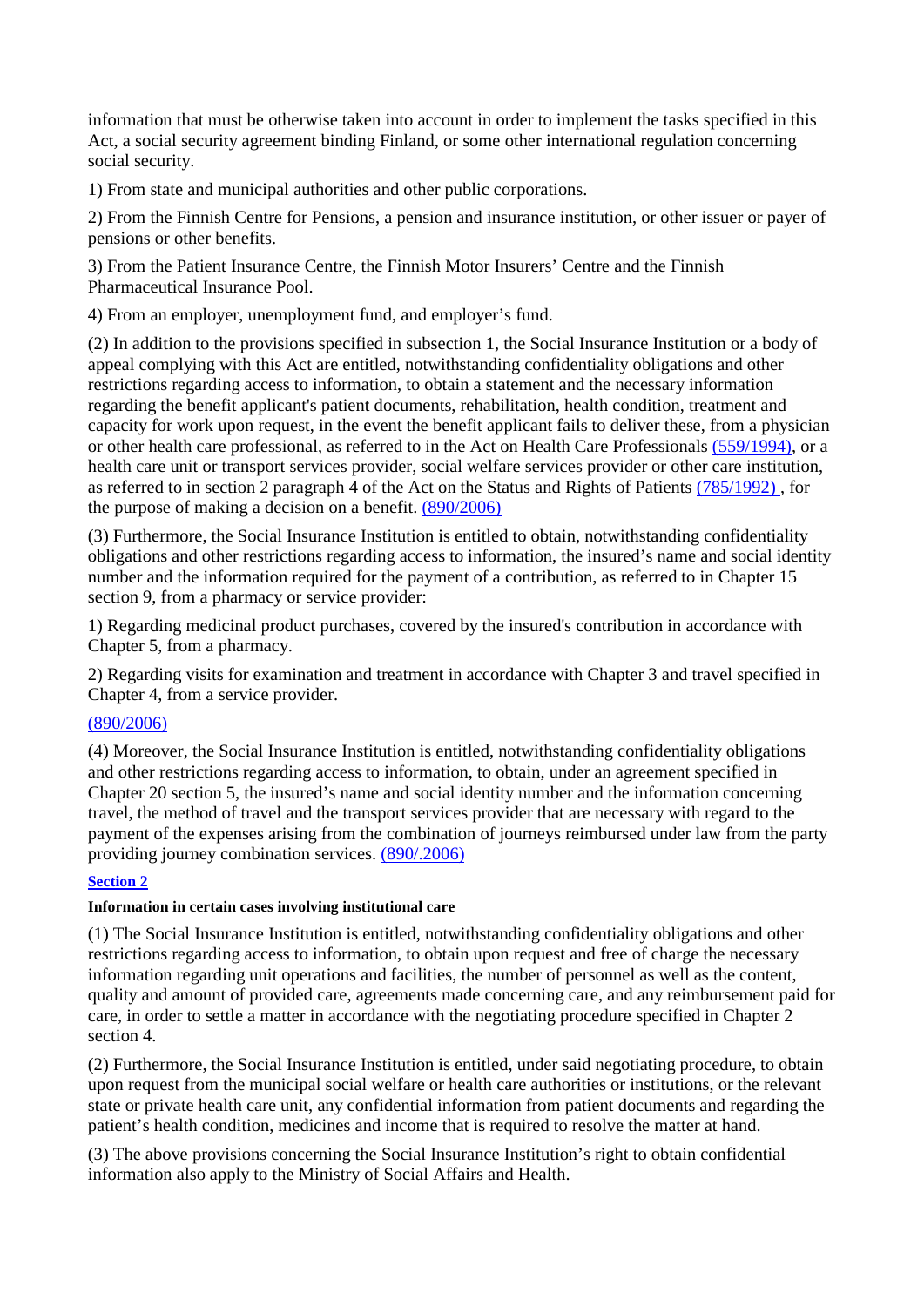information that must be otherwise taken into account in order to implement the tasks specified in this Act, a social security agreement binding Finland, or some other international regulation concerning social security.

1) From state and municipal authorities and other public corporations.

2) From the Finnish Centre for Pensions, a pension and insurance institution, or other issuer or payer of pensions or other benefits.

3) From the Patient Insurance Centre, the Finnish Motor Insurers' Centre and the Finnish Pharmaceutical Insurance Pool.

4) From an employer, unemployment fund, and employer's fund.

(2) In addition to the provisions specified in subsection 1, the Social Insurance Institution or a body of appeal complying with this Act are entitled, notwithstanding confidentiality obligations and other restrictions regarding access to information, to obtain a statement and the necessary information regarding the benefit applicant's patient documents, rehabilitation, health condition, treatment and capacity for work upon request, in the event the benefit applicant fails to deliver these, from a physician or other health care professional, as referred to in the Act on Health Care Professionals (559/1994), or a health care unit or transport services provider, social welfare services provider or other care institution, as referred to in section 2 paragraph 4 of the Act on the Status and Rights of Patients (785/1992) , for the purpose of making a decision on a benefit. (890/2006)

(3) Furthermore, the Social Insurance Institution is entitled to obtain, notwithstanding confidentiality obligations and other restrictions regarding access to information, the insured's name and social identity number and the information required for the payment of a contribution, as referred to in Chapter 15 section 9, from a pharmacy or service provider:

1) Regarding medicinal product purchases, covered by the insured's contribution in accordance with Chapter 5, from a pharmacy.

2) Regarding visits for examination and treatment in accordance with Chapter 3 and travel specified in Chapter 4, from a service provider.

(890/2006)

(4) Moreover, the Social Insurance Institution is entitled, notwithstanding confidentiality obligations and other restrictions regarding access to information, to obtain, under an agreement specified in Chapter 20 section 5, the insured's name and social identity number and the information concerning travel, the method of travel and the transport services provider that are necessary with regard to the payment of the expenses arising from the combination of journeys reimbursed under law from the party providing journey combination services. (890/.2006)

**Section 2**

**Information in certain cases involving institutional care**

(1) The Social Insurance Institution is entitled, notwithstanding confidentiality obligations and other restrictions regarding access to information, to obtain upon request and free of charge the necessary information regarding unit operations and facilities, the number of personnel as well as the content, quality and amount of provided care, agreements made concerning care, and any reimbursement paid for care, in order to settle a matter in accordance with the negotiating procedure specified in Chapter 2 section 4.

(2) Furthermore, the Social Insurance Institution is entitled, under said negotiating procedure, to obtain upon request from the municipal social welfare or health care authorities or institutions, or the relevant state or private health care unit, any confidential information from patient documents and regarding the patient's health condition, medicines and income that is required to resolve the matter at hand.

(3) The above provisions concerning the Social Insurance Institution's right to obtain confidential information also apply to the Ministry of Social Affairs and Health.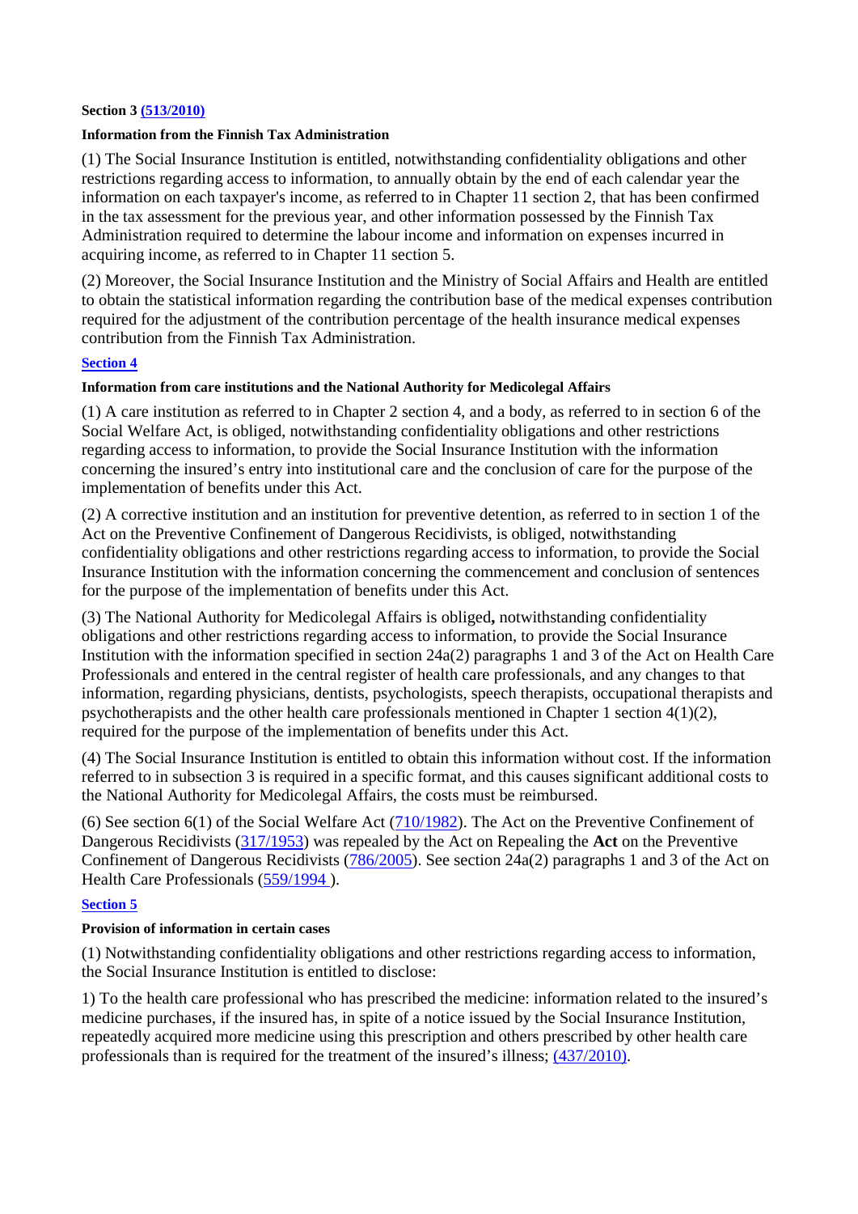**Section 3 (513/2010)**

**Information from the Finnish Tax Administration**

(1) The Social Insurance Institution is entitled, notwithstanding confidentiality obligations and other restrictions regarding access to information, to annually obtain by the end of each calendar year the information on each taxpayer's income, as referred to in Chapter 11 section 2, that has been confirmed in the tax assessment for the previous year, and other information possessed by the Finnish Tax Administration required to determine the labour income and information on expenses incurred in acquiring income, as referred to in Chapter 11 section 5.

(2) Moreover, the Social Insurance Institution and the Ministry of Social Affairs and Health are entitled to obtain the statistical information regarding the contribution base of the medical expenses contribution required for the adjustment of the contribution percentage of the health insurance medical expenses contribution from the Finnish Tax Administration.

**Section 4**

**Information from care institutions and the National Authority for Medicolegal Affairs**

(1) A care institution as referred to in Chapter 2 section 4, and a body, as referred to in section 6 of the Social Welfare Act, is obliged, notwithstanding confidentiality obligations and other restrictions regarding access to information, to provide the Social Insurance Institution with the information concerning the insured's entry into institutional care and the conclusion of care for the purpose of the implementation of benefits under this Act.

(2) A corrective institution and an institution for preventive detention, as referred to in section 1 of the Act on the Preventive Confinement of Dangerous Recidivists, is obliged, notwithstanding confidentiality obligations and other restrictions regarding access to information, to provide the Social Insurance Institution with the information concerning the commencement and conclusion of sentences for the purpose of the implementation of benefits under this Act.

(3) The National Authority for Medicolegal Affairs is obliged**,** notwithstanding confidentiality obligations and other restrictions regarding access to information, to provide the Social Insurance Institution with the information specified in section 24a(2) paragraphs 1 and 3 of the Act on Health Care Professionals and entered in the central register of health care professionals, and any changes to that information, regarding physicians, dentists, psychologists, speech therapists, occupational therapists and psychotherapists and the other health care professionals mentioned in Chapter 1 section 4(1)(2), required for the purpose of the implementation of benefits under this Act.

(4) The Social Insurance Institution is entitled to obtain this information without cost. If the information referred to in subsection 3 is required in a specific format, and this causes significant additional costs to the National Authority for Medicolegal Affairs, the costs must be reimbursed.

(6) See section 6(1) of the Social Welfare Act (710/1982). The Act on the Preventive Confinement of Dangerous Recidivists (317/1953) was repealed by the Act on Repealing the **Act** on the Preventive Confinement of Dangerous Recidivists (786/2005). See section 24a(2) paragraphs 1 and 3 of the Act on Health Care Professionals (559/1994 ).

**Section 5**

**Provision of information in certain cases**

(1) Notwithstanding confidentiality obligations and other restrictions regarding access to information, the Social Insurance Institution is entitled to disclose:

1) To the health care professional who has prescribed the medicine: information related to the insured's medicine purchases, if the insured has, in spite of a notice issued by the Social Insurance Institution, repeatedly acquired more medicine using this prescription and others prescribed by other health care professionals than is required for the treatment of the insured's illness; (437/2010).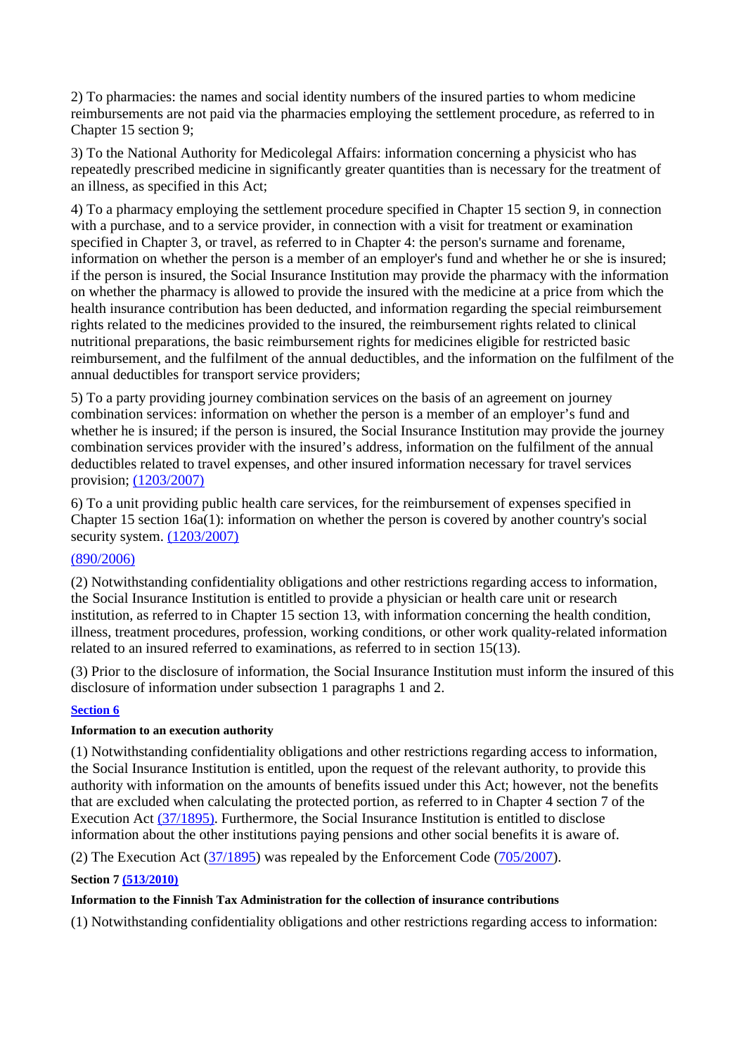2) To pharmacies: the names and social identity numbers of the insured parties to whom medicine reimbursements are not paid via the pharmacies employing the settlement procedure, as referred to in Chapter 15 section 9;

3) To the National Authority for Medicolegal Affairs: information concerning a physicist who has repeatedly prescribed medicine in significantly greater quantities than is necessary for the treatment of an illness, as specified in this Act;

4) To a pharmacy employing the settlement procedure specified in Chapter 15 section 9, in connection with a purchase, and to a service provider, in connection with a visit for treatment or examination specified in Chapter 3, or travel, as referred to in Chapter 4: the person's surname and forename, information on whether the person is a member of an employer's fund and whether he or she is insured; if the person is insured, the Social Insurance Institution may provide the pharmacy with the information on whether the pharmacy is allowed to provide the insured with the medicine at a price from which the health insurance contribution has been deducted, and information regarding the special reimbursement rights related to the medicines provided to the insured, the reimbursement rights related to clinical nutritional preparations, the basic reimbursement rights for medicines eligible for restricted basic reimbursement, and the fulfilment of the annual deductibles, and the information on the fulfilment of the annual deductibles for transport service providers;

5) To a party providing journey combination services on the basis of an agreement on journey combination services: information on whether the person is a member of an employer's fund and whether he is insured; if the person is insured, the Social Insurance Institution may provide the journey combination services provider with the insured's address, information on the fulfilment of the annual deductibles related to travel expenses, and other insured information necessary for travel services provision; (1203/2007)

6) To a unit providing public health care services, for the reimbursement of expenses specified in Chapter 15 section 16a(1): information on whether the person is covered by another country's social security system. (1203/2007)

(890/2006)

(2) Notwithstanding confidentiality obligations and other restrictions regarding access to information, the Social Insurance Institution is entitled to provide a physician or health care unit or research institution, as referred to in Chapter 15 section 13, with information concerning the health condition, illness, treatment procedures, profession, working conditions, or other work quality-related information related to an insured referred to examinations, as referred to in section 15(13).

(3) Prior to the disclosure of information, the Social Insurance Institution must inform the insured of this disclosure of information under subsection 1 paragraphs 1 and 2.

**Section 6**

**Information to an execution authority**

(1) Notwithstanding confidentiality obligations and other restrictions regarding access to information, the Social Insurance Institution is entitled, upon the request of the relevant authority, to provide this authority with information on the amounts of benefits issued under this Act; however, not the benefits that are excluded when calculating the protected portion, as referred to in Chapter 4 section 7 of the Execution Act (37/1895). Furthermore, the Social Insurance Institution is entitled to disclose information about the other institutions paying pensions and other social benefits it is aware of.

(2) The Execution Act (37/1895) was repealed by the Enforcement Code (705/2007).

**Section 7 (513/2010)**

**Information to the Finnish Tax Administration for the collection of insurance contributions**

(1) Notwithstanding confidentiality obligations and other restrictions regarding access to information: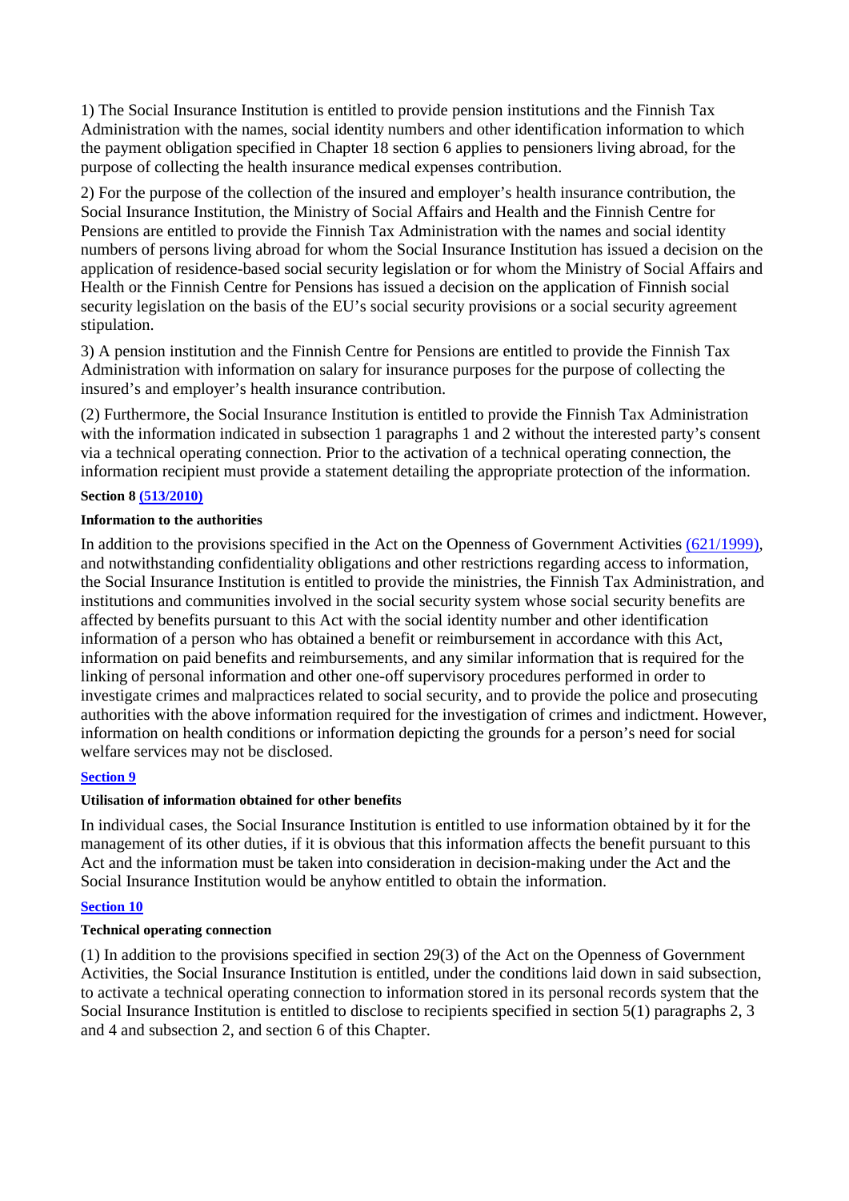1) The Social Insurance Institution is entitled to provide pension institutions and the Finnish Tax Administration with the names, social identity numbers and other identification information to which the payment obligation specified in Chapter 18 section 6 applies to pensioners living abroad, for the purpose of collecting the health insurance medical expenses contribution.

2) For the purpose of the collection of the insured and employer's health insurance contribution, the Social Insurance Institution, the Ministry of Social Affairs and Health and the Finnish Centre for Pensions are entitled to provide the Finnish Tax Administration with the names and social identity numbers of persons living abroad for whom the Social Insurance Institution has issued a decision on the application of residence-based social security legislation or for whom the Ministry of Social Affairs and Health or the Finnish Centre for Pensions has issued a decision on the application of Finnish social security legislation on the basis of the EU's social security provisions or a social security agreement stipulation.

3) A pension institution and the Finnish Centre for Pensions are entitled to provide the Finnish Tax Administration with information on salary for insurance purposes for the purpose of collecting the insured's and employer's health insurance contribution.

(2) Furthermore, the Social Insurance Institution is entitled to provide the Finnish Tax Administration with the information indicated in subsection 1 paragraphs 1 and 2 without the interested party's consent via a technical operating connection. Prior to the activation of a technical operating connection, the information recipient must provide a statement detailing the appropriate protection of the information.

**Section 8 (513/2010)**

**Information to the authorities**

In addition to the provisions specified in the Act on the Openness of Government Activities (621/1999), and notwithstanding confidentiality obligations and other restrictions regarding access to information, the Social Insurance Institution is entitled to provide the ministries, the Finnish Tax Administration, and institutions and communities involved in the social security system whose social security benefits are affected by benefits pursuant to this Act with the social identity number and other identification information of a person who has obtained a benefit or reimbursement in accordance with this Act, information on paid benefits and reimbursements, and any similar information that is required for the linking of personal information and other one-off supervisory procedures performed in order to investigate crimes and malpractices related to social security, and to provide the police and prosecuting authorities with the above information required for the investigation of crimes and indictment. However, information on health conditions or information depicting the grounds for a person's need for social welfare services may not be disclosed.

**Section 9**

**Utilisation of information obtained for other benefits**

In individual cases, the Social Insurance Institution is entitled to use information obtained by it for the management of its other duties, if it is obvious that this information affects the benefit pursuant to this Act and the information must be taken into consideration in decision-making under the Act and the Social Insurance Institution would be anyhow entitled to obtain the information.

**Section 10**

**Technical operating connection**

(1) In addition to the provisions specified in section 29(3) of the Act on the Openness of Government Activities, the Social Insurance Institution is entitled, under the conditions laid down in said subsection, to activate a technical operating connection to information stored in its personal records system that the Social Insurance Institution is entitled to disclose to recipients specified in section 5(1) paragraphs 2, 3 and 4 and subsection 2, and section 6 of this Chapter.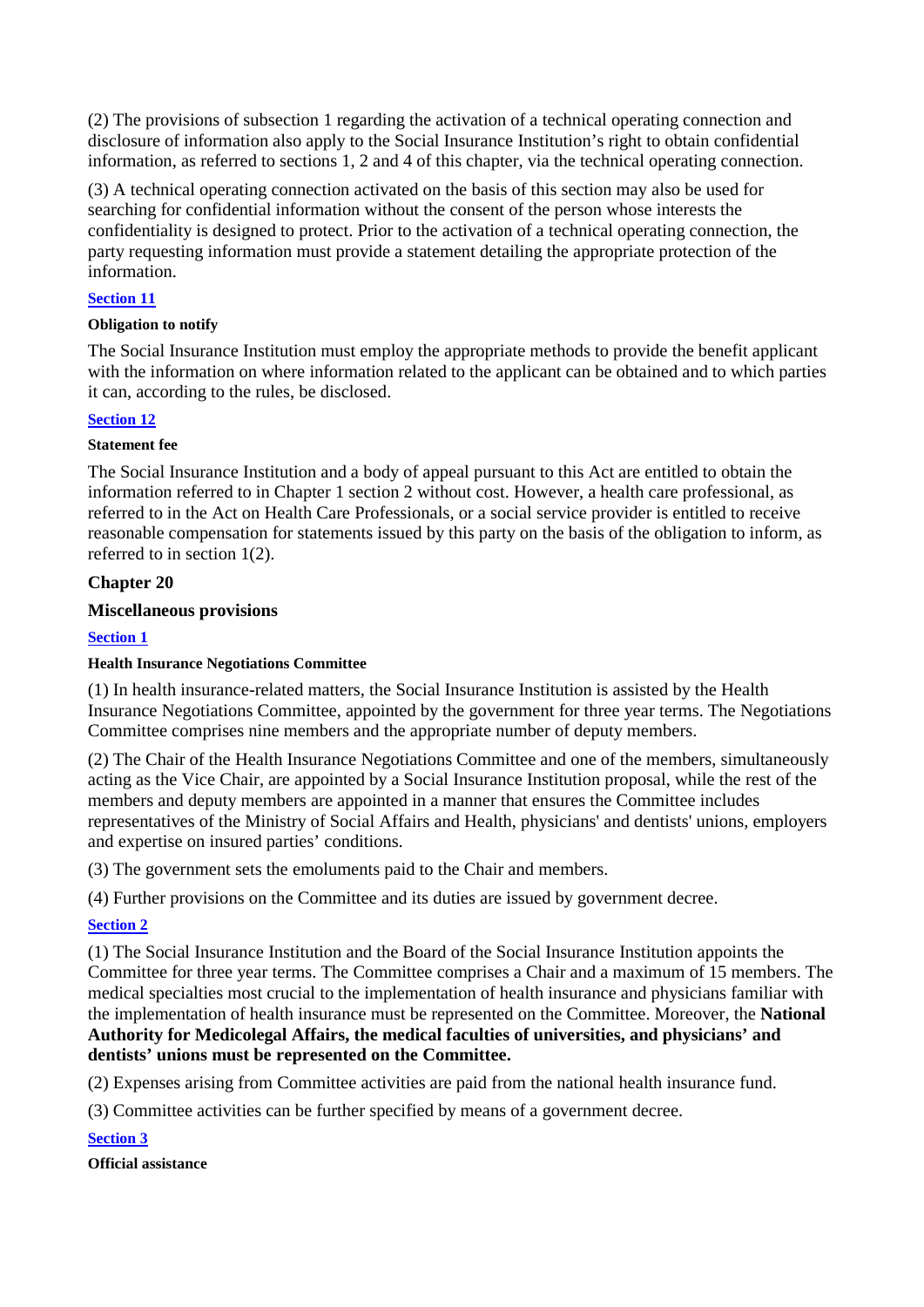(2) The provisions of subsection 1 regarding the activation of a technical operating connection and disclosure of information also apply to the Social Insurance Institution's right to obtain confidential information, as referred to sections 1, 2 and 4 of this chapter, via the technical operating connection.

(3) A technical operating connection activated on the basis of this section may also be used for searching for confidential information without the consent of the person whose interests the confidentiality is designed to protect. Prior to the activation of a technical operating connection, the party requesting information must provide a statement detailing the appropriate protection of the information.

**Section 11**

**Obligation to notify**

The Social Insurance Institution must employ the appropriate methods to provide the benefit applicant with the information on where information related to the applicant can be obtained and to which parties it can, according to the rules, be disclosed.

**Section 12**

**Statement fee**

The Social Insurance Institution and a body of appeal pursuant to this Act are entitled to obtain the information referred to in Chapter 1 section 2 without cost. However, a health care professional, as referred to in the Act on Health Care Professionals, or a social service provider is entitled to receive reasonable compensation for statements issued by this party on the basis of the obligation to inform, as referred to in section 1(2).

## Chapter 20

## Miscellaneous provisions

**Section 1**

**Health Insurance Negotiations Committee**

(1) In health insurance-related matters, the Social Insurance Institution is assisted by the Health Insurance Negotiations Committee, appointed by the government for three year terms. The Negotiations Committee comprises nine members and the appropriate number of deputy members.

(2) The Chair of the Health Insurance Negotiations Committee and one of the members, simultaneously acting as the Vice Chair, are appointed by a Social Insurance Institution proposal, while the rest of the members and deputy members are appointed in a manner that ensures the Committee includes representatives of the Ministry of Social Affairs and Health, physicians' and dentists' unions, employers and expertise on insured parties' conditions.

(3) The government sets the emoluments paid to the Chair and members.

(4) Further provisions on the Committee and its duties are issued by government decree.

**Section 2**

(1) The Social Insurance Institution and the Board of the Social Insurance Institution appoints the Committee for three year terms. The Committee comprises a Chair and a maximum of 15 members. The medical specialties most crucial to the implementation of health insurance and physicians familiar with the implementation of health insurance must be represented on the Committee. Moreover, the **National Authority for Medicolegal Affairs, the medical faculties of universities, and physicians' and dentists' unions must be represented on the Committee.**

(2) Expenses arising from Committee activities are paid from the national health insurance fund.

(3) Committee activities can be further specified by means of a government decree.

**Section 3**

**Official assistance**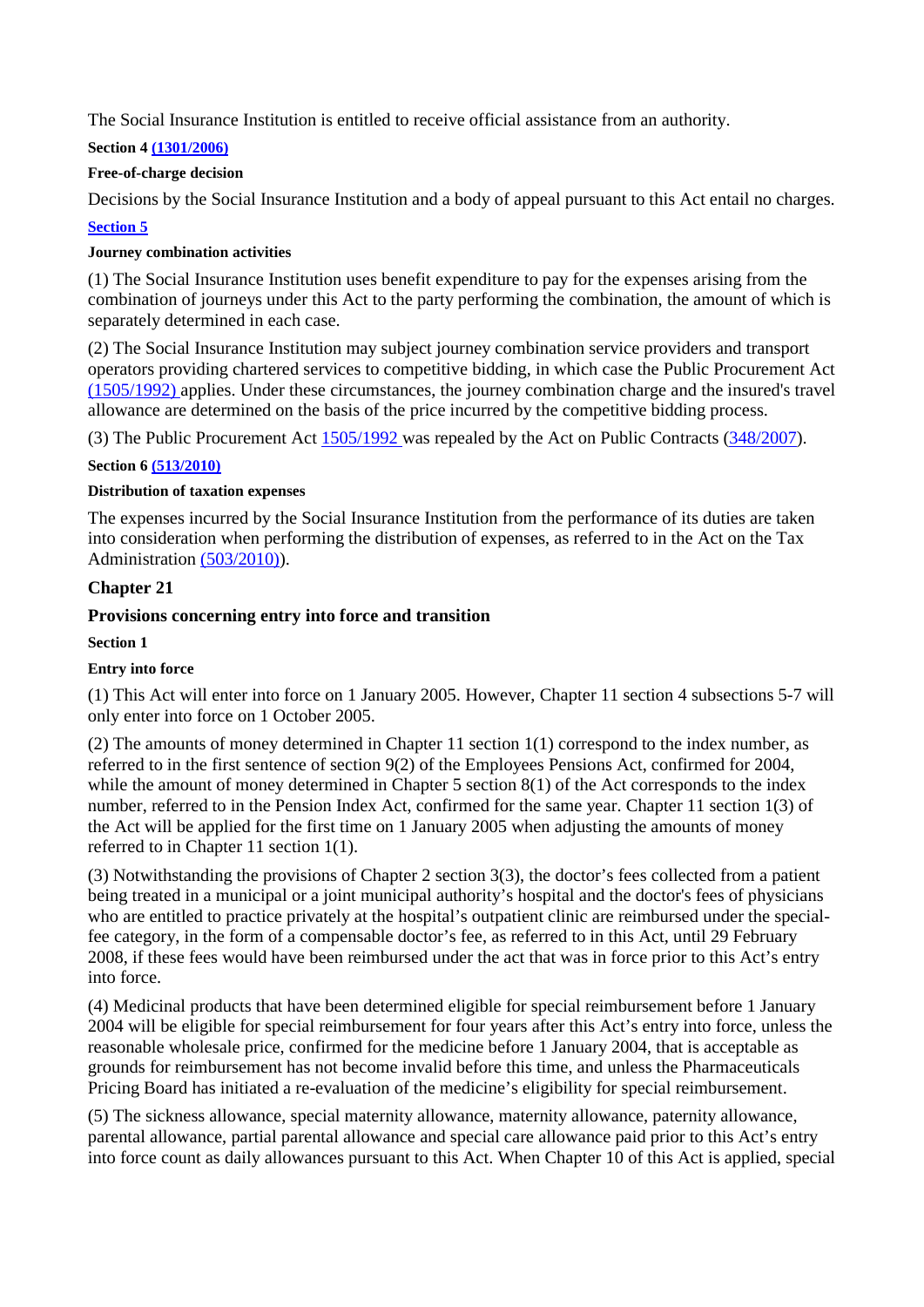The Social Insurance Institution is entitled to receive official assistance from an authority.

**Section 4 (1301/2006)**

**Free-of-charge decision**

Decisions by the Social Insurance Institution and a body of appeal pursuant to this Act entail no charges.

**Section 5**

**Journey combination activities**

(1) The Social Insurance Institution uses benefit expenditure to pay for the expenses arising from the combination of journeys under this Act to the party performing the combination, the amount of which is separately determined in each case.

(2) The Social Insurance Institution may subject journey combination service providers and transport operators providing chartered services to competitive bidding, in which case the Public Procurement Act (1505/1992) applies. Under these circumstances, the journey combination charge and the insured's travel allowance are determined on the basis of the price incurred by the competitive bidding process.

(3) The Public Procurement Act 1505/1992 was repealed by the Act on Public Contracts (348/2007).

**Section 6 (513/2010)**

**Distribution of taxation expenses**

The expenses incurred by the Social Insurance Institution from the performance of its duties are taken into consideration when performing the distribution of expenses, as referred to in the Act on the Tax Administration (503/2010)).

## Chapter 21

## Provisions concerning entry into force and transition

**Section 1**

**Entry into force**

(1) This Act will enter into force on 1 January 2005. However, Chapter 11 section 4 subsections 5-7 will only enter into force on 1 October 2005.

(2) The amounts of money determined in Chapter 11 section 1(1) correspond to the index number, as referred to in the first sentence of section 9(2) of the Employees Pensions Act, confirmed for 2004, while the amount of money determined in Chapter 5 section 8(1) of the Act corresponds to the index number, referred to in the Pension Index Act, confirmed for the same year. Chapter 11 section 1(3) of the Act will be applied for the first time on 1 January 2005 when adjusting the amounts of money referred to in Chapter 11 section 1(1).

(3) Notwithstanding the provisions of Chapter 2 section 3(3), the doctor's fees collected from a patient being treated in a municipal or a joint municipal authority's hospital and the doctor's fees of physicians who are entitled to practice privately at the hospital's outpatient clinic are reimbursed under the special-fee category, in the form of a compensable doctor's fee, as referred to in this Act, until 29 February 2008, if these fees would have been reimbursed under the act that was in force prior to this Act's entry into force.

(4) Medicinal products that have been determined eligible for special reimbursement before 1 January 2004 will be eligible for special reimbursement for four years after this Act's entry into force, unless the reasonable wholesale price, confirmed for the medicine before 1 January 2004, that is acceptable as grounds for reimbursement has not become invalid before this time, and unless the Pharmaceuticals Pricing Board has initiated a re-evaluation of the medicine's eligibility for special reimbursement.

(5) The sickness allowance, special maternity allowance, maternity allowance, paternity allowance, parental allowance, partial parental allowance and special care allowance paid prior to this Act's entry into force count as daily allowances pursuant to this Act. When Chapter 10 of this Act is applied, special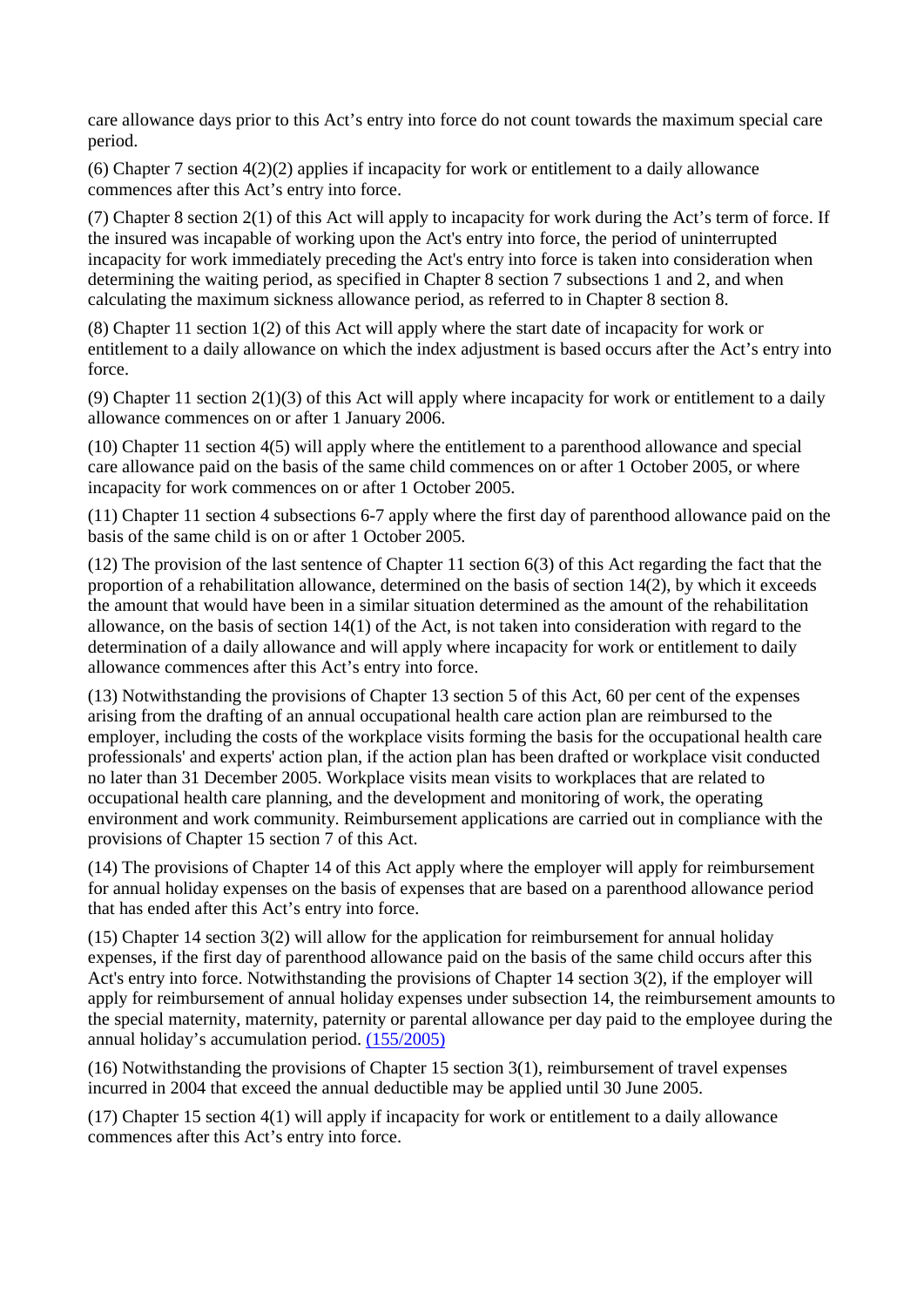care allowance days prior to this Act’s entry into force do not count towards the maximum special care period.

(6) Chapter 7 section 4(2)(2) applies if incapacity for work or entitlement to a daily allowance commences after this Act’s entry into force.

(7) Chapter 8 section 2(1) of this Act will apply to incapacity for work during the Act’s term of force. If the insured was incapable of working upon the Act's entry into force, the period of uninterrupted incapacity for work immediately preceding the Act's entry into force is taken into consideration when determining the waiting period, as specified in Chapter 8 section 7 subsections 1 and 2, and when calculating the maximum sickness allowance period, as referred to in Chapter 8 section 8.

(8) Chapter 11 section 1(2) of this Act will apply where the start date of incapacity for work or entitlement to a daily allowance on which the index adjustment is based occurs after the Act’s entry into force.

(9) Chapter 11 section 2(1)(3) of this Act will apply where incapacity for work or entitlement to a daily allowance commences on or after 1 January 2006.

(10) Chapter 11 section 4(5) will apply where the entitlement to a parenthood allowance and special care allowance paid on the basis of the same child commences on or after 1 October 2005, or where incapacity for work commences on or after 1 October 2005.

(11) Chapter 11 section 4 subsections 6-7 apply where the first day of parenthood allowance paid on the basis of the same child is on or after 1 October 2005.

(12) The provision of the last sentence of Chapter 11 section 6(3) of this Act regarding the fact that the proportion of a rehabilitation allowance, determined on the basis of section 14(2), by which it exceeds the amount that would have been in a similar situation determined as the amount of the rehabilitation allowance, on the basis of section 14(1) of the Act, is not taken into consideration with regard to the determination of a daily allowance and will apply where incapacity for work or entitlement to daily allowance commences after this Act’s entry into force.

(13) Notwithstanding the provisions of Chapter 13 section 5 of this Act, 60 per cent of the expenses arising from the drafting of an annual occupational health care action plan are reimbursed to the employer, including the costs of the workplace visits forming the basis for the occupational health care professionals' and experts' action plan, if the action plan has been drafted or workplace visit conducted no later than 31 December 2005. Workplace visits mean visits to workplaces that are related to occupational health care planning, and the development and monitoring of work, the operating environment and work community. Reimbursement applications are carried out in compliance with the provisions of Chapter 15 section 7 of this Act.

(14) The provisions of Chapter 14 of this Act apply where the employer will apply for reimbursement for annual holiday expenses on the basis of expenses that are based on a parenthood allowance period that has ended after this Act’s entry into force.

(15) Chapter 14 section 3(2) will allow for the application for reimbursement for annual holiday expenses, if the first day of parenthood allowance paid on the basis of the same child occurs after this Act's entry into force. Notwithstanding the provisions of Chapter 14 section 3(2), if the employer will apply for reimbursement of annual holiday expenses under subsection 14, the reimbursement amounts to the special maternity, maternity, paternity or parental allowance per day paid to the employee during the annual holiday’s accumulation period. (155/2005)

(16) Notwithstanding the provisions of Chapter 15 section 3(1), reimbursement of travel expenses incurred in 2004 that exceed the annual deductible may be applied until 30 June 2005.

(17) Chapter 15 section 4(1) will apply if incapacity for work or entitlement to a daily allowance commences after this Act’s entry into force.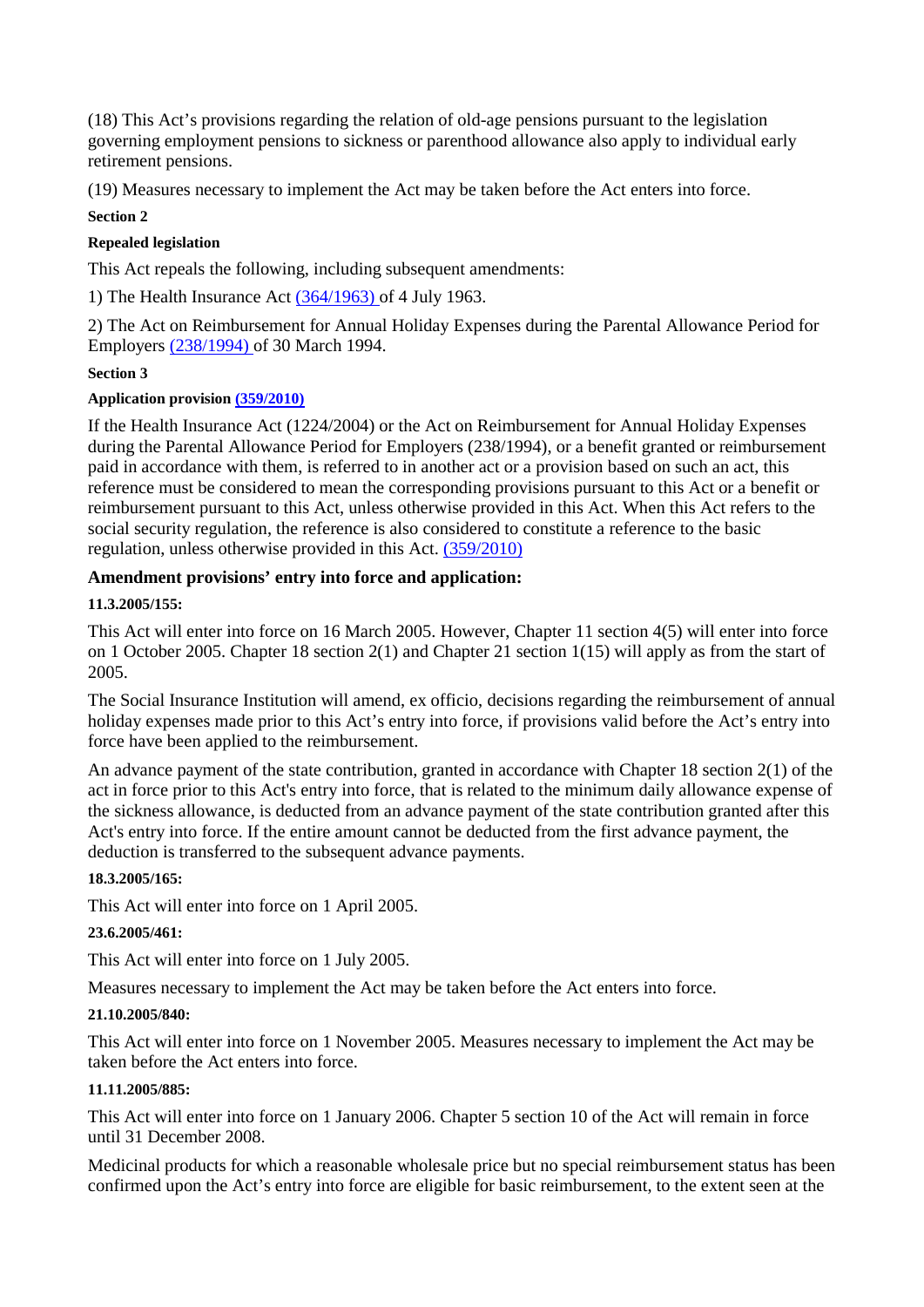(18) This Act’s provisions regarding the relation of old-age pensions pursuant to the legislation governing employment pensions to sickness or parenthood allowance also apply to individual early retirement pensions.

(19) Measures necessary to implement the Act may be taken before the Act enters into force.

**Section 2**

**Repealed legislation**

This Act repeals the following, including subsequent amendments:

1) The Health Insurance Act (364/1963) of 4 July 1963.

2) The Act on Reimbursement for Annual Holiday Expenses during the Parental Allowance Period for Employers (238/1994) of 30 March 1994.

**Section 3**

**Application provision (359/2010)**

If the Health Insurance Act (1224/2004) or the Act on Reimbursement for Annual Holiday Expenses during the Parental Allowance Period for Employers (238/1994), or a benefit granted or reimbursement paid in accordance with them, is referred to in another act or a provision based on such an act, this reference must be considered to mean the corresponding provisions pursuant to this Act or a benefit or reimbursement pursuant to this Act, unless otherwise provided in this Act. When this Act refers to the social security regulation, the reference is also considered to constitute a reference to the basic regulation, unless otherwise provided in this Act. (359/2010)

### Amendment provisions’ entry into force and application:

**11.3.2005/155:**

This Act will enter into force on 16 March 2005. However, Chapter 11 section 4(5) will enter into force on 1 October 2005. Chapter 18 section 2(1) and Chapter 21 section 1(15) will apply as from the start of 2005.

The Social Insurance Institution will amend, ex officio, decisions regarding the reimbursement of annual holiday expenses made prior to this Act’s entry into force, if provisions valid before the Act’s entry into force have been applied to the reimbursement.

An advance payment of the state contribution, granted in accordance with Chapter 18 section 2(1) of the act in force prior to this Act's entry into force, that is related to the minimum daily allowance expense of the sickness allowance, is deducted from an advance payment of the state contribution granted after this Act's entry into force. If the entire amount cannot be deducted from the first advance payment, the deduction is transferred to the subsequent advance payments.

**18.3.2005/165:**

This Act will enter into force on 1 April 2005.

**23.6.2005/461:**

This Act will enter into force on 1 July 2005.

Measures necessary to implement the Act may be taken before the Act enters into force.

**21.10.2005/840:**

This Act will enter into force on 1 November 2005. Measures necessary to implement the Act may be taken before the Act enters into force.

**11.11.2005/885:**

This Act will enter into force on 1 January 2006. Chapter 5 section 10 of the Act will remain in force until 31 December 2008.

Medicinal products for which a reasonable wholesale price but no special reimbursement status has been confirmed upon the Act’s entry into force are eligible for basic reimbursement, to the extent seen at the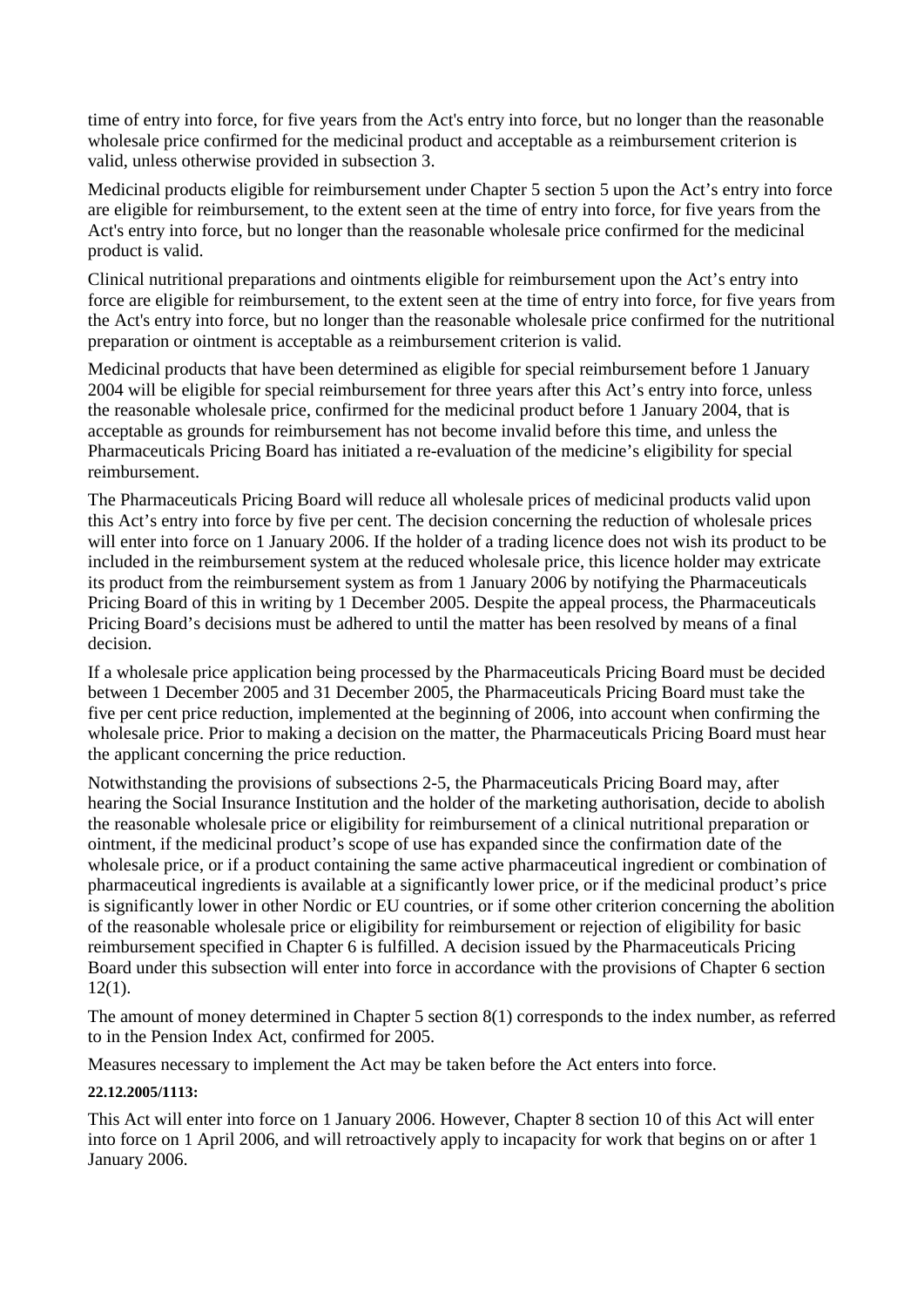time of entry into force, for five years from the Act's entry into force, but no longer than the reasonable wholesale price confirmed for the medicinal product and acceptable as a reimbursement criterion is valid, unless otherwise provided in subsection 3.

Medicinal products eligible for reimbursement under Chapter 5 section 5 upon the Act's entry into force are eligible for reimbursement, to the extent seen at the time of entry into force, for five years from the Act's entry into force, but no longer than the reasonable wholesale price confirmed for the medicinal product is valid.

Clinical nutritional preparations and ointments eligible for reimbursement upon the Act's entry into force are eligible for reimbursement, to the extent seen at the time of entry into force, for five years from the Act's entry into force, but no longer than the reasonable wholesale price confirmed for the nutritional preparation or ointment is acceptable as a reimbursement criterion is valid.

Medicinal products that have been determined as eligible for special reimbursement before 1 January 2004 will be eligible for special reimbursement for three years after this Act's entry into force, unless the reasonable wholesale price, confirmed for the medicinal product before 1 January 2004, that is acceptable as grounds for reimbursement has not become invalid before this time, and unless the Pharmaceuticals Pricing Board has initiated a re-evaluation of the medicine's eligibility for special reimbursement.

The Pharmaceuticals Pricing Board will reduce all wholesale prices of medicinal products valid upon this Act's entry into force by five per cent. The decision concerning the reduction of wholesale prices will enter into force on 1 January 2006. If the holder of a trading licence does not wish its product to be included in the reimbursement system at the reduced wholesale price, this licence holder may extricate its product from the reimbursement system as from 1 January 2006 by notifying the Pharmaceuticals Pricing Board of this in writing by 1 December 2005. Despite the appeal process, the Pharmaceuticals Pricing Board's decisions must be adhered to until the matter has been resolved by means of a final decision.

If a wholesale price application being processed by the Pharmaceuticals Pricing Board must be decided between 1 December 2005 and 31 December 2005, the Pharmaceuticals Pricing Board must take the five per cent price reduction, implemented at the beginning of 2006, into account when confirming the wholesale price. Prior to making a decision on the matter, the Pharmaceuticals Pricing Board must hear the applicant concerning the price reduction.

Notwithstanding the provisions of subsections 2-5, the Pharmaceuticals Pricing Board may, after hearing the Social Insurance Institution and the holder of the marketing authorisation, decide to abolish the reasonable wholesale price or eligibility for reimbursement of a clinical nutritional preparation or ointment, if the medicinal product's scope of use has expanded since the confirmation date of the wholesale price, or if a product containing the same active pharmaceutical ingredient or combination of pharmaceutical ingredients is available at a significantly lower price, or if the medicinal product's price is significantly lower in other Nordic or EU countries, or if some other criterion concerning the abolition of the reasonable wholesale price or eligibility for reimbursement or rejection of eligibility for basic reimbursement specified in Chapter 6 is fulfilled. A decision issued by the Pharmaceuticals Pricing Board under this subsection will enter into force in accordance with the provisions of Chapter 6 section 12(1).

The amount of money determined in Chapter 5 section 8(1) corresponds to the index number, as referred to in the Pension Index Act, confirmed for 2005.

Measures necessary to implement the Act may be taken before the Act enters into force.

**22.12.2005/1113:**

This Act will enter into force on 1 January 2006. However, Chapter 8 section 10 of this Act will enter into force on 1 April 2006, and will retroactively apply to incapacity for work that begins on or after 1 January 2006.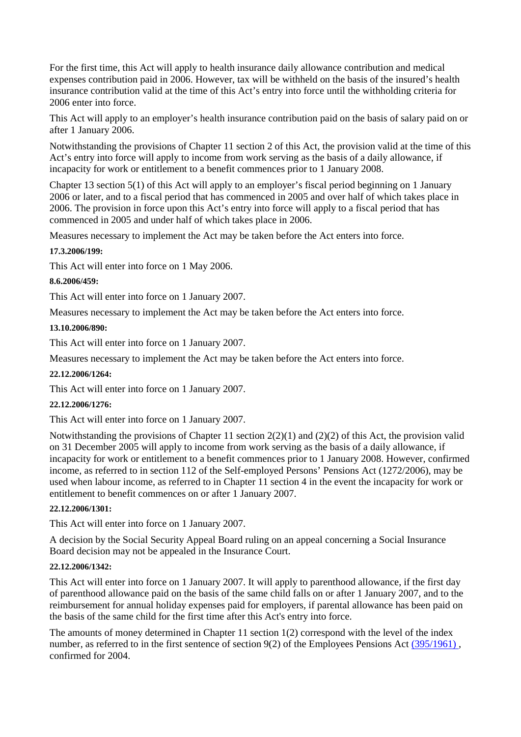For the first time, this Act will apply to health insurance daily allowance contribution and medical expenses contribution paid in 2006. However, tax will be withheld on the basis of the insured's health insurance contribution valid at the time of this Act's entry into force until the withholding criteria for 2006 enter into force.

This Act will apply to an employer's health insurance contribution paid on the basis of salary paid on or after 1 January 2006.

Notwithstanding the provisions of Chapter 11 section 2 of this Act, the provision valid at the time of this Act's entry into force will apply to income from work serving as the basis of a daily allowance, if incapacity for work or entitlement to a benefit commences prior to 1 January 2008.

Chapter 13 section 5(1) of this Act will apply to an employer's fiscal period beginning on 1 January 2006 or later, and to a fiscal period that has commenced in 2005 and over half of which takes place in 2006. The provision in force upon this Act's entry into force will apply to a fiscal period that has commenced in 2005 and under half of which takes place in 2006.

Measures necessary to implement the Act may be taken before the Act enters into force.

**17.3.2006/199:**

This Act will enter into force on 1 May 2006.

**8.6.2006/459:**

This Act will enter into force on 1 January 2007.

Measures necessary to implement the Act may be taken before the Act enters into force.

**13.10.2006/890:**

This Act will enter into force on 1 January 2007.

Measures necessary to implement the Act may be taken before the Act enters into force.

**22.12.2006/1264:**

This Act will enter into force on 1 January 2007.

**22.12.2006/1276:**

This Act will enter into force on 1 January 2007.

Notwithstanding the provisions of Chapter 11 section 2(2)(1) and (2)(2) of this Act, the provision valid on 31 December 2005 will apply to income from work serving as the basis of a daily allowance, if incapacity for work or entitlement to a benefit commences prior to 1 January 2008. However, confirmed income, as referred to in section 112 of the Self-employed Persons' Pensions Act (1272/2006), may be used when labour income, as referred to in Chapter 11 section 4 in the event the incapacity for work or entitlement to benefit commences on or after 1 January 2007.

**22.12.2006/1301:**

This Act will enter into force on 1 January 2007.

A decision by the Social Security Appeal Board ruling on an appeal concerning a Social Insurance Board decision may not be appealed in the Insurance Court.

**22.12.2006/1342:**

This Act will enter into force on 1 January 2007. It will apply to parenthood allowance, if the first day of parenthood allowance paid on the basis of the same child falls on or after 1 January 2007, and to the reimbursement for annual holiday expenses paid for employers, if parental allowance has been paid on the basis of the same child for the first time after this Act's entry into force.

The amounts of money determined in Chapter 11 section 1(2) correspond with the level of the index number, as referred to in the first sentence of section 9(2) of the Employees Pensions Act (395/1961) , confirmed for 2004.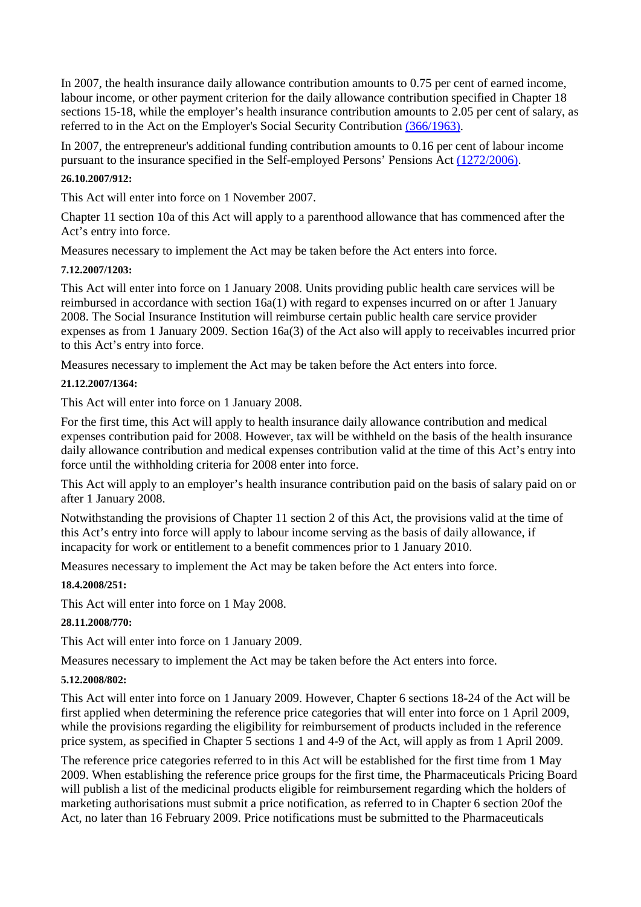In 2007, the health insurance daily allowance contribution amounts to 0.75 per cent of earned income, labour income, or other payment criterion for the daily allowance contribution specified in Chapter 18 sections 15-18, while the employer's health insurance contribution amounts to 2.05 per cent of salary, as referred to in the Act on the Employer's Social Security Contribution (366/1963).

In 2007, the entrepreneur's additional funding contribution amounts to 0.16 per cent of labour income pursuant to the insurance specified in the Self-employed Persons' Pensions Act (1272/2006).

**26.10.2007/912:**

This Act will enter into force on 1 November 2007.

Chapter 11 section 10a of this Act will apply to a parenthood allowance that has commenced after the Act's entry into force.

Measures necessary to implement the Act may be taken before the Act enters into force.

**7.12.2007/1203:**

This Act will enter into force on 1 January 2008. Units providing public health care services will be reimbursed in accordance with section 16a(1) with regard to expenses incurred on or after 1 January 2008. The Social Insurance Institution will reimburse certain public health care service provider expenses as from 1 January 2009. Section 16a(3) of the Act also will apply to receivables incurred prior to this Act's entry into force.

Measures necessary to implement the Act may be taken before the Act enters into force.

**21.12.2007/1364:**

This Act will enter into force on 1 January 2008.

For the first time, this Act will apply to health insurance daily allowance contribution and medical expenses contribution paid for 2008. However, tax will be withheld on the basis of the health insurance daily allowance contribution and medical expenses contribution valid at the time of this Act's entry into force until the withholding criteria for 2008 enter into force.

This Act will apply to an employer's health insurance contribution paid on the basis of salary paid on or after 1 January 2008.

Notwithstanding the provisions of Chapter 11 section 2 of this Act, the provisions valid at the time of this Act's entry into force will apply to labour income serving as the basis of daily allowance, if incapacity for work or entitlement to a benefit commences prior to 1 January 2010.

Measures necessary to implement the Act may be taken before the Act enters into force.

**18.4.2008/251:**

This Act will enter into force on 1 May 2008.

**28.11.2008/770:**

This Act will enter into force on 1 January 2009.

Measures necessary to implement the Act may be taken before the Act enters into force.

**5.12.2008/802:**

This Act will enter into force on 1 January 2009. However, Chapter 6 sections 18-24 of the Act will be first applied when determining the reference price categories that will enter into force on 1 April 2009, while the provisions regarding the eligibility for reimbursement of products included in the reference price system, as specified in Chapter 5 sections 1 and 4-9 of the Act, will apply as from 1 April 2009.

The reference price categories referred to in this Act will be established for the first time from 1 May 2009. When establishing the reference price groups for the first time, the Pharmaceuticals Pricing Board will publish a list of the medicinal products eligible for reimbursement regarding which the holders of marketing authorisations must submit a price notification, as referred to in Chapter 6 section 20of the Act, no later than 16 February 2009. Price notifications must be submitted to the Pharmaceuticals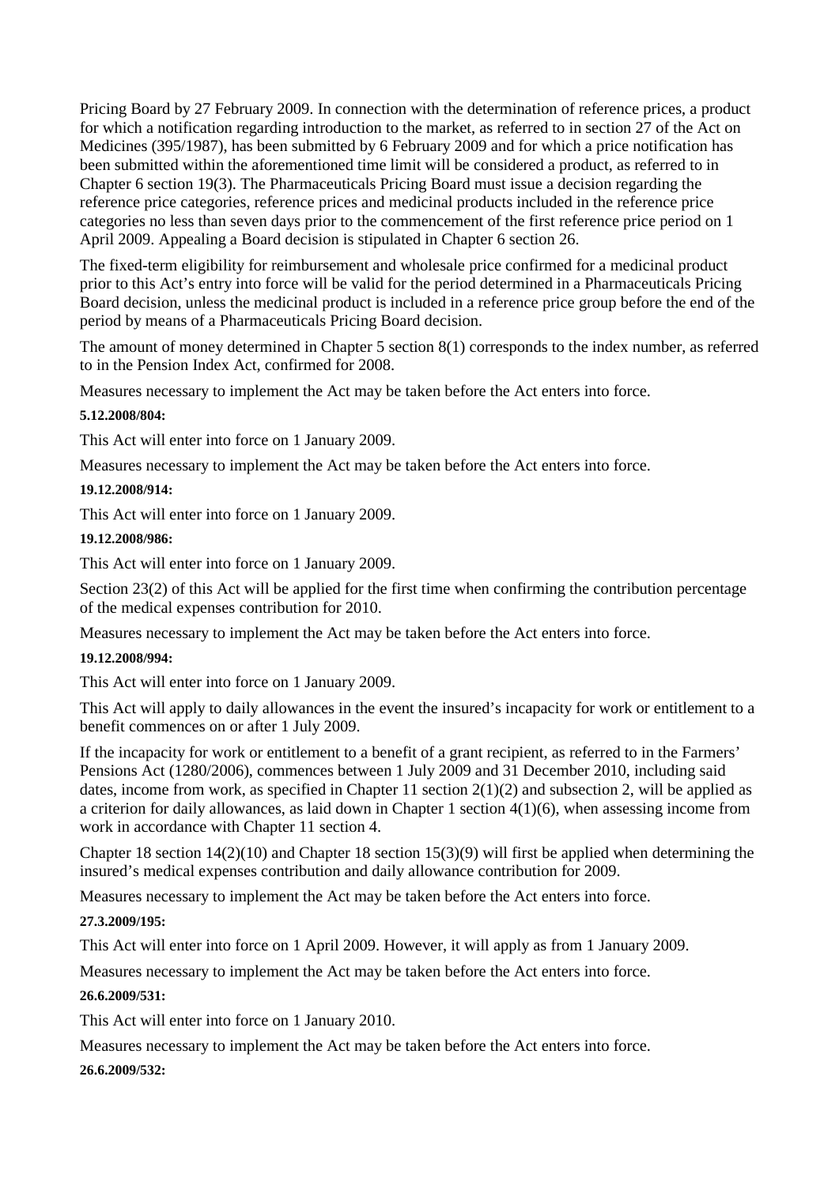Pricing Board by 27 February 2009. In connection with the determination of reference prices, a product for which a notification regarding introduction to the market, as referred to in section 27 of the Act on Medicines (395/1987), has been submitted by 6 February 2009 and for which a price notification has been submitted within the aforementioned time limit will be considered a product, as referred to in Chapter 6 section 19(3). The Pharmaceuticals Pricing Board must issue a decision regarding the reference price categories, reference prices and medicinal products included in the reference price categories no less than seven days prior to the commencement of the first reference price period on 1 April 2009. Appealing a Board decision is stipulated in Chapter 6 section 26.

The fixed-term eligibility for reimbursement and wholesale price confirmed for a medicinal product prior to this Act's entry into force will be valid for the period determined in a Pharmaceuticals Pricing Board decision, unless the medicinal product is included in a reference price group before the end of the period by means of a Pharmaceuticals Pricing Board decision.

The amount of money determined in Chapter 5 section 8(1) corresponds to the index number, as referred to in the Pension Index Act, confirmed for 2008.

Measures necessary to implement the Act may be taken before the Act enters into force.

**5.12.2008/804:**

This Act will enter into force on 1 January 2009.

Measures necessary to implement the Act may be taken before the Act enters into force.

**19.12.2008/914:**

This Act will enter into force on 1 January 2009.

**19.12.2008/986:**

This Act will enter into force on 1 January 2009.

Section 23(2) of this Act will be applied for the first time when confirming the contribution percentage of the medical expenses contribution for 2010.

Measures necessary to implement the Act may be taken before the Act enters into force.

**19.12.2008/994:**

This Act will enter into force on 1 January 2009.

This Act will apply to daily allowances in the event the insured's incapacity for work or entitlement to a benefit commences on or after 1 July 2009.

If the incapacity for work or entitlement to a benefit of a grant recipient, as referred to in the Farmers' Pensions Act (1280/2006), commences between 1 July 2009 and 31 December 2010, including said dates, income from work, as specified in Chapter 11 section 2(1)(2) and subsection 2, will be applied as a criterion for daily allowances, as laid down in Chapter 1 section 4(1)(6), when assessing income from work in accordance with Chapter 11 section 4.

Chapter 18 section 14(2)(10) and Chapter 18 section 15(3)(9) will first be applied when determining the insured's medical expenses contribution and daily allowance contribution for 2009.

Measures necessary to implement the Act may be taken before the Act enters into force.

**27.3.2009/195:**

This Act will enter into force on 1 April 2009. However, it will apply as from 1 January 2009.

Measures necessary to implement the Act may be taken before the Act enters into force.

**26.6.2009/531:**

This Act will enter into force on 1 January 2010.

Measures necessary to implement the Act may be taken before the Act enters into force.

**26.6.2009/532:**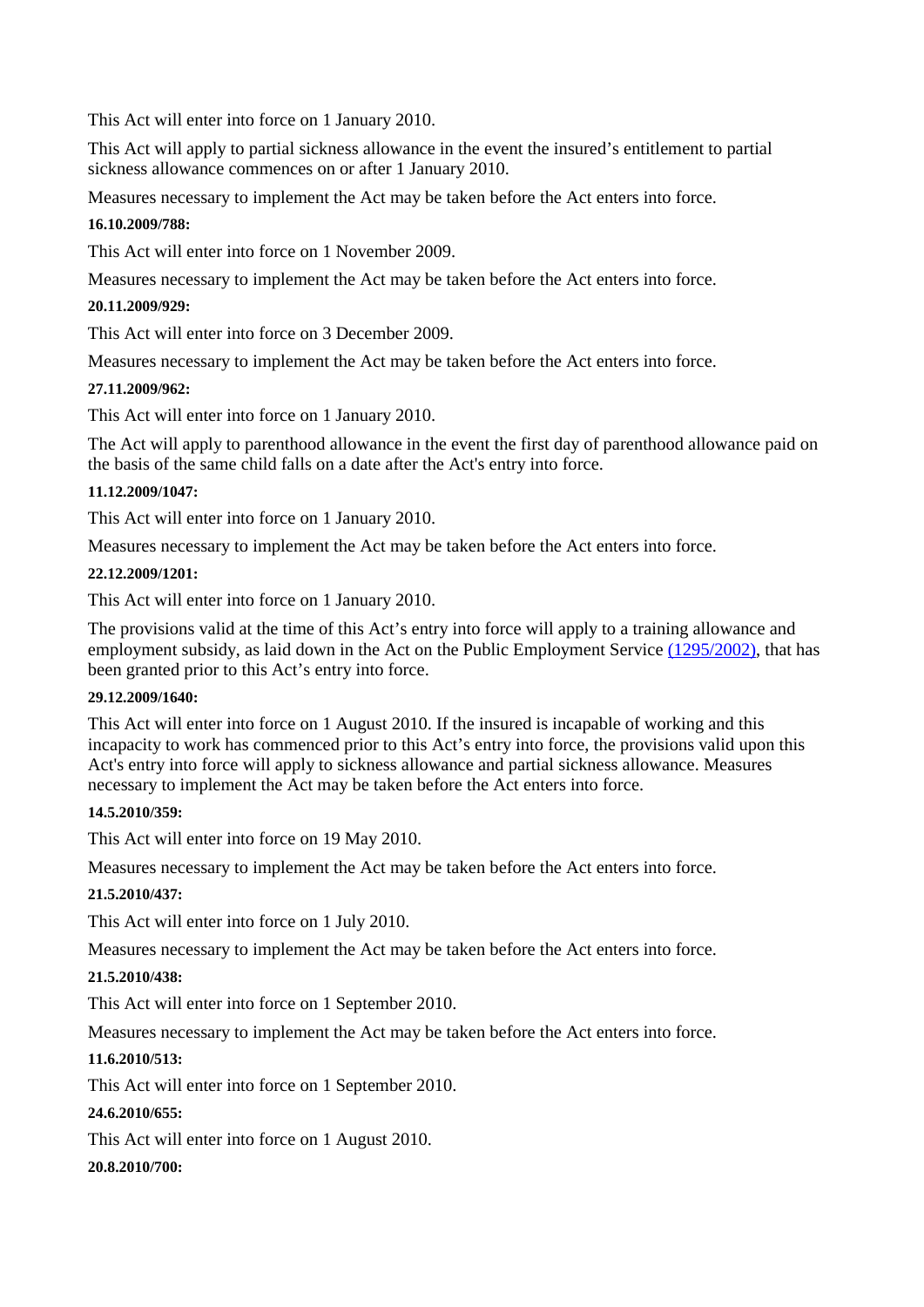This Act will enter into force on 1 January 2010.

This Act will apply to partial sickness allowance in the event the insured's entitlement to partial sickness allowance commences on or after 1 January 2010.

Measures necessary to implement the Act may be taken before the Act enters into force.

**16.10.2009/788:**

This Act will enter into force on 1 November 2009.

Measures necessary to implement the Act may be taken before the Act enters into force.

**20.11.2009/929:**

This Act will enter into force on 3 December 2009.

Measures necessary to implement the Act may be taken before the Act enters into force.

**27.11.2009/962:**

This Act will enter into force on 1 January 2010.

The Act will apply to parenthood allowance in the event the first day of parenthood allowance paid on the basis of the same child falls on a date after the Act's entry into force.

**11.12.2009/1047:**

This Act will enter into force on 1 January 2010.

Measures necessary to implement the Act may be taken before the Act enters into force.

**22.12.2009/1201:**

This Act will enter into force on 1 January 2010.

The provisions valid at the time of this Act's entry into force will apply to a training allowance and employment subsidy, as laid down in the Act on the Public Employment Service (1295/2002), that has been granted prior to this Act's entry into force.

**29.12.2009/1640:**

This Act will enter into force on 1 August 2010. If the insured is incapable of working and this incapacity to work has commenced prior to this Act's entry into force, the provisions valid upon this Act's entry into force will apply to sickness allowance and partial sickness allowance. Measures necessary to implement the Act may be taken before the Act enters into force.

**14.5.2010/359:**

This Act will enter into force on 19 May 2010.

Measures necessary to implement the Act may be taken before the Act enters into force.

**21.5.2010/437:**

This Act will enter into force on 1 July 2010.

Measures necessary to implement the Act may be taken before the Act enters into force.

**21.5.2010/438:**

This Act will enter into force on 1 September 2010.

Measures necessary to implement the Act may be taken before the Act enters into force.

**11.6.2010/513:**

This Act will enter into force on 1 September 2010.

**24.6.2010/655:**

This Act will enter into force on 1 August 2010.

**20.8.2010/700:**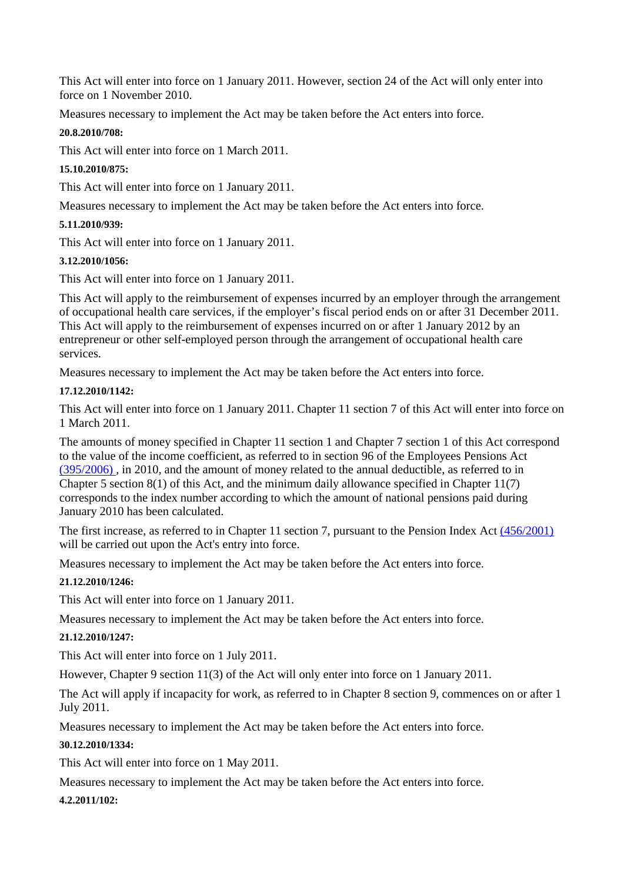This Act will enter into force on 1 January 2011. However, section 24 of the Act will only enter into force on 1 November 2010.

Measures necessary to implement the Act may be taken before the Act enters into force.

**20.8.2010/708:**

This Act will enter into force on 1 March 2011.

**15.10.2010/875:**

This Act will enter into force on 1 January 2011.

Measures necessary to implement the Act may be taken before the Act enters into force.

**5.11.2010/939:**

This Act will enter into force on 1 January 2011.

**3.12.2010/1056:**

This Act will enter into force on 1 January 2011.

This Act will apply to the reimbursement of expenses incurred by an employer through the arrangement of occupational health care services, if the employer's fiscal period ends on or after 31 December 2011. This Act will apply to the reimbursement of expenses incurred on or after 1 January 2012 by an entrepreneur or other self-employed person through the arrangement of occupational health care services.

Measures necessary to implement the Act may be taken before the Act enters into force.

**17.12.2010/1142:**

This Act will enter into force on 1 January 2011. Chapter 11 section 7 of this Act will enter into force on 1 March 2011.

The amounts of money specified in Chapter 11 section 1 and Chapter 7 section 1 of this Act correspond to the value of the income coefficient, as referred to in section 96 of the Employees Pensions Act (395/2006) , in 2010, and the amount of money related to the annual deductible, as referred to in Chapter 5 section 8(1) of this Act, and the minimum daily allowance specified in Chapter 11(7) corresponds to the index number according to which the amount of national pensions paid during January 2010 has been calculated.

The first increase, as referred to in Chapter 11 section 7, pursuant to the Pension Index Act (456/2001) will be carried out upon the Act's entry into force.

Measures necessary to implement the Act may be taken before the Act enters into force.

**21.12.2010/1246:**

This Act will enter into force on 1 January 2011.

Measures necessary to implement the Act may be taken before the Act enters into force.

**21.12.2010/1247:**

This Act will enter into force on 1 July 2011.

However, Chapter 9 section 11(3) of the Act will only enter into force on 1 January 2011.

The Act will apply if incapacity for work, as referred to in Chapter 8 section 9, commences on or after 1 July 2011.

Measures necessary to implement the Act may be taken before the Act enters into force.

**30.12.2010/1334:**

This Act will enter into force on 1 May 2011.

Measures necessary to implement the Act may be taken before the Act enters into force.

**4.2.2011/102:**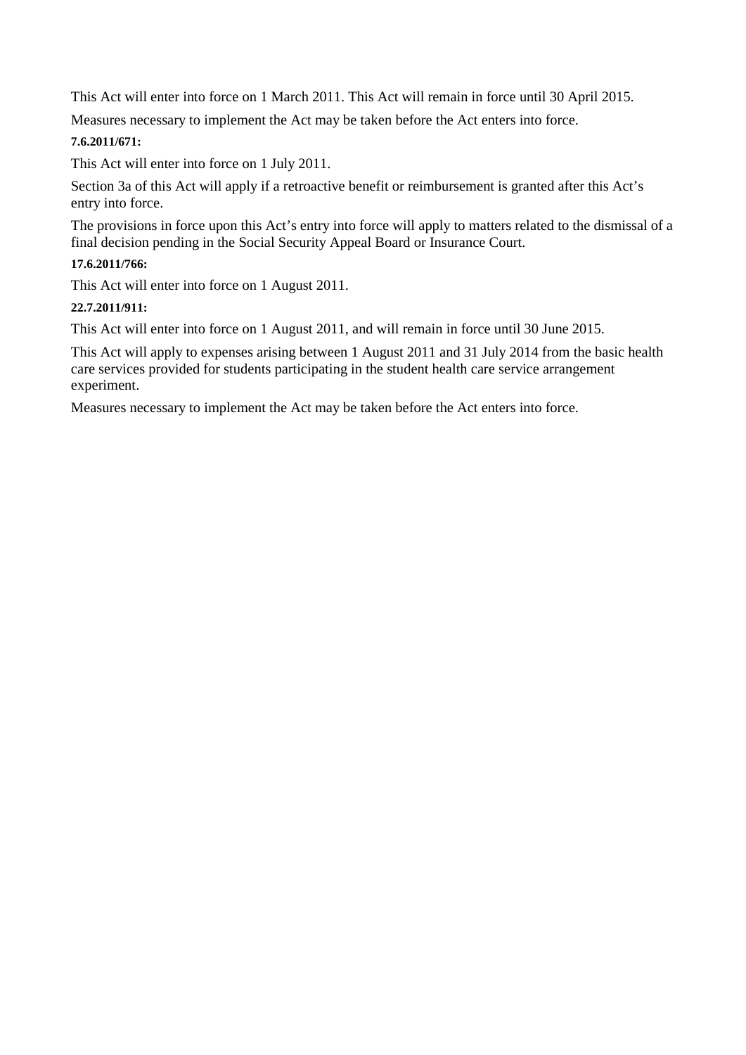This Act will enter into force on 1 March 2011. This Act will remain in force until 30 April 2015.

Measures necessary to implement the Act may be taken before the Act enters into force.

**7.6.2011/671:**

This Act will enter into force on 1 July 2011.

Section 3a of this Act will apply if a retroactive benefit or reimbursement is granted after this Act's entry into force.

The provisions in force upon this Act's entry into force will apply to matters related to the dismissal of a final decision pending in the Social Security Appeal Board or Insurance Court.

**17.6.2011/766:**

This Act will enter into force on 1 August 2011.

**22.7.2011/911:**

This Act will enter into force on 1 August 2011, and will remain in force until 30 June 2015.

This Act will apply to expenses arising between 1 August 2011 and 31 July 2014 from the basic health care services provided for students participating in the student health care service arrangement experiment.

Measures necessary to implement the Act may be taken before the Act enters into force.